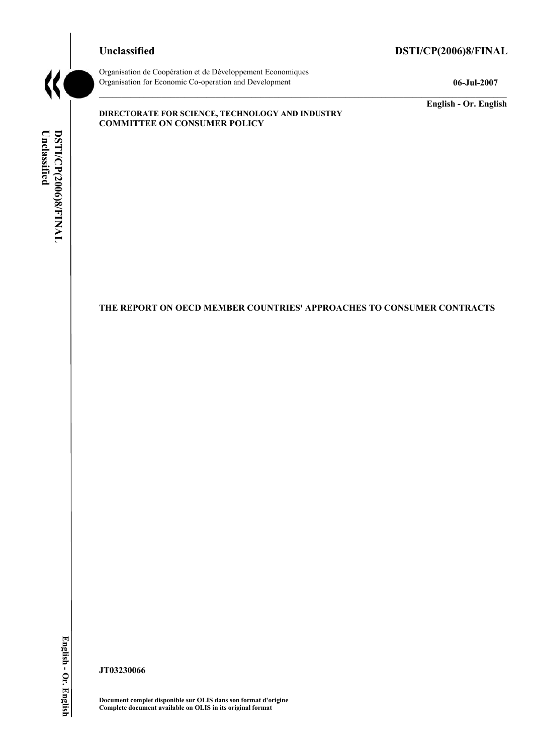**Unclassified** **DSTI/CP(2006)8/FINAL**

Organisation de Coopération et de Développement Economiques
Organisation for Economic Co-operation and Development **06-Jul-2007**

**English - Or. English**

**DIRECTORATE FOR SCIENCE, TECHNOLOGY AND INDUSTRY**
**COMMITTEE ON CONSUMER POLICY**

# THE REPORT ON OECD MEMBER COUNTRIES' APPROACHES TO CONSUMER CONTRACTS

**JT03230066**

**Document complet disponible sur OLIS dans son format d'origine**
**Complete document available on OLIS in its original format**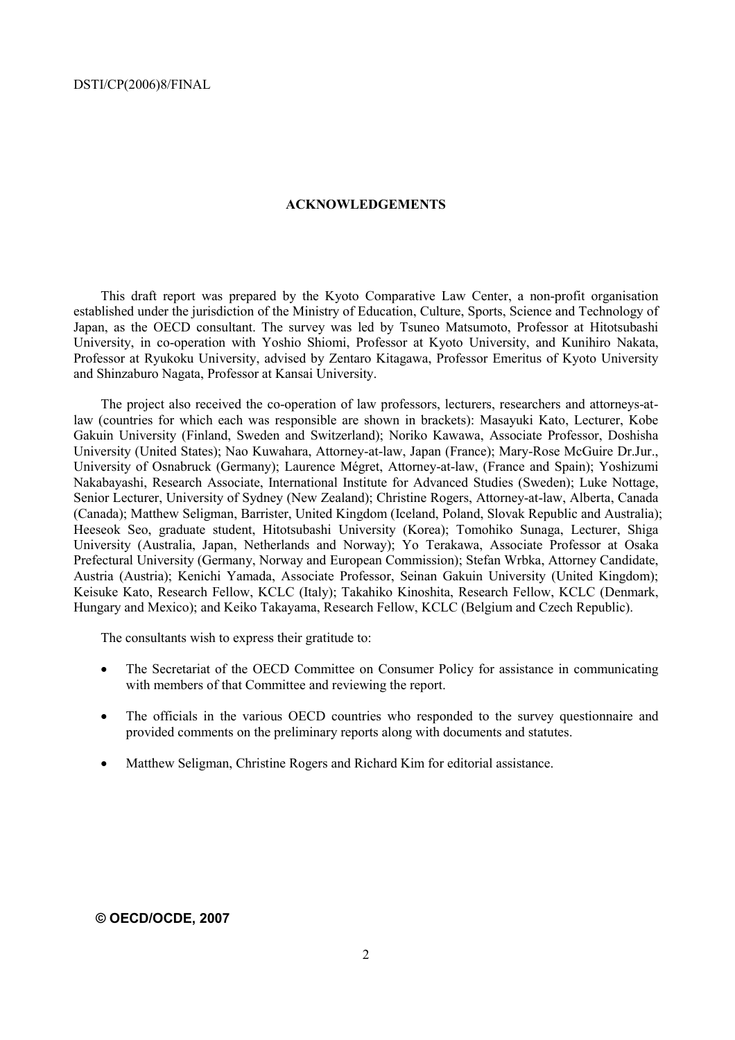## ACKNOWLEDGEMENTS

This draft report was prepared by the Kyoto Comparative Law Center, a non-profit organisation established under the jurisdiction of the Ministry of Education, Culture, Sports, Science and Technology of Japan, as the OECD consultant. The survey was led by Tsuneo Matsumoto, Professor at Hitotsubashi University, in co-operation with Yoshio Shiomi, Professor at Kyoto University, and Kunihiro Nakata, Professor at Ryukoku University, advised by Zentaro Kitagawa, Professor Emeritus of Kyoto University and Shinzaburo Nagata, Professor at Kansai University.

The project also received the co-operation of law professors, lecturers, researchers and attorneys-at-law (countries for which each was responsible are shown in brackets): Masayuki Kato, Lecturer, Kobe Gakuin University (Finland, Sweden and Switzerland); Noriko Kawawa, Associate Professor, Doshisha University (United States); Nao Kuwahara, Attorney-at-law, Japan (France); Mary-Rose McGuire Dr.Jur., University of Osnabruck (Germany); Laurence Mégret, Attorney-at-law, (France and Spain); Yoshizumi Nakabayashi, Research Associate, International Institute for Advanced Studies (Sweden); Luke Nottage, Senior Lecturer, University of Sydney (New Zealand); Christine Rogers, Attorney-at-law, Alberta, Canada (Canada); Matthew Seligman, Barrister, United Kingdom (Iceland, Poland, Slovak Republic and Australia); Heeseok Seo, graduate student, Hitotsubashi University (Korea); Tomohiko Sunaga, Lecturer, Shiga University (Australia, Japan, Netherlands and Norway); Yo Terakawa, Associate Professor at Osaka Prefectural University (Germany, Norway and European Commission); Stefan Wrbka, Attorney Candidate, Austria (Austria); Kenichi Yamada, Associate Professor, Seinan Gakuin University (United Kingdom); Keisuke Kato, Research Fellow, KCLC (Italy); Takahiko Kinoshita, Research Fellow, KCLC (Denmark, Hungary and Mexico); and Keiko Takayama, Research Fellow, KCLC (Belgium and Czech Republic).

The consultants wish to express their gratitude to:

- The Secretariat of the OECD Committee on Consumer Policy for assistance in communicating with members of that Committee and reviewing the report.
- The officials in the various OECD countries who responded to the survey questionnaire and provided comments on the preliminary reports along with documents and statutes.
- Matthew Seligman, Christine Rogers and Richard Kim for editorial assistance.

**© OECD/OCDE, 2007**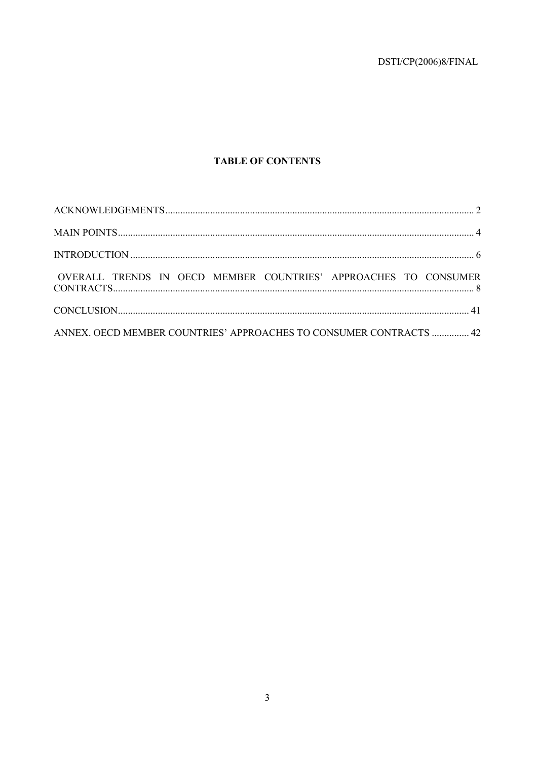## TABLE OF CONTENTS

ACKNOWLEDGEMENTS ........................................................................................................................ 2

MAIN POINTS ........................................................................................................................................ 4

INTRODUCTION .................................................................................................................................... 6

OVERALL TRENDS IN OECD MEMBER COUNTRIES' APPROACHES TO CONSUMER CONTRACTS ........................................................................................................................................ 8

CONCLUSION ....................................................................................................................................... 41

ANNEX. OECD MEMBER COUNTRIES' APPROACHES TO CONSUMER CONTRACTS ............... 42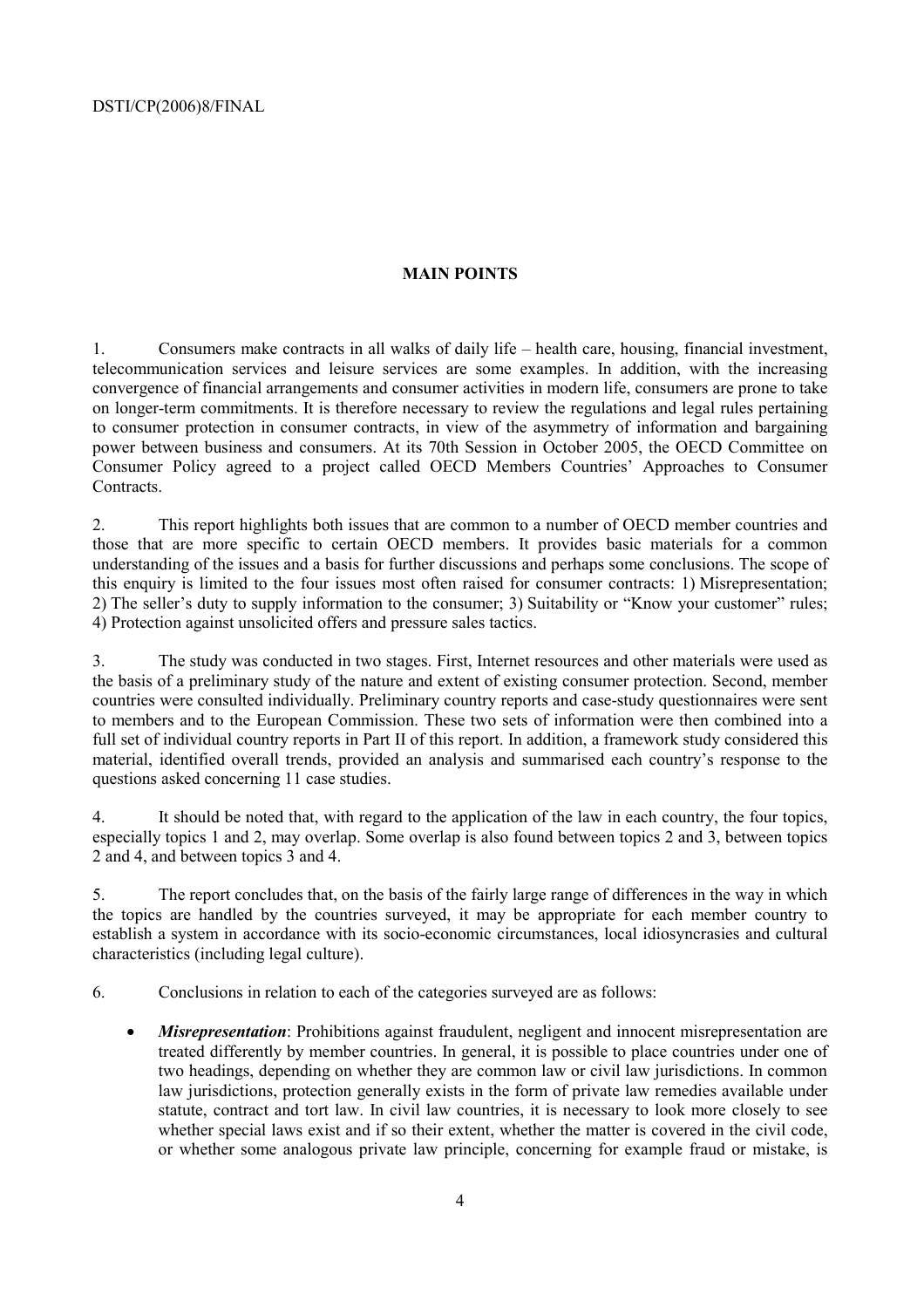## MAIN POINTS

1. Consumers make contracts in all walks of daily life – health care, housing, financial investment, telecommunication services and leisure services are some examples. In addition, with the increasing convergence of financial arrangements and consumer activities in modern life, consumers are prone to take on longer-term commitments. It is therefore necessary to review the regulations and legal rules pertaining to consumer protection in consumer contracts, in view of the asymmetry of information and bargaining power between business and consumers. At its 70th Session in October 2005, the OECD Committee on Consumer Policy agreed to a project called OECD Members Countries' Approaches to Consumer Contracts.

2. This report highlights both issues that are common to a number of OECD member countries and those that are more specific to certain OECD members. It provides basic materials for a common understanding of the issues and a basis for further discussions and perhaps some conclusions. The scope of this enquiry is limited to the four issues most often raised for consumer contracts: 1) Misrepresentation; 2) The seller's duty to supply information to the consumer; 3) Suitability or "Know your customer" rules; 4) Protection against unsolicited offers and pressure sales tactics.

3. The study was conducted in two stages. First, Internet resources and other materials were used as the basis of a preliminary study of the nature and extent of existing consumer protection. Second, member countries were consulted individually. Preliminary country reports and case-study questionnaires were sent to members and to the European Commission. These two sets of information were then combined into a full set of individual country reports in Part II of this report. In addition, a framework study considered this material, identified overall trends, provided an analysis and summarised each country's response to the questions asked concerning 11 case studies.

4. It should be noted that, with regard to the application of the law in each country, the four topics, especially topics 1 and 2, may overlap. Some overlap is also found between topics 2 and 3, between topics 2 and 4, and between topics 3 and 4.

5. The report concludes that, on the basis of the fairly large range of differences in the way in which the topics are handled by the countries surveyed, it may be appropriate for each member country to establish a system in accordance with its socio-economic circumstances, local idiosyncrasies and cultural characteristics (including legal culture).

6. Conclusions in relation to each of the categories surveyed are as follows:

- ***Misrepresentation***: Prohibitions against fraudulent, negligent and innocent misrepresentation are treated differently by member countries. In general, it is possible to place countries under one of two headings, depending on whether they are common law or civil law jurisdictions. In common law jurisdictions, protection generally exists in the form of private law remedies available under statute, contract and tort law. In civil law countries, it is necessary to look more closely to see whether special laws exist and if so their extent, whether the matter is covered in the civil code, or whether some analogous private law principle, concerning for example fraud or mistake, is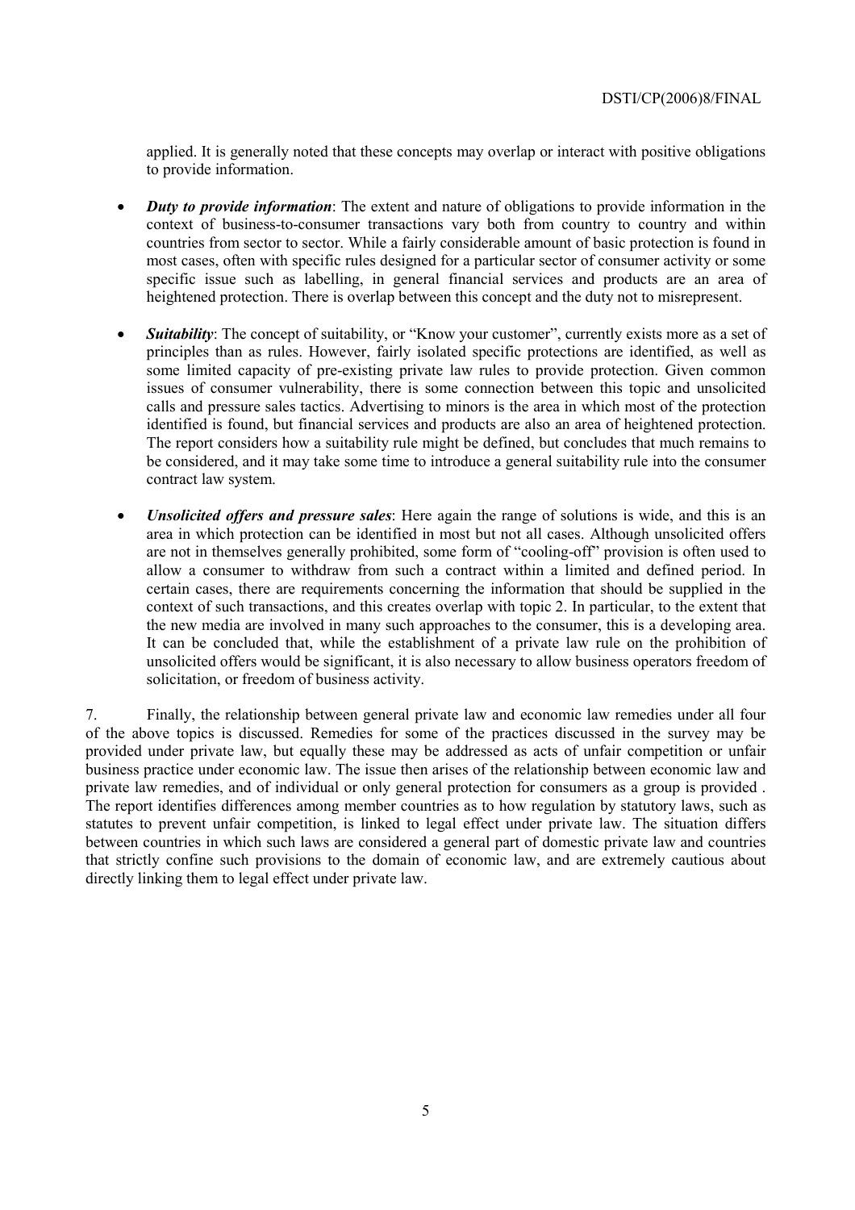applied. It is generally noted that these concepts may overlap or interact with positive obligations to provide information.

- ***Duty to provide information***: The extent and nature of obligations to provide information in the context of business-to-consumer transactions vary both from country to country and within countries from sector to sector. While a fairly considerable amount of basic protection is found in most cases, often with specific rules designed for a particular sector of consumer activity or some specific issue such as labelling, in general financial services and products are an area of heightened protection. There is overlap between this concept and the duty not to misrepresent.

- ***Suitability***: The concept of suitability, or "Know your customer", currently exists more as a set of principles than as rules. However, fairly isolated specific protections are identified, as well as some limited capacity of pre-existing private law rules to provide protection. Given common issues of consumer vulnerability, there is some connection between this topic and unsolicited calls and pressure sales tactics. Advertising to minors is the area in which most of the protection identified is found, but financial services and products are also an area of heightened protection. The report considers how a suitability rule might be defined, but concludes that much remains to be considered, and it may take some time to introduce a general suitability rule into the consumer contract law system.

- ***Unsolicited offers and pressure sales***: Here again the range of solutions is wide, and this is an area in which protection can be identified in most but not all cases. Although unsolicited offers are not in themselves generally prohibited, some form of "cooling-off" provision is often used to allow a consumer to withdraw from such a contract within a limited and defined period. In certain cases, there are requirements concerning the information that should be supplied in the context of such transactions, and this creates overlap with topic 2. In particular, to the extent that the new media are involved in many such approaches to the consumer, this is a developing area. It can be concluded that, while the establishment of a private law rule on the prohibition of unsolicited offers would be significant, it is also necessary to allow business operators freedom of solicitation, or freedom of business activity.

7. Finally, the relationship between general private law and economic law remedies under all four of the above topics is discussed. Remedies for some of the practices discussed in the survey may be provided under private law, but equally these may be addressed as acts of unfair competition or unfair business practice under economic law. The issue then arises of the relationship between economic law and private law remedies, and of individual or only general protection for consumers as a group is provided . The report identifies differences among member countries as to how regulation by statutory laws, such as statutes to prevent unfair competition, is linked to legal effect under private law. The situation differs between countries in which such laws are considered a general part of domestic private law and countries that strictly confine such provisions to the domain of economic law, and are extremely cautious about directly linking them to legal effect under private law.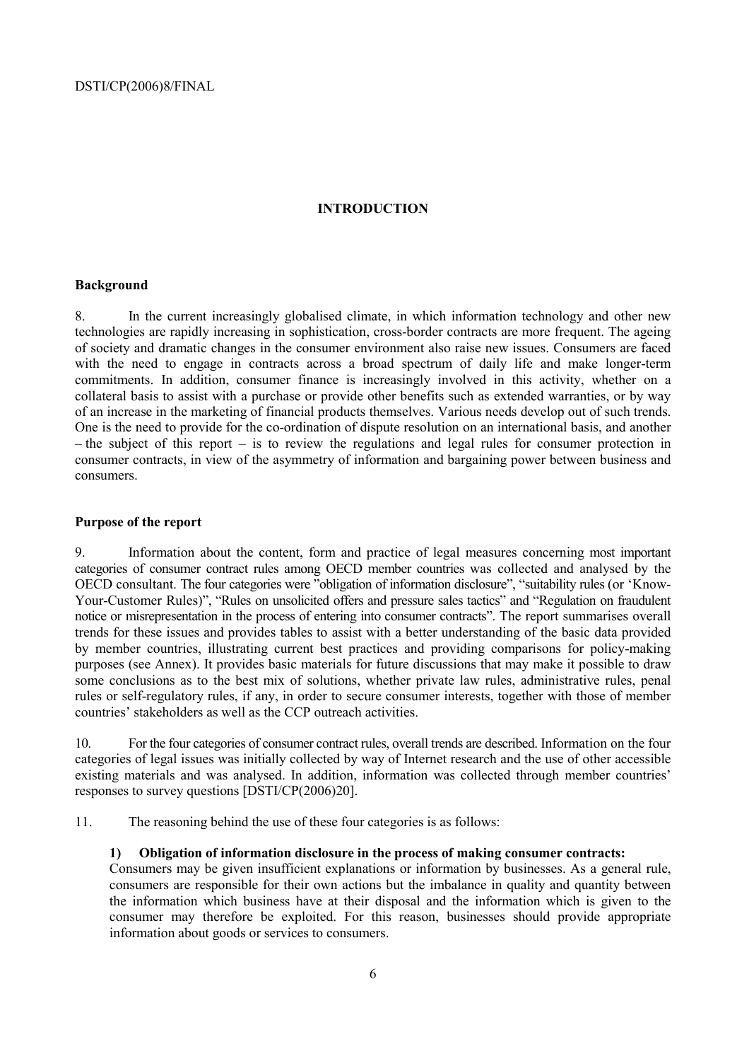# INTRODUCTION

## Background

8. In the current increasingly globalised climate, in which information technology and other new technologies are rapidly increasing in sophistication, cross-border contracts are more frequent. The ageing of society and dramatic changes in the consumer environment also raise new issues. Consumers are faced with the need to engage in contracts across a broad spectrum of daily life and make longer-term commitments. In addition, consumer finance is increasingly involved in this activity, whether on a collateral basis to assist with a purchase or provide other benefits such as extended warranties, or by way of an increase in the marketing of financial products themselves. Various needs develop out of such trends. One is the need to provide for the co-ordination of dispute resolution on an international basis, and another – the subject of this report – is to review the regulations and legal rules for consumer protection in consumer contracts, in view of the asymmetry of information and bargaining power between business and consumers.

## Purpose of the report

9. Information about the content, form and practice of legal measures concerning most important categories of consumer contract rules among OECD member countries was collected and analysed by the OECD consultant. The four categories were "obligation of information disclosure", "suitability rules (or 'Know-Your-Customer Rules)", "Rules on unsolicited offers and pressure sales tactics" and "Regulation on fraudulent notice or misrepresentation in the process of entering into consumer contracts". The report summarises overall trends for these issues and provides tables to assist with a better understanding of the basic data provided by member countries, illustrating current best practices and providing comparisons for policy-making purposes (see Annex). It provides basic materials for future discussions that may make it possible to draw some conclusions as to the best mix of solutions, whether private law rules, administrative rules, penal rules or self-regulatory rules, if any, in order to secure consumer interests, together with those of member countries' stakeholders as well as the CCP outreach activities.

10. For the four categories of consumer contract rules, overall trends are described. Information on the four categories of legal issues was initially collected by way of Internet research and the use of other accessible existing materials and was analysed. In addition, information was collected through member countries' responses to survey questions [DSTI/CP(2006)20].

11. The reasoning behind the use of these four categories is as follows:

**1) Obligation of information disclosure in the process of making consumer contracts:**
Consumers may be given insufficient explanations or information by businesses. As a general rule, consumers are responsible for their own actions but the imbalance in quality and quantity between the information which business have at their disposal and the information which is given to the consumer may therefore be exploited. For this reason, businesses should provide appropriate information about goods or services to consumers.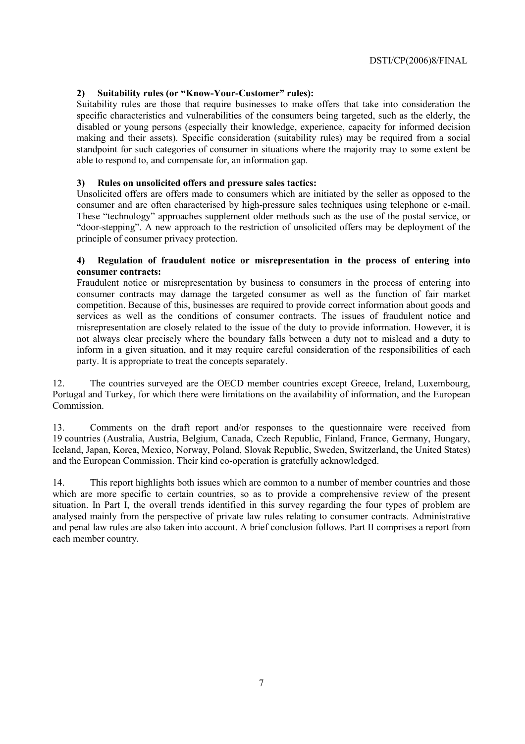**2) Suitability rules (or "Know-Your-Customer" rules):**

Suitability rules are those that require businesses to make offers that take into consideration the specific characteristics and vulnerabilities of the consumers being targeted, such as the elderly, the disabled or young persons (especially their knowledge, experience, capacity for informed decision making and their assets). Specific consideration (suitability rules) may be required from a social standpoint for such categories of consumer in situations where the majority may to some extent be able to respond to, and compensate for, an information gap.

**3) Rules on unsolicited offers and pressure sales tactics:**

Unsolicited offers are offers made to consumers which are initiated by the seller as opposed to the consumer and are often characterised by high-pressure sales techniques using telephone or e-mail. These "technology" approaches supplement older methods such as the use of the postal service, or "door-stepping". A new approach to the restriction of unsolicited offers may be deployment of the principle of consumer privacy protection.

**4) Regulation of fraudulent notice or misrepresentation in the process of entering into consumer contracts:**

Fraudulent notice or misrepresentation by business to consumers in the process of entering into consumer contracts may damage the targeted consumer as well as the function of fair market competition. Because of this, businesses are required to provide correct information about goods and services as well as the conditions of consumer contracts. The issues of fraudulent notice and misrepresentation are closely related to the issue of the duty to provide information. However, it is not always clear precisely where the boundary falls between a duty not to mislead and a duty to inform in a given situation, and it may require careful consideration of the responsibilities of each party. It is appropriate to treat the concepts separately.

12. The countries surveyed are the OECD member countries except Greece, Ireland, Luxembourg, Portugal and Turkey, for which there were limitations on the availability of information, and the European Commission.

13. Comments on the draft report and/or responses to the questionnaire were received from 19 countries (Australia, Austria, Belgium, Canada, Czech Republic, Finland, France, Germany, Hungary, Iceland, Japan, Korea, Mexico, Norway, Poland, Slovak Republic, Sweden, Switzerland, the United States) and the European Commission. Their kind co-operation is gratefully acknowledged.

14. This report highlights both issues which are common to a number of member countries and those which are more specific to certain countries, so as to provide a comprehensive review of the present situation. In Part I, the overall trends identified in this survey regarding the four types of problem are analysed mainly from the perspective of private law rules relating to consumer contracts. Administrative and penal law rules are also taken into account. A brief conclusion follows. Part II comprises a report from each member country.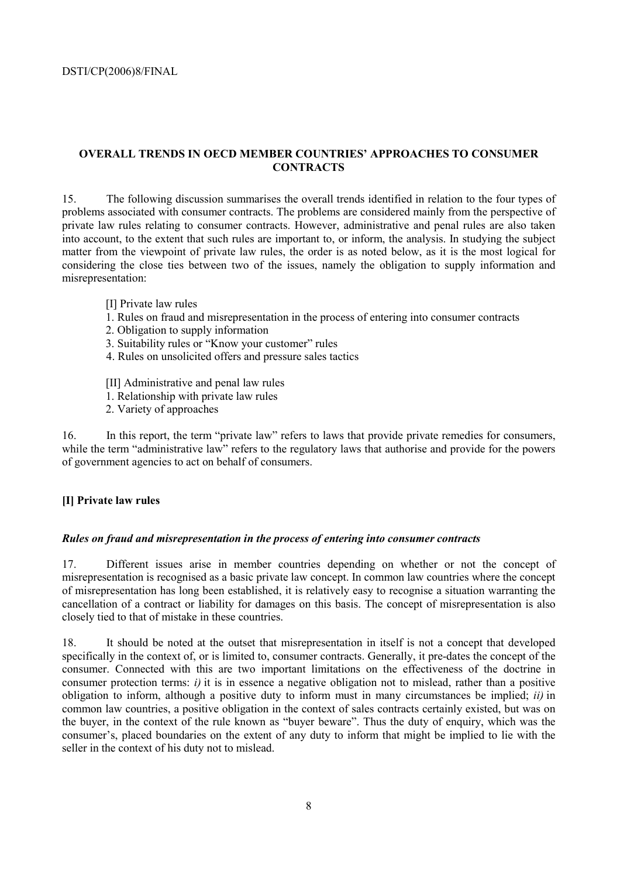## OVERALL TRENDS IN OECD MEMBER COUNTRIES' APPROACHES TO CONSUMER CONTRACTS

15. The following discussion summarises the overall trends identified in relation to the four types of problems associated with consumer contracts. The problems are considered mainly from the perspective of private law rules relating to consumer contracts. However, administrative and penal rules are also taken into account, to the extent that such rules are important to, or inform, the analysis. In studying the subject matter from the viewpoint of private law rules, the order is as noted below, as it is the most logical for considering the close ties between two of the issues, namely the obligation to supply information and misrepresentation:

[I] Private law rules
1. Rules on fraud and misrepresentation in the process of entering into consumer contracts
2. Obligation to supply information
3. Suitability rules or "Know your customer" rules
4. Rules on unsolicited offers and pressure sales tactics

[II] Administrative and penal law rules
1. Relationship with private law rules
2. Variety of approaches

16. In this report, the term "private law" refers to laws that provide private remedies for consumers, while the term "administrative law" refers to the regulatory laws that authorise and provide for the powers of government agencies to act on behalf of consumers.

### [I] Private law rules

#### *Rules on fraud and misrepresentation in the process of entering into consumer contracts*

17. Different issues arise in member countries depending on whether or not the concept of misrepresentation is recognised as a basic private law concept. In common law countries where the concept of misrepresentation has long been established, it is relatively easy to recognise a situation warranting the cancellation of a contract or liability for damages on this basis. The concept of misrepresentation is also closely tied to that of mistake in these countries.

18. It should be noted at the outset that misrepresentation in itself is not a concept that developed specifically in the context of, or is limited to, consumer contracts. Generally, it pre-dates the concept of the consumer. Connected with this are two important limitations on the effectiveness of the doctrine in consumer protection terms: *i)* it is in essence a negative obligation not to mislead, rather than a positive obligation to inform, although a positive duty to inform must in many circumstances be implied; *ii)* in common law countries, a positive obligation in the context of sales contracts certainly existed, but was on the buyer, in the context of the rule known as "buyer beware". Thus the duty of enquiry, which was the consumer's, placed boundaries on the extent of any duty to inform that might be implied to lie with the seller in the context of his duty not to mislead.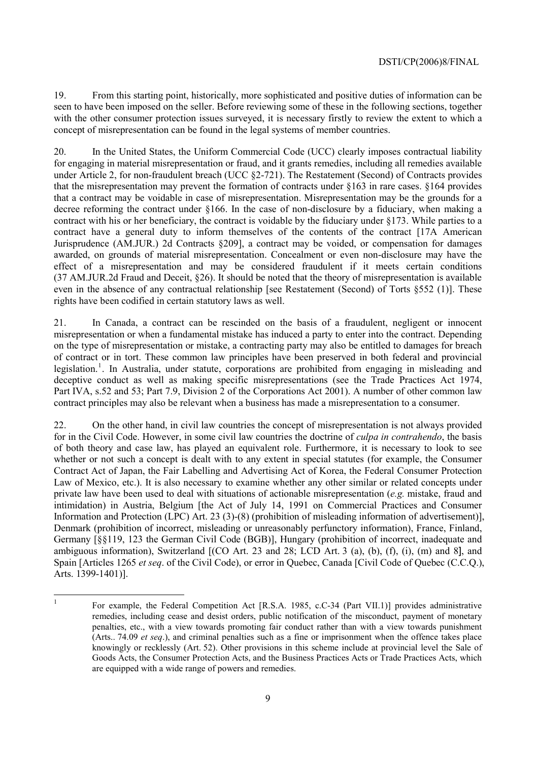19. From this starting point, historically, more sophisticated and positive duties of information can be seen to have been imposed on the seller. Before reviewing some of these in the following sections, together with the other consumer protection issues surveyed, it is necessary firstly to review the extent to which a concept of misrepresentation can be found in the legal systems of member countries.

20. In the United States, the Uniform Commercial Code (UCC) clearly imposes contractual liability for engaging in material misrepresentation or fraud, and it grants remedies, including all remedies available under Article 2, for non-fraudulent breach (UCC §2-721). The Restatement (Second) of Contracts provides that the misrepresentation may prevent the formation of contracts under §163 in rare cases. §164 provides that a contract may be voidable in case of misrepresentation. Misrepresentation may be the grounds for a decree reforming the contract under §166. In the case of non-disclosure by a fiduciary, when making a contract with his or her beneficiary, the contract is voidable by the fiduciary under §173. While parties to a contract have a general duty to inform themselves of the contents of the contract [17A American Jurisprudence (AM.JUR.) 2d Contracts §209], a contract may be voided, or compensation for damages awarded, on grounds of material misrepresentation. Concealment or even non-disclosure may have the effect of a misrepresentation and may be considered fraudulent if it meets certain conditions (37 AM.JUR.2d Fraud and Deceit, §26). It should be noted that the theory of misrepresentation is available even in the absence of any contractual relationship [see Restatement (Second) of Torts §552 (1)]. These rights have been codified in certain statutory laws as well.

21. In Canada, a contract can be rescinded on the basis of a fraudulent, negligent or innocent misrepresentation or when a fundamental mistake has induced a party to enter into the contract. Depending on the type of misrepresentation or mistake, a contracting party may also be entitled to damages for breach of contract or in tort. These common law principles have been preserved in both federal and provincial legislation.[1]. In Australia, under statute, corporations are prohibited from engaging in misleading and deceptive conduct as well as making specific misrepresentations (see the Trade Practices Act 1974, Part IVA, s.52 and 53; Part 7.9, Division 2 of the Corporations Act 2001). A number of other common law contract principles may also be relevant when a business has made a misrepresentation to a consumer.

22. On the other hand, in civil law countries the concept of misrepresentation is not always provided for in the Civil Code. However, in some civil law countries the doctrine of *culpa in contrahendo*, the basis of both theory and case law, has played an equivalent role. Furthermore, it is necessary to look to see whether or not such a concept is dealt with to any extent in special statutes (for example, the Consumer Contract Act of Japan, the Fair Labelling and Advertising Act of Korea, the Federal Consumer Protection Law of Mexico, etc.). It is also necessary to examine whether any other similar or related concepts under private law have been used to deal with situations of actionable misrepresentation (*e.g.* mistake, fraud and intimidation) in Austria, Belgium [the Act of July 14, 1991 on Commercial Practices and Consumer Information and Protection (LPC) Art. 23 (3)-(8) (prohibition of misleading information of advertisement)], Denmark (prohibition of incorrect, misleading or unreasonably perfunctory information), France, Finland, Germany [§§119, 123 the German Civil Code (BGB)], Hungary (prohibition of incorrect, inadequate and ambiguous information), Switzerland [(CO Art. 23 and 28; LCD Art. 3 (a), (b), (f), (i), (m) and 8], and Spain [Articles 1265 *et seq*. of the Civil Code), or error in Quebec, Canada [Civil Code of Quebec (C.C.Q.), Arts. 1399-1401)].

---

[1] For example, the Federal Competition Act [R.S.A. 1985, c.C-34 (Part VII.1)] provides administrative remedies, including cease and desist orders, public notification of the misconduct, payment of monetary penalties, etc., with a view towards promoting fair conduct rather than with a view towards punishment (Arts.. 74.09 *et seq*.), and criminal penalties such as a fine or imprisonment when the offence takes place knowingly or recklessly (Art. 52). Other provisions in this scheme include at provincial level the Sale of Goods Acts, the Consumer Protection Acts, and the Business Practices Acts or Trade Practices Acts, which are equipped with a wide range of powers and remedies.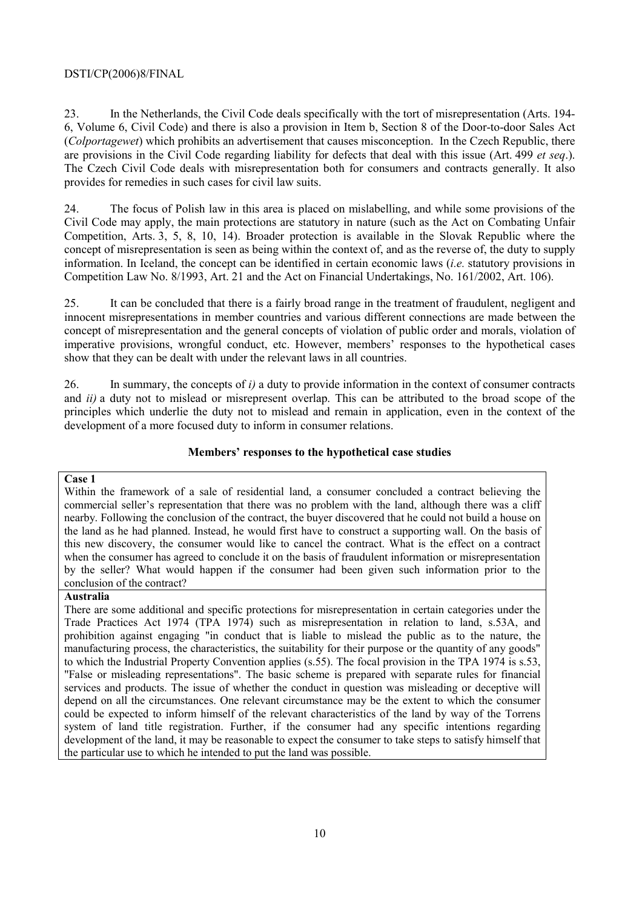23. In the Netherlands, the Civil Code deals specifically with the tort of misrepresentation (Arts. 194-6, Volume 6, Civil Code) and there is also a provision in Item b, Section 8 of the Door-to-door Sales Act (*Colportagewet*) which prohibits an advertisement that causes misconception. In the Czech Republic, there are provisions in the Civil Code regarding liability for defects that deal with this issue (Art. 499 *et seq*.). The Czech Civil Code deals with misrepresentation both for consumers and contracts generally. It also provides for remedies in such cases for civil law suits.

24. The focus of Polish law in this area is placed on mislabelling, and while some provisions of the Civil Code may apply, the main protections are statutory in nature (such as the Act on Combating Unfair Competition, Arts. 3, 5, 8, 10, 14). Broader protection is available in the Slovak Republic where the concept of misrepresentation is seen as being within the context of, and as the reverse of, the duty to supply information. In Iceland, the concept can be identified in certain economic laws (*i.e.* statutory provisions in Competition Law No. 8/1993, Art. 21 and the Act on Financial Undertakings, No. 161/2002, Art. 106).

25. It can be concluded that there is a fairly broad range in the treatment of fraudulent, negligent and innocent misrepresentations in member countries and various different connections are made between the concept of misrepresentation and the general concepts of violation of public order and morals, violation of imperative provisions, wrongful conduct, etc. However, members' responses to the hypothetical cases show that they can be dealt with under the relevant laws in all countries.

26. In summary, the concepts of *i)* a duty to provide information in the context of consumer contracts and *ii)* a duty not to mislead or misrepresent overlap. This can be attributed to the broad scope of the principles which underlie the duty not to mislead and remain in application, even in the context of the development of a more focused duty to inform in consumer relations.

## Members' responses to the hypothetical case studies

**Case 1**

Within the framework of a sale of residential land, a consumer concluded a contract believing the commercial seller's representation that there was no problem with the land, although there was a cliff nearby. Following the conclusion of the contract, the buyer discovered that he could not build a house on the land as he had planned. Instead, he would first have to construct a supporting wall. On the basis of this new discovery, the consumer would like to cancel the contract. What is the effect on a contract when the consumer has agreed to conclude it on the basis of fraudulent information or misrepresentation by the seller? What would happen if the consumer had been given such information prior to the conclusion of the contract?

**Australia**

There are some additional and specific protections for misrepresentation in certain categories under the Trade Practices Act 1974 (TPA 1974) such as misrepresentation in relation to land, s.53A, and prohibition against engaging "in conduct that is liable to mislead the public as to the nature, the manufacturing process, the characteristics, the suitability for their purpose or the quantity of any goods" to which the Industrial Property Convention applies (s.55). The focal provision in the TPA 1974 is s.53, "False or misleading representations". The basic scheme is prepared with separate rules for financial services and products. The issue of whether the conduct in question was misleading or deceptive will depend on all the circumstances. One relevant circumstance may be the extent to which the consumer could be expected to inform himself of the relevant characteristics of the land by way of the Torrens system of land title registration. Further, if the consumer had any specific intentions regarding development of the land, it may be reasonable to expect the consumer to take steps to satisfy himself that the particular use to which he intended to put the land was possible.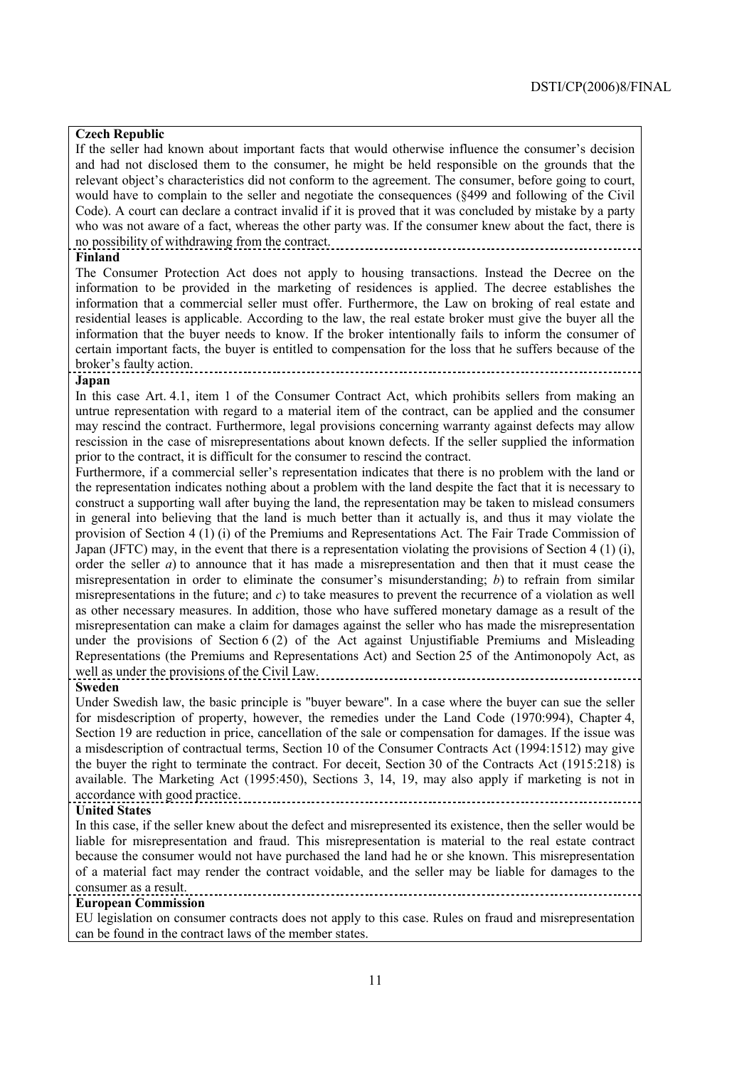**Czech Republic**

If the seller had known about important facts that would otherwise influence the consumer's decision and had not disclosed them to the consumer, he might be held responsible on the grounds that the relevant object's characteristics did not conform to the agreement. The consumer, before going to court, would have to complain to the seller and negotiate the consequences (§499 and following of the Civil Code). A court can declare a contract invalid if it is proved that it was concluded by mistake by a party who was not aware of a fact, whereas the other party was. If the consumer knew about the fact, there is no possibility of withdrawing from the contract.

**Finland**

The Consumer Protection Act does not apply to housing transactions. Instead the Decree on the information to be provided in the marketing of residences is applied. The decree establishes the information that a commercial seller must offer. Furthermore, the Law on broking of real estate and residential leases is applicable. According to the law, the real estate broker must give the buyer all the information that the buyer needs to know. If the broker intentionally fails to inform the consumer of certain important facts, the buyer is entitled to compensation for the loss that he suffers because of the broker's faulty action.

**Japan**

In this case Art. 4.1, item 1 of the Consumer Contract Act, which prohibits sellers from making an untrue representation with regard to a material item of the contract, can be applied and the consumer may rescind the contract. Furthermore, legal provisions concerning warranty against defects may allow rescission in the case of misrepresentations about known defects. If the seller supplied the information prior to the contract, it is difficult for the consumer to rescind the contract.

Furthermore, if a commercial seller's representation indicates that there is no problem with the land or the representation indicates nothing about a problem with the land despite the fact that it is necessary to construct a supporting wall after buying the land, the representation may be taken to mislead consumers in general into believing that the land is much better than it actually is, and thus it may violate the provision of Section 4 (1) (i) of the Premiums and Representations Act. The Fair Trade Commission of Japan (JFTC) may, in the event that there is a representation violating the provisions of Section 4 (1) (i), order the seller *a*) to announce that it has made a misrepresentation and then that it must cease the misrepresentation in order to eliminate the consumer's misunderstanding; *b*) to refrain from similar misrepresentations in the future; and *c*) to take measures to prevent the recurrence of a violation as well as other necessary measures. In addition, those who have suffered monetary damage as a result of the misrepresentation can make a claim for damages against the seller who has made the misrepresentation under the provisions of Section 6 (2) of the Act against Unjustifiable Premiums and Misleading Representations (the Premiums and Representations Act) and Section 25 of the Antimonopoly Act, as well as under the provisions of the Civil Law.

**Sweden**

Under Swedish law, the basic principle is "buyer beware". In a case where the buyer can sue the seller for misdescription of property, however, the remedies under the Land Code (1970:994), Chapter 4, Section 19 are reduction in price, cancellation of the sale or compensation for damages. If the issue was a misdescription of contractual terms, Section 10 of the Consumer Contracts Act (1994:1512) may give the buyer the right to terminate the contract. For deceit, Section 30 of the Contracts Act (1915:218) is available. The Marketing Act (1995:450), Sections 3, 14, 19, may also apply if marketing is not in accordance with good practice.

**United States**

In this case, if the seller knew about the defect and misrepresented its existence, then the seller would be liable for misrepresentation and fraud. This misrepresentation is material to the real estate contract because the consumer would not have purchased the land had he or she known. This misrepresentation of a material fact may render the contract voidable, and the seller may be liable for damages to the consumer as a result.

**European Commission**

EU legislation on consumer contracts does not apply to this case. Rules on fraud and misrepresentation can be found in the contract laws of the member states.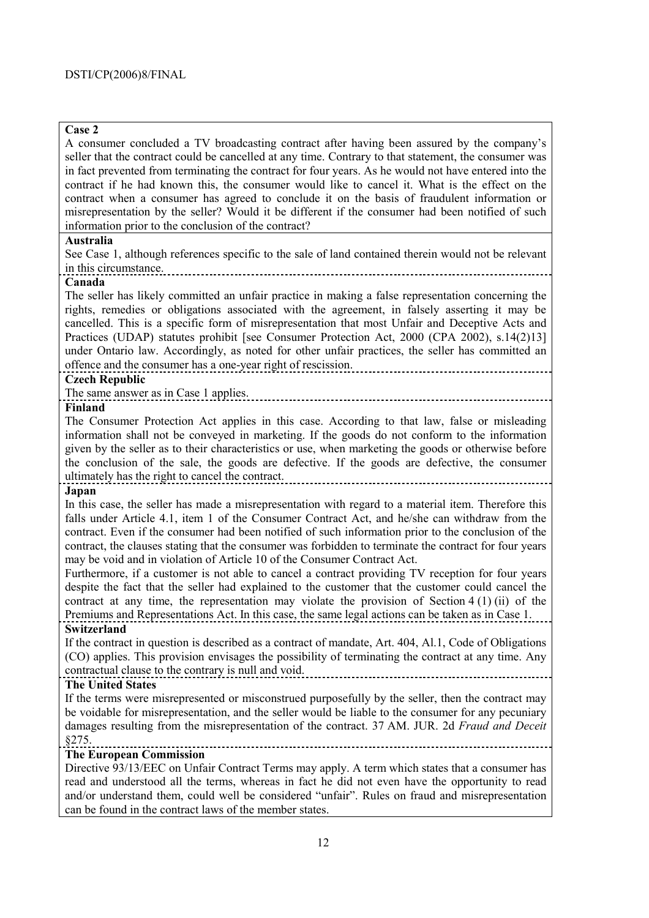**Case 2**

A consumer concluded a TV broadcasting contract after having been assured by the company's seller that the contract could be cancelled at any time. Contrary to that statement, the consumer was in fact prevented from terminating the contract for four years. As he would not have entered into the contract if he had known this, the consumer would like to cancel it. What is the effect on the contract when a consumer has agreed to conclude it on the basis of fraudulent information or misrepresentation by the seller? Would it be different if the consumer had been notified of such information prior to the conclusion of the contract?

**Australia**

See Case 1, although references specific to the sale of land contained therein would not be relevant in this circumstance.

**Canada**

The seller has likely committed an unfair practice in making a false representation concerning the rights, remedies or obligations associated with the agreement, in falsely asserting it may be cancelled. This is a specific form of misrepresentation that most Unfair and Deceptive Acts and Practices (UDAP) statutes prohibit [see Consumer Protection Act, 2000 (CPA 2002), s.14(2)13] under Ontario law. Accordingly, as noted for other unfair practices, the seller has committed an offence and the consumer has a one-year right of rescission.

**Czech Republic**

The same answer as in Case 1 applies.

**Finland**

The Consumer Protection Act applies in this case. According to that law, false or misleading information shall not be conveyed in marketing. If the goods do not conform to the information given by the seller as to their characteristics or use, when marketing the goods or otherwise before the conclusion of the sale, the goods are defective. If the goods are defective, the consumer ultimately has the right to cancel the contract.

**Japan**

In this case, the seller has made a misrepresentation with regard to a material item. Therefore this falls under Article 4.1, item 1 of the Consumer Contract Act, and he/she can withdraw from the contract. Even if the consumer had been notified of such information prior to the conclusion of the contract, the clauses stating that the consumer was forbidden to terminate the contract for four years may be void and in violation of Article 10 of the Consumer Contract Act.

Furthermore, if a customer is not able to cancel a contract providing TV reception for four years despite the fact that the seller had explained to the customer that the customer could cancel the contract at any time, the representation may violate the provision of Section 4 (1) (ii) of the Premiums and Representations Act. In this case, the same legal actions can be taken as in Case 1.

**Switzerland**

If the contract in question is described as a contract of mandate, Art. 404, Al.1, Code of Obligations (CO) applies. This provision envisages the possibility of terminating the contract at any time. Any contractual clause to the contrary is null and void.

**The United States**

If the terms were misrepresented or misconstrued purposefully by the seller, then the contract may be voidable for misrepresentation, and the seller would be liable to the consumer for any pecuniary damages resulting from the misrepresentation of the contract. 37 AM. JUR. 2d *Fraud and Deceit* §275.

**The European Commission**

Directive 93/13/EEC on Unfair Contract Terms may apply. A term which states that a consumer has read and understood all the terms, whereas in fact he did not even have the opportunity to read and/or understand them, could well be considered "unfair". Rules on fraud and misrepresentation can be found in the contract laws of the member states.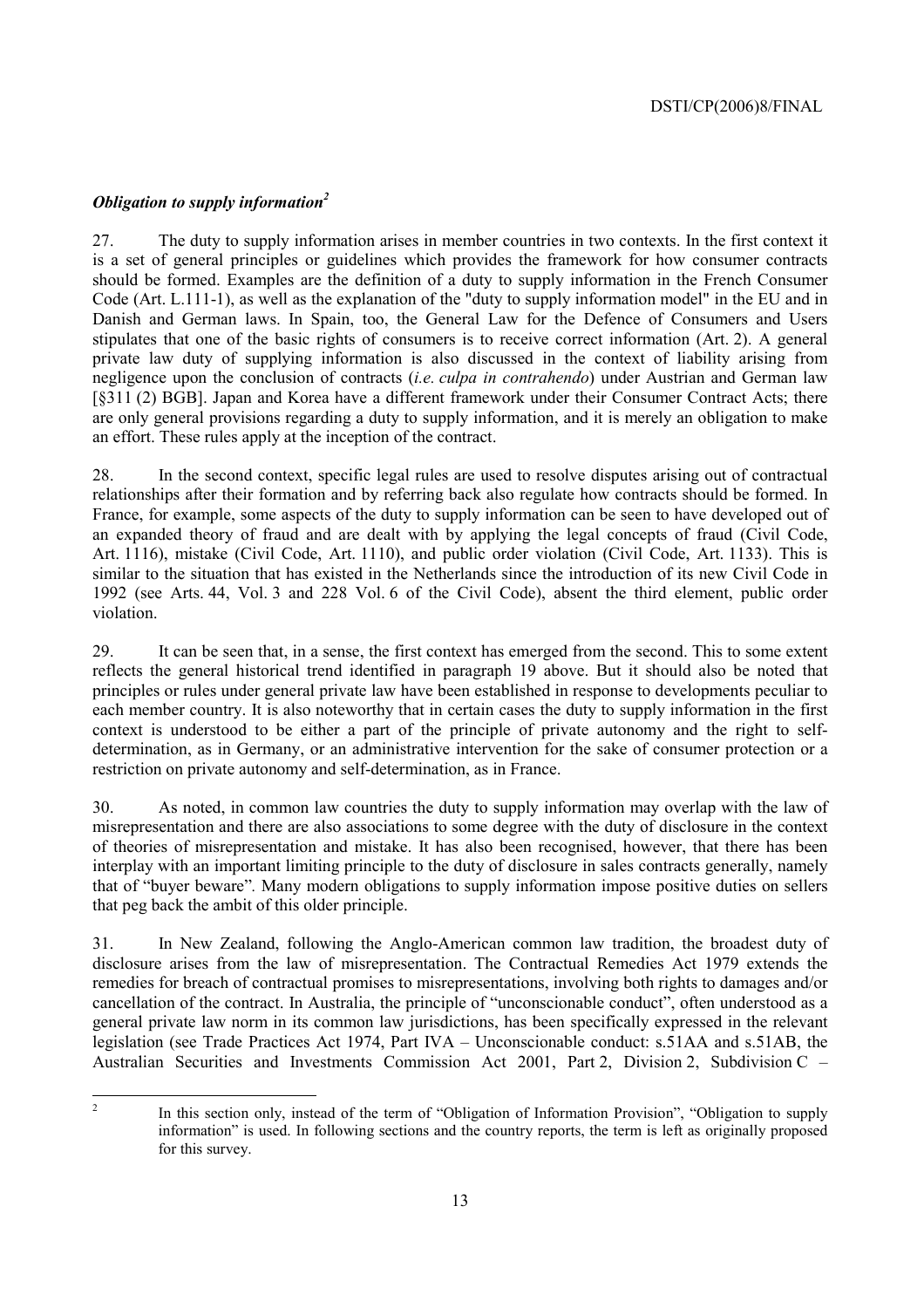### *Obligation to supply information*[2]

27. The duty to supply information arises in member countries in two contexts. In the first context it is a set of general principles or guidelines which provides the framework for how consumer contracts should be formed. Examples are the definition of a duty to supply information in the French Consumer Code (Art. L.111-1), as well as the explanation of the "duty to supply information model" in the EU and in Danish and German laws. In Spain, too, the General Law for the Defence of Consumers and Users stipulates that one of the basic rights of consumers is to receive correct information (Art. 2). A general private law duty of supplying information is also discussed in the context of liability arising from negligence upon the conclusion of contracts (*i.e. culpa in contrahendo*) under Austrian and German law [§311 (2) BGB]. Japan and Korea have a different framework under their Consumer Contract Acts; there are only general provisions regarding a duty to supply information, and it is merely an obligation to make an effort. These rules apply at the inception of the contract.

28. In the second context, specific legal rules are used to resolve disputes arising out of contractual relationships after their formation and by referring back also regulate how contracts should be formed. In France, for example, some aspects of the duty to supply information can be seen to have developed out of an expanded theory of fraud and are dealt with by applying the legal concepts of fraud (Civil Code, Art. 1116), mistake (Civil Code, Art. 1110), and public order violation (Civil Code, Art. 1133). This is similar to the situation that has existed in the Netherlands since the introduction of its new Civil Code in 1992 (see Arts. 44, Vol. 3 and 228 Vol. 6 of the Civil Code), absent the third element, public order violation.

29. It can be seen that, in a sense, the first context has emerged from the second. This to some extent reflects the general historical trend identified in paragraph 19 above. But it should also be noted that principles or rules under general private law have been established in response to developments peculiar to each member country. It is also noteworthy that in certain cases the duty to supply information in the first context is understood to be either a part of the principle of private autonomy and the right to self-determination, as in Germany, or an administrative intervention for the sake of consumer protection or a restriction on private autonomy and self-determination, as in France.

30. As noted, in common law countries the duty to supply information may overlap with the law of misrepresentation and there are also associations to some degree with the duty of disclosure in the context of theories of misrepresentation and mistake. It has also been recognised, however, that there has been interplay with an important limiting principle to the duty of disclosure in sales contracts generally, namely that of "buyer beware". Many modern obligations to supply information impose positive duties on sellers that peg back the ambit of this older principle.

31. In New Zealand, following the Anglo-American common law tradition, the broadest duty of disclosure arises from the law of misrepresentation. The Contractual Remedies Act 1979 extends the remedies for breach of contractual promises to misrepresentations, involving both rights to damages and/or cancellation of the contract. In Australia, the principle of "unconscionable conduct", often understood as a general private law norm in its common law jurisdictions, has been specifically expressed in the relevant legislation (see Trade Practices Act 1974, Part IVA – Unconscionable conduct: s.51AA and s.51AB, the Australian Securities and Investments Commission Act 2001, Part 2, Division 2, Subdivision C –

---

[2] In this section only, instead of the term of "Obligation of Information Provision", "Obligation to supply information" is used. In following sections and the country reports, the term is left as originally proposed for this survey.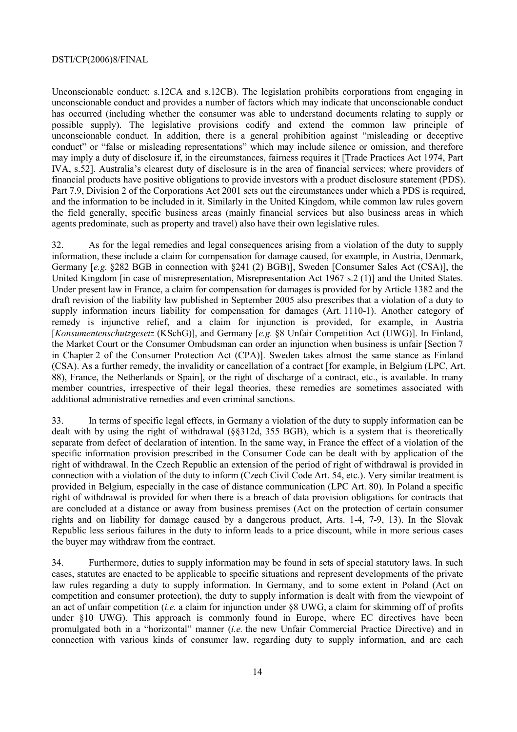Unconscionable conduct: s.12CA and s.12CB). The legislation prohibits corporations from engaging in unconscionable conduct and provides a number of factors which may indicate that unconscionable conduct has occurred (including whether the consumer was able to understand documents relating to supply or possible supply). The legislative provisions codify and extend the common law principle of unconscionable conduct. In addition, there is a general prohibition against "misleading or deceptive conduct" or "false or misleading representations" which may include silence or omission, and therefore may imply a duty of disclosure if, in the circumstances, fairness requires it [Trade Practices Act 1974, Part IVA, s.52]. Australia's clearest duty of disclosure is in the area of financial services; where providers of financial products have positive obligations to provide investors with a product disclosure statement (PDS). Part 7.9, Division 2 of the Corporations Act 2001 sets out the circumstances under which a PDS is required, and the information to be included in it. Similarly in the United Kingdom, while common law rules govern the field generally, specific business areas (mainly financial services but also business areas in which agents predominate, such as property and travel) also have their own legislative rules.

32. As for the legal remedies and legal consequences arising from a violation of the duty to supply information, these include a claim for compensation for damage caused, for example, in Austria, Denmark, Germany [*e.g.* §282 BGB in connection with §241 (2) BGB)], Sweden [Consumer Sales Act (CSA)], the United Kingdom [in case of misrepresentation, Misrepresentation Act 1967 s.2 (1)] and the United States. Under present law in France, a claim for compensation for damages is provided for by Article 1382 and the draft revision of the liability law published in September 2005 also prescribes that a violation of a duty to supply information incurs liability for compensation for damages (Art. 1110-1). Another category of remedy is injunctive relief, and a claim for injunction is provided, for example, in Austria [*Konsumentenschutzgesetz* (KSchG)], and Germany [*e.g.* §8 Unfair Competition Act (UWG)]. In Finland, the Market Court or the Consumer Ombudsman can order an injunction when business is unfair [Section 7 in Chapter 2 of the Consumer Protection Act (CPA)]. Sweden takes almost the same stance as Finland (CSA). As a further remedy, the invalidity or cancellation of a contract [for example, in Belgium (LPC, Art. 88), France, the Netherlands or Spain], or the right of discharge of a contract, etc., is available. In many member countries, irrespective of their legal theories, these remedies are sometimes associated with additional administrative remedies and even criminal sanctions.

33. In terms of specific legal effects, in Germany a violation of the duty to supply information can be dealt with by using the right of withdrawal (§§312d, 355 BGB), which is a system that is theoretically separate from defect of declaration of intention. In the same way, in France the effect of a violation of the specific information provision prescribed in the Consumer Code can be dealt with by application of the right of withdrawal. In the Czech Republic an extension of the period of right of withdrawal is provided in connection with a violation of the duty to inform (Czech Civil Code Art. 54, etc.). Very similar treatment is provided in Belgium, especially in the case of distance communication (LPC Art. 80). In Poland a specific right of withdrawal is provided for when there is a breach of data provision obligations for contracts that are concluded at a distance or away from business premises (Act on the protection of certain consumer rights and on liability for damage caused by a dangerous product, Arts. 1-4, 7-9, 13). In the Slovak Republic less serious failures in the duty to inform leads to a price discount, while in more serious cases the buyer may withdraw from the contract.

34. Furthermore, duties to supply information may be found in sets of special statutory laws. In such cases, statutes are enacted to be applicable to specific situations and represent developments of the private law rules regarding a duty to supply information. In Germany, and to some extent in Poland (Act on competition and consumer protection), the duty to supply information is dealt with from the viewpoint of an act of unfair competition (*i.e.* a claim for injunction under §8 UWG, a claim for skimming off of profits under §10 UWG). This approach is commonly found in Europe, where EC directives have been promulgated both in a "horizontal" manner (*i.e.* the new Unfair Commercial Practice Directive) and in connection with various kinds of consumer law, regarding duty to supply information, and are each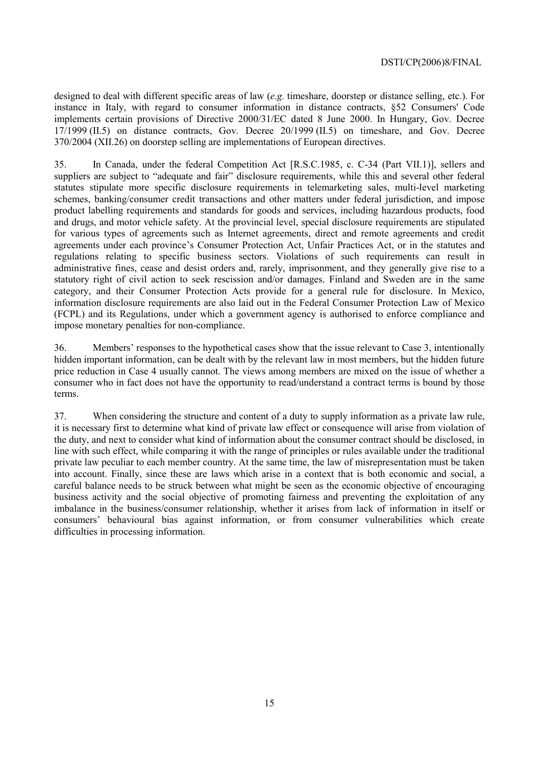designed to deal with different specific areas of law (*e.g.* timeshare, doorstep or distance selling, etc.). For instance in Italy, with regard to consumer information in distance contracts, §52 Consumers' Code implements certain provisions of Directive 2000/31/EC dated 8 June 2000. In Hungary, Gov. Decree 17/1999 (II.5) on distance contracts, Gov. Decree 20/1999 (II.5) on timeshare, and Gov. Decree 370/2004 (XII.26) on doorstep selling are implementations of European directives.

35. In Canada, under the federal Competition Act [R.S.C.1985, c. C-34 (Part VII.1)], sellers and suppliers are subject to "adequate and fair" disclosure requirements, while this and several other federal statutes stipulate more specific disclosure requirements in telemarketing sales, multi-level marketing schemes, banking/consumer credit transactions and other matters under federal jurisdiction, and impose product labelling requirements and standards for goods and services, including hazardous products, food and drugs, and motor vehicle safety. At the provincial level, special disclosure requirements are stipulated for various types of agreements such as Internet agreements, direct and remote agreements and credit agreements under each province's Consumer Protection Act, Unfair Practices Act, or in the statutes and regulations relating to specific business sectors. Violations of such requirements can result in administrative fines, cease and desist orders and, rarely, imprisonment, and they generally give rise to a statutory right of civil action to seek rescission and/or damages. Finland and Sweden are in the same category, and their Consumer Protection Acts provide for a general rule for disclosure. In Mexico, information disclosure requirements are also laid out in the Federal Consumer Protection Law of Mexico (FCPL) and its Regulations, under which a government agency is authorised to enforce compliance and impose monetary penalties for non-compliance.

36. Members' responses to the hypothetical cases show that the issue relevant to Case 3, intentionally hidden important information, can be dealt with by the relevant law in most members, but the hidden future price reduction in Case 4 usually cannot. The views among members are mixed on the issue of whether a consumer who in fact does not have the opportunity to read/understand a contract terms is bound by those terms.

37. When considering the structure and content of a duty to supply information as a private law rule, it is necessary first to determine what kind of private law effect or consequence will arise from violation of the duty, and next to consider what kind of information about the consumer contract should be disclosed, in line with such effect, while comparing it with the range of principles or rules available under the traditional private law peculiar to each member country. At the same time, the law of misrepresentation must be taken into account. Finally, since these are laws which arise in a context that is both economic and social, a careful balance needs to be struck between what might be seen as the economic objective of encouraging business activity and the social objective of promoting fairness and preventing the exploitation of any imbalance in the business/consumer relationship, whether it arises from lack of information in itself or consumers' behavioural bias against information, or from consumer vulnerabilities which create difficulties in processing information.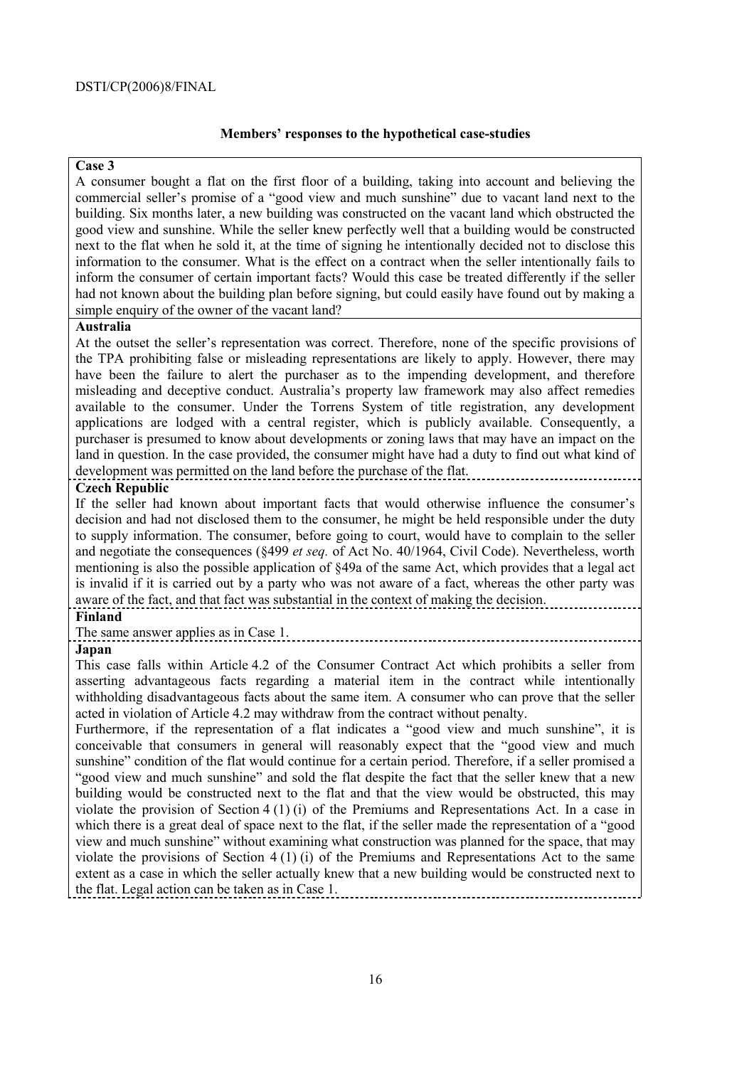### Members' responses to the hypothetical case-studies

**Case 3**

A consumer bought a flat on the first floor of a building, taking into account and believing the commercial seller's promise of a "good view and much sunshine" due to vacant land next to the building. Six months later, a new building was constructed on the vacant land which obstructed the good view and sunshine. While the seller knew perfectly well that a building would be constructed next to the flat when he sold it, at the time of signing he intentionally decided not to disclose this information to the consumer. What is the effect on a contract when the seller intentionally fails to inform the consumer of certain important facts? Would this case be treated differently if the seller had not known about the building plan before signing, but could easily have found out by making a simple enquiry of the owner of the vacant land?

**Australia**

At the outset the seller's representation was correct. Therefore, none of the specific provisions of the TPA prohibiting false or misleading representations are likely to apply. However, there may have been the failure to alert the purchaser as to the impending development, and therefore misleading and deceptive conduct. Australia's property law framework may also affect remedies available to the consumer. Under the Torrens System of title registration, any development applications are lodged with a central register, which is publicly available. Consequently, a purchaser is presumed to know about developments or zoning laws that may have an impact on the land in question. In the case provided, the consumer might have had a duty to find out what kind of development was permitted on the land before the purchase of the flat.

**Czech Republic**

If the seller had known about important facts that would otherwise influence the consumer's decision and had not disclosed them to the consumer, he might be held responsible under the duty to supply information. The consumer, before going to court, would have to complain to the seller and negotiate the consequences (§499 *et seq.* of Act No. 40/1964, Civil Code). Nevertheless, worth mentioning is also the possible application of §49a of the same Act, which provides that a legal act is invalid if it is carried out by a party who was not aware of a fact, whereas the other party was aware of the fact, and that fact was substantial in the context of making the decision.

**Finland**

The same answer applies as in Case 1.

**Japan**

This case falls within Article 4.2 of the Consumer Contract Act which prohibits a seller from asserting advantageous facts regarding a material item in the contract while intentionally withholding disadvantageous facts about the same item. A consumer who can prove that the seller acted in violation of Article 4.2 may withdraw from the contract without penalty.

Furthermore, if the representation of a flat indicates a "good view and much sunshine", it is conceivable that consumers in general will reasonably expect that the "good view and much sunshine" condition of the flat would continue for a certain period. Therefore, if a seller promised a "good view and much sunshine" and sold the flat despite the fact that the seller knew that a new building would be constructed next to the flat and that the view would be obstructed, this may violate the provision of Section 4 (1) (i) of the Premiums and Representations Act. In a case in which there is a great deal of space next to the flat, if the seller made the representation of a "good view and much sunshine" without examining what construction was planned for the space, that may violate the provisions of Section 4 (1) (i) of the Premiums and Representations Act to the same extent as a case in which the seller actually knew that a new building would be constructed next to the flat. Legal action can be taken as in Case 1.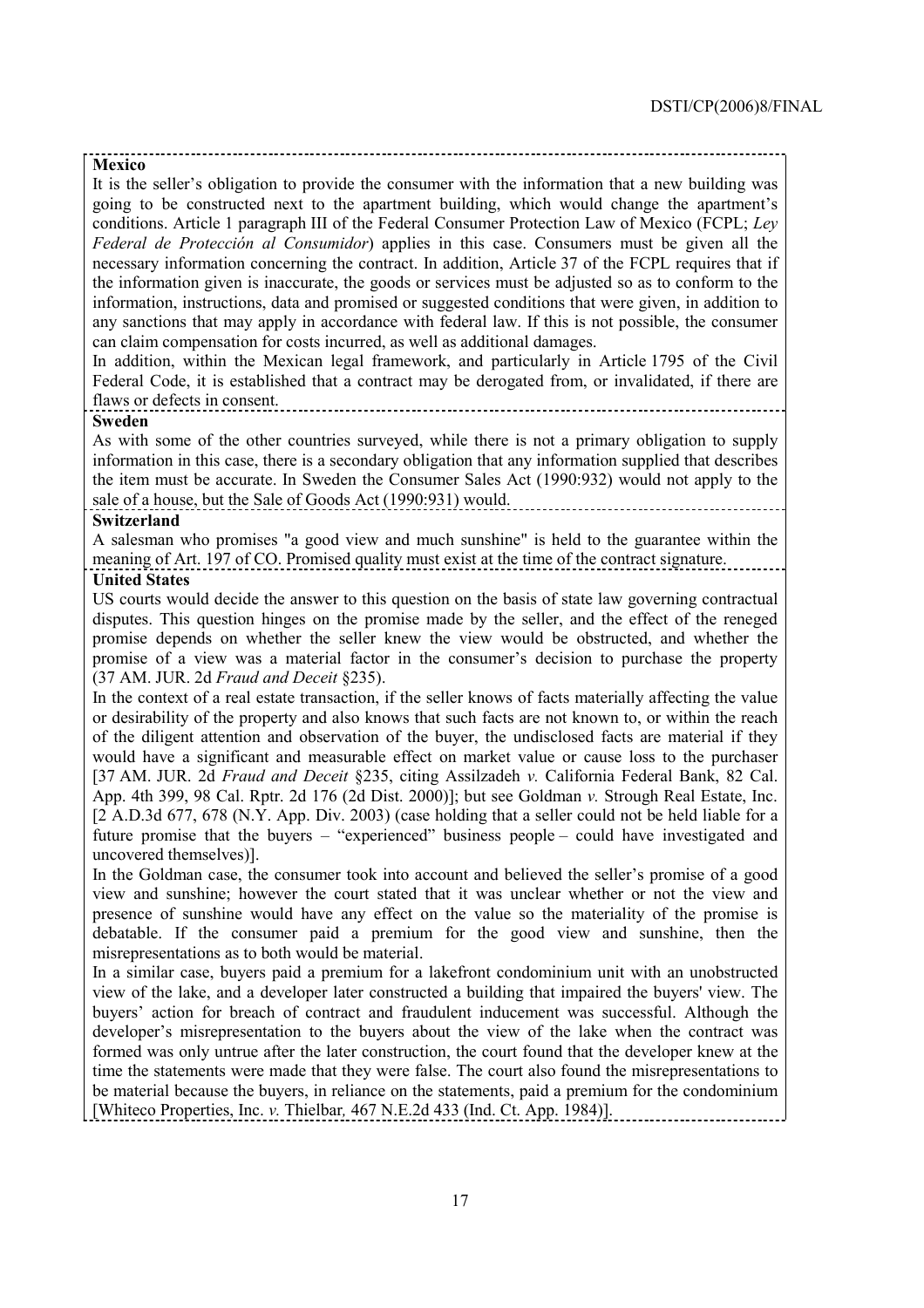**Mexico**

It is the seller's obligation to provide the consumer with the information that a new building was going to be constructed next to the apartment building, which would change the apartment's conditions. Article 1 paragraph III of the Federal Consumer Protection Law of Mexico (FCPL; *Ley Federal de Protección al Consumidor*) applies in this case. Consumers must be given all the necessary information concerning the contract. In addition, Article 37 of the FCPL requires that if the information given is inaccurate, the goods or services must be adjusted so as to conform to the information, instructions, data and promised or suggested conditions that were given, in addition to any sanctions that may apply in accordance with federal law. If this is not possible, the consumer can claim compensation for costs incurred, as well as additional damages.

In addition, within the Mexican legal framework, and particularly in Article 1795 of the Civil Federal Code, it is established that a contract may be derogated from, or invalidated, if there are flaws or defects in consent.

**Sweden**

As with some of the other countries surveyed, while there is not a primary obligation to supply information in this case, there is a secondary obligation that any information supplied that describes the item must be accurate. In Sweden the Consumer Sales Act (1990:932) would not apply to the sale of a house, but the Sale of Goods Act (1990:931) would.

**Switzerland**

A salesman who promises "a good view and much sunshine" is held to the guarantee within the meaning of Art. 197 of CO. Promised quality must exist at the time of the contract signature.

**United States**

US courts would decide the answer to this question on the basis of state law governing contractual disputes. This question hinges on the promise made by the seller, and the effect of the reneged promise depends on whether the seller knew the view would be obstructed, and whether the promise of a view was a material factor in the consumer's decision to purchase the property (37 AM. JUR. 2d *Fraud and Deceit* §235).

In the context of a real estate transaction, if the seller knows of facts materially affecting the value or desirability of the property and also knows that such facts are not known to, or within the reach of the diligent attention and observation of the buyer, the undisclosed facts are material if they would have a significant and measurable effect on market value or cause loss to the purchaser [37 AM. JUR. 2d *Fraud and Deceit* §235, citing Assilzadeh *v.* California Federal Bank, 82 Cal. App. 4th 399, 98 Cal. Rptr. 2d 176 (2d Dist. 2000)]; but see Goldman *v.* Strough Real Estate, Inc. [2 A.D.3d 677, 678 (N.Y. App. Div. 2003) (case holding that a seller could not be held liable for a future promise that the buyers – "experienced" business people – could have investigated and uncovered themselves)].

In the Goldman case, the consumer took into account and believed the seller's promise of a good view and sunshine; however the court stated that it was unclear whether or not the view and presence of sunshine would have any effect on the value so the materiality of the promise is debatable. If the consumer paid a premium for the good view and sunshine, then the misrepresentations as to both would be material.

In a similar case, buyers paid a premium for a lakefront condominium unit with an unobstructed view of the lake, and a developer later constructed a building that impaired the buyers' view. The buyers' action for breach of contract and fraudulent inducement was successful. Although the developer's misrepresentation to the buyers about the view of the lake when the contract was formed was only untrue after the later construction, the court found that the developer knew at the time the statements were made that they were false. The court also found the misrepresentations to be material because the buyers, in reliance on the statements, paid a premium for the condominium [Whiteco Properties, Inc. *v.* Thielbar, 467 N.E.2d 433 (Ind. Ct. App. 1984)].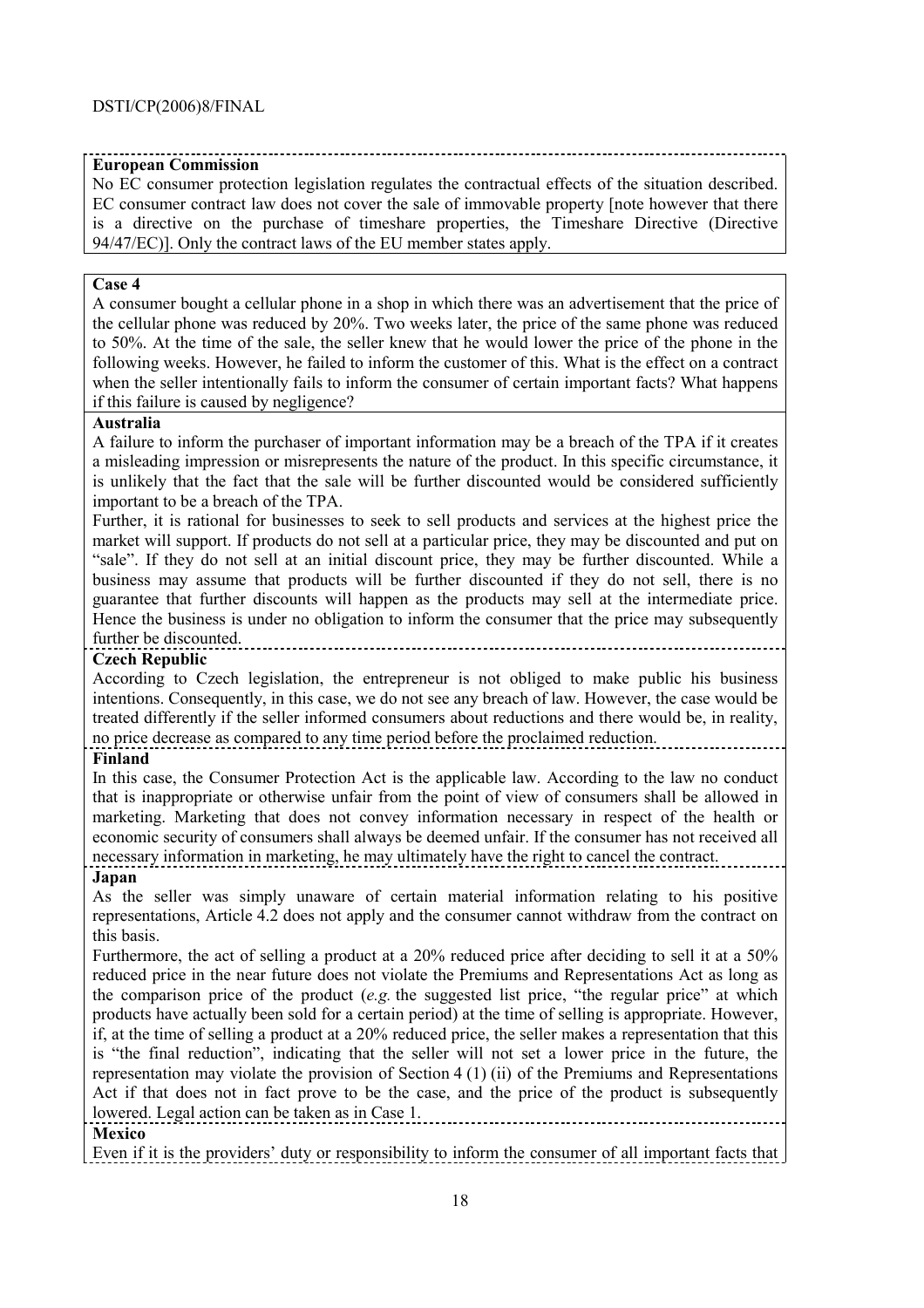**European Commission**

No EC consumer protection legislation regulates the contractual effects of the situation described. EC consumer contract law does not cover the sale of immovable property [note however that there is a directive on the purchase of timeshare properties, the Timeshare Directive (Directive 94/47/EC)]. Only the contract laws of the EU member states apply.

**Case 4**

A consumer bought a cellular phone in a shop in which there was an advertisement that the price of the cellular phone was reduced by 20%. Two weeks later, the price of the same phone was reduced to 50%. At the time of the sale, the seller knew that he would lower the price of the phone in the following weeks. However, he failed to inform the customer of this. What is the effect on a contract when the seller intentionally fails to inform the consumer of certain important facts? What happens if this failure is caused by negligence?

**Australia**

A failure to inform the purchaser of important information may be a breach of the TPA if it creates a misleading impression or misrepresents the nature of the product. In this specific circumstance, it is unlikely that the fact that the sale will be further discounted would be considered sufficiently important to be a breach of the TPA.

Further, it is rational for businesses to seek to sell products and services at the highest price the market will support. If products do not sell at a particular price, they may be discounted and put on "sale". If they do not sell at an initial discount price, they may be further discounted. While a business may assume that products will be further discounted if they do not sell, there is no guarantee that further discounts will happen as the products may sell at the intermediate price. Hence the business is under no obligation to inform the consumer that the price may subsequently further be discounted.

**Czech Republic**

According to Czech legislation, the entrepreneur is not obliged to make public his business intentions. Consequently, in this case, we do not see any breach of law. However, the case would be treated differently if the seller informed consumers about reductions and there would be, in reality, no price decrease as compared to any time period before the proclaimed reduction.

**Finland**

In this case, the Consumer Protection Act is the applicable law. According to the law no conduct that is inappropriate or otherwise unfair from the point of view of consumers shall be allowed in marketing. Marketing that does not convey information necessary in respect of the health or economic security of consumers shall always be deemed unfair. If the consumer has not received all necessary information in marketing, he may ultimately have the right to cancel the contract.

**Japan**

As the seller was simply unaware of certain material information relating to his positive representations, Article 4.2 does not apply and the consumer cannot withdraw from the contract on this basis.

Furthermore, the act of selling a product at a 20% reduced price after deciding to sell it at a 50% reduced price in the near future does not violate the Premiums and Representations Act as long as the comparison price of the product (*e.g.* the suggested list price, "the regular price" at which products have actually been sold for a certain period) at the time of selling is appropriate. However, if, at the time of selling a product at a 20% reduced price, the seller makes a representation that this is "the final reduction", indicating that the seller will not set a lower price in the future, the representation may violate the provision of Section 4 (1) (ii) of the Premiums and Representations Act if that does not in fact prove to be the case, and the price of the product is subsequently lowered. Legal action can be taken as in Case 1.

**Mexico**

Even if it is the providers' duty or responsibility to inform the consumer of all important facts that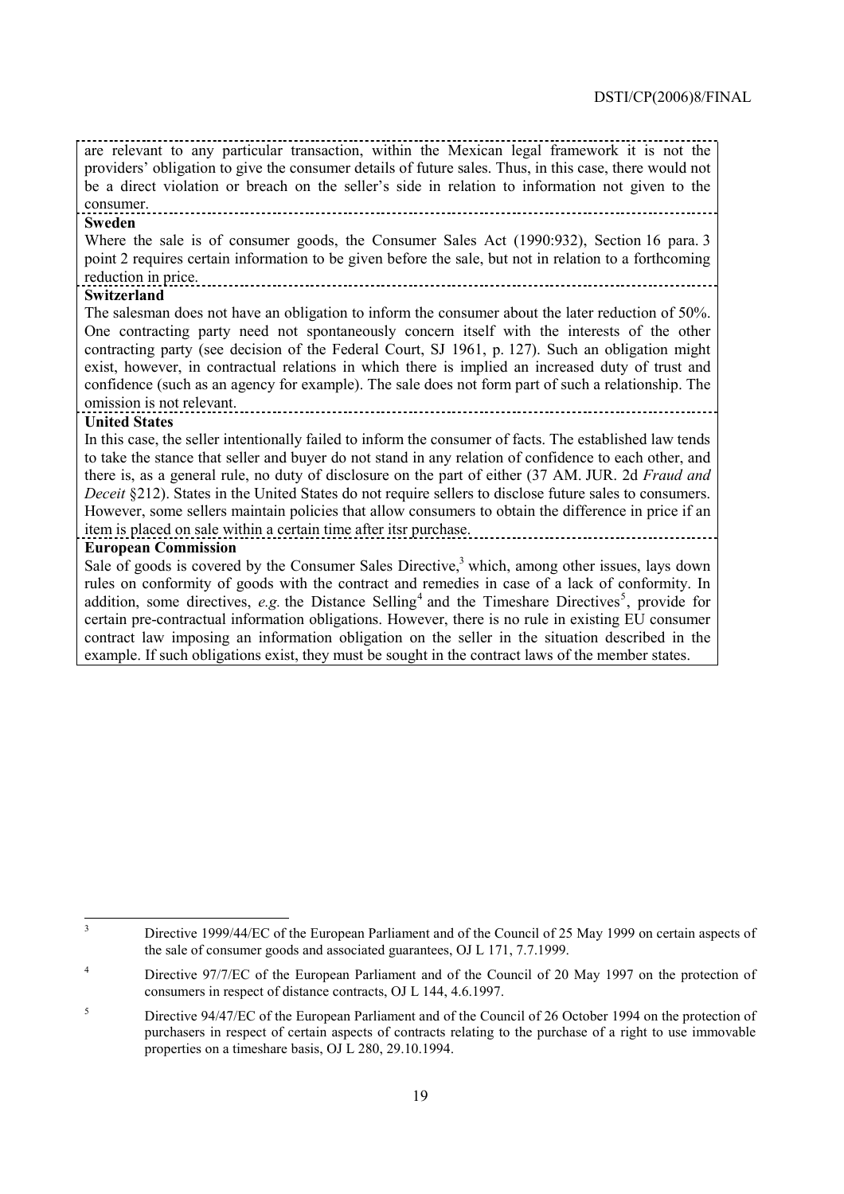are relevant to any particular transaction, within the Mexican legal framework it is not the providers' obligation to give the consumer details of future sales. Thus, in this case, there would not be a direct violation or breach on the seller's side in relation to information not given to the consumer.

**Sweden**

Where the sale is of consumer goods, the Consumer Sales Act (1990:932), Section 16 para. 3 point 2 requires certain information to be given before the sale, but not in relation to a forthcoming reduction in price.

**Switzerland**

The salesman does not have an obligation to inform the consumer about the later reduction of 50%. One contracting party need not spontaneously concern itself with the interests of the other contracting party (see decision of the Federal Court, SJ 1961, p. 127). Such an obligation might exist, however, in contractual relations in which there is implied an increased duty of trust and confidence (such as an agency for example). The sale does not form part of such a relationship. The omission is not relevant.

**United States**

In this case, the seller intentionally failed to inform the consumer of facts. The established law tends to take the stance that seller and buyer do not stand in any relation of confidence to each other, and there is, as a general rule, no duty of disclosure on the part of either (37 AM. JUR. 2d *Fraud and Deceit* §212). States in the United States do not require sellers to disclose future sales to consumers. However, some sellers maintain policies that allow consumers to obtain the difference in price if an item is placed on sale within a certain time after itsr purchase.

**European Commission**

Sale of goods is covered by the Consumer Sales Directive,[3] which, among other issues, lays down rules on conformity of goods with the contract and remedies in case of a lack of conformity. In addition, some directives, *e.g.* the Distance Selling[4] and the Timeshare Directives[5], provide for certain pre-contractual information obligations. However, there is no rule in existing EU consumer contract law imposing an information obligation on the seller in the situation described in the example. If such obligations exist, they must be sought in the contract laws of the member states.

---

[3] Directive 1999/44/EC of the European Parliament and of the Council of 25 May 1999 on certain aspects of the sale of consumer goods and associated guarantees, OJ L 171, 7.7.1999.

[4] Directive 97/7/EC of the European Parliament and of the Council of 20 May 1997 on the protection of consumers in respect of distance contracts, OJ L 144, 4.6.1997.

[5] Directive 94/47/EC of the European Parliament and of the Council of 26 October 1994 on the protection of purchasers in respect of certain aspects of contracts relating to the purchase of a right to use immovable properties on a timeshare basis, OJ L 280, 29.10.1994.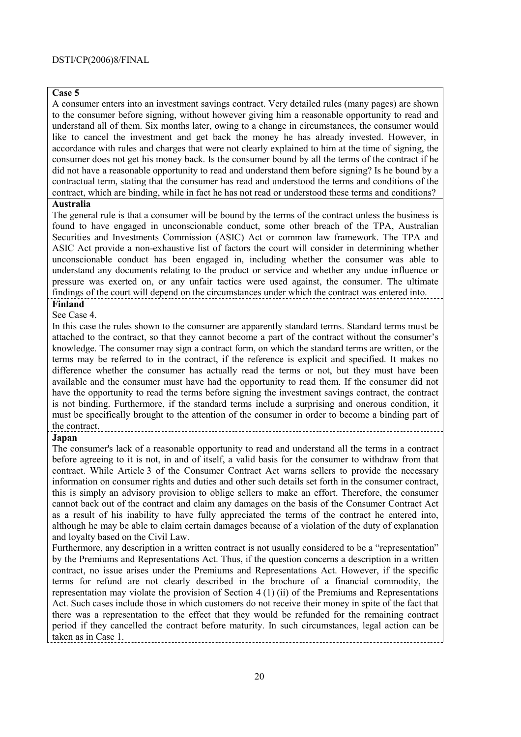**Case 5**

A consumer enters into an investment savings contract. Very detailed rules (many pages) are shown to the consumer before signing, without however giving him a reasonable opportunity to read and understand all of them. Six months later, owing to a change in circumstances, the consumer would like to cancel the investment and get back the money he has already invested. However, in accordance with rules and charges that were not clearly explained to him at the time of signing, the consumer does not get his money back. Is the consumer bound by all the terms of the contract if he did not have a reasonable opportunity to read and understand them before signing? Is he bound by a contractual term, stating that the consumer has read and understood the terms and conditions of the contract, which are binding, while in fact he has not read or understood these terms and conditions?

**Australia**

The general rule is that a consumer will be bound by the terms of the contract unless the business is found to have engaged in unconscionable conduct, some other breach of the TPA, Australian Securities and Investments Commission (ASIC) Act or common law framework. The TPA and ASIC Act provide a non-exhaustive list of factors the court will consider in determining whether unconscionable conduct has been engaged in, including whether the consumer was able to understand any documents relating to the product or service and whether any undue influence or pressure was exerted on, or any unfair tactics were used against, the consumer. The ultimate findings of the court will depend on the circumstances under which the contract was entered into.

**Finland**

See Case 4.

In this case the rules shown to the consumer are apparently standard terms. Standard terms must be attached to the contract, so that they cannot become a part of the contract without the consumer's knowledge. The consumer may sign a contract form, on which the standard terms are written, or the terms may be referred to in the contract, if the reference is explicit and specified. It makes no difference whether the consumer has actually read the terms or not, but they must have been available and the consumer must have had the opportunity to read them. If the consumer did not have the opportunity to read the terms before signing the investment savings contract, the contract is not binding. Furthermore, if the standard terms include a surprising and onerous condition, it must be specifically brought to the attention of the consumer in order to become a binding part of the contract.

**Japan**

The consumer's lack of a reasonable opportunity to read and understand all the terms in a contract before agreeing to it is not, in and of itself, a valid basis for the consumer to withdraw from that contract. While Article 3 of the Consumer Contract Act warns sellers to provide the necessary information on consumer rights and duties and other such details set forth in the consumer contract, this is simply an advisory provision to oblige sellers to make an effort. Therefore, the consumer cannot back out of the contract and claim any damages on the basis of the Consumer Contract Act as a result of his inability to have fully appreciated the terms of the contract he entered into, although he may be able to claim certain damages because of a violation of the duty of explanation and loyalty based on the Civil Law.

Furthermore, any description in a written contract is not usually considered to be a "representation" by the Premiums and Representations Act. Thus, if the question concerns a description in a written contract, no issue arises under the Premiums and Representations Act. However, if the specific terms for refund are not clearly described in the brochure of a financial commodity, the representation may violate the provision of Section 4 (1) (ii) of the Premiums and Representations Act. Such cases include those in which customers do not receive their money in spite of the fact that there was a representation to the effect that they would be refunded for the remaining contract period if they cancelled the contract before maturity. In such circumstances, legal action can be taken as in Case 1.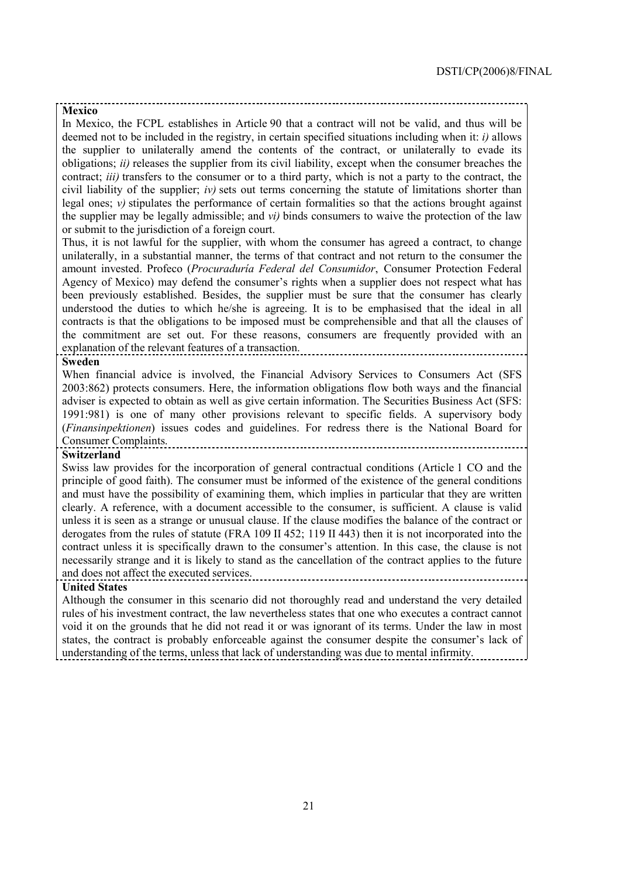**Mexico**

In Mexico, the FCPL establishes in Article 90 that a contract will not be valid, and thus will be deemed not to be included in the registry, in certain specified situations including when it: *i)* allows the supplier to unilaterally amend the contents of the contract, or unilaterally to evade its obligations; *ii)* releases the supplier from its civil liability, except when the consumer breaches the contract; *iii)* transfers to the consumer or to a third party, which is not a party to the contract, the civil liability of the supplier; *iv)* sets out terms concerning the statute of limitations shorter than legal ones; *v)* stipulates the performance of certain formalities so that the actions brought against the supplier may be legally admissible; and *vi)* binds consumers to waive the protection of the law or submit to the jurisdiction of a foreign court.

Thus, it is not lawful for the supplier, with whom the consumer has agreed a contract, to change unilaterally, in a substantial manner, the terms of that contract and not return to the consumer the amount invested. Profeco (*Procuraduría Federal del Consumidor*, Consumer Protection Federal Agency of Mexico) may defend the consumer's rights when a supplier does not respect what has been previously established. Besides, the supplier must be sure that the consumer has clearly understood the duties to which he/she is agreeing. It is to be emphasised that the ideal in all contracts is that the obligations to be imposed must be comprehensible and that all the clauses of the commitment are set out. For these reasons, consumers are frequently provided with an explanation of the relevant features of a transaction.

**Sweden**

When financial advice is involved, the Financial Advisory Services to Consumers Act (SFS 2003:862) protects consumers. Here, the information obligations flow both ways and the financial adviser is expected to obtain as well as give certain information. The Securities Business Act (SFS: 1991:981) is one of many other provisions relevant to specific fields. A supervisory body (*Finansinpektionen*) issues codes and guidelines. For redress there is the National Board for Consumer Complaints.

**Switzerland**

Swiss law provides for the incorporation of general contractual conditions (Article 1 CO and the principle of good faith). The consumer must be informed of the existence of the general conditions and must have the possibility of examining them, which implies in particular that they are written clearly. A reference, with a document accessible to the consumer, is sufficient. A clause is valid unless it is seen as a strange or unusual clause. If the clause modifies the balance of the contract or derogates from the rules of statute (FRA 109 II 452; 119 II 443) then it is not incorporated into the contract unless it is specifically drawn to the consumer's attention. In this case, the clause is not necessarily strange and it is likely to stand as the cancellation of the contract applies to the future and does not affect the executed services.

**United States**

Although the consumer in this scenario did not thoroughly read and understand the very detailed rules of his investment contract, the law nevertheless states that one who executes a contract cannot void it on the grounds that he did not read it or was ignorant of its terms. Under the law in most states, the contract is probably enforceable against the consumer despite the consumer's lack of understanding of the terms, unless that lack of understanding was due to mental infirmity.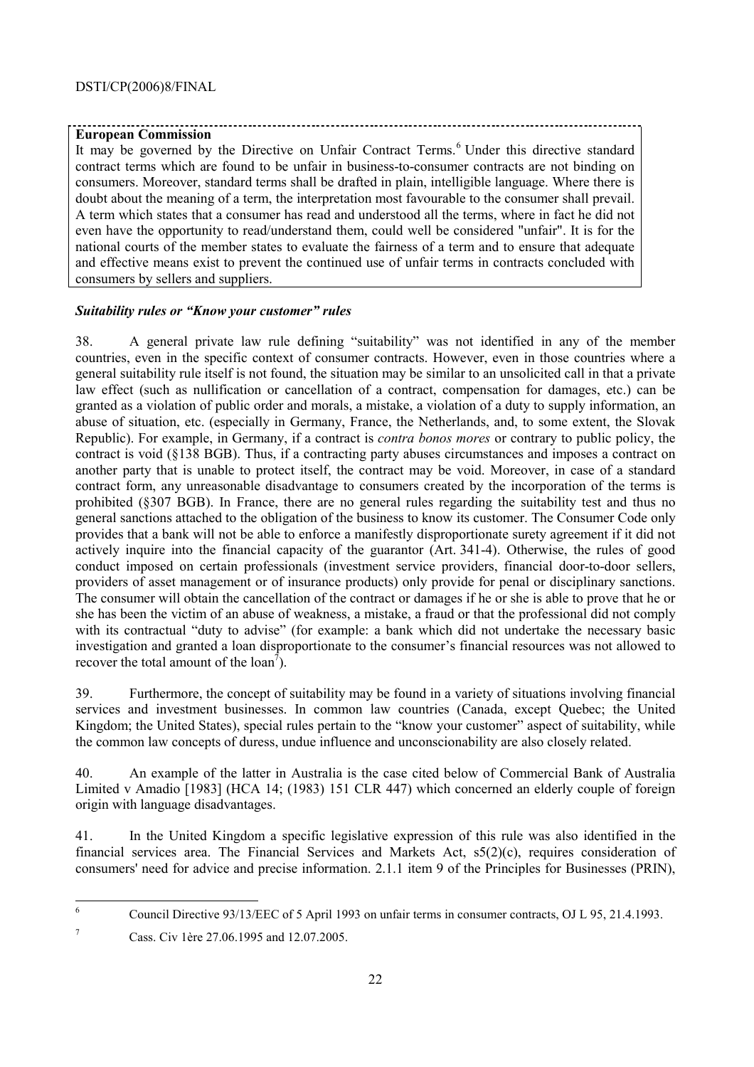**European Commission**

It may be governed by the Directive on Unfair Contract Terms.[6] Under this directive standard contract terms which are found to be unfair in business-to-consumer contracts are not binding on consumers. Moreover, standard terms shall be drafted in plain, intelligible language. Where there is doubt about the meaning of a term, the interpretation most favourable to the consumer shall prevail. A term which states that a consumer has read and understood all the terms, where in fact he did not even have the opportunity to read/understand them, could well be considered "unfair". It is for the national courts of the member states to evaluate the fairness of a term and to ensure that adequate and effective means exist to prevent the continued use of unfair terms in contracts concluded with consumers by sellers and suppliers.

***Suitability rules or "Know your customer" rules***

38. A general private law rule defining "suitability" was not identified in any of the member countries, even in the specific context of consumer contracts. However, even in those countries where a general suitability rule itself is not found, the situation may be similar to an unsolicited call in that a private law effect (such as nullification or cancellation of a contract, compensation for damages, etc.) can be granted as a violation of public order and morals, a mistake, a violation of a duty to supply information, an abuse of situation, etc. (especially in Germany, France, the Netherlands, and, to some extent, the Slovak Republic). For example, in Germany, if a contract is *contra bonos mores* or contrary to public policy, the contract is void (§138 BGB). Thus, if a contracting party abuses circumstances and imposes a contract on another party that is unable to protect itself, the contract may be void. Moreover, in case of a standard contract form, any unreasonable disadvantage to consumers created by the incorporation of the terms is prohibited (§307 BGB). In France, there are no general rules regarding the suitability test and thus no general sanctions attached to the obligation of the business to know its customer. The Consumer Code only provides that a bank will not be able to enforce a manifestly disproportionate surety agreement if it did not actively inquire into the financial capacity of the guarantor (Art. 341-4). Otherwise, the rules of good conduct imposed on certain professionals (investment service providers, financial door-to-door sellers, providers of asset management or of insurance products) only provide for penal or disciplinary sanctions. The consumer will obtain the cancellation of the contract or damages if he or she is able to prove that he or she has been the victim of an abuse of weakness, a mistake, a fraud or that the professional did not comply with its contractual "duty to advise" (for example: a bank which did not undertake the necessary basic investigation and granted a loan disproportionate to the consumer's financial resources was not allowed to recover the total amount of the loan[7]).

39. Furthermore, the concept of suitability may be found in a variety of situations involving financial services and investment businesses. In common law countries (Canada, except Quebec; the United Kingdom; the United States), special rules pertain to the "know your customer" aspect of suitability, while the common law concepts of duress, undue influence and unconscionability are also closely related.

40. An example of the latter in Australia is the case cited below of Commercial Bank of Australia Limited v Amadio [1983] (HCA 14; (1983) 151 CLR 447) which concerned an elderly couple of foreign origin with language disadvantages.

41. In the United Kingdom a specific legislative expression of this rule was also identified in the financial services area. The Financial Services and Markets Act, s5(2)(c), requires consideration of consumers' need for advice and precise information. 2.1.1 item 9 of the Principles for Businesses (PRIN),

---

[6] Council Directive 93/13/EEC of 5 April 1993 on unfair terms in consumer contracts, OJ L 95, 21.4.1993.

[7] Cass. Civ 1ère 27.06.1995 and 12.07.2005.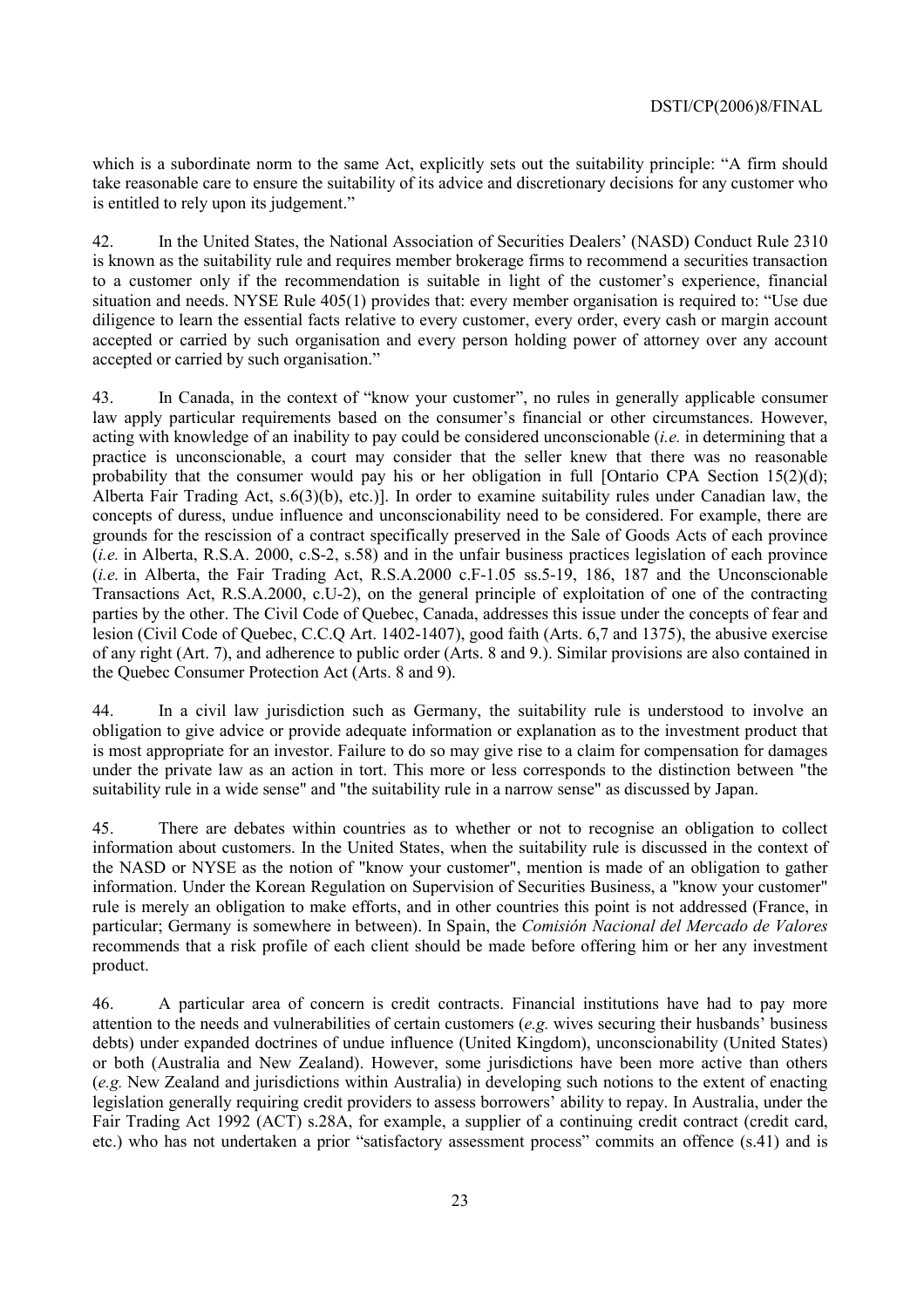which is a subordinate norm to the same Act, explicitly sets out the suitability principle: "A firm should take reasonable care to ensure the suitability of its advice and discretionary decisions for any customer who is entitled to rely upon its judgement."

42. In the United States, the National Association of Securities Dealers' (NASD) Conduct Rule 2310 is known as the suitability rule and requires member brokerage firms to recommend a securities transaction to a customer only if the recommendation is suitable in light of the customer's experience, financial situation and needs. NYSE Rule 405(1) provides that: every member organisation is required to: "Use due diligence to learn the essential facts relative to every customer, every order, every cash or margin account accepted or carried by such organisation and every person holding power of attorney over any account accepted or carried by such organisation."

43. In Canada, in the context of "know your customer", no rules in generally applicable consumer law apply particular requirements based on the consumer's financial or other circumstances. However, acting with knowledge of an inability to pay could be considered unconscionable (*i.e.* in determining that a practice is unconscionable, a court may consider that the seller knew that there was no reasonable probability that the consumer would pay his or her obligation in full [Ontario CPA Section 15(2)(d); Alberta Fair Trading Act, s.6(3)(b), etc.)]. In order to examine suitability rules under Canadian law, the concepts of duress, undue influence and unconscionability need to be considered. For example, there are grounds for the rescission of a contract specifically preserved in the Sale of Goods Acts of each province (*i.e.* in Alberta, R.S.A. 2000, c.S-2, s.58) and in the unfair business practices legislation of each province (*i.e.* in Alberta, the Fair Trading Act, R.S.A.2000 c.F-1.05 ss.5-19, 186, 187 and the Unconscionable Transactions Act, R.S.A.2000, c.U-2), on the general principle of exploitation of one of the contracting parties by the other. The Civil Code of Quebec, Canada, addresses this issue under the concepts of fear and lesion (Civil Code of Quebec, C.C.Q Art. 1402-1407), good faith (Arts. 6,7 and 1375), the abusive exercise of any right (Art. 7), and adherence to public order (Arts. 8 and 9.). Similar provisions are also contained in the Quebec Consumer Protection Act (Arts. 8 and 9).

44. In a civil law jurisdiction such as Germany, the suitability rule is understood to involve an obligation to give advice or provide adequate information or explanation as to the investment product that is most appropriate for an investor. Failure to do so may give rise to a claim for compensation for damages under the private law as an action in tort. This more or less corresponds to the distinction between "the suitability rule in a wide sense" and "the suitability rule in a narrow sense" as discussed by Japan.

45. There are debates within countries as to whether or not to recognise an obligation to collect information about customers. In the United States, when the suitability rule is discussed in the context of the NASD or NYSE as the notion of "know your customer", mention is made of an obligation to gather information. Under the Korean Regulation on Supervision of Securities Business, a "know your customer" rule is merely an obligation to make efforts, and in other countries this point is not addressed (France, in particular; Germany is somewhere in between). In Spain, the *Comisión Nacional del Mercado de Valores* recommends that a risk profile of each client should be made before offering him or her any investment product.

46. A particular area of concern is credit contracts. Financial institutions have had to pay more attention to the needs and vulnerabilities of certain customers (*e.g.* wives securing their husbands' business debts) under expanded doctrines of undue influence (United Kingdom), unconscionability (United States) or both (Australia and New Zealand). However, some jurisdictions have been more active than others (*e.g.* New Zealand and jurisdictions within Australia) in developing such notions to the extent of enacting legislation generally requiring credit providers to assess borrowers' ability to repay. In Australia, under the Fair Trading Act 1992 (ACT) s.28A, for example, a supplier of a continuing credit contract (credit card, etc.) who has not undertaken a prior "satisfactory assessment process" commits an offence (s.41) and is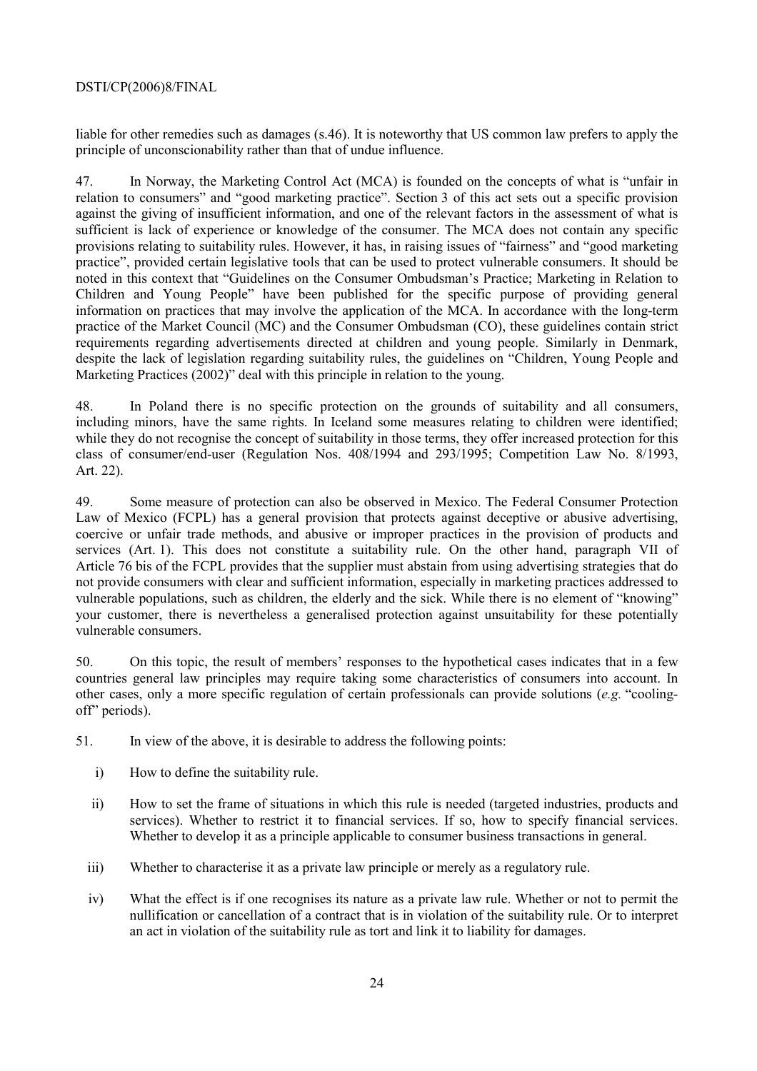liable for other remedies such as damages (s.46). It is noteworthy that US common law prefers to apply the principle of unconscionability rather than that of undue influence.

47. In Norway, the Marketing Control Act (MCA) is founded on the concepts of what is "unfair in relation to consumers" and "good marketing practice". Section 3 of this act sets out a specific provision against the giving of insufficient information, and one of the relevant factors in the assessment of what is sufficient is lack of experience or knowledge of the consumer. The MCA does not contain any specific provisions relating to suitability rules. However, it has, in raising issues of "fairness" and "good marketing practice", provided certain legislative tools that can be used to protect vulnerable consumers. It should be noted in this context that "Guidelines on the Consumer Ombudsman's Practice; Marketing in Relation to Children and Young People" have been published for the specific purpose of providing general information on practices that may involve the application of the MCA. In accordance with the long-term practice of the Market Council (MC) and the Consumer Ombudsman (CO), these guidelines contain strict requirements regarding advertisements directed at children and young people. Similarly in Denmark, despite the lack of legislation regarding suitability rules, the guidelines on "Children, Young People and Marketing Practices (2002)" deal with this principle in relation to the young.

48. In Poland there is no specific protection on the grounds of suitability and all consumers, including minors, have the same rights. In Iceland some measures relating to children were identified; while they do not recognise the concept of suitability in those terms, they offer increased protection for this class of consumer/end-user (Regulation Nos. 408/1994 and 293/1995; Competition Law No. 8/1993, Art. 22).

49. Some measure of protection can also be observed in Mexico. The Federal Consumer Protection Law of Mexico (FCPL) has a general provision that protects against deceptive or abusive advertising, coercive or unfair trade methods, and abusive or improper practices in the provision of products and services (Art. 1). This does not constitute a suitability rule. On the other hand, paragraph VII of Article 76 bis of the FCPL provides that the supplier must abstain from using advertising strategies that do not provide consumers with clear and sufficient information, especially in marketing practices addressed to vulnerable populations, such as children, the elderly and the sick. While there is no element of "knowing" your customer, there is nevertheless a generalised protection against unsuitability for these potentially vulnerable consumers.

50. On this topic, the result of members' responses to the hypothetical cases indicates that in a few countries general law principles may require taking some characteristics of consumers into account. In other cases, only a more specific regulation of certain professionals can provide solutions (*e.g.* "cooling-off" periods).

51. In view of the above, it is desirable to address the following points:

i) How to define the suitability rule.

ii) How to set the frame of situations in which this rule is needed (targeted industries, products and services). Whether to restrict it to financial services. If so, how to specify financial services. Whether to develop it as a principle applicable to consumer business transactions in general.

iii) Whether to characterise it as a private law principle or merely as a regulatory rule.

iv) What the effect is if one recognises its nature as a private law rule. Whether or not to permit the nullification or cancellation of a contract that is in violation of the suitability rule. Or to interpret an act in violation of the suitability rule as tort and link it to liability for damages.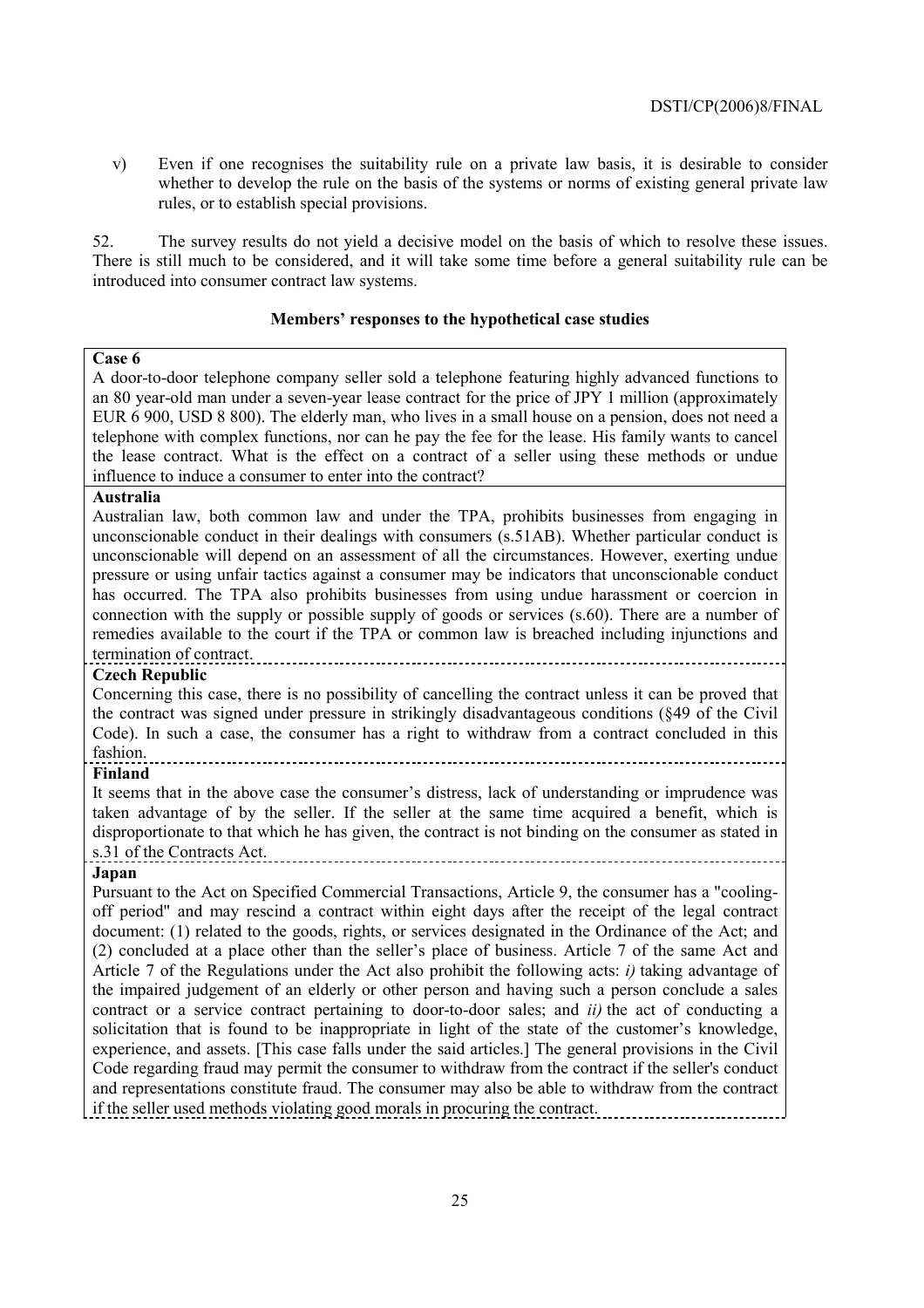v) Even if one recognises the suitability rule on a private law basis, it is desirable to consider whether to develop the rule on the basis of the systems or norms of existing general private law rules, or to establish special provisions.

52. The survey results do not yield a decisive model on the basis of which to resolve these issues. There is still much to be considered, and it will take some time before a general suitability rule can be introduced into consumer contract law systems.

**Members' responses to the hypothetical case studies**

**Case 6**

A door-to-door telephone company seller sold a telephone featuring highly advanced functions to an 80 year-old man under a seven-year lease contract for the price of JPY 1 million (approximately EUR 6 900, USD 8 800). The elderly man, who lives in a small house on a pension, does not need a telephone with complex functions, nor can he pay the fee for the lease. His family wants to cancel the lease contract. What is the effect on a contract of a seller using these methods or undue influence to induce a consumer to enter into the contract?

**Australia**

Australian law, both common law and under the TPA, prohibits businesses from engaging in unconscionable conduct in their dealings with consumers (s.51AB). Whether particular conduct is unconscionable will depend on an assessment of all the circumstances. However, exerting undue pressure or using unfair tactics against a consumer may be indicators that unconscionable conduct has occurred. The TPA also prohibits businesses from using undue harassment or coercion in connection with the supply or possible supply of goods or services (s.60). There are a number of remedies available to the court if the TPA or common law is breached including injunctions and termination of contract.

**Czech Republic**

Concerning this case, there is no possibility of cancelling the contract unless it can be proved that the contract was signed under pressure in strikingly disadvantageous conditions (§49 of the Civil Code). In such a case, the consumer has a right to withdraw from a contract concluded in this fashion.

**Finland**

It seems that in the above case the consumer's distress, lack of understanding or imprudence was taken advantage of by the seller. If the seller at the same time acquired a benefit, which is disproportionate to that which he has given, the contract is not binding on the consumer as stated in s.31 of the Contracts Act.

**Japan**

Pursuant to the Act on Specified Commercial Transactions, Article 9, the consumer has a "cooling-off period" and may rescind a contract within eight days after the receipt of the legal contract document: (1) related to the goods, rights, or services designated in the Ordinance of the Act; and (2) concluded at a place other than the seller's place of business. Article 7 of the same Act and Article 7 of the Regulations under the Act also prohibit the following acts: *i)* taking advantage of the impaired judgement of an elderly or other person and having such a person conclude a sales contract or a service contract pertaining to door-to-door sales; and *ii)* the act of conducting a solicitation that is found to be inappropriate in light of the state of the customer's knowledge, experience, and assets. [This case falls under the said articles.] The general provisions in the Civil Code regarding fraud may permit the consumer to withdraw from the contract if the seller's conduct and representations constitute fraud. The consumer may also be able to withdraw from the contract if the seller used methods violating good morals in procuring the contract.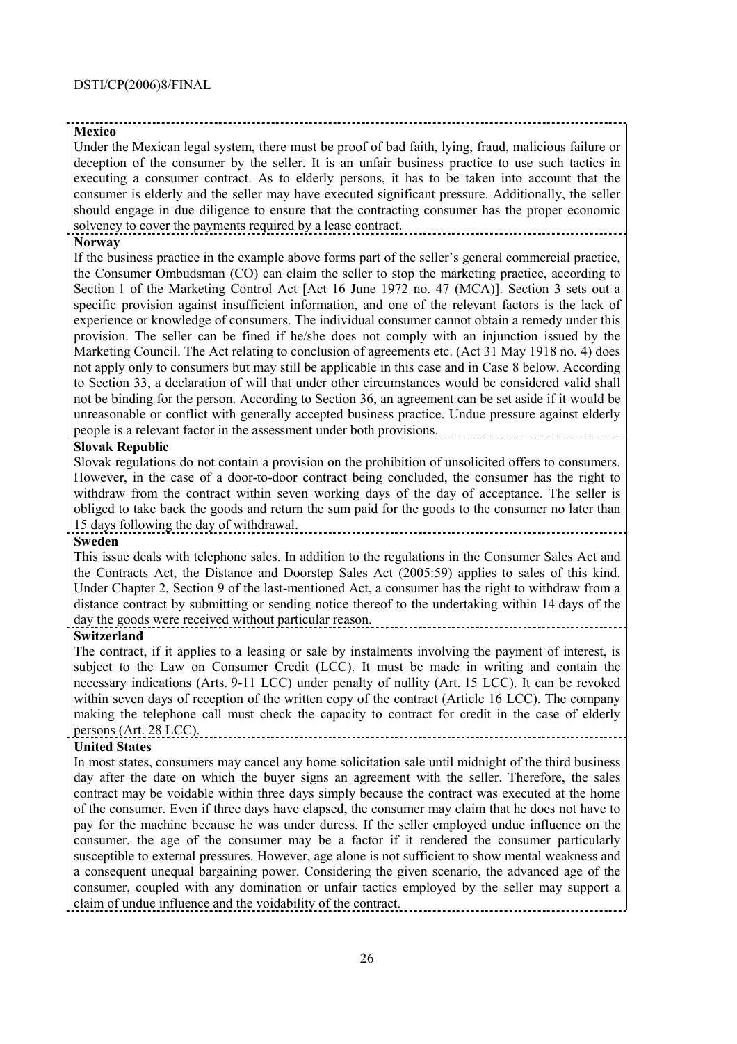**Mexico**

Under the Mexican legal system, there must be proof of bad faith, lying, fraud, malicious failure or deception of the consumer by the seller. It is an unfair business practice to use such tactics in executing a consumer contract. As to elderly persons, it has to be taken into account that the consumer is elderly and the seller may have executed significant pressure. Additionally, the seller should engage in due diligence to ensure that the contracting consumer has the proper economic solvency to cover the payments required by a lease contract.

**Norway**

If the business practice in the example above forms part of the seller's general commercial practice, the Consumer Ombudsman (CO) can claim the seller to stop the marketing practice, according to Section 1 of the Marketing Control Act [Act 16 June 1972 no. 47 (MCA)]. Section 3 sets out a specific provision against insufficient information, and one of the relevant factors is the lack of experience or knowledge of consumers. The individual consumer cannot obtain a remedy under this provision. The seller can be fined if he/she does not comply with an injunction issued by the Marketing Council. The Act relating to conclusion of agreements etc. (Act 31 May 1918 no. 4) does not apply only to consumers but may still be applicable in this case and in Case 8 below. According to Section 33, a declaration of will that under other circumstances would be considered valid shall not be binding for the person. According to Section 36, an agreement can be set aside if it would be unreasonable or conflict with generally accepted business practice. Undue pressure against elderly people is a relevant factor in the assessment under both provisions.

**Slovak Republic**

Slovak regulations do not contain a provision on the prohibition of unsolicited offers to consumers. However, in the case of a door-to-door contract being concluded, the consumer has the right to withdraw from the contract within seven working days of the day of acceptance. The seller is obliged to take back the goods and return the sum paid for the goods to the consumer no later than 15 days following the day of withdrawal.

**Sweden**

This issue deals with telephone sales. In addition to the regulations in the Consumer Sales Act and the Contracts Act, the Distance and Doorstep Sales Act (2005:59) applies to sales of this kind. Under Chapter 2, Section 9 of the last-mentioned Act, a consumer has the right to withdraw from a distance contract by submitting or sending notice thereof to the undertaking within 14 days of the day the goods were received without particular reason.

**Switzerland**

The contract, if it applies to a leasing or sale by instalments involving the payment of interest, is subject to the Law on Consumer Credit (LCC). It must be made in writing and contain the necessary indications (Arts. 9-11 LCC) under penalty of nullity (Art. 15 LCC). It can be revoked within seven days of reception of the written copy of the contract (Article 16 LCC). The company making the telephone call must check the capacity to contract for credit in the case of elderly persons (Art. 28 LCC).

**United States**

In most states, consumers may cancel any home solicitation sale until midnight of the third business day after the date on which the buyer signs an agreement with the seller. Therefore, the sales contract may be voidable within three days simply because the contract was executed at the home of the consumer. Even if three days have elapsed, the consumer may claim that he does not have to pay for the machine because he was under duress. If the seller employed undue influence on the consumer, the age of the consumer may be a factor if it rendered the consumer particularly susceptible to external pressures. However, age alone is not sufficient to show mental weakness and a consequent unequal bargaining power. Considering the given scenario, the advanced age of the consumer, coupled with any domination or unfair tactics employed by the seller may support a claim of undue influence and the voidability of the contract.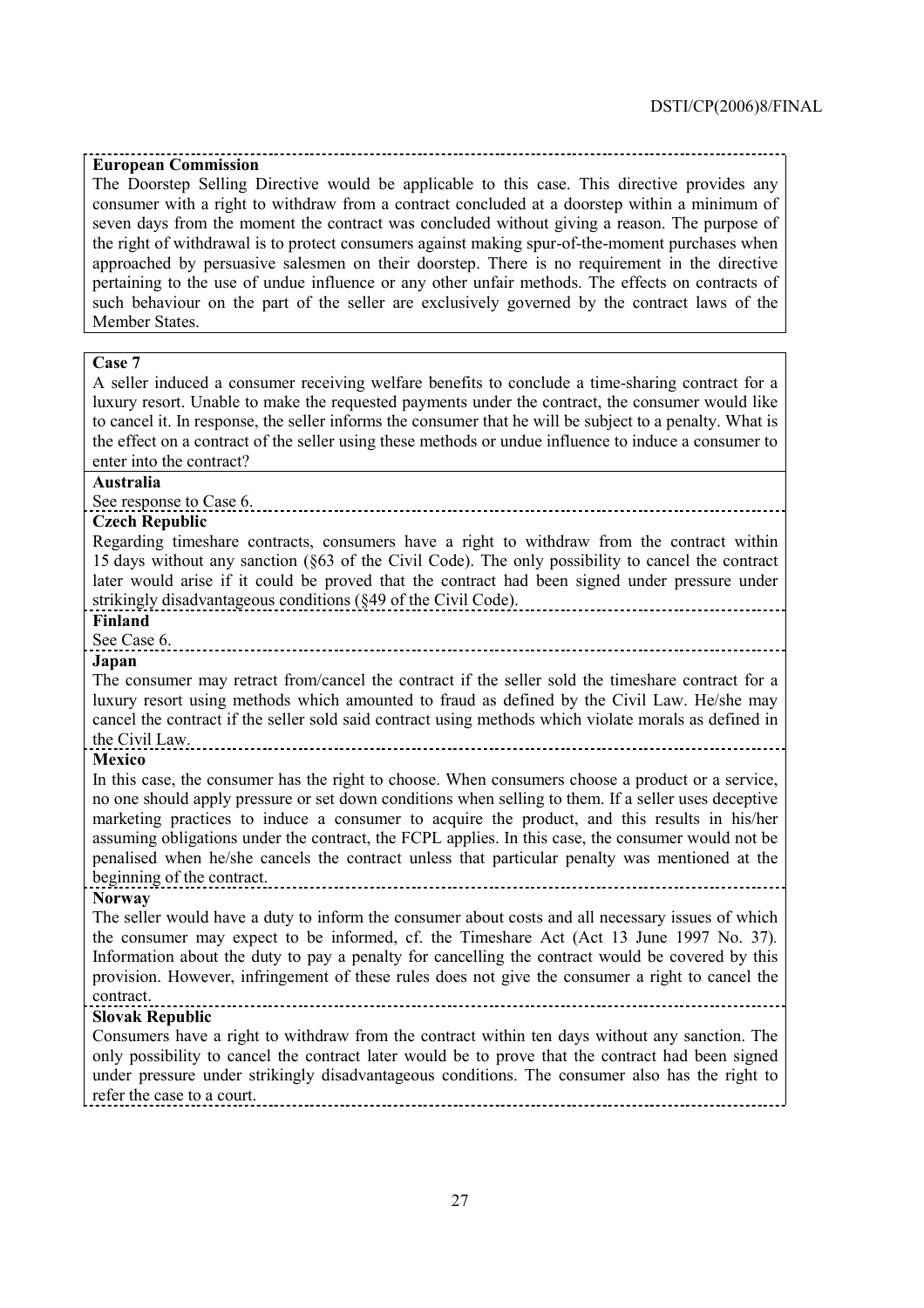**European Commission**

The Doorstep Selling Directive would be applicable to this case. This directive provides any consumer with a right to withdraw from a contract concluded at a doorstep within a minimum of seven days from the moment the contract was concluded without giving a reason. The purpose of the right of withdrawal is to protect consumers against making spur-of-the-moment purchases when approached by persuasive salesmen on their doorstep. There is no requirement in the directive pertaining to the use of undue influence or any other unfair methods. The effects on contracts of such behaviour on the part of the seller are exclusively governed by the contract laws of the Member States.

**Case 7**

A seller induced a consumer receiving welfare benefits to conclude a time-sharing contract for a luxury resort. Unable to make the requested payments under the contract, the consumer would like to cancel it. In response, the seller informs the consumer that he will be subject to a penalty. What is the effect on a contract of the seller using these methods or undue influence to induce a consumer to enter into the contract?

**Australia**

See response to Case 6.

**Czech Republic**

Regarding timeshare contracts, consumers have a right to withdraw from the contract within 15 days without any sanction (§63 of the Civil Code). The only possibility to cancel the contract later would arise if it could be proved that the contract had been signed under pressure under strikingly disadvantageous conditions (§49 of the Civil Code).

**Finland**

See Case 6.

**Japan**

The consumer may retract from/cancel the contract if the seller sold the timeshare contract for a luxury resort using methods which amounted to fraud as defined by the Civil Law. He/she may cancel the contract if the seller sold said contract using methods which violate morals as defined in the Civil Law.

**Mexico**

In this case, the consumer has the right to choose. When consumers choose a product or a service, no one should apply pressure or set down conditions when selling to them. If a seller uses deceptive marketing practices to induce a consumer to acquire the product, and this results in his/her assuming obligations under the contract, the FCPL applies. In this case, the consumer would not be penalised when he/she cancels the contract unless that particular penalty was mentioned at the beginning of the contract.

**Norway**

The seller would have a duty to inform the consumer about costs and all necessary issues of which the consumer may expect to be informed, cf. the Timeshare Act (Act 13 June 1997 No. 37). Information about the duty to pay a penalty for cancelling the contract would be covered by this provision. However, infringement of these rules does not give the consumer a right to cancel the contract.

**Slovak Republic**

Consumers have a right to withdraw from the contract within ten days without any sanction. The only possibility to cancel the contract later would be to prove that the contract had been signed under pressure under strikingly disadvantageous conditions. The consumer also has the right to refer the case to a court.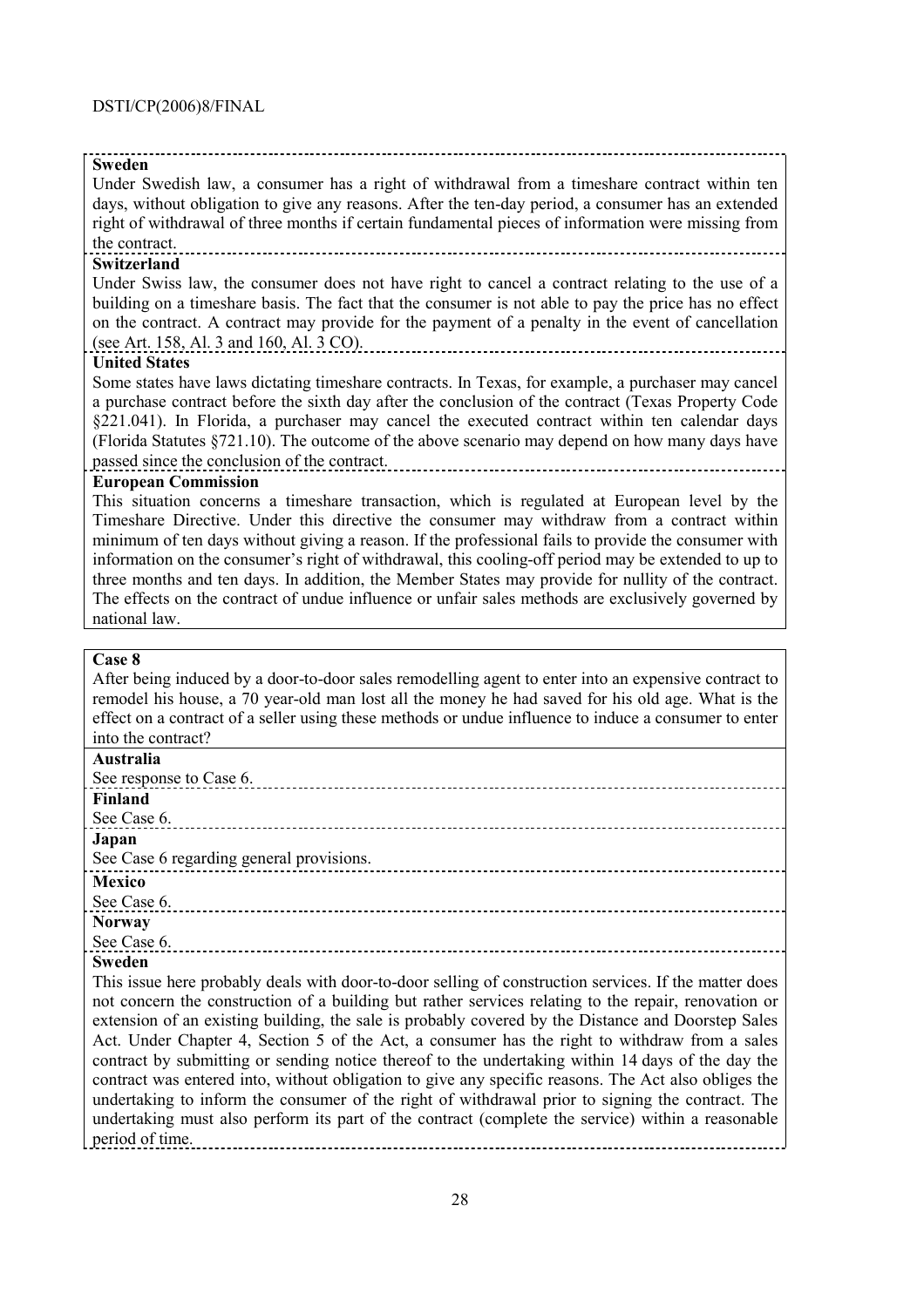**Sweden**

Under Swedish law, a consumer has a right of withdrawal from a timeshare contract within ten days, without obligation to give any reasons. After the ten-day period, a consumer has an extended right of withdrawal of three months if certain fundamental pieces of information were missing from the contract.

**Switzerland**

Under Swiss law, the consumer does not have right to cancel a contract relating to the use of a building on a timeshare basis. The fact that the consumer is not able to pay the price has no effect on the contract. A contract may provide for the payment of a penalty in the event of cancellation (see Art. 158, Al. 3 and 160, Al. 3 CO).

**United States**

Some states have laws dictating timeshare contracts. In Texas, for example, a purchaser may cancel a purchase contract before the sixth day after the conclusion of the contract (Texas Property Code §221.041). In Florida, a purchaser may cancel the executed contract within ten calendar days (Florida Statutes §721.10). The outcome of the above scenario may depend on how many days have passed since the conclusion of the contract.

**European Commission**

This situation concerns a timeshare transaction, which is regulated at European level by the Timeshare Directive. Under this directive the consumer may withdraw from a contract within minimum of ten days without giving a reason. If the professional fails to provide the consumer with information on the consumer's right of withdrawal, this cooling-off period may be extended to up to three months and ten days. In addition, the Member States may provide for nullity of the contract. The effects on the contract of undue influence or unfair sales methods are exclusively governed by national law.

**Case 8**

After being induced by a door-to-door sales remodelling agent to enter into an expensive contract to remodel his house, a 70 year-old man lost all the money he had saved for his old age. What is the effect on a contract of a seller using these methods or undue influence to induce a consumer to enter into the contract?

**Australia**

See response to Case 6.

**Finland**

See Case 6.

**Japan**

See Case 6 regarding general provisions.

**Mexico**

See Case 6.

**Norway**

See Case 6.

**Sweden**

This issue here probably deals with door-to-door selling of construction services. If the matter does not concern the construction of a building but rather services relating to the repair, renovation or extension of an existing building, the sale is probably covered by the Distance and Doorstep Sales Act. Under Chapter 4, Section 5 of the Act, a consumer has the right to withdraw from a sales contract by submitting or sending notice thereof to the undertaking within 14 days of the day the contract was entered into, without obligation to give any specific reasons. The Act also obliges the undertaking to inform the consumer of the right of withdrawal prior to signing the contract. The undertaking must also perform its part of the contract (complete the service) within a reasonable period of time.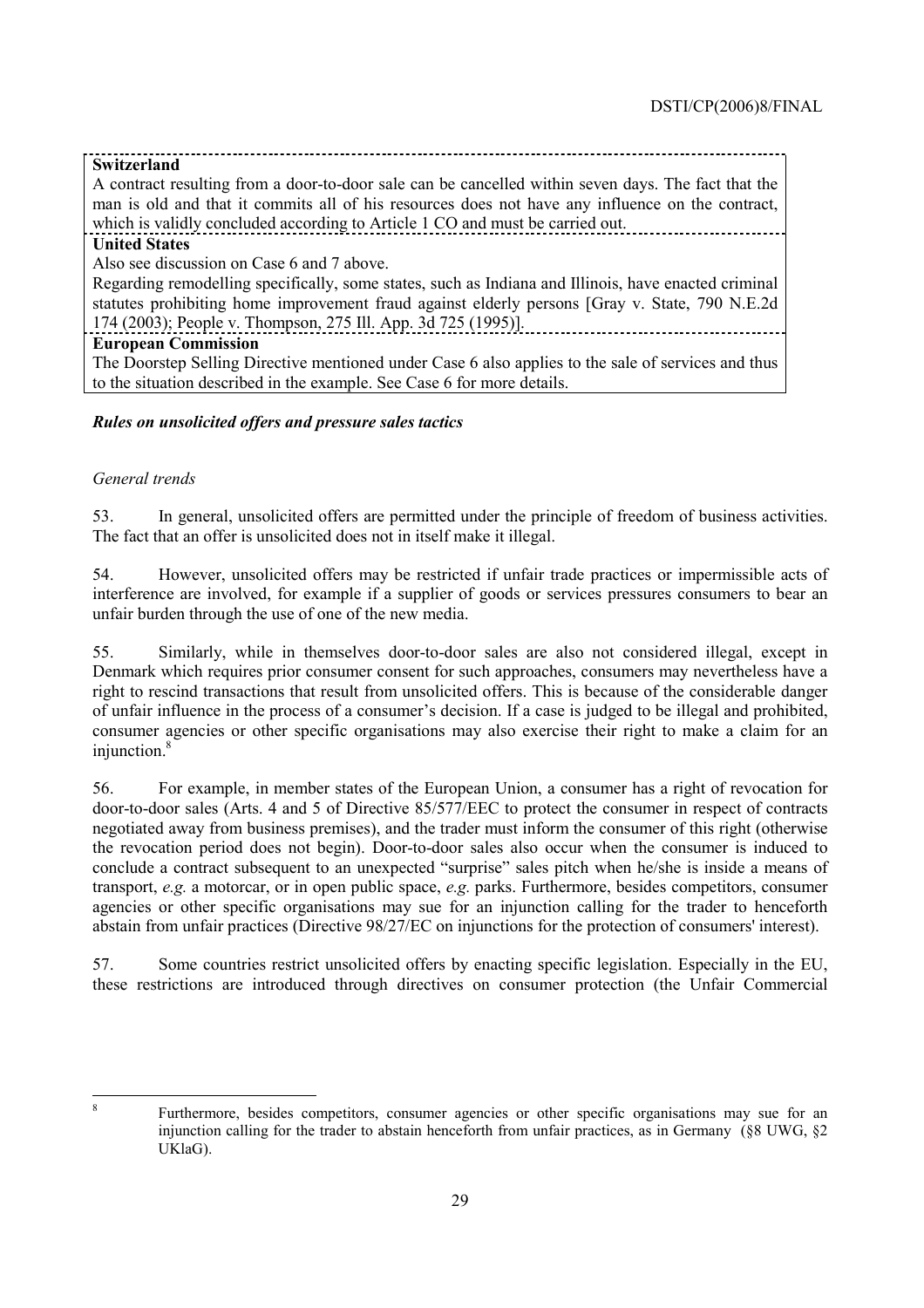| **Switzerland** |
|---|
| A contract resulting from a door-to-door sale can be cancelled within seven days. The fact that the man is old and that it commits all of his resources does not have any influence on the contract, which is validly concluded according to Article 1 CO and must be carried out. |
| **United States** |
| Also see discussion on Case 6 and 7 above. Regarding remodelling specifically, some states, such as Indiana and Illinois, have enacted criminal statutes prohibiting home improvement fraud against elderly persons [Gray v. State, 790 N.E.2d 174 (2003); People v. Thompson, 275 Ill. App. 3d 725 (1995)]. |
| **European Commission** |
| The Doorstep Selling Directive mentioned under Case 6 also applies to the sale of services and thus to the situation described in the example. See Case 6 for more details. |

### *Rules on unsolicited offers and pressure sales tactics*

#### *General trends*

53. In general, unsolicited offers are permitted under the principle of freedom of business activities. The fact that an offer is unsolicited does not in itself make it illegal.

54. However, unsolicited offers may be restricted if unfair trade practices or impermissible acts of interference are involved, for example if a supplier of goods or services pressures consumers to bear an unfair burden through the use of one of the new media.

55. Similarly, while in themselves door-to-door sales are also not considered illegal, except in Denmark which requires prior consumer consent for such approaches, consumers may nevertheless have a right to rescind transactions that result from unsolicited offers. This is because of the considerable danger of unfair influence in the process of a consumer's decision. If a case is judged to be illegal and prohibited, consumer agencies or other specific organisations may also exercise their right to make a claim for an injunction.[8]

56. For example, in member states of the European Union, a consumer has a right of revocation for door-to-door sales (Arts. 4 and 5 of Directive 85/577/EEC to protect the consumer in respect of contracts negotiated away from business premises), and the trader must inform the consumer of this right (otherwise the revocation period does not begin). Door-to-door sales also occur when the consumer is induced to conclude a contract subsequent to an unexpected "surprise" sales pitch when he/she is inside a means of transport, *e.g.* a motorcar, or in open public space, *e.g.* parks. Furthermore, besides competitors, consumer agencies or other specific organisations may sue for an injunction calling for the trader to henceforth abstain from unfair practices (Directive 98/27/EC on injunctions for the protection of consumers' interest).

57. Some countries restrict unsolicited offers by enacting specific legislation. Especially in the EU, these restrictions are introduced through directives on consumer protection (the Unfair Commercial

[8] Furthermore, besides competitors, consumer agencies or other specific organisations may sue for an injunction calling for the trader to abstain henceforth from unfair practices, as in Germany (§8 UWG, §2 UKlaG).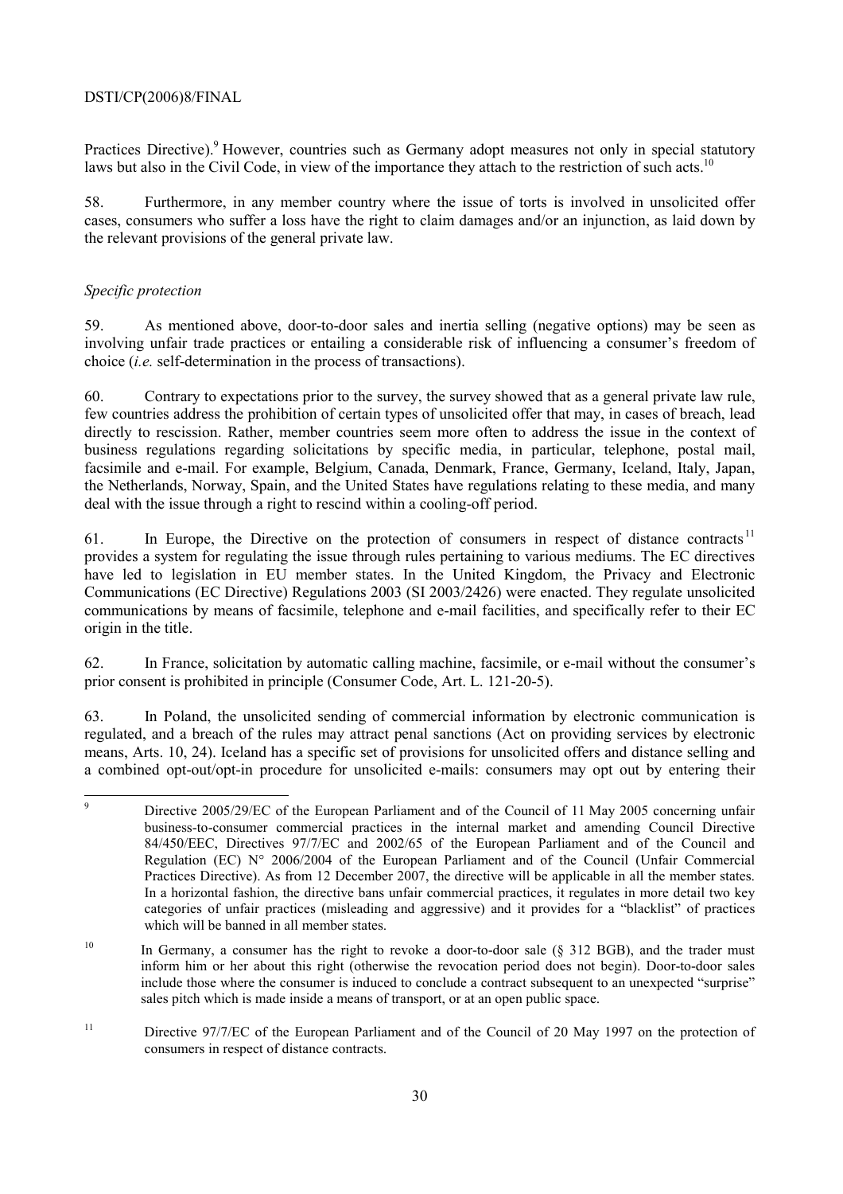Practices Directive).[9] However, countries such as Germany adopt measures not only in special statutory laws but also in the Civil Code, in view of the importance they attach to the restriction of such acts.[10]

58. Furthermore, in any member country where the issue of torts is involved in unsolicited offer cases, consumers who suffer a loss have the right to claim damages and/or an injunction, as laid down by the relevant provisions of the general private law.

*Specific protection*

59. As mentioned above, door-to-door sales and inertia selling (negative options) may be seen as involving unfair trade practices or entailing a considerable risk of influencing a consumer's freedom of choice (*i.e.* self-determination in the process of transactions).

60. Contrary to expectations prior to the survey, the survey showed that as a general private law rule, few countries address the prohibition of certain types of unsolicited offer that may, in cases of breach, lead directly to rescission. Rather, member countries seem more often to address the issue in the context of business regulations regarding solicitations by specific media, in particular, telephone, postal mail, facsimile and e-mail. For example, Belgium, Canada, Denmark, France, Germany, Iceland, Italy, Japan, the Netherlands, Norway, Spain, and the United States have regulations relating to these media, and many deal with the issue through a right to rescind within a cooling-off period.

61. In Europe, the Directive on the protection of consumers in respect of distance contracts[11] provides a system for regulating the issue through rules pertaining to various mediums. The EC directives have led to legislation in EU member states. In the United Kingdom, the Privacy and Electronic Communications (EC Directive) Regulations 2003 (SI 2003/2426) were enacted. They regulate unsolicited communications by means of facsimile, telephone and e-mail facilities, and specifically refer to their EC origin in the title.

62. In France, solicitation by automatic calling machine, facsimile, or e-mail without the consumer's prior consent is prohibited in principle (Consumer Code, Art. L. 121-20-5).

63. In Poland, the unsolicited sending of commercial information by electronic communication is regulated, and a breach of the rules may attract penal sanctions (Act on providing services by electronic means, Arts. 10, 24). Iceland has a specific set of provisions for unsolicited offers and distance selling and a combined opt-out/opt-in procedure for unsolicited e-mails: consumers may opt out by entering their

---

[9] Directive 2005/29/EC of the European Parliament and of the Council of 11 May 2005 concerning unfair business-to-consumer commercial practices in the internal market and amending Council Directive 84/450/EEC, Directives 97/7/EC and 2002/65 of the European Parliament and of the Council and Regulation (EC) N° 2006/2004 of the European Parliament and of the Council (Unfair Commercial Practices Directive). As from 12 December 2007, the directive will be applicable in all the member states. In a horizontal fashion, the directive bans unfair commercial practices, it regulates in more detail two key categories of unfair practices (misleading and aggressive) and it provides for a "blacklist" of practices which will be banned in all member states.

[10] In Germany, a consumer has the right to revoke a door-to-door sale (§ 312 BGB), and the trader must inform him or her about this right (otherwise the revocation period does not begin). Door-to-door sales include those where the consumer is induced to conclude a contract subsequent to an unexpected "surprise" sales pitch which is made inside a means of transport, or at an open public space.

[11] Directive 97/7/EC of the European Parliament and of the Council of 20 May 1997 on the protection of consumers in respect of distance contracts.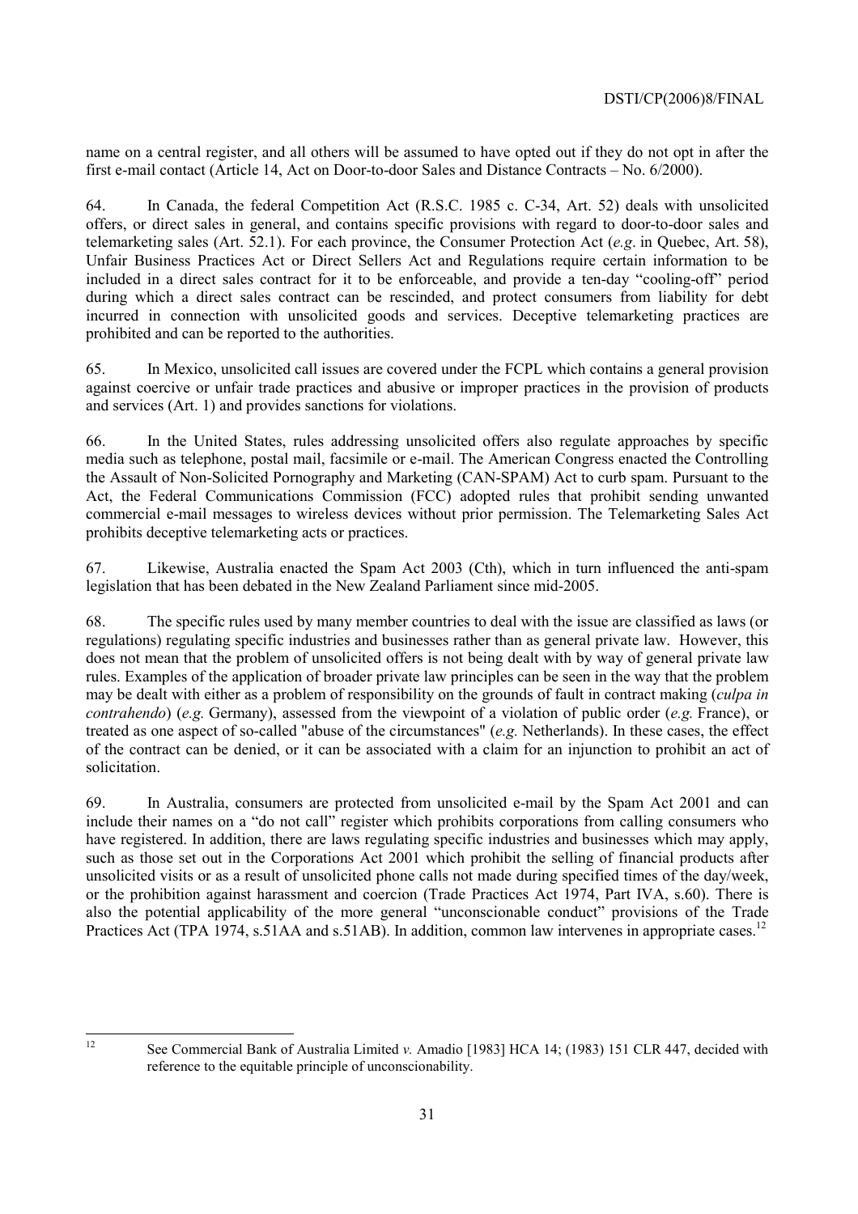name on a central register, and all others will be assumed to have opted out if they do not opt in after the first e-mail contact (Article 14, Act on Door-to-door Sales and Distance Contracts – No. 6/2000).

64. In Canada, the federal Competition Act (R.S.C. 1985 c. C-34, Art. 52) deals with unsolicited offers, or direct sales in general, and contains specific provisions with regard to door-to-door sales and telemarketing sales (Art. 52.1). For each province, the Consumer Protection Act (*e.g*. in Quebec, Art. 58), Unfair Business Practices Act or Direct Sellers Act and Regulations require certain information to be included in a direct sales contract for it to be enforceable, and provide a ten-day "cooling-off" period during which a direct sales contract can be rescinded, and protect consumers from liability for debt incurred in connection with unsolicited goods and services. Deceptive telemarketing practices are prohibited and can be reported to the authorities.

65. In Mexico, unsolicited call issues are covered under the FCPL which contains a general provision against coercive or unfair trade practices and abusive or improper practices in the provision of products and services (Art. 1) and provides sanctions for violations.

66. In the United States, rules addressing unsolicited offers also regulate approaches by specific media such as telephone, postal mail, facsimile or e-mail. The American Congress enacted the Controlling the Assault of Non-Solicited Pornography and Marketing (CAN-SPAM) Act to curb spam. Pursuant to the Act, the Federal Communications Commission (FCC) adopted rules that prohibit sending unwanted commercial e-mail messages to wireless devices without prior permission. The Telemarketing Sales Act prohibits deceptive telemarketing acts or practices.

67. Likewise, Australia enacted the Spam Act 2003 (Cth), which in turn influenced the anti-spam legislation that has been debated in the New Zealand Parliament since mid-2005.

68. The specific rules used by many member countries to deal with the issue are classified as laws (or regulations) regulating specific industries and businesses rather than as general private law. However, this does not mean that the problem of unsolicited offers is not being dealt with by way of general private law rules. Examples of the application of broader private law principles can be seen in the way that the problem may be dealt with either as a problem of responsibility on the grounds of fault in contract making (*culpa in contrahendo*) (*e.g.* Germany), assessed from the viewpoint of a violation of public order (*e.g.* France), or treated as one aspect of so-called "abuse of the circumstances" (*e.g.* Netherlands). In these cases, the effect of the contract can be denied, or it can be associated with a claim for an injunction to prohibit an act of solicitation.

69. In Australia, consumers are protected from unsolicited e-mail by the Spam Act 2001 and can include their names on a "do not call" register which prohibits corporations from calling consumers who have registered. In addition, there are laws regulating specific industries and businesses which may apply, such as those set out in the Corporations Act 2001 which prohibit the selling of financial products after unsolicited visits or as a result of unsolicited phone calls not made during specified times of the day/week, or the prohibition against harassment and coercion (Trade Practices Act 1974, Part IVA, s.60). There is also the potential applicability of the more general "unconscionable conduct" provisions of the Trade Practices Act (TPA 1974, s.51AA and s.51AB). In addition, common law intervenes in appropriate cases.[12]

[12] See Commercial Bank of Australia Limited *v.* Amadio [1983] HCA 14; (1983) 151 CLR 447, decided with reference to the equitable principle of unconscionability.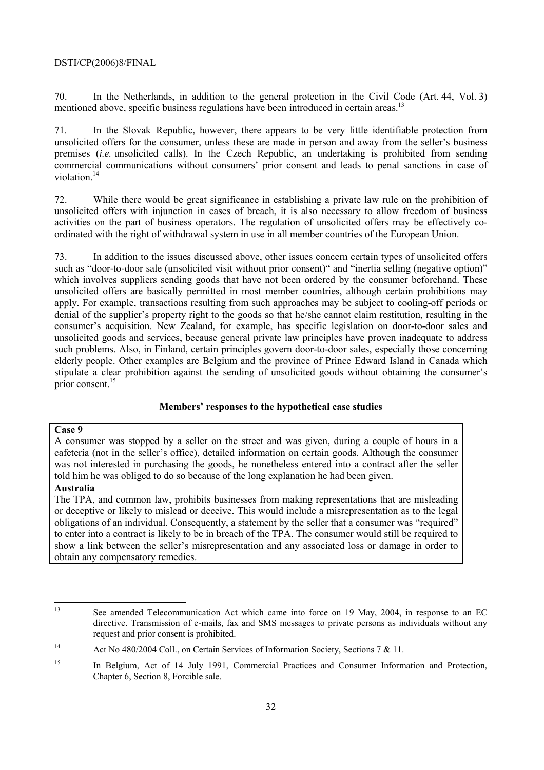70. In the Netherlands, in addition to the general protection in the Civil Code (Art. 44, Vol. 3) mentioned above, specific business regulations have been introduced in certain areas.[13]

71. In the Slovak Republic, however, there appears to be very little identifiable protection from unsolicited offers for the consumer, unless these are made in person and away from the seller's business premises (*i.e.* unsolicited calls). In the Czech Republic, an undertaking is prohibited from sending commercial communications without consumers' prior consent and leads to penal sanctions in case of violation.[14]

72. While there would be great significance in establishing a private law rule on the prohibition of unsolicited offers with injunction in cases of breach, it is also necessary to allow freedom of business activities on the part of business operators. The regulation of unsolicited offers may be effectively co-ordinated with the right of withdrawal system in use in all member countries of the European Union.

73. In addition to the issues discussed above, other issues concern certain types of unsolicited offers such as "door-to-door sale (unsolicited visit without prior consent)" and "inertia selling (negative option)" which involves suppliers sending goods that have not been ordered by the consumer beforehand. These unsolicited offers are basically permitted in most member countries, although certain prohibitions may apply. For example, transactions resulting from such approaches may be subject to cooling-off periods or denial of the supplier's property right to the goods so that he/she cannot claim restitution, resulting in the consumer's acquisition. New Zealand, for example, has specific legislation on door-to-door sales and unsolicited goods and services, because general private law principles have proven inadequate to address such problems. Also, in Finland, certain principles govern door-to-door sales, especially those concerning elderly people. Other examples are Belgium and the province of Prince Edward Island in Canada which stipulate a clear prohibition against the sending of unsolicited goods without obtaining the consumer's prior consent.[15]

### Members' responses to the hypothetical case studies

| **Case 9** |
| --- |
| A consumer was stopped by a seller on the street and was given, during a couple of hours in a cafeteria (not in the seller's office), detailed information on certain goods. Although the consumer was not interested in purchasing the goods, he nonetheless entered into a contract after the seller told him he was obliged to do so because of the long explanation he had been given. |
| **Australia** |
| The TPA, and common law, prohibits businesses from making representations that are misleading or deceptive or likely to mislead or deceive. This would include a misrepresentation as to the legal obligations of an individual. Consequently, a statement by the seller that a consumer was "required" to enter into a contract is likely to be in breach of the TPA. The consumer would still be required to show a link between the seller's misrepresentation and any associated loss or damage in order to obtain any compensatory remedies. |

[13] See amended Telecommunication Act which came into force on 19 May, 2004, in response to an EC directive. Transmission of e-mails, fax and SMS messages to private persons as individuals without any request and prior consent is prohibited.

[14] Act No 480/2004 Coll., on Certain Services of Information Society, Sections 7 & 11.

[15] In Belgium, Act of 14 July 1991, Commercial Practices and Consumer Information and Protection, Chapter 6, Section 8, Forcible sale.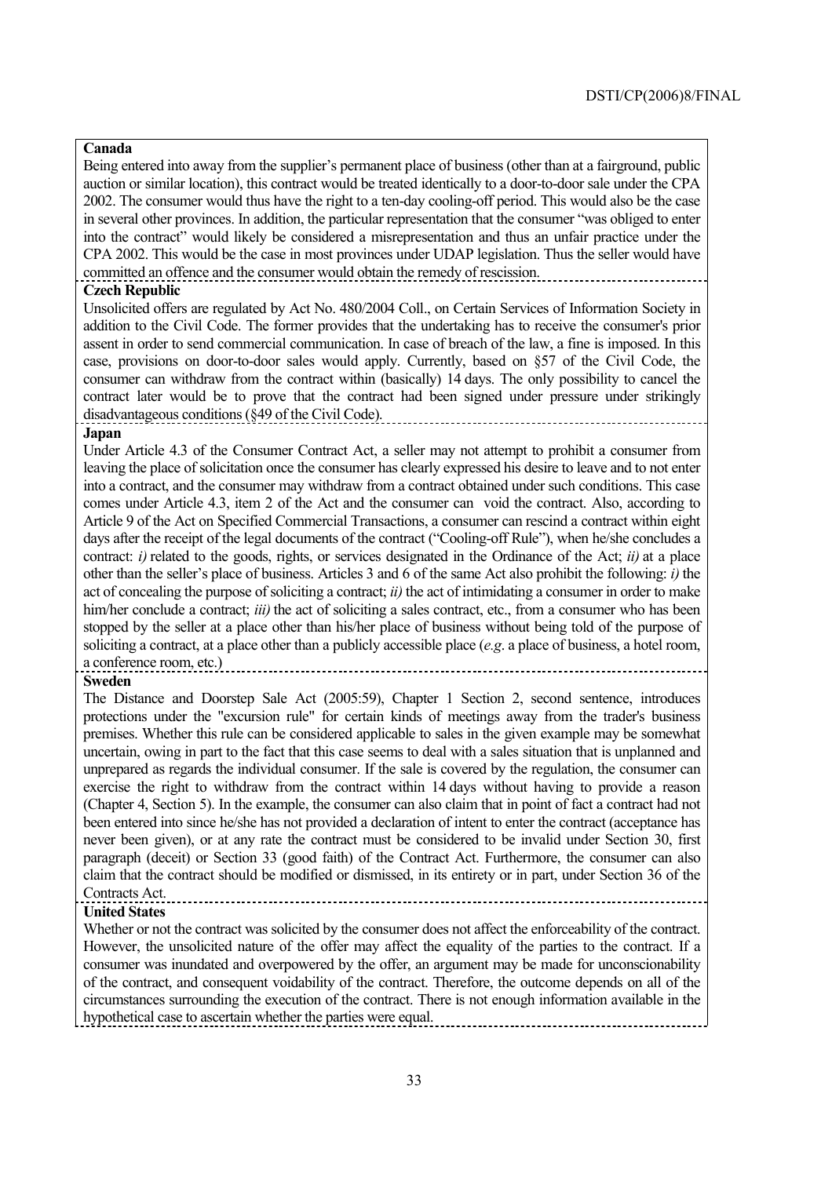**Canada**

Being entered into away from the supplier's permanent place of business (other than at a fairground, public auction or similar location), this contract would be treated identically to a door-to-door sale under the CPA 2002. The consumer would thus have the right to a ten-day cooling-off period. This would also be the case in several other provinces. In addition, the particular representation that the consumer "was obliged to enter into the contract" would likely be considered a misrepresentation and thus an unfair practice under the CPA 2002. This would be the case in most provinces under UDAP legislation. Thus the seller would have committed an offence and the consumer would obtain the remedy of rescission.

**Czech Republic**

Unsolicited offers are regulated by Act No. 480/2004 Coll., on Certain Services of Information Society in addition to the Civil Code. The former provides that the undertaking has to receive the consumer's prior assent in order to send commercial communication. In case of breach of the law, a fine is imposed. In this case, provisions on door-to-door sales would apply. Currently, based on §57 of the Civil Code, the consumer can withdraw from the contract within (basically) 14 days. The only possibility to cancel the contract later would be to prove that the contract had been signed under pressure under strikingly disadvantageous conditions (§49 of the Civil Code).

**Japan**

Under Article 4.3 of the Consumer Contract Act, a seller may not attempt to prohibit a consumer from leaving the place of solicitation once the consumer has clearly expressed his desire to leave and to not enter into a contract, and the consumer may withdraw from a contract obtained under such conditions. This case comes under Article 4.3, item 2 of the Act and the consumer can void the contract. Also, according to Article 9 of the Act on Specified Commercial Transactions, a consumer can rescind a contract within eight days after the receipt of the legal documents of the contract ("Cooling-off Rule"), when he/she concludes a contract: *i)* related to the goods, rights, or services designated in the Ordinance of the Act; *ii)* at a place other than the seller's place of business. Articles 3 and 6 of the same Act also prohibit the following: *i)* the act of concealing the purpose of soliciting a contract; *ii)* the act of intimidating a consumer in order to make him/her conclude a contract; *iii)* the act of soliciting a sales contract, etc., from a consumer who has been stopped by the seller at a place other than his/her place of business without being told of the purpose of soliciting a contract, at a place other than a publicly accessible place (*e.g*. a place of business, a hotel room, a conference room, etc.)

**Sweden**

The Distance and Doorstep Sale Act (2005:59), Chapter 1 Section 2, second sentence, introduces protections under the "excursion rule" for certain kinds of meetings away from the trader's business premises. Whether this rule can be considered applicable to sales in the given example may be somewhat uncertain, owing in part to the fact that this case seems to deal with a sales situation that is unplanned and unprepared as regards the individual consumer. If the sale is covered by the regulation, the consumer can exercise the right to withdraw from the contract within 14 days without having to provide a reason (Chapter 4, Section 5). In the example, the consumer can also claim that in point of fact a contract had not been entered into since he/she has not provided a declaration of intent to enter the contract (acceptance has never been given), or at any rate the contract must be considered to be invalid under Section 30, first paragraph (deceit) or Section 33 (good faith) of the Contract Act. Furthermore, the consumer can also claim that the contract should be modified or dismissed, in its entirety or in part, under Section 36 of the Contracts Act.

**United States**

Whether or not the contract was solicited by the consumer does not affect the enforceability of the contract. However, the unsolicited nature of the offer may affect the equality of the parties to the contract. If a consumer was inundated and overpowered by the offer, an argument may be made for unconscionability of the contract, and consequent voidability of the contract. Therefore, the outcome depends on all of the circumstances surrounding the execution of the contract. There is not enough information available in the hypothetical case to ascertain whether the parties were equal.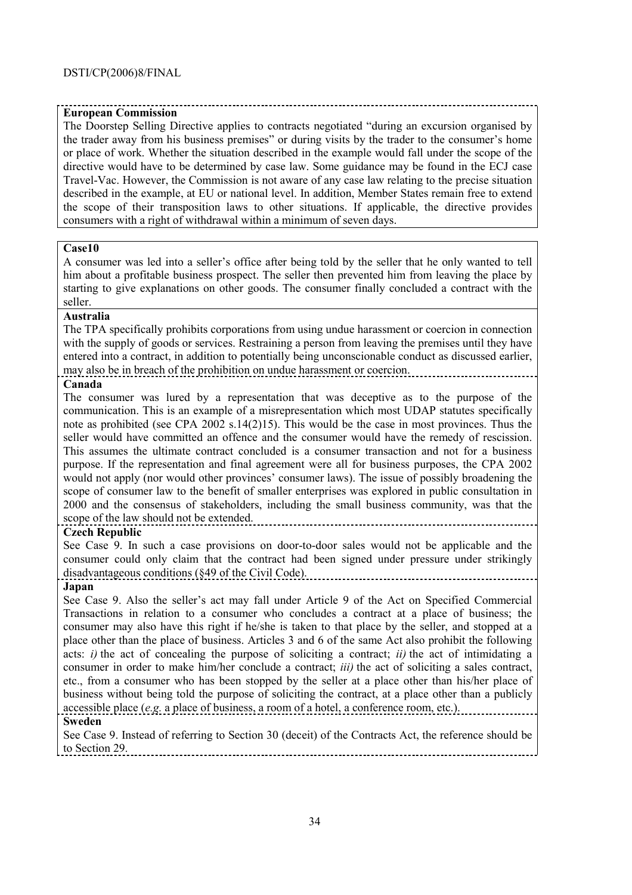**European Commission**

The Doorstep Selling Directive applies to contracts negotiated "during an excursion organised by the trader away from his business premises" or during visits by the trader to the consumer's home or place of work. Whether the situation described in the example would fall under the scope of the directive would have to be determined by case law. Some guidance may be found in the ECJ case Travel-Vac. However, the Commission is not aware of any case law relating to the precise situation described in the example, at EU or national level. In addition, Member States remain free to extend the scope of their transposition laws to other situations. If applicable, the directive provides consumers with a right of withdrawal within a minimum of seven days.

**Case10**

A consumer was led into a seller's office after being told by the seller that he only wanted to tell him about a profitable business prospect. The seller then prevented him from leaving the place by starting to give explanations on other goods. The consumer finally concluded a contract with the seller.

**Australia**

The TPA specifically prohibits corporations from using undue harassment or coercion in connection with the supply of goods or services. Restraining a person from leaving the premises until they have entered into a contract, in addition to potentially being unconscionable conduct as discussed earlier, may also be in breach of the prohibition on undue harassment or coercion.

**Canada**

The consumer was lured by a representation that was deceptive as to the purpose of the communication. This is an example of a misrepresentation which most UDAP statutes specifically note as prohibited (see CPA 2002 s.14(2)15). This would be the case in most provinces. Thus the seller would have committed an offence and the consumer would have the remedy of rescission. This assumes the ultimate contract concluded is a consumer transaction and not for a business purpose. If the representation and final agreement were all for business purposes, the CPA 2002 would not apply (nor would other provinces' consumer laws). The issue of possibly broadening the scope of consumer law to the benefit of smaller enterprises was explored in public consultation in 2000 and the consensus of stakeholders, including the small business community, was that the scope of the law should not be extended.

**Czech Republic**

See Case 9. In such a case provisions on door-to-door sales would not be applicable and the consumer could only claim that the contract had been signed under pressure under strikingly disadvantageous conditions (§49 of the Civil Code).

**Japan**

See Case 9. Also the seller's act may fall under Article 9 of the Act on Specified Commercial Transactions in relation to a consumer who concludes a contract at a place of business; the consumer may also have this right if he/she is taken to that place by the seller, and stopped at a place other than the place of business. Articles 3 and 6 of the same Act also prohibit the following acts: *i)* the act of concealing the purpose of soliciting a contract; *ii)* the act of intimidating a consumer in order to make him/her conclude a contract; *iii)* the act of soliciting a sales contract, etc., from a consumer who has been stopped by the seller at a place other than his/her place of business without being told the purpose of soliciting the contract, at a place other than a publicly accessible place (*e.g.* a place of business, a room of a hotel, a conference room, etc.).

**Sweden**

See Case 9. Instead of referring to Section 30 (deceit) of the Contracts Act, the reference should be to Section 29.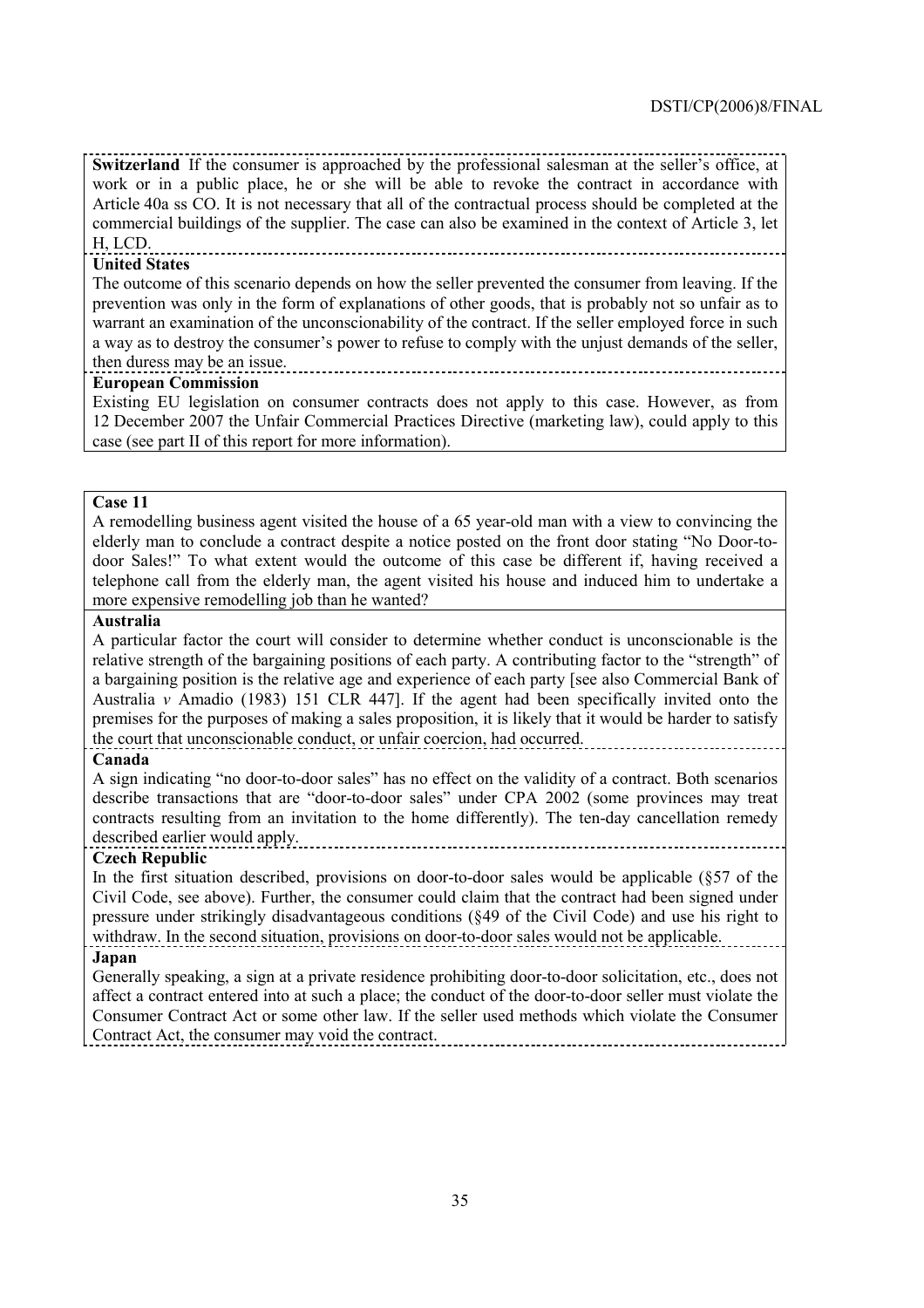**Switzerland** If the consumer is approached by the professional salesman at the seller's office, at work or in a public place, he or she will be able to revoke the contract in accordance with Article 40a ss CO. It is not necessary that all of the contractual process should be completed at the commercial buildings of the supplier. The case can also be examined in the context of Article 3, let H, LCD.

**United States**

The outcome of this scenario depends on how the seller prevented the consumer from leaving. If the prevention was only in the form of explanations of other goods, that is probably not so unfair as to warrant an examination of the unconscionability of the contract. If the seller employed force in such a way as to destroy the consumer's power to refuse to comply with the unjust demands of the seller, then duress may be an issue.

**European Commission**

Existing EU legislation on consumer contracts does not apply to this case. However, as from 12 December 2007 the Unfair Commercial Practices Directive (marketing law), could apply to this case (see part II of this report for more information).

**Case 11**

A remodelling business agent visited the house of a 65 year-old man with a view to convincing the elderly man to conclude a contract despite a notice posted on the front door stating "No Door-to-door Sales!" To what extent would the outcome of this case be different if, having received a telephone call from the elderly man, the agent visited his house and induced him to undertake a more expensive remodelling job than he wanted?

**Australia**

A particular factor the court will consider to determine whether conduct is unconscionable is the relative strength of the bargaining positions of each party. A contributing factor to the "strength" of a bargaining position is the relative age and experience of each party [see also Commercial Bank of Australia *v* Amadio (1983) 151 CLR 447]. If the agent had been specifically invited onto the premises for the purposes of making a sales proposition, it is likely that it would be harder to satisfy the court that unconscionable conduct, or unfair coercion, had occurred.

**Canada**

A sign indicating "no door-to-door sales" has no effect on the validity of a contract. Both scenarios describe transactions that are "door-to-door sales" under CPA 2002 (some provinces may treat contracts resulting from an invitation to the home differently). The ten-day cancellation remedy described earlier would apply.

**Czech Republic**

In the first situation described, provisions on door-to-door sales would be applicable (§57 of the Civil Code, see above). Further, the consumer could claim that the contract had been signed under pressure under strikingly disadvantageous conditions (§49 of the Civil Code) and use his right to withdraw. In the second situation, provisions on door-to-door sales would not be applicable.

**Japan**

Generally speaking, a sign at a private residence prohibiting door-to-door solicitation, etc., does not affect a contract entered into at such a place; the conduct of the door-to-door seller must violate the Consumer Contract Act or some other law. If the seller used methods which violate the Consumer Contract Act, the consumer may void the contract.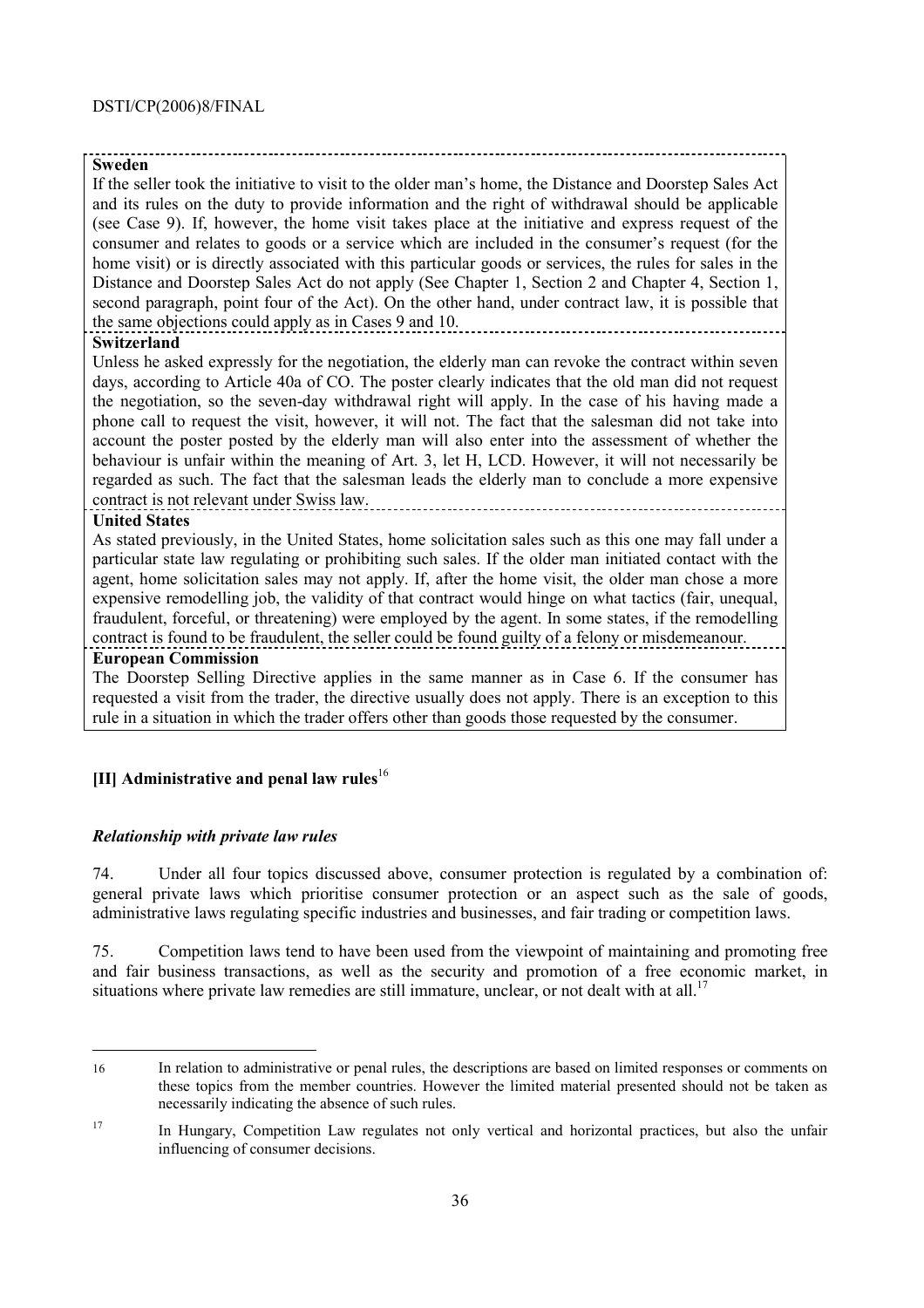**Sweden**

If the seller took the initiative to visit to the older man's home, the Distance and Doorstep Sales Act and its rules on the duty to provide information and the right of withdrawal should be applicable (see Case 9). If, however, the home visit takes place at the initiative and express request of the consumer and relates to goods or a service which are included in the consumer's request (for the home visit) or is directly associated with this particular goods or services, the rules for sales in the Distance and Doorstep Sales Act do not apply (See Chapter 1, Section 2 and Chapter 4, Section 1, second paragraph, point four of the Act). On the other hand, under contract law, it is possible that the same objections could apply as in Cases 9 and 10.

**Switzerland**

Unless he asked expressly for the negotiation, the elderly man can revoke the contract within seven days, according to Article 40a of CO. The poster clearly indicates that the old man did not request the negotiation, so the seven-day withdrawal right will apply. In the case of his having made a phone call to request the visit, however, it will not. The fact that the salesman did not take into account the poster posted by the elderly man will also enter into the assessment of whether the behaviour is unfair within the meaning of Art. 3, let H, LCD. However, it will not necessarily be regarded as such. The fact that the salesman leads the elderly man to conclude a more expensive contract is not relevant under Swiss law.

**United States**

As stated previously, in the United States, home solicitation sales such as this one may fall under a particular state law regulating or prohibiting such sales. If the older man initiated contact with the agent, home solicitation sales may not apply. If, after the home visit, the older man chose a more expensive remodelling job, the validity of that contract would hinge on what tactics (fair, unequal, fraudulent, forceful, or threatening) were employed by the agent. In some states, if the remodelling contract is found to be fraudulent, the seller could be found guilty of a felony or misdemeanour.

**European Commission**

The Doorstep Selling Directive applies in the same manner as in Case 6. If the consumer has requested a visit from the trader, the directive usually does not apply. There is an exception to this rule in a situation in which the trader offers other than goods those requested by the consumer.

## [II] Administrative and penal law rules[16]

### *Relationship with private law rules*

74. Under all four topics discussed above, consumer protection is regulated by a combination of: general private laws which prioritise consumer protection or an aspect such as the sale of goods, administrative laws regulating specific industries and businesses, and fair trading or competition laws.

75. Competition laws tend to have been used from the viewpoint of maintaining and promoting free and fair business transactions, as well as the security and promotion of a free economic market, in situations where private law remedies are still immature, unclear, or not dealt with at all.[17]

---

16 In relation to administrative or penal rules, the descriptions are based on limited responses or comments on these topics from the member countries. However the limited material presented should not be taken as necessarily indicating the absence of such rules.

17 In Hungary, Competition Law regulates not only vertical and horizontal practices, but also the unfair influencing of consumer decisions.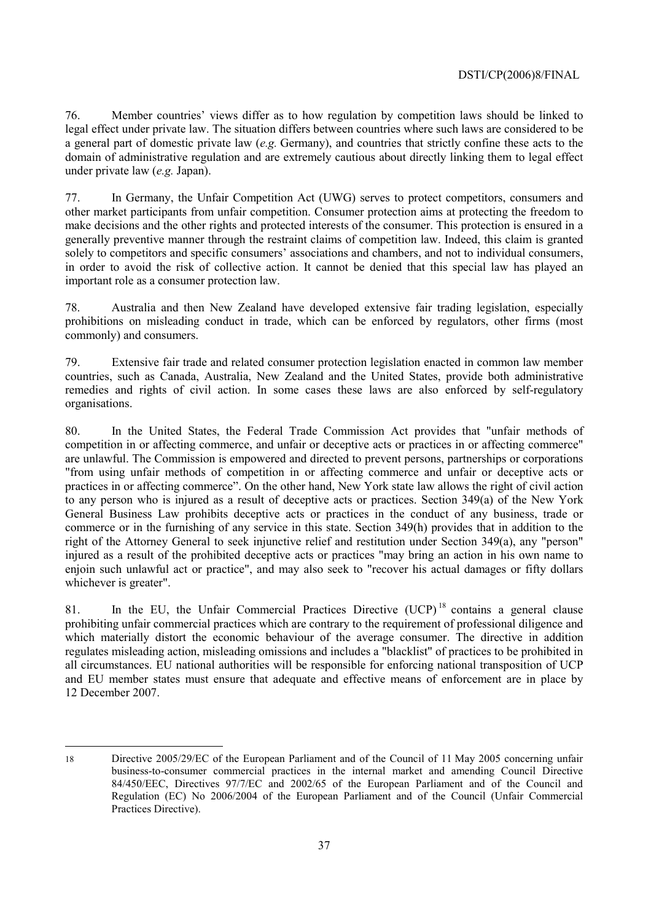76. Member countries' views differ as to how regulation by competition laws should be linked to legal effect under private law. The situation differs between countries where such laws are considered to be a general part of domestic private law (*e.g.* Germany), and countries that strictly confine these acts to the domain of administrative regulation and are extremely cautious about directly linking them to legal effect under private law (*e.g.* Japan).

77. In Germany, the Unfair Competition Act (UWG) serves to protect competitors, consumers and other market participants from unfair competition. Consumer protection aims at protecting the freedom to make decisions and the other rights and protected interests of the consumer. This protection is ensured in a generally preventive manner through the restraint claims of competition law. Indeed, this claim is granted solely to competitors and specific consumers' associations and chambers, and not to individual consumers, in order to avoid the risk of collective action. It cannot be denied that this special law has played an important role as a consumer protection law.

78. Australia and then New Zealand have developed extensive fair trading legislation, especially prohibitions on misleading conduct in trade, which can be enforced by regulators, other firms (most commonly) and consumers.

79. Extensive fair trade and related consumer protection legislation enacted in common law member countries, such as Canada, Australia, New Zealand and the United States, provide both administrative remedies and rights of civil action. In some cases these laws are also enforced by self-regulatory organisations.

80. In the United States, the Federal Trade Commission Act provides that "unfair methods of competition in or affecting commerce, and unfair or deceptive acts or practices in or affecting commerce" are unlawful. The Commission is empowered and directed to prevent persons, partnerships or corporations "from using unfair methods of competition in or affecting commerce and unfair or deceptive acts or practices in or affecting commerce". On the other hand, New York state law allows the right of civil action to any person who is injured as a result of deceptive acts or practices. Section 349(a) of the New York General Business Law prohibits deceptive acts or practices in the conduct of any business, trade or commerce or in the furnishing of any service in this state. Section 349(h) provides that in addition to the right of the Attorney General to seek injunctive relief and restitution under Section 349(a), any "person" injured as a result of the prohibited deceptive acts or practices "may bring an action in his own name to enjoin such unlawful act or practice", and may also seek to "recover his actual damages or fifty dollars whichever is greater".

81. In the EU, the Unfair Commercial Practices Directive (UCP)[18] contains a general clause prohibiting unfair commercial practices which are contrary to the requirement of professional diligence and which materially distort the economic behaviour of the average consumer. The directive in addition regulates misleading action, misleading omissions and includes a "blacklist" of practices to be prohibited in all circumstances. EU national authorities will be responsible for enforcing national transposition of UCP and EU member states must ensure that adequate and effective means of enforcement are in place by 12 December 2007.

---

18 Directive 2005/29/EC of the European Parliament and of the Council of 11 May 2005 concerning unfair business-to-consumer commercial practices in the internal market and amending Council Directive 84/450/EEC, Directives 97/7/EC and 2002/65 of the European Parliament and of the Council and Regulation (EC) No 2006/2004 of the European Parliament and of the Council (Unfair Commercial Practices Directive).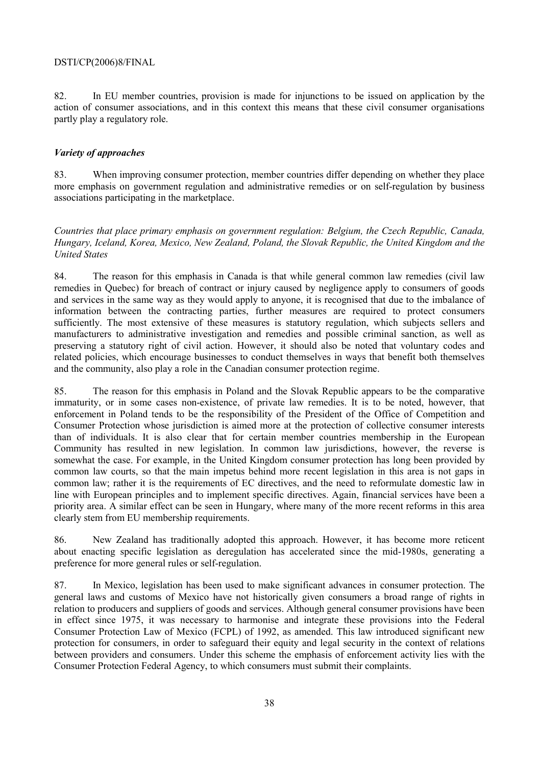82. In EU member countries, provision is made for injunctions to be issued on application by the action of consumer associations, and in this context this means that these civil consumer organisations partly play a regulatory role.

### *Variety of approaches*

83. When improving consumer protection, member countries differ depending on whether they place more emphasis on government regulation and administrative remedies or on self-regulation by business associations participating in the marketplace.

*Countries that place primary emphasis on government regulation: Belgium, the Czech Republic, Canada, Hungary, Iceland, Korea, Mexico, New Zealand, Poland, the Slovak Republic, the United Kingdom and the United States*

84. The reason for this emphasis in Canada is that while general common law remedies (civil law remedies in Quebec) for breach of contract or injury caused by negligence apply to consumers of goods and services in the same way as they would apply to anyone, it is recognised that due to the imbalance of information between the contracting parties, further measures are required to protect consumers sufficiently. The most extensive of these measures is statutory regulation, which subjects sellers and manufacturers to administrative investigation and remedies and possible criminal sanction, as well as preserving a statutory right of civil action. However, it should also be noted that voluntary codes and related policies, which encourage businesses to conduct themselves in ways that benefit both themselves and the community, also play a role in the Canadian consumer protection regime.

85. The reason for this emphasis in Poland and the Slovak Republic appears to be the comparative immaturity, or in some cases non-existence, of private law remedies. It is to be noted, however, that enforcement in Poland tends to be the responsibility of the President of the Office of Competition and Consumer Protection whose jurisdiction is aimed more at the protection of collective consumer interests than of individuals. It is also clear that for certain member countries membership in the European Community has resulted in new legislation. In common law jurisdictions, however, the reverse is somewhat the case. For example, in the United Kingdom consumer protection has long been provided by common law courts, so that the main impetus behind more recent legislation in this area is not gaps in common law; rather it is the requirements of EC directives, and the need to reformulate domestic law in line with European principles and to implement specific directives. Again, financial services have been a priority area. A similar effect can be seen in Hungary, where many of the more recent reforms in this area clearly stem from EU membership requirements.

86. New Zealand has traditionally adopted this approach. However, it has become more reticent about enacting specific legislation as deregulation has accelerated since the mid-1980s, generating a preference for more general rules or self-regulation.

87. In Mexico, legislation has been used to make significant advances in consumer protection. The general laws and customs of Mexico have not historically given consumers a broad range of rights in relation to producers and suppliers of goods and services. Although general consumer provisions have been in effect since 1975, it was necessary to harmonise and integrate these provisions into the Federal Consumer Protection Law of Mexico (FCPL) of 1992, as amended. This law introduced significant new protection for consumers, in order to safeguard their equity and legal security in the context of relations between providers and consumers. Under this scheme the emphasis of enforcement activity lies with the Consumer Protection Federal Agency, to which consumers must submit their complaints.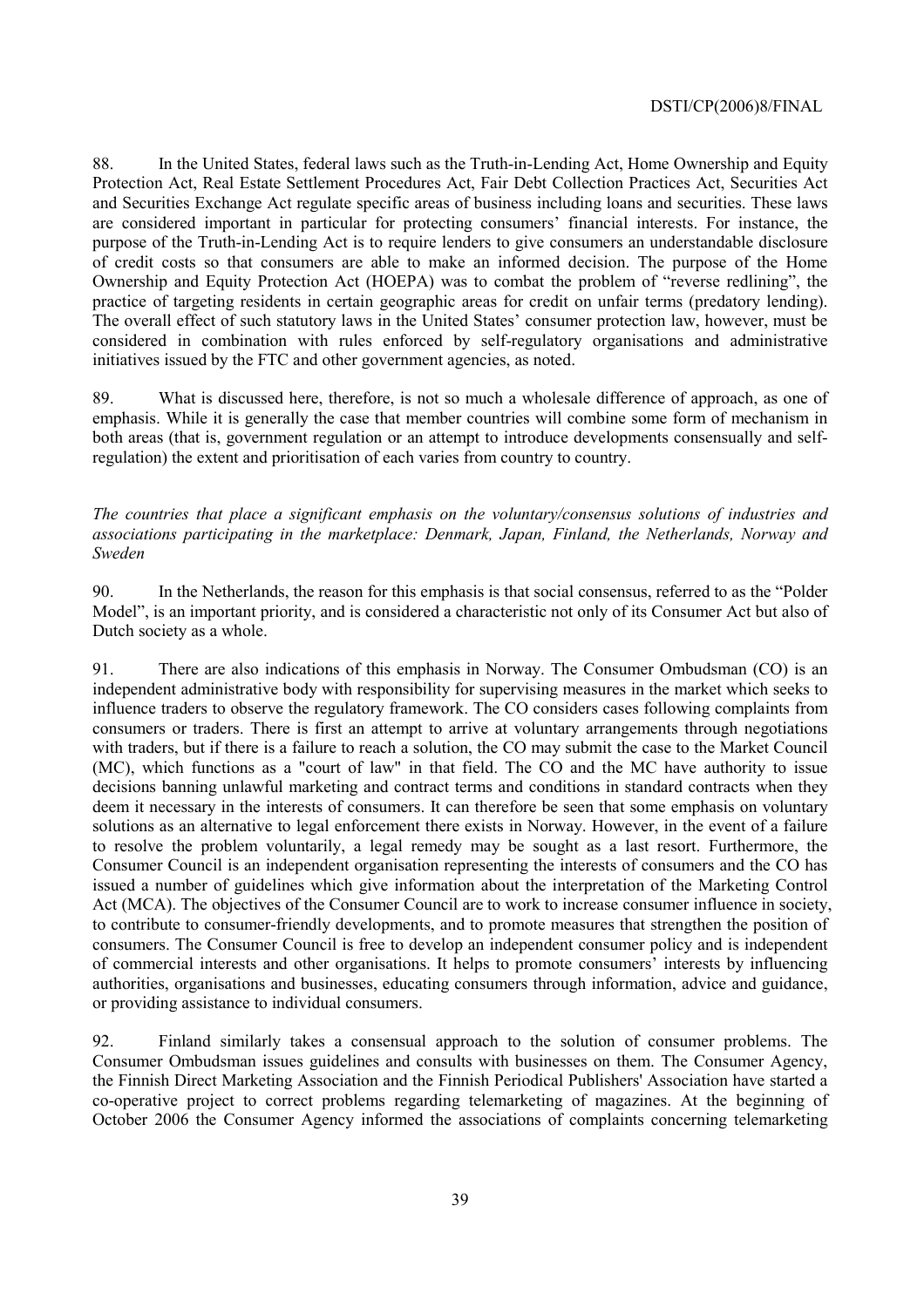88. In the United States, federal laws such as the Truth-in-Lending Act, Home Ownership and Equity Protection Act, Real Estate Settlement Procedures Act, Fair Debt Collection Practices Act, Securities Act and Securities Exchange Act regulate specific areas of business including loans and securities. These laws are considered important in particular for protecting consumers' financial interests. For instance, the purpose of the Truth-in-Lending Act is to require lenders to give consumers an understandable disclosure of credit costs so that consumers are able to make an informed decision. The purpose of the Home Ownership and Equity Protection Act (HOEPA) was to combat the problem of "reverse redlining", the practice of targeting residents in certain geographic areas for credit on unfair terms (predatory lending). The overall effect of such statutory laws in the United States' consumer protection law, however, must be considered in combination with rules enforced by self-regulatory organisations and administrative initiatives issued by the FTC and other government agencies, as noted.

89. What is discussed here, therefore, is not so much a wholesale difference of approach, as one of emphasis. While it is generally the case that member countries will combine some form of mechanism in both areas (that is, government regulation or an attempt to introduce developments consensually and self-regulation) the extent and prioritisation of each varies from country to country.

*The countries that place a significant emphasis on the voluntary/consensus solutions of industries and associations participating in the marketplace: Denmark, Japan, Finland, the Netherlands, Norway and Sweden*

90. In the Netherlands, the reason for this emphasis is that social consensus, referred to as the "Polder Model", is an important priority, and is considered a characteristic not only of its Consumer Act but also of Dutch society as a whole.

91. There are also indications of this emphasis in Norway. The Consumer Ombudsman (CO) is an independent administrative body with responsibility for supervising measures in the market which seeks to influence traders to observe the regulatory framework. The CO considers cases following complaints from consumers or traders. There is first an attempt to arrive at voluntary arrangements through negotiations with traders, but if there is a failure to reach a solution, the CO may submit the case to the Market Council (MC), which functions as a "court of law" in that field. The CO and the MC have authority to issue decisions banning unlawful marketing and contract terms and conditions in standard contracts when they deem it necessary in the interests of consumers. It can therefore be seen that some emphasis on voluntary solutions as an alternative to legal enforcement there exists in Norway. However, in the event of a failure to resolve the problem voluntarily, a legal remedy may be sought as a last resort. Furthermore, the Consumer Council is an independent organisation representing the interests of consumers and the CO has issued a number of guidelines which give information about the interpretation of the Marketing Control Act (MCA). The objectives of the Consumer Council are to work to increase consumer influence in society, to contribute to consumer-friendly developments, and to promote measures that strengthen the position of consumers. The Consumer Council is free to develop an independent consumer policy and is independent of commercial interests and other organisations. It helps to promote consumers' interests by influencing authorities, organisations and businesses, educating consumers through information, advice and guidance, or providing assistance to individual consumers.

92. Finland similarly takes a consensual approach to the solution of consumer problems. The Consumer Ombudsman issues guidelines and consults with businesses on them. The Consumer Agency, the Finnish Direct Marketing Association and the Finnish Periodical Publishers' Association have started a co-operative project to correct problems regarding telemarketing of magazines. At the beginning of October 2006 the Consumer Agency informed the associations of complaints concerning telemarketing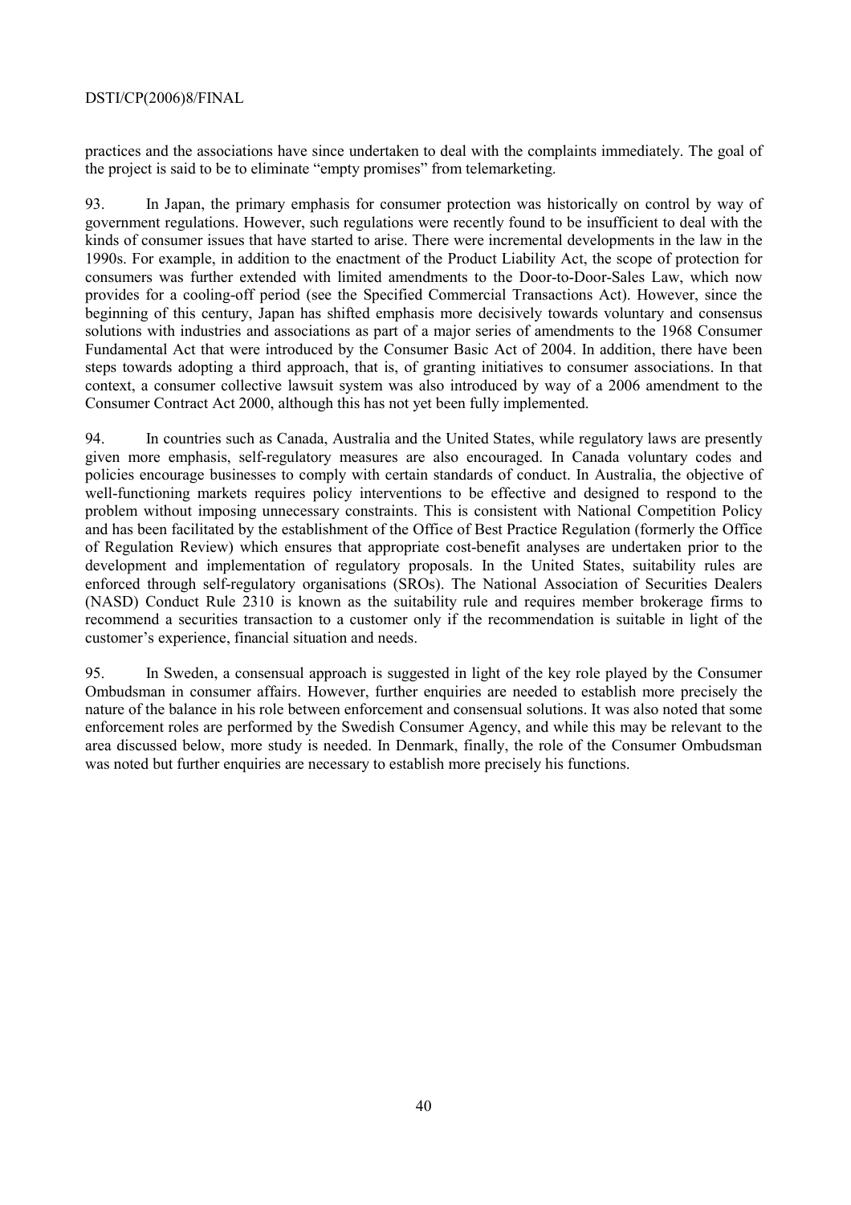practices and the associations have since undertaken to deal with the complaints immediately. The goal of the project is said to be to eliminate "empty promises" from telemarketing.

93. In Japan, the primary emphasis for consumer protection was historically on control by way of government regulations. However, such regulations were recently found to be insufficient to deal with the kinds of consumer issues that have started to arise. There were incremental developments in the law in the 1990s. For example, in addition to the enactment of the Product Liability Act, the scope of protection for consumers was further extended with limited amendments to the Door-to-Door-Sales Law, which now provides for a cooling-off period (see the Specified Commercial Transactions Act). However, since the beginning of this century, Japan has shifted emphasis more decisively towards voluntary and consensus solutions with industries and associations as part of a major series of amendments to the 1968 Consumer Fundamental Act that were introduced by the Consumer Basic Act of 2004. In addition, there have been steps towards adopting a third approach, that is, of granting initiatives to consumer associations. In that context, a consumer collective lawsuit system was also introduced by way of a 2006 amendment to the Consumer Contract Act 2000, although this has not yet been fully implemented.

94. In countries such as Canada, Australia and the United States, while regulatory laws are presently given more emphasis, self-regulatory measures are also encouraged. In Canada voluntary codes and policies encourage businesses to comply with certain standards of conduct. In Australia, the objective of well-functioning markets requires policy interventions to be effective and designed to respond to the problem without imposing unnecessary constraints. This is consistent with National Competition Policy and has been facilitated by the establishment of the Office of Best Practice Regulation (formerly the Office of Regulation Review) which ensures that appropriate cost-benefit analyses are undertaken prior to the development and implementation of regulatory proposals. In the United States, suitability rules are enforced through self-regulatory organisations (SROs). The National Association of Securities Dealers (NASD) Conduct Rule 2310 is known as the suitability rule and requires member brokerage firms to recommend a securities transaction to a customer only if the recommendation is suitable in light of the customer's experience, financial situation and needs.

95. In Sweden, a consensual approach is suggested in light of the key role played by the Consumer Ombudsman in consumer affairs. However, further enquiries are needed to establish more precisely the nature of the balance in his role between enforcement and consensual solutions. It was also noted that some enforcement roles are performed by the Swedish Consumer Agency, and while this may be relevant to the area discussed below, more study is needed. In Denmark, finally, the role of the Consumer Ombudsman was noted but further enquiries are necessary to establish more precisely his functions.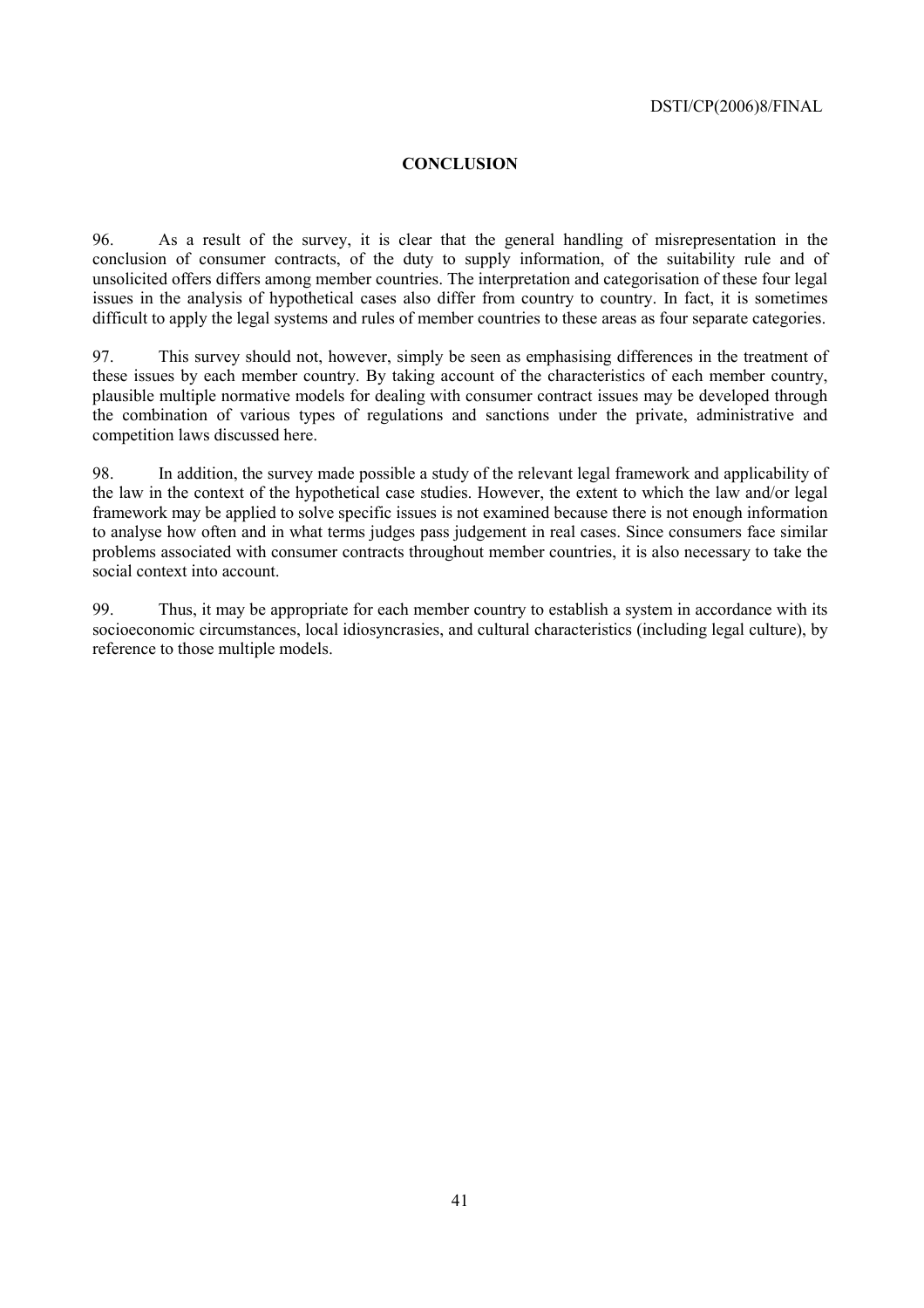## CONCLUSION

96. As a result of the survey, it is clear that the general handling of misrepresentation in the conclusion of consumer contracts, of the duty to supply information, of the suitability rule and of unsolicited offers differs among member countries. The interpretation and categorisation of these four legal issues in the analysis of hypothetical cases also differ from country to country. In fact, it is sometimes difficult to apply the legal systems and rules of member countries to these areas as four separate categories.

97. This survey should not, however, simply be seen as emphasising differences in the treatment of these issues by each member country. By taking account of the characteristics of each member country, plausible multiple normative models for dealing with consumer contract issues may be developed through the combination of various types of regulations and sanctions under the private, administrative and competition laws discussed here.

98. In addition, the survey made possible a study of the relevant legal framework and applicability of the law in the context of the hypothetical case studies. However, the extent to which the law and/or legal framework may be applied to solve specific issues is not examined because there is not enough information to analyse how often and in what terms judges pass judgement in real cases. Since consumers face similar problems associated with consumer contracts throughout member countries, it is also necessary to take the social context into account.

99. Thus, it may be appropriate for each member country to establish a system in accordance with its socioeconomic circumstances, local idiosyncrasies, and cultural characteristics (including legal culture), by reference to those multiple models.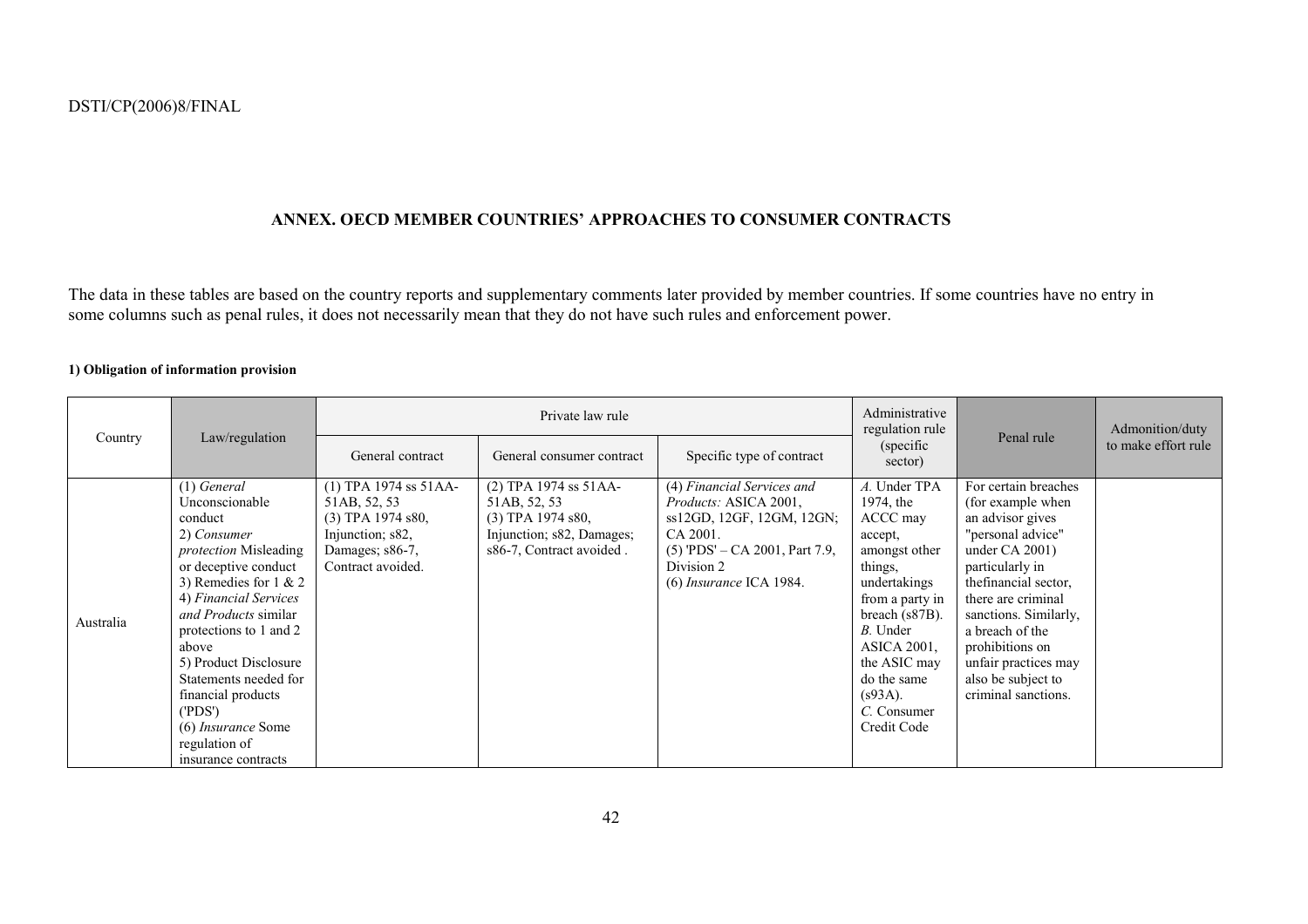## ANNEX. OECD MEMBER COUNTRIES' APPROACHES TO CONSUMER CONTRACTS

The data in these tables are based on the country reports and supplementary comments later provided by member countries. If some countries have no entry in some columns such as penal rules, it does not necessarily mean that they do not have such rules and enforcement power.

**1) Obligation of information provision**

| Country | Law/regulation | Private law rule | | | Administrative regulation rule (specific sector) | Penal rule | Admonition/duty to make effort rule |
|---|---|---|---|---|---|---|---|
| | | General contract | General consumer contract | Specific type of contract | | | |
| Australia | (1) *General* Unconscionable conduct<br>2) *Consumer protection* Misleading or deceptive conduct<br>3) Remedies for 1 & 2<br>4) *Financial Services and Products* similar protections to 1 and 2 above<br>5) Product Disclosure Statements needed for financial products ('PDS')<br>(6) *Insurance* Some regulation of insurance contracts | (1) TPA 1974 ss 51AA-51AB, 52, 53<br>(3) TPA 1974 s80, Injunction; s82, Damages; s86-7, Contract avoided. | (2) TPA 1974 ss 51AA-51AB, 52, 53<br>(3) TPA 1974 s80, Injunction; s82, Damages; s86-7, Contract avoided . | (4) *Financial Services and Products:* ASICA 2001, ss12GD, 12GF, 12GM, 12GN; CA 2001.<br>(5) 'PDS' – CA 2001, Part 7.9, Division 2<br>(6) *Insurance* ICA 1984. | *A.* Under TPA 1974, the ACCC may accept, amongst other things, undertakings from a party in breach (s87B).<br>*B.* Under ASICA 2001, the ASIC may do the same (s93A).<br>*C.* Consumer Credit Code | For certain breaches (for example when an advisor gives "personal advice" under CA 2001) particularly in thefinancial sector, there are criminal sanctions. Similarly, a breach of the prohibitions on unfair practices may also be subject to criminal sanctions. | |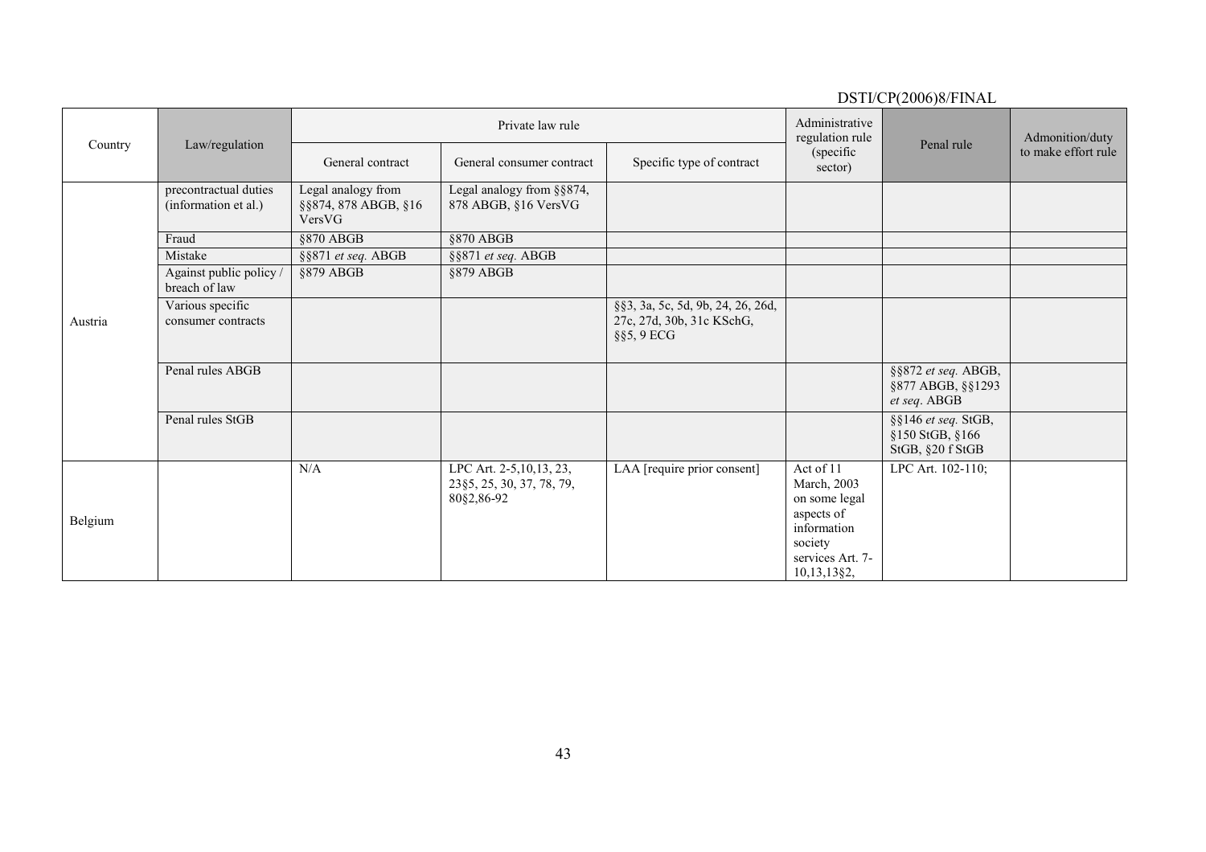| Country | Law/regulation | Private law rule | | | Administrative regulation rule (specific sector) | Penal rule | Admonition/duty to make effort rule |
|---|---|---|---|---|---|---|---|
| | | General contract | General consumer contract | Specific type of contract | | | |
| Austria | precontractual duties (information et al.) | Legal analogy from §§874, 878 ABGB, §16 VersVG | Legal analogy from §§874, 878 ABGB, §16 VersVG | | | | |
| | Fraud | §870 ABGB | §870 ABGB | | | | |
| | Mistake | §§871 *et seq.* ABGB | §§871 *et seq.* ABGB | | | | |
| | Against public policy / breach of law | §879 ABGB | §879 ABGB | | | | |
| | Various specific consumer contracts | | | §§3, 3a, 5c, 5d, 9b, 24, 26, 26d, 27c, 27d, 30b, 31c KSchG, §§5, 9 ECG | | | |
| | Penal rules ABGB | | | | | §§872 *et seq.* ABGB, §877 ABGB, §§1293 *et seq*. ABGB | |
| | Penal rules StGB | | | | | §§146 *et seq.* StGB, §150 StGB, §166 StGB, §20 f StGB | |
| Belgium | | N/A | LPC Art. 2-5,10,13, 23, 23§5, 25, 30, 37, 78, 79, 80§2,86-92 | LAA [require prior consent] | Act of 11 March, 2003 on some legal aspects of information society services Art. 7-10,13,13§2, | LPC Art. 102-110; | |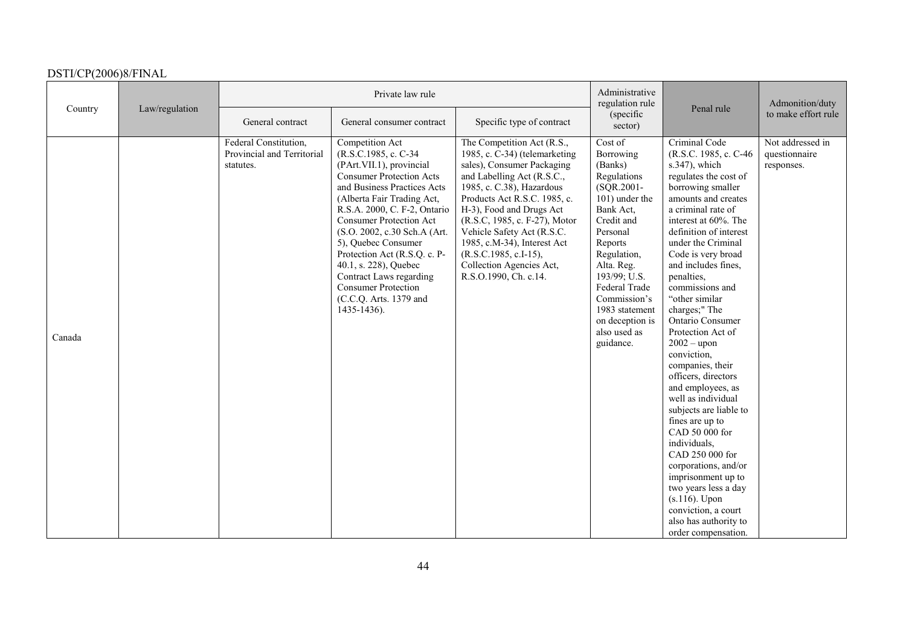| Country | Law/regulation | Private law rule | | | Administrative regulation rule (specific sector) | Penal rule | Admonition/duty to make effort rule |
|---|---|---|---|---|---|---|---|
| | | General contract | General consumer contract | Specific type of contract | | | |
| Canada | | Federal Constitution, Provincial and Territorial statutes. | Competition Act (R.S.C.1985, c. C-34 (PArt.VII.1), provincial Consumer Protection Acts and Business Practices Acts (Alberta Fair Trading Act, R.S.A. 2000, C. F-2, Ontario Consumer Protection Act (S.O. 2002, c.30 Sch.A (Art. 5), Quebec Consumer Protection Act (R.S.Q. c. P-40.1, s. 228), Quebec Contract Laws regarding Consumer Protection (C.C.Q. Arts. 1379 and 1435-1436). | The Competition Act (R.S., 1985, c. C-34) (telemarketing sales), Consumer Packaging and Labelling Act (R.S.C., 1985, c. C.38), Hazardous Products Act R.S.C. 1985, c. H-3), Food and Drugs Act (R.S.C, 1985, c. F-27), Motor Vehicle Safety Act (R.S.C. 1985, c.M-34), Interest Act (R.S.C.1985, c.I-15), Collection Agencies Act, R.S.O.1990, Ch. c.14. | Cost of Borrowing (Banks) Regulations (SQR.2001-101) under the Bank Act, Credit and Personal Reports Regulation, Alta. Reg. 193/99; U.S. Federal Trade Commission's 1983 statement on deception is also used as guidance. | Criminal Code (R.S.C. 1985, c. C-46 s.347), which regulates the cost of borrowing smaller amounts and creates a criminal rate of interest at 60%. The definition of interest under the Criminal Code is very broad and includes fines, penalties, commissions and "other similar charges;" The Ontario Consumer Protection Act of 2002 – upon conviction, companies, their officers, directors and employees, as well as individual subjects are liable to fines are up to CAD 50 000 for individuals, CAD 250 000 for corporations, and/or imprisonment up to two years less a day (s.116). Upon conviction, a court also has authority to order compensation. | Not addressed in questionnaire responses. |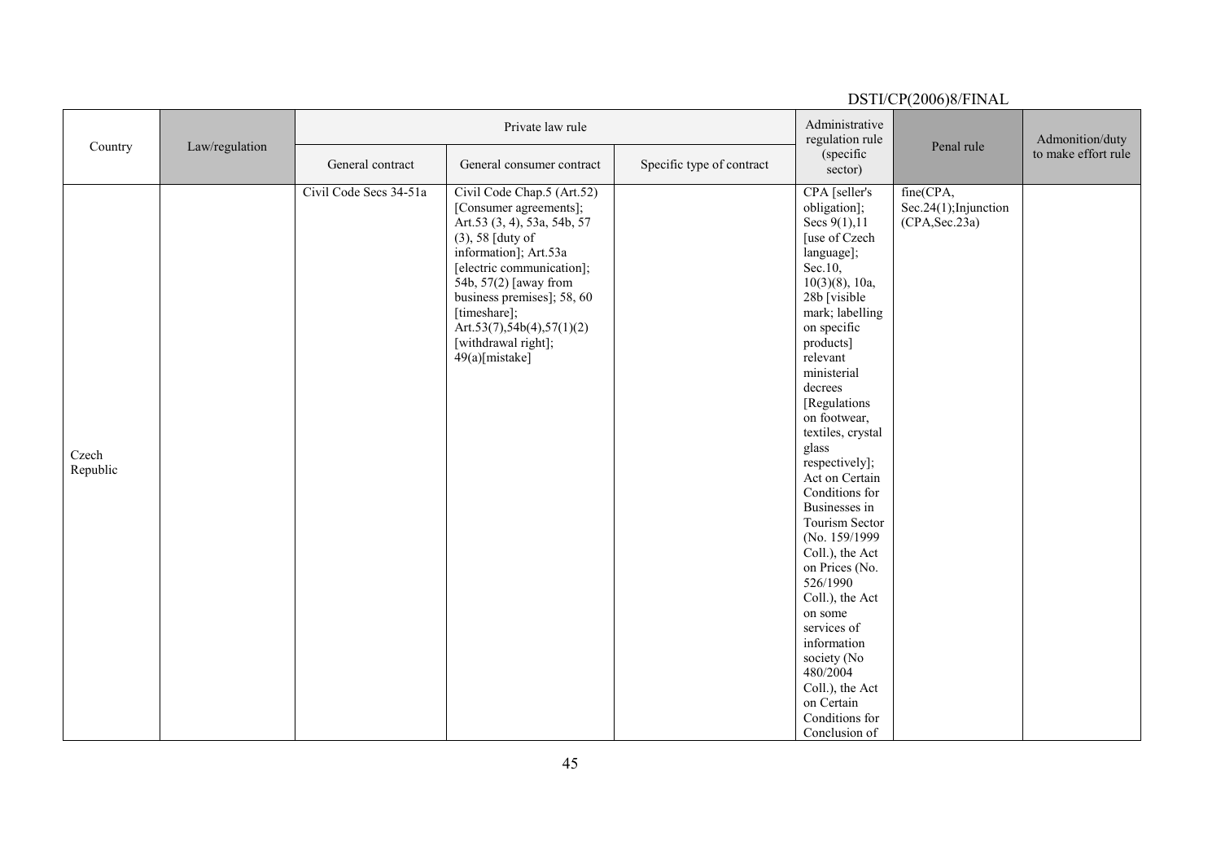| Country | Law/regulation | Private law rule | | | Administrative regulation rule (specific sector) | Penal rule | Admonition/duty to make effort rule |
|---|---|---|---|---|---|---|---|
| | | General contract | General consumer contract | Specific type of contract | | | |
| Czech Republic | | Civil Code Secs 34-51a | Civil Code Chap.5 (Art.52) [Consumer agreements]; Art.53 (3, 4), 53a, 54b, 57 (3), 58 [duty of information]; Art.53a [electric communication]; 54b, 57(2) [away from business premises]; 58, 60 [timeshare]; Art.53(7),54b(4),57(1)(2) [withdrawal right]; 49(a)[mistake] | | CPA [seller's obligation]; Secs 9(1),11 [use of Czech language]; Sec.10, 10(3)(8), 10a, 28b [visible mark; labelling on specific products] relevant ministerial decrees [Regulations on footwear, textiles, crystal glass respectively]; Act on Certain Conditions for Businesses in Tourism Sector (No. 159/1999 Coll.), the Act on Prices (No. 526/1990 Coll.), the Act on some services of information society (No 480/2004 Coll.), the Act on Certain Conditions for Conclusion of | fine(CPA, Sec.24(1);Injunction (CPA,Sec.23a) | |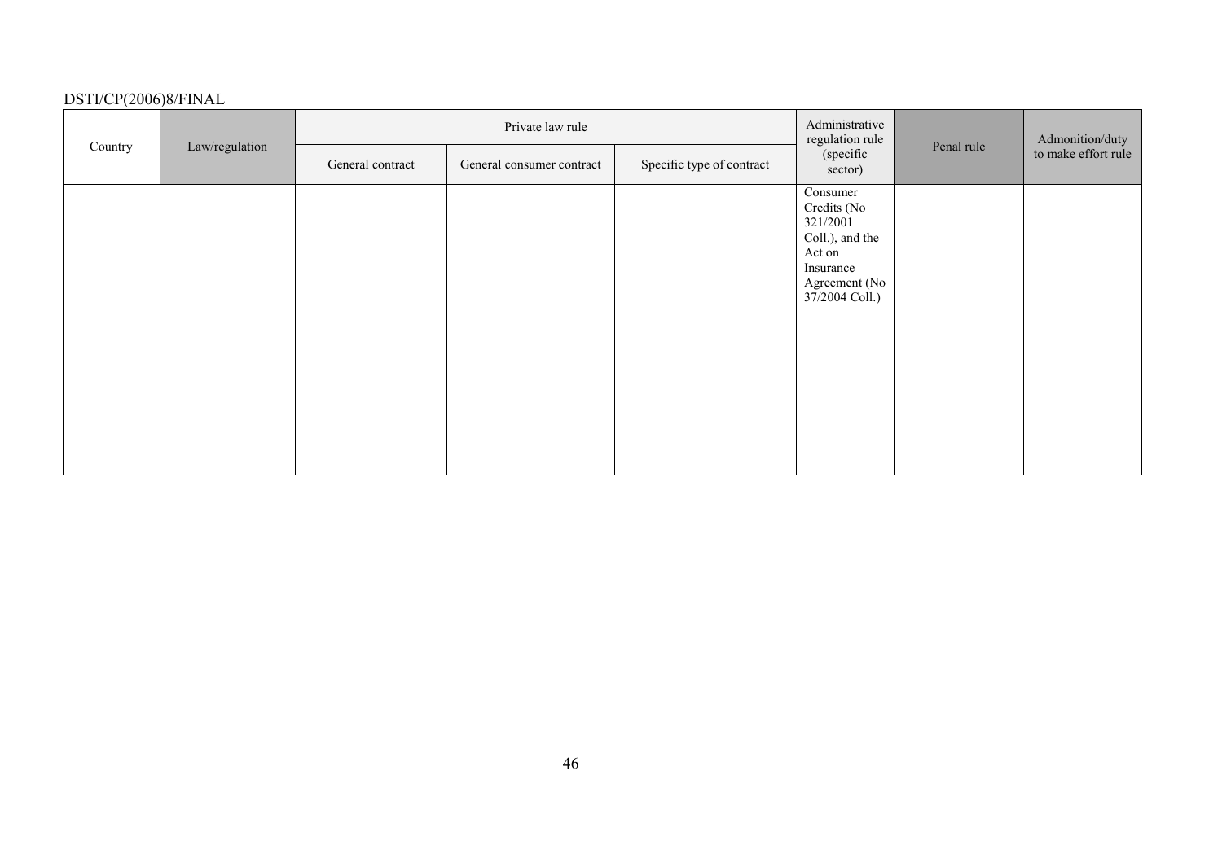| Country | Law/regulation | Private law rule | | | Administrative regulation rule (specific sector) | Penal rule | Admonition/duty to make effort rule |
|---|---|---|---|---|---|---|---|
| | | General contract | General consumer contract | Specific type of contract | | | |
| | | | | | Consumer Credits (No 321/2001 Coll.), and the Act on Insurance Agreement (No 37/2004 Coll.) | | |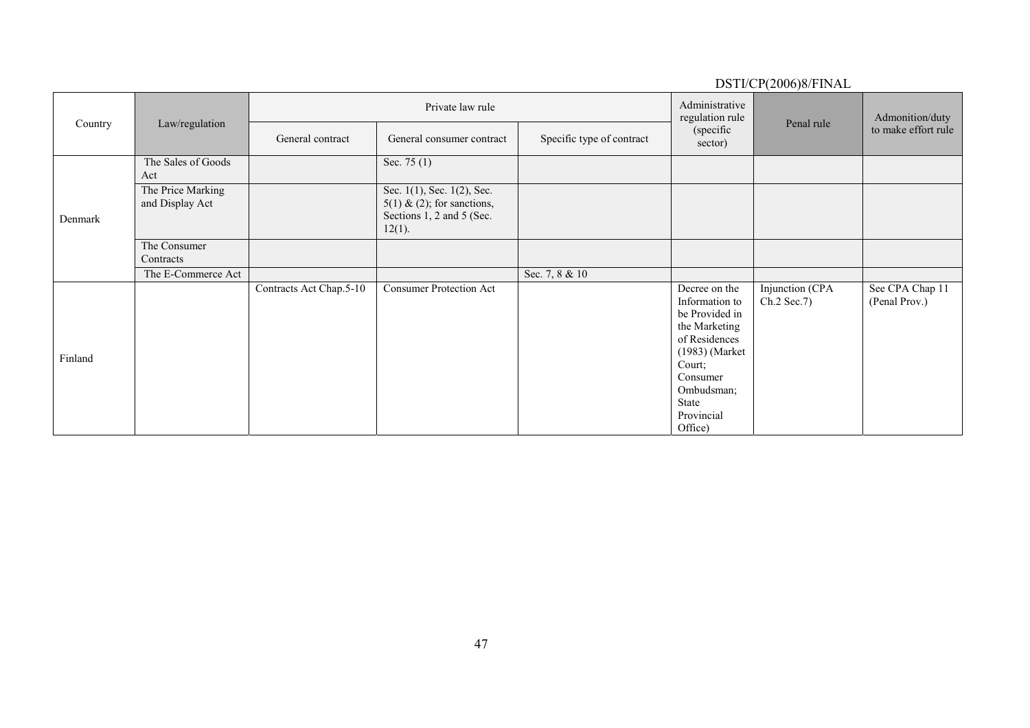| Country | Law/regulation | Private law rule | | | Administrative regulation rule (specific sector) | Penal rule | Admonition/duty to make effort rule |
|---|---|---|---|---|---|---|---|
| | | General contract | General consumer contract | Specific type of contract | | | |
| Denmark | The Sales of Goods Act | | Sec. 75 (1) | | | | |
| | The Price Marking and Display Act | | Sec. 1(1), Sec. 1(2), Sec. 5(1) & (2); for sanctions, Sections 1, 2 and 5 (Sec. 12(1). | | | | |
| | The Consumer Contracts | | | | | | |
| | The E-Commerce Act | | | Sec. 7, 8 & 10 | | | |
| Finland | | Contracts Act Chap.5-10 | Consumer Protection Act | | Decree on the Information to be Provided in the Marketing of Residences (1983) (Market Court; Consumer Ombudsman; State Provincial Office) | Injunction (CPA Ch.2 Sec.7) | See CPA Chap 11 (Penal Prov.) |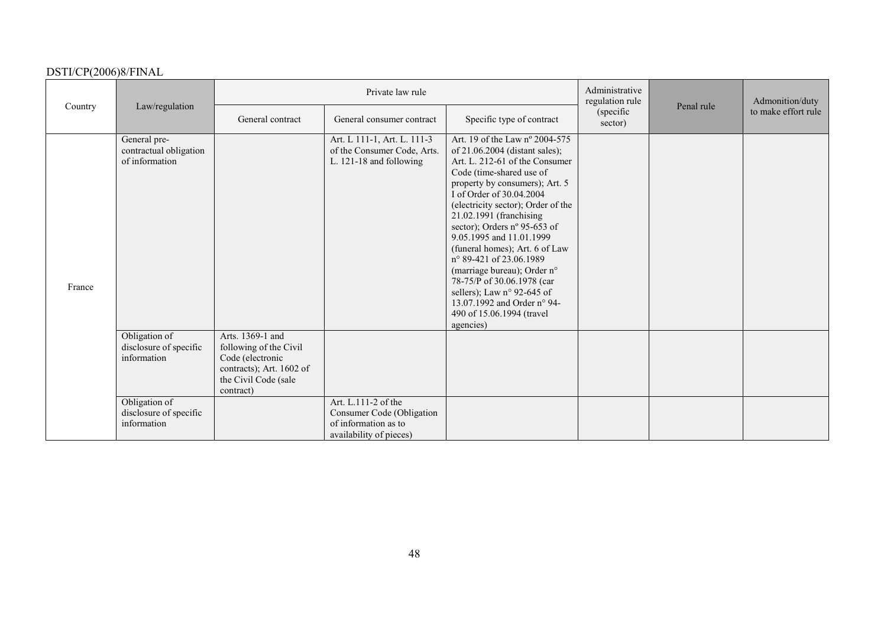| Country | Law/regulation | Private law rule | | | Administrative regulation rule (specific sector) | Penal rule | Admonition/duty to make effort rule |
|---|---|---|---|---|---|---|---|
| | | General contract | General consumer contract | Specific type of contract | | | |
| France | General pre-contractual obligation of information | | Art. L 111-1, Art. L. 111-3 of the Consumer Code, Arts. L. 121-18 and following | Art. 19 of the Law nº 2004-575 of 21.06.2004 (distant sales); Art. L. 212-61 of the Consumer Code (time-shared use of property by consumers); Art. 5 I of Order of 30.04.2004 (electricity sector); Order of the 21.02.1991 (franchising sector); Orders nº 95-653 of 9.05.1995 and 11.01.1999 (funeral homes); Art. 6 of Law n° 89-421 of 23.06.1989 (marriage bureau); Order n° 78-75/P of 30.06.1978 (car sellers); Law n° 92-645 of 13.07.1992 and Order n° 94-490 of 15.06.1994 (travel agencies) | | | |
| | Obligation of disclosure of specific information | Arts. 1369-1 and following of the Civil Code (electronic contracts); Art. 1602 of the Civil Code (sale contract) | | | | | |
| | Obligation of disclosure of specific information | | Art. L.111-2 of the Consumer Code (Obligation of information as to availability of pieces) | | | | |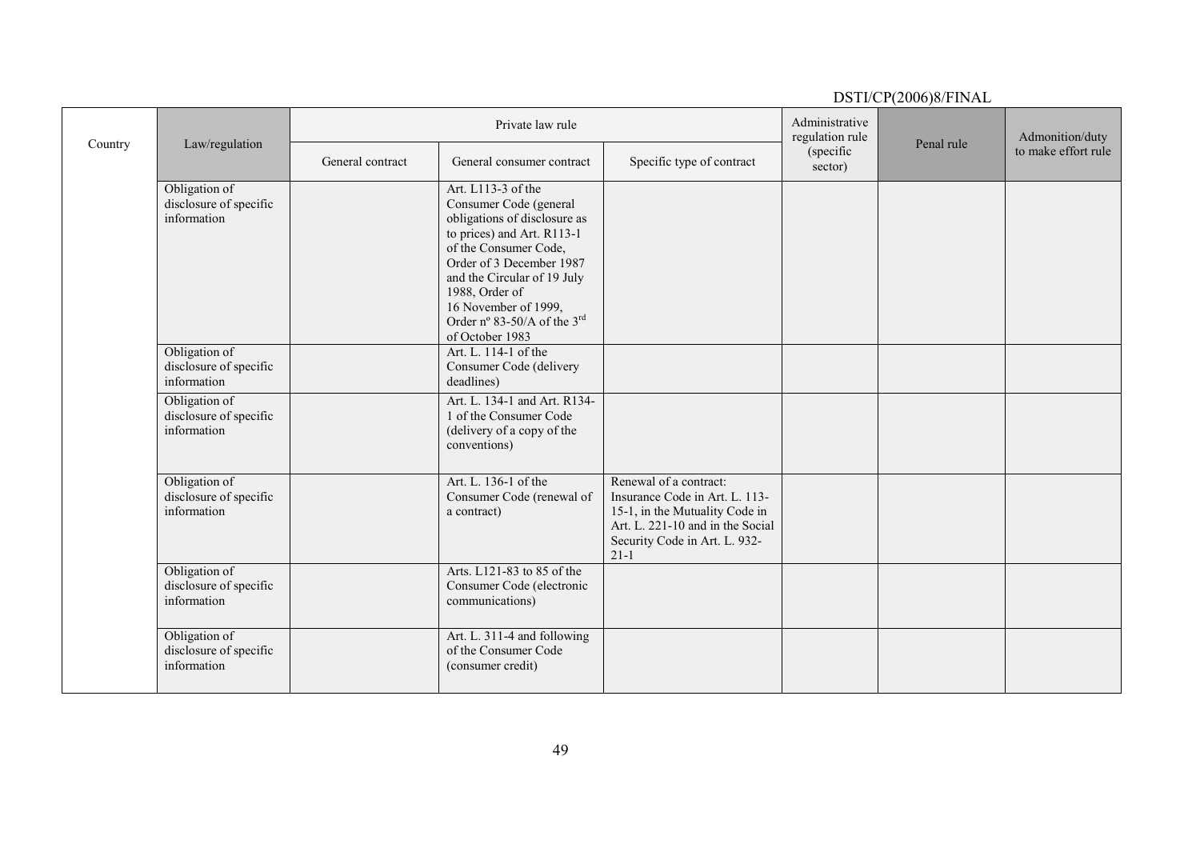| Country | Law/regulation | Private law rule | | | Administrative regulation rule (specific sector) | Penal rule | Admonition/duty to make effort rule |
|---|---|---|---|---|---|---|---|
| | | General contract | General consumer contract | Specific type of contract | | | |
| | Obligation of disclosure of specific information | | Art. L113-3 of the Consumer Code (general obligations of disclosure as to prices) and Art. R113-1 of the Consumer Code, Order of 3 December 1987 and the Circular of 19 July 1988, Order of 16 November of 1999, Order nº 83-50/A of the 3rd of October 1983 | | | | |
| | Obligation of disclosure of specific information | | Art. L. 114-1 of the Consumer Code (delivery deadlines) | | | | |
| | Obligation of disclosure of specific information | | Art. L. 134-1 and Art. R134-1 of the Consumer Code (delivery of a copy of the conventions) | | | | |
| | Obligation of disclosure of specific information | | Art. L. 136-1 of the Consumer Code (renewal of a contract) | Renewal of a contract: Insurance Code in Art. L. 113-15-1, in the Mutuality Code in Art. L. 221-10 and in the Social Security Code in Art. L. 932-21-1 | | | |
| | Obligation of disclosure of specific information | | Arts. L121-83 to 85 of the Consumer Code (electronic communications) | | | | |
| | Obligation of disclosure of specific information | | Art. L. 311-4 and following of the Consumer Code (consumer credit) | | | | |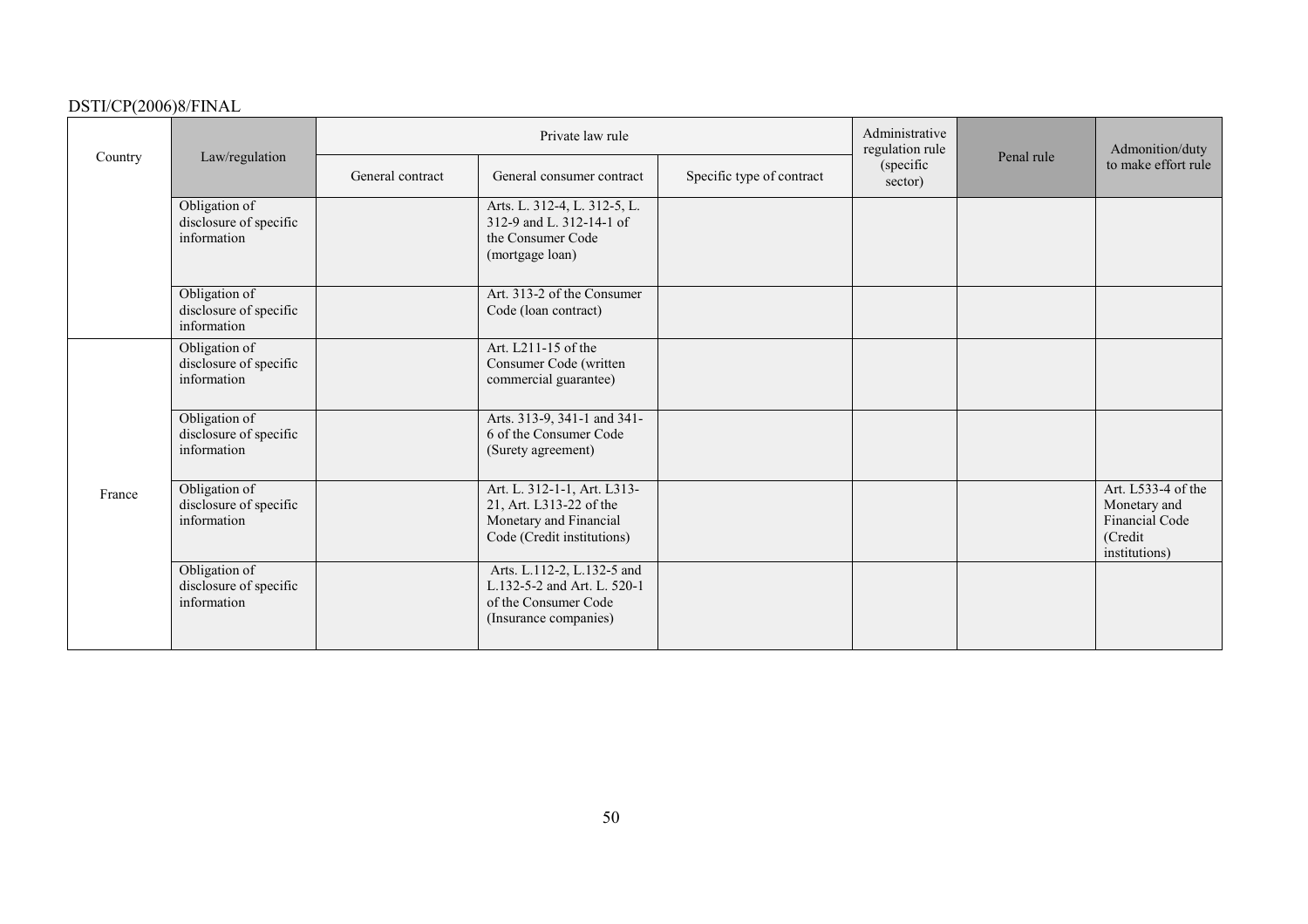| Country | Law/regulation | Private law rule | | | Administrative regulation rule (specific sector) | Penal rule | Admonition/duty to make effort rule |
|---|---|---|---|---|---|---|---|
| | | General contract | General consumer contract | Specific type of contract | | | |
| | Obligation of disclosure of specific information | | Arts. L. 312-4, L. 312-5, L. 312-9 and L. 312-14-1 of the Consumer Code (mortgage loan) | | | | |
| | Obligation of disclosure of specific information | | Art. 313-2 of the Consumer Code (loan contract) | | | | |
| France | Obligation of disclosure of specific information | | Art. L211-15 of the Consumer Code (written commercial guarantee) | | | | |
| | Obligation of disclosure of specific information | | Arts. 313-9, 341-1 and 341-6 of the Consumer Code (Surety agreement) | | | | |
| | Obligation of disclosure of specific information | | Art. L. 312-1-1, Art. L313-21, Art. L313-22 of the Monetary and Financial Code (Credit institutions) | | | | Art. L533-4 of the Monetary and Financial Code (Credit institutions) |
| | Obligation of disclosure of specific information | | Arts. L.112-2, L.132-5 and L.132-5-2 and Art. L. 520-1 of the Consumer Code (Insurance companies) | | | | |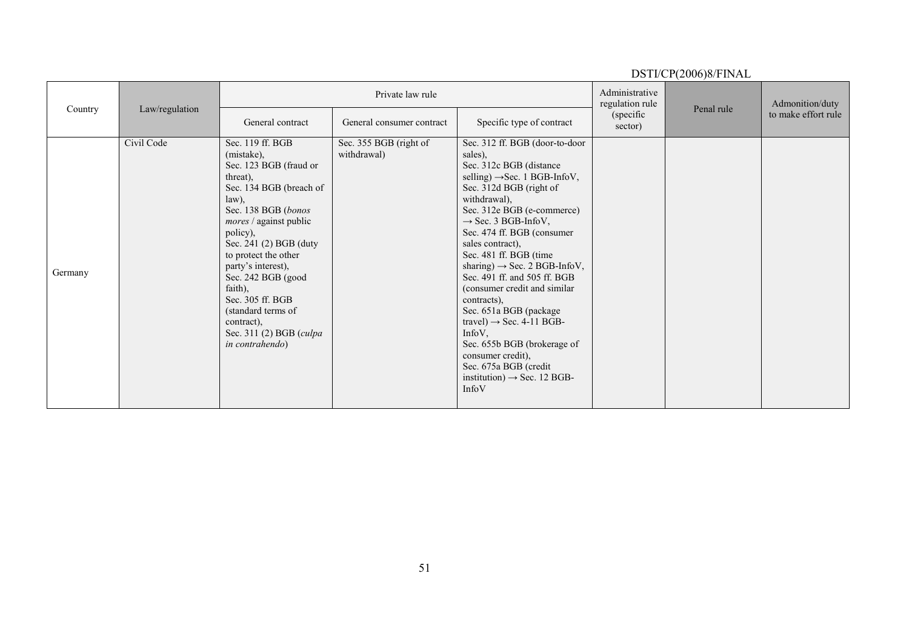| Country | Law/regulation | Private law rule | | | Administrative regulation rule (specific sector) | Penal rule | Admonition/duty to make effort rule |
|---|---|---|---|---|---|---|---|
| | | General contract | General consumer contract | Specific type of contract | | | |
| Germany | Civil Code | Sec. 119 ff. BGB (mistake), Sec. 123 BGB (fraud or threat), Sec. 134 BGB (breach of law), Sec. 138 BGB (*bonos mores* / against public policy), Sec. 241 (2) BGB (duty to protect the other party's interest), Sec. 242 BGB (good faith), Sec. 305 ff. BGB (standard terms of contract), Sec. 311 (2) BGB (*culpa in contrahendo*) | Sec. 355 BGB (right of withdrawal) | Sec. 312 ff. BGB (door-to-door sales), Sec. 312c BGB (distance selling) →Sec. 1 BGB-InfoV, Sec. 312d BGB (right of withdrawal), Sec. 312e BGB (e-commerce) → Sec. 3 BGB-InfoV, Sec. 474 ff. BGB (consumer sales contract), Sec. 481 ff. BGB (time sharing) → Sec. 2 BGB-InfoV, Sec. 491 ff. and 505 ff. BGB (consumer credit and similar contracts), Sec. 651a BGB (package travel) → Sec. 4-11 BGB-InfoV, Sec. 655b BGB (brokerage of consumer credit), Sec. 675a BGB (credit institution) → Sec. 12 BGB-InfoV | | | |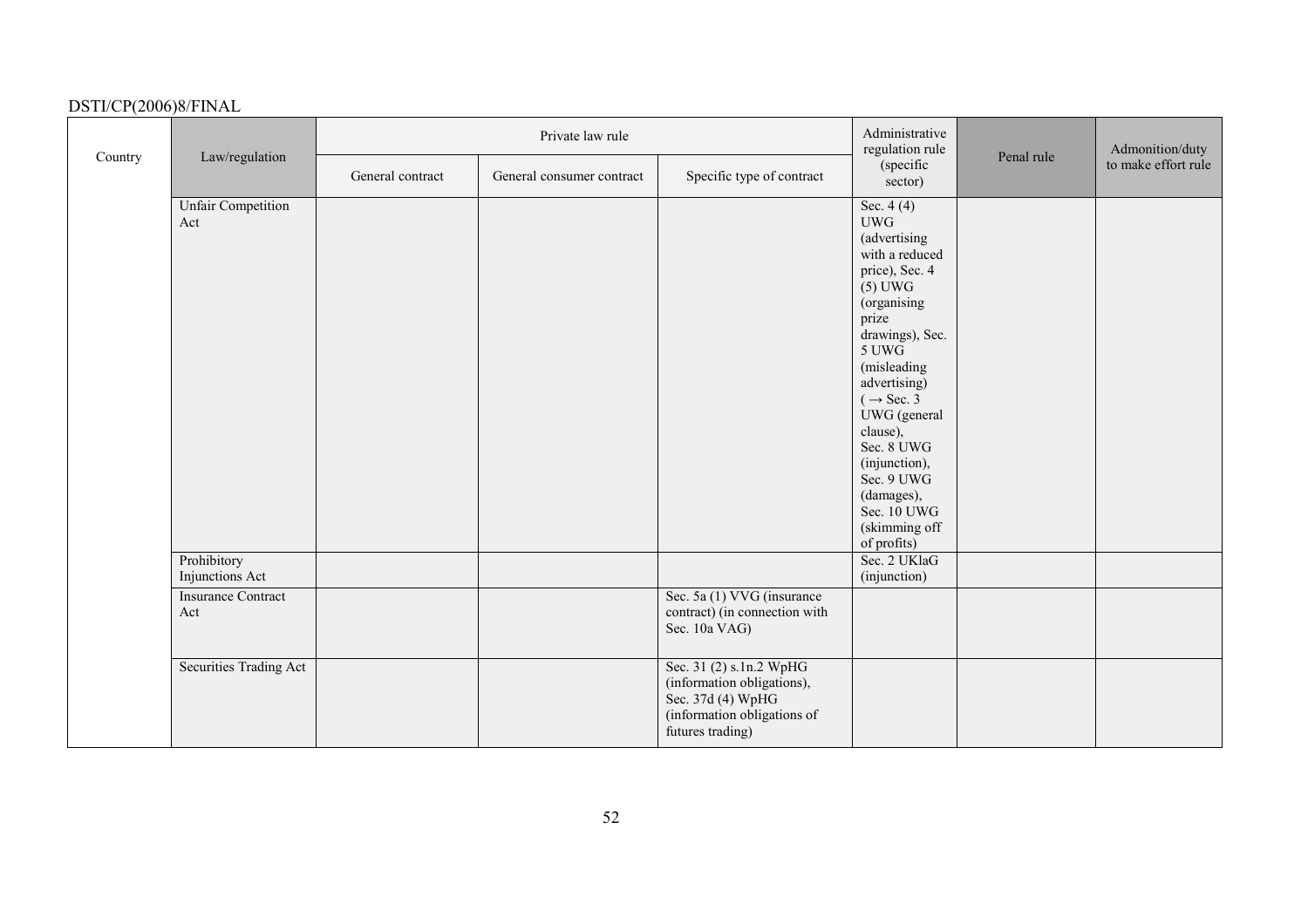| Country | Law/regulation | Private law rule | | | Administrative regulation rule (specific sector) | Penal rule | Admonition/duty to make effort rule |
|---|---|---|---|---|---|---|---|
| | | General contract | General consumer contract | Specific type of contract | | | |
| | Unfair Competition Act | | | | Sec. 4 (4) UWG (advertising with a reduced price), Sec. 4 (5) UWG (organising prize drawings), Sec. 5 UWG (misleading advertising) ( → Sec. 3 UWG (general clause), Sec. 8 UWG (injunction), Sec. 9 UWG (damages), Sec. 10 UWG (skimming off of profits) | | |
| | Prohibitory Injunctions Act | | | | Sec. 2 UKlaG (injunction) | | |
| | Insurance Contract Act | | | Sec. 5a (1) VVG (insurance contract) (in connection with Sec. 10a VAG) | | | |
| | Securities Trading Act | | | Sec. 31 (2) s.1n.2 WpHG (information obligations), Sec. 37d (4) WpHG (information obligations of futures trading) | | | |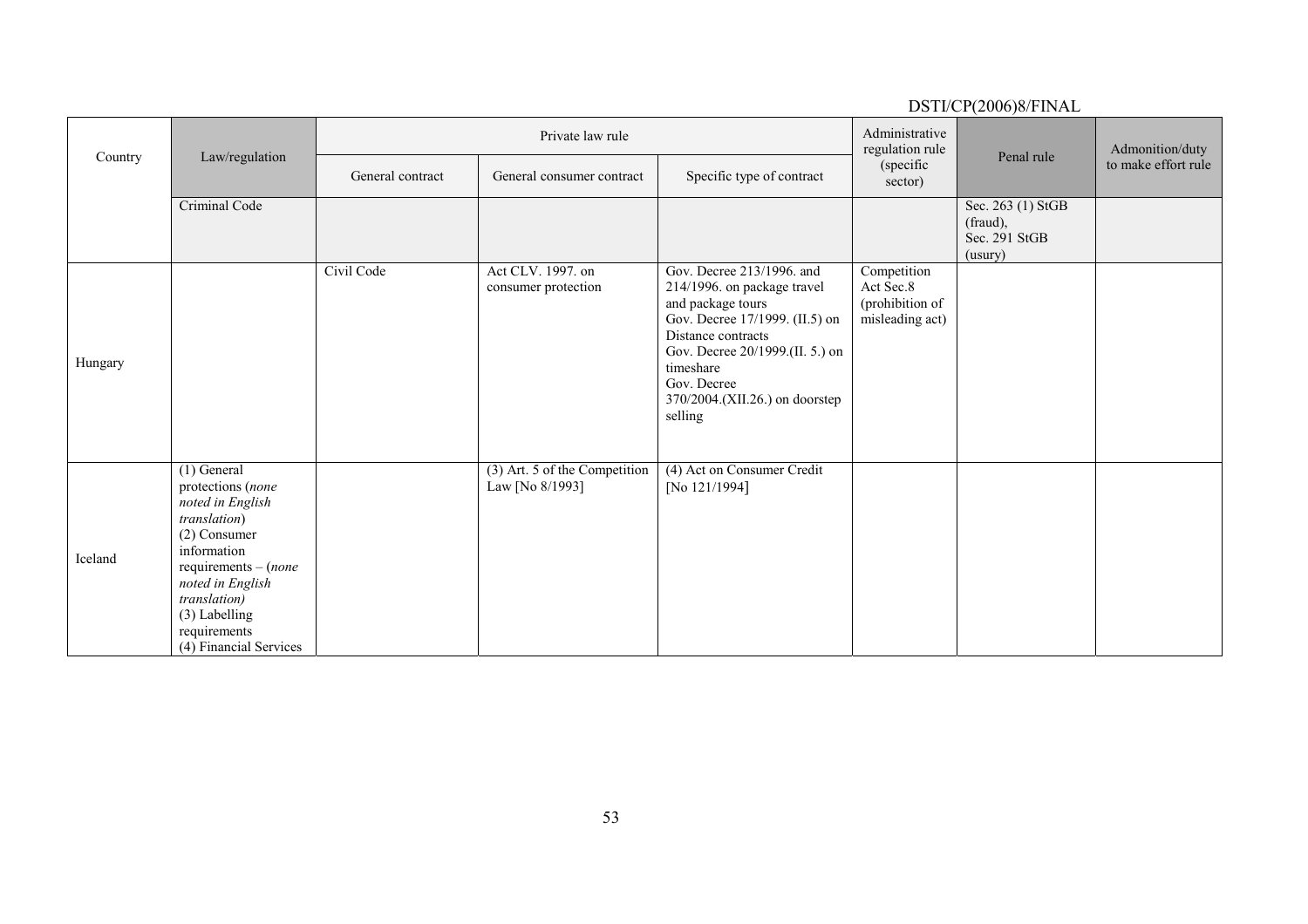| Country | Law/regulation | Private law rule | | | Administrative regulation rule (specific sector) | Penal rule | Admonition/duty to make effort rule |
|---|---|---|---|---|---|---|---|
| | | General contract | General consumer contract | Specific type of contract | | | |
| | Criminal Code | | | | | Sec. 263 (1) StGB (fraud), Sec. 291 StGB (usury) | |
| Hungary | | Civil Code | Act CLV. 1997. on consumer protection | Gov. Decree 213/1996. and 214/1996. on package travel and package tours<br>Gov. Decree 17/1999. (II.5) on Distance contracts<br>Gov. Decree 20/1999.(II. 5.) on timeshare<br>Gov. Decree 370/2004.(XII.26.) on doorstep selling | Competition Act Sec.8 (prohibition of misleading act) | | |
| Iceland | (1) General protections (*none noted in English translation*)<br>(2) Consumer information requirements – (*none noted in English translation)*<br>(3) Labelling requirements<br>(4) Financial Services | | (3) Art. 5 of the Competition Law [No 8/1993] | (4) Act on Consumer Credit [No 121/1994] | | | |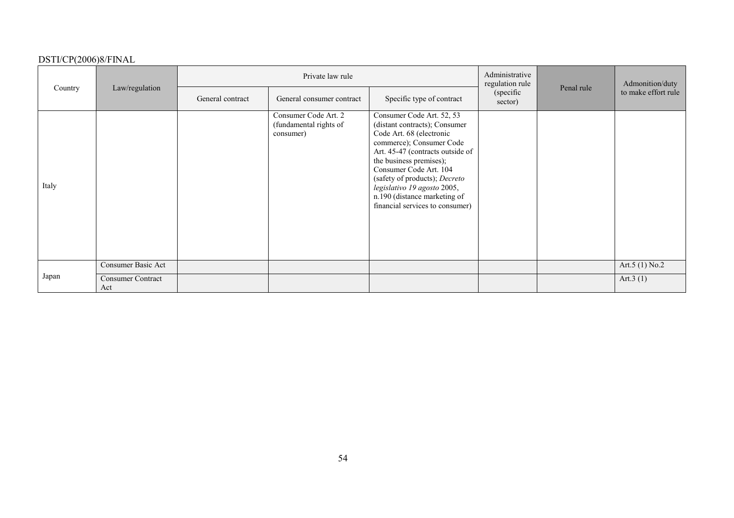| Country | Law/regulation | Private law rule | | | Administrative regulation rule (specific sector) | Penal rule | Admonition/duty to make effort rule |
|---|---|---|---|---|---|---|---|
| | | General contract | General consumer contract | Specific type of contract | | | |
| Italy | | | Consumer Code Art. 2 (fundamental rights of consumer) | Consumer Code Art. 52, 53 (distant contracts); Consumer Code Art. 68 (electronic commerce); Consumer Code Art. 45-47 (contracts outside of the business premises); Consumer Code Art. 104 (safety of products); *Decreto legislativo 19 agosto* 2005, n.190 (distance marketing of financial services to consumer) | | | |
| Japan | Consumer Basic Act | | | | | | Art.5 (1) No.2 |
| | Consumer Contract Act | | | | | | Art.3 (1) |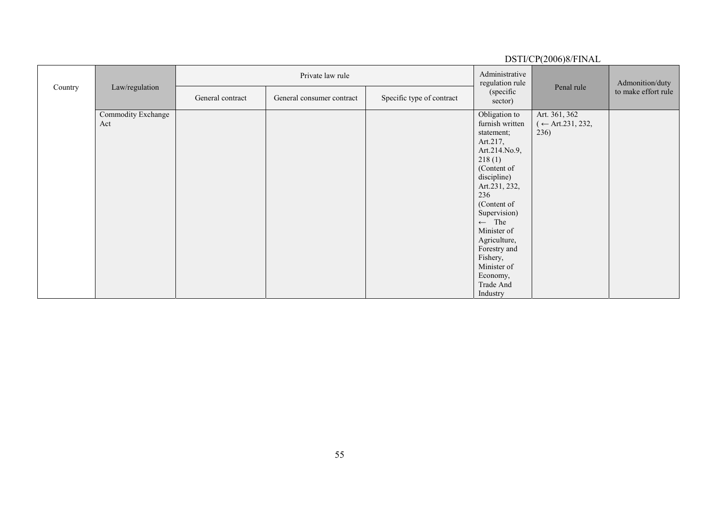| Country | Law/regulation | Private law rule | | | Administrative regulation rule (specific sector) | Penal rule | Admonition/duty to make effort rule |
|---|---|---|---|---|---|---|---|
| | | General contract | General consumer contract | Specific type of contract | | | |
| | Commodity Exchange Act | | | | Obligation to furnish written statement; Art.217, Art.214.No.9, 218 (1) (Content of discipline) Art.231, 232, 236 (Content of Supervision) ← The Minister of Agriculture, Forestry and Fishery, Minister of Economy, Trade And Industry | Art. 361, 362 (← Art.231, 232, 236) | |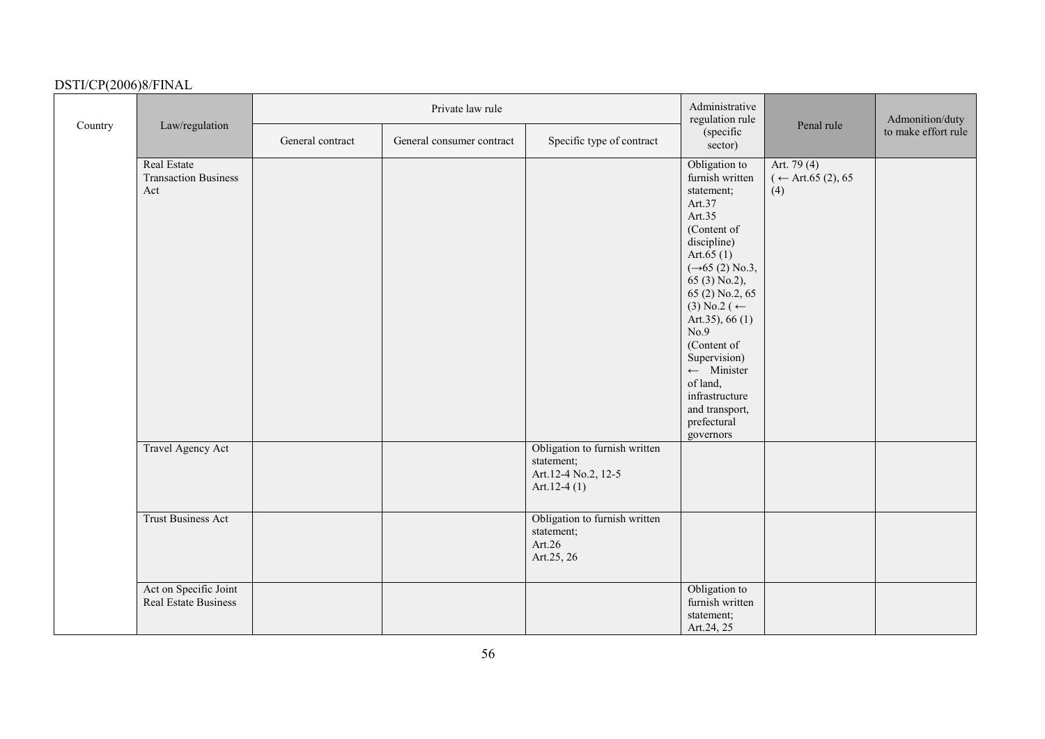| Country | Law/regulation | Private law rule | | | Administrative regulation rule (specific sector) | Penal rule | Admonition/duty to make effort rule |
|---|---|---|---|---|---|---|---|
| | | General contract | General consumer contract | Specific type of contract | | | |
| | Real Estate Transaction Business Act | | | | Obligation to furnish written statement; Art.37 Art.35 (Content of discipline) Art.65 (1) (→65 (2) No.3, 65 (3) No.2), 65 (2) No.2, 65 (3) No.2 (← Art.35), 66 (1) No.9 (Content of Supervision) ← Minister of land, infrastructure and transport, prefectural governors | Art. 79 (4) (← Art.65 (2), 65 (4) | |
| | Travel Agency Act | | | Obligation to furnish written statement; Art.12-4 No.2, 12-5 Art.12-4 (1) | | | |
| | Trust Business Act | | | Obligation to furnish written statement; Art.26 Art.25, 26 | | | |
| | Act on Specific Joint Real Estate Business | | | | Obligation to furnish written statement; Art.24, 25 | | |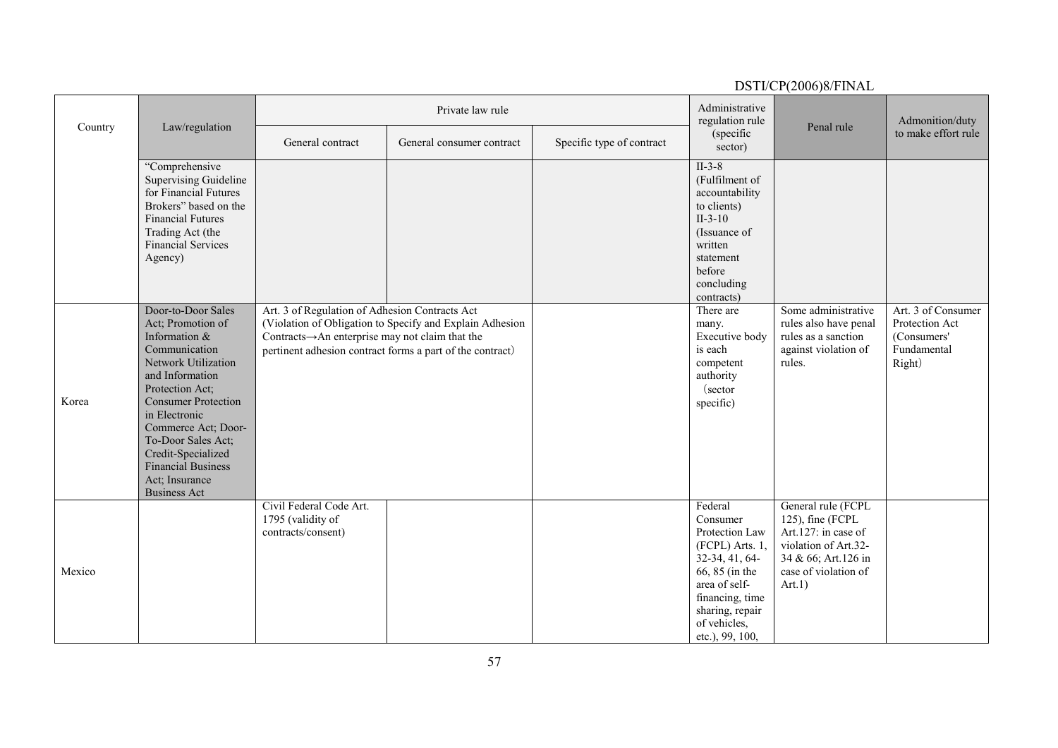| Country | Law/regulation | Private law rule | | | Administrative regulation rule (specific sector) | Penal rule | Admonition/duty to make effort rule |
|---|---|---|---|---|---|---|---|
| | | General contract | General consumer contract | Specific type of contract | | | |
| | "Comprehensive Supervising Guideline for Financial Futures Brokers" based on the Financial Futures Trading Act (the Financial Services Agency) | | | | II-3-8 (Fulfilment of accountability to clients) II-3-10 (Issuance of written statement before concluding contracts) | | |
| Korea | Door-to-Door Sales Act; Promotion of Information & Communication Network Utilization and Information Protection Act; Consumer Protection in Electronic Commerce Act; Door-To-Door Sales Act; Credit-Specialized Financial Business Act; Insurance Business Act | Art. 3 of Regulation of Adhesion Contracts Act (Violation of Obligation to Specify and Explain Adhesion Contracts→An enterprise may not claim that the pertinent adhesion contract forms a part of the contract) | | | There are many. Executive body is each competent authority (sector specific) | Some administrative rules also have penal rules as a sanction against violation of rules. | Art. 3 of Consumer Protection Act (Consumers' Fundamental Right) |
| Mexico | | Civil Federal Code Art. 1795 (validity of contracts/consent) | | | Federal Consumer Protection Law (FCPL) Arts. 1, 32-34, 41, 64-66, 85 (in the area of self-financing, time sharing, repair of vehicles, etc.), 99, 100, | General rule (FCPL 125), fine (FCPL Art.127: in case of violation of Art.32-34 & 66; Art.126 in case of violation of Art.1) | |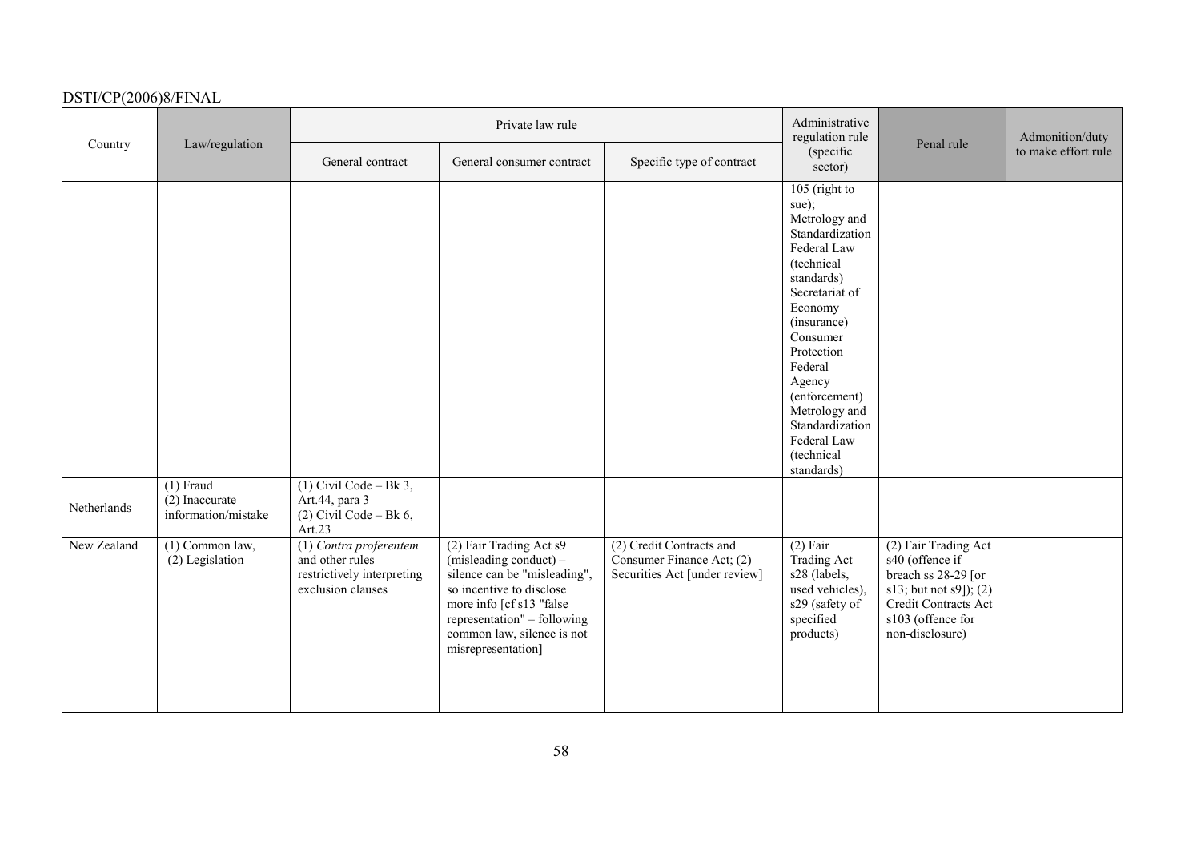| Country | Law/regulation | Private law rule | | | Administrative regulation rule (specific sector) | Penal rule | Admonition/duty to make effort rule |
|---|---|---|---|---|---|---|---|
| | | General contract | General consumer contract | Specific type of contract | | | |
| | | | | | 105 (right to sue); Metrology and Standardization Federal Law (technical standards) Secretariat of Economy (insurance) Consumer Protection Federal Agency (enforcement) Metrology and Standardization Federal Law (technical standards) | | |
| Netherlands | (1) Fraud (2) Inaccurate information/mistake | (1) Civil Code – Bk 3, Art.44, para 3 (2) Civil Code – Bk 6, Art.23 | | | | | |
| New Zealand | (1) Common law, (2) Legislation | (1) *Contra proferentem* and other rules restrictively interpreting exclusion clauses | (2) Fair Trading Act s9 (misleading conduct) – silence can be "misleading", so incentive to disclose more info [cf s13 "false representation" – following common law, silence is not misrepresentation] | (2) Credit Contracts and Consumer Finance Act; (2) Securities Act [under review] | (2) Fair Trading Act s28 (labels, used vehicles), s29 (safety of specified products) | (2) Fair Trading Act s40 (offence if breach ss 28-29 [or s13; but not s9]); (2) Credit Contracts Act s103 (offence for non-disclosure) | |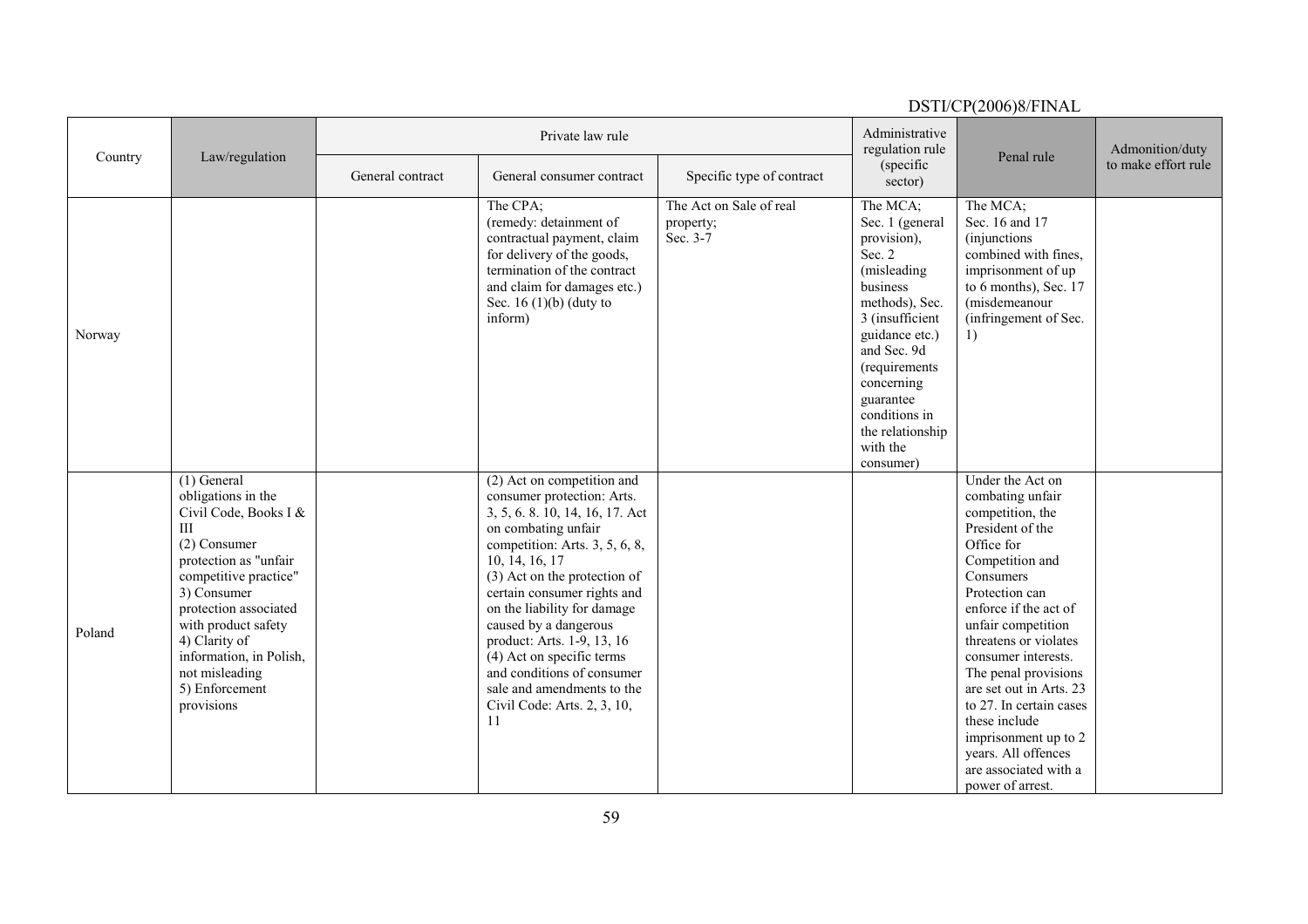| Country | Law/regulation | Private law rule | | | Administrative regulation rule (specific sector) | Penal rule | Admonition/duty to make effort rule |
|---|---|---|---|---|---|---|---|
| | | General contract | General consumer contract | Specific type of contract | | | |
| Norway | | | The CPA; (remedy: detainment of contractual payment, claim for delivery of the goods, termination of the contract and claim for damages etc.) Sec. 16 (1)(b) (duty to inform) | The Act on Sale of real property; Sec. 3-7 | The MCA; Sec. 1 (general provision), Sec. 2 (misleading business methods), Sec. 3 (insufficient guidance etc.) and Sec. 9d (requirements concerning guarantee conditions in the relationship with the consumer) | The MCA; Sec. 16 and 17 (injunctions combined with fines, imprisonment of up to 6 months), Sec. 17 (misdemeanour (infringement of Sec. 1) | |
| Poland | (1) General obligations in the Civil Code, Books I & III (2) Consumer protection as "unfair competitive practice" 3) Consumer protection associated with product safety 4) Clarity of information, in Polish, not misleading 5) Enforcement provisions | | (2) Act on competition and consumer protection: Arts. 3, 5, 6. 8. 10, 14, 16, 17. Act on combating unfair competition: Arts. 3, 5, 6, 8, 10, 14, 16, 17 (3) Act on the protection of certain consumer rights and on the liability for damage caused by a dangerous product: Arts. 1-9, 13, 16 (4) Act on specific terms and conditions of consumer sale and amendments to the Civil Code: Arts. 2, 3, 10, 11 | | | Under the Act on combating unfair competition, the President of the Office for Competition and Consumers Protection can enforce if the act of unfair competition threatens or violates consumer interests. The penal provisions are set out in Arts. 23 to 27. In certain cases these include imprisonment up to 2 years. All offences are associated with a power of arrest. | |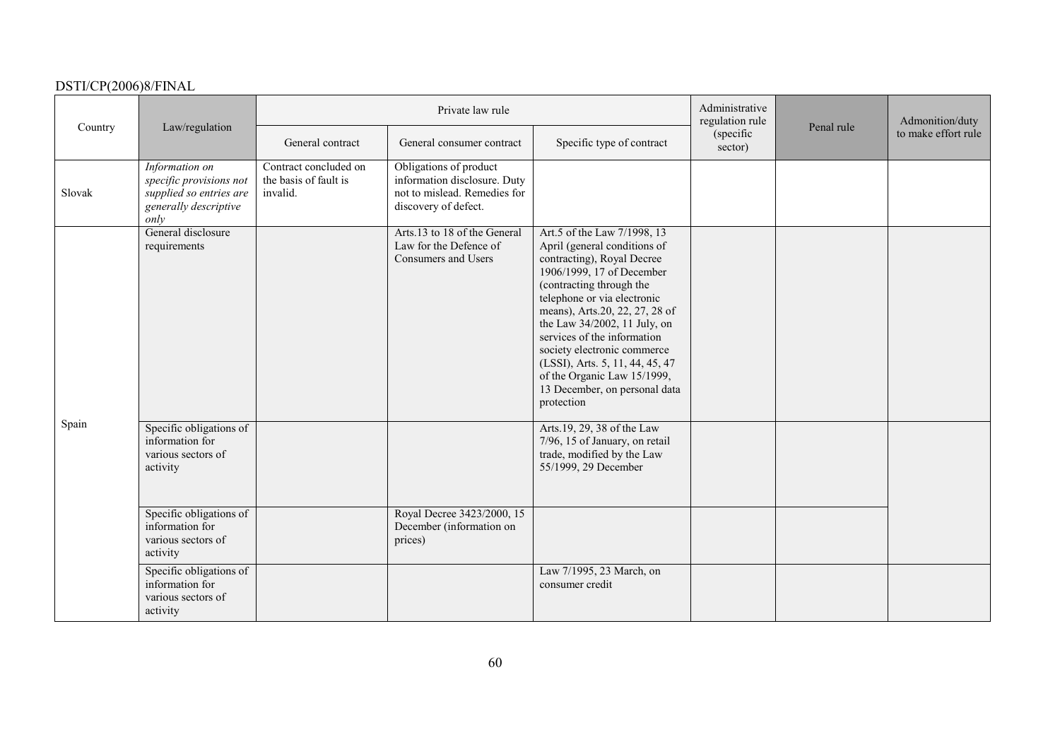| Country | Law/regulation | Private law rule | | | Administrative regulation rule (specific sector) | Penal rule | Admonition/duty to make effort rule |
|---|---|---|---|---|---|---|---|
| | | General contract | General consumer contract | Specific type of contract | | | |
| Slovak | *Information on specific provisions not supplied so entries are generally descriptive only* | Contract concluded on the basis of fault is invalid. | Obligations of product information disclosure. Duty not to mislead. Remedies for discovery of defect. | | | | |
| Spain | General disclosure requirements | | Arts.13 to 18 of the General Law for the Defence of Consumers and Users | Art.5 of the Law 7/1998, 13 April (general conditions of contracting), Royal Decree 1906/1999, 17 of December (contracting through the telephone or via electronic means), Arts.20, 22, 27, 28 of the Law 34/2002, 11 July, on services of the information society electronic commerce (LSSI), Arts. 5, 11, 44, 45, 47 of the Organic Law 15/1999, 13 December, on personal data protection | | | |
| | Specific obligations of information for various sectors of activity | | | Arts.19, 29, 38 of the Law 7/96, 15 of January, on retail trade, modified by the Law 55/1999, 29 December | | | |
| | Specific obligations of information for various sectors of activity | | Royal Decree 3423/2000, 15 December (information on prices) | | | | |
| | Specific obligations of information for various sectors of activity | | | Law 7/1995, 23 March, on consumer credit | | | |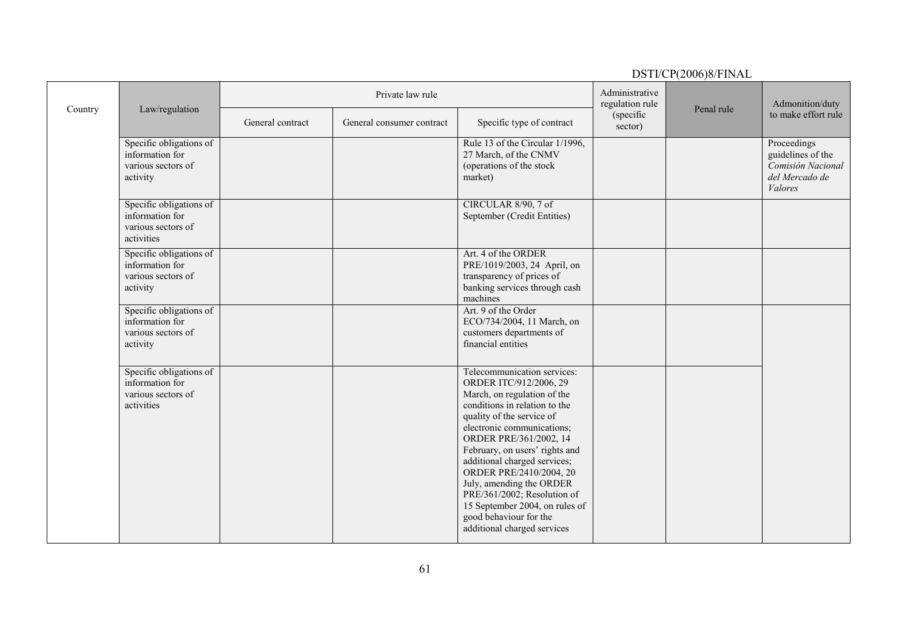| Country | Law/regulation | Private law rule | | | Administrative regulation rule (specific sector) | Penal rule | Admonition/duty to make effort rule |
|---|---|---|---|---|---|---|---|
| | | General contract | General consumer contract | Specific type of contract | | | |
| | Specific obligations of information for various sectors of activity | | | Rule 13 of the Circular 1/1996, 27 March, of the CNMV (operations of the stock market) | | | Proceedings guidelines of the *Comisión Nacional del Mercado de Valores* |
| | Specific obligations of information for various sectors of activities | | | CIRCULAR 8/90, 7 of September (Credit Entities) | | | |
| | Specific obligations of information for various sectors of activity | | | Art. 4 of the ORDER PRE/1019/2003, 24 April, on transparency of prices of banking services through cash machines | | | |
| | Specific obligations of information for various sectors of activity | | | Art. 9 of the Order ECO/734/2004, 11 March, on customers departments of financial entities | | | |
| | Specific obligations of information for various sectors of activities | | | Telecommunication services: ORDER ITC/912/2006, 29 March, on regulation of the conditions in relation to the quality of the service of electronic communications; ORDER PRE/361/2002, 14 February, on users' rights and additional charged services; ORDER PRE/2410/2004, 20 July, amending the ORDER PRE/361/2002; Resolution of 15 September 2004, on rules of good behaviour for the additional charged services | | | |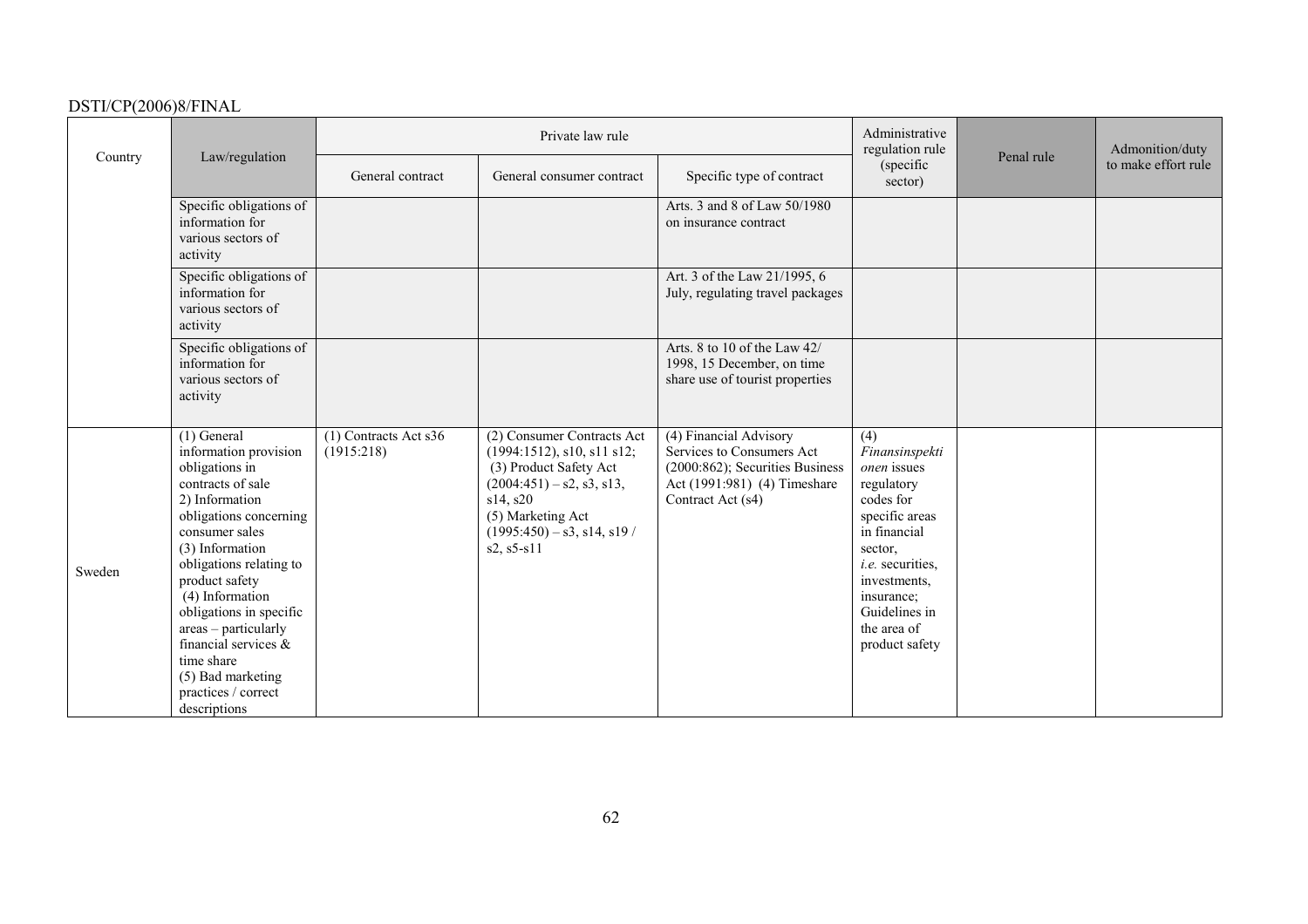| Country | Law/regulation | Private law rule | | | Administrative regulation rule (specific sector) | Penal rule | Admonition/duty to make effort rule |
|---|---|---|---|---|---|---|---|
| | | General contract | General consumer contract | Specific type of contract | | | |
| | Specific obligations of information for various sectors of activity | | | Arts. 3 and 8 of Law 50/1980 on insurance contract | | | |
| | Specific obligations of information for various sectors of activity | | | Art. 3 of the Law 21/1995, 6 July, regulating travel packages | | | |
| | Specific obligations of information for various sectors of activity | | | Arts. 8 to 10 of the Law 42/ 1998, 15 December, on time share use of tourist properties | | | |
| Sweden | (1) General information provision obligations in contracts of sale 2) Information obligations concerning consumer sales (3) Information obligations relating to product safety (4) Information obligations in specific areas – particularly financial services & time share (5) Bad marketing practices / correct descriptions | (1) Contracts Act s36 (1915:218) | (2) Consumer Contracts Act (1994:1512), s10, s11 s12; (3) Product Safety Act (2004:451) – s2, s3, s13, s14, s20 (5) Marketing Act (1995:450) – s3, s14, s19 / s2, s5-s11 | (4) Financial Advisory Services to Consumers Act (2000:862); Securities Business Act (1991:981) (4) Timeshare Contract Act (s4) | (4) *Finansinspektionen* issues regulatory codes for specific areas in financial sector, *i.e.* securities, investments, insurance; Guidelines in the area of product safety | | |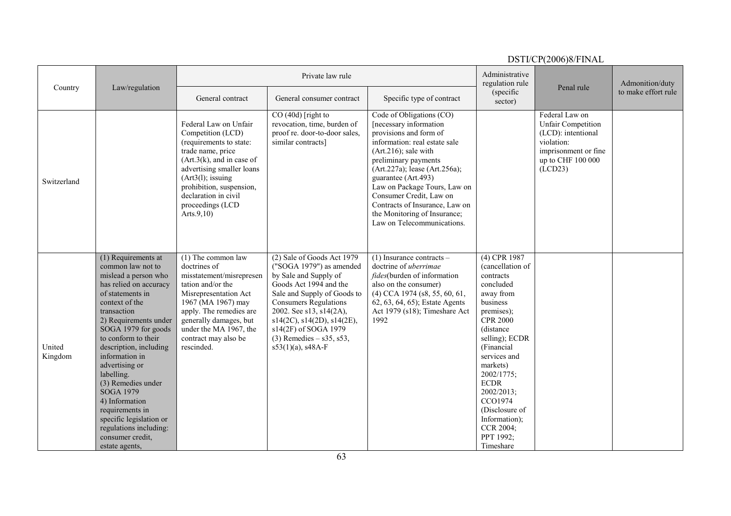| Country | Law/regulation | Private law rule | | | Administrative regulation rule (specific sector) | Penal rule | Admonition/duty to make effort rule |
|---|---|---|---|---|---|---|---|
| | | General contract | General consumer contract | Specific type of contract | | | |
| Switzerland | | Federal Law on Unfair Competition (LCD) (requirements to state: trade name, price (Art.3(k), and in case of advertising smaller loans (Art3(l); issuing prohibition, suspension, declaration in civil proceedings (LCD Arts.9,10) | CO (40d) [right to revocation, time, burden of proof re. door-to-door sales, similar contracts] | Code of Obligations (CO) [necessary information provisions and form of information: real estate sale (Art.216); sale with preliminary payments (Art.227a); lease (Art.256a); guarantee (Art.493) Law on Package Tours, Law on Consumer Credit, Law on Contracts of Insurance, Law on the Monitoring of Insurance; Law on Telecommunications. | | Federal Law on Unfair Competition (LCD): intentional violation: imprisonment or fine up to CHF 100 000 (LCD23) | |
| United Kingdom | (1) Requirements at common law not to mislead a person who has relied on accuracy of statements in context of the transaction 2) Requirements under SOGA 1979 for goods to conform to their description, including information in advertising or labelling. (3) Remedies under SOGA 1979 4) Information requirements in specific legislation or regulations including: consumer credit, estate agents, | (1) The common law doctrines of misstatement/misrepresentation and/or the Misrepresentation Act 1967 (MA 1967) may apply. The remedies are generally damages, but under the MA 1967, the contract may also be rescinded. | (2) Sale of Goods Act 1979 ("SOGA 1979") as amended by Sale and Supply of Goods Act 1994 and the Sale and Supply of Goods to Consumers Regulations 2002. See s13, s14(2A), s14(2C), s14(2D), s14(2E), s14(2F) of SOGA 1979 (3) Remedies – s35, s53, s53(1)(a), s48A-F | (1) Insurance contracts – doctrine of *uberrimae fides*(burden of information also on the consumer) (4) CCA 1974 (s8, 55, 60, 61, 62, 63, 64, 65); Estate Agents Act 1979 (s18); Timeshare Act 1992 | (4) CPR 1987 (cancellation of contracts concluded away from business premises); CPR 2000 (distance selling); ECDR (Financial services and markets) 2002/1775; ECDR 2002/2013; CCO1974 (Disclosure of Information); CCR 2004; PPT 1992; Timeshare | | |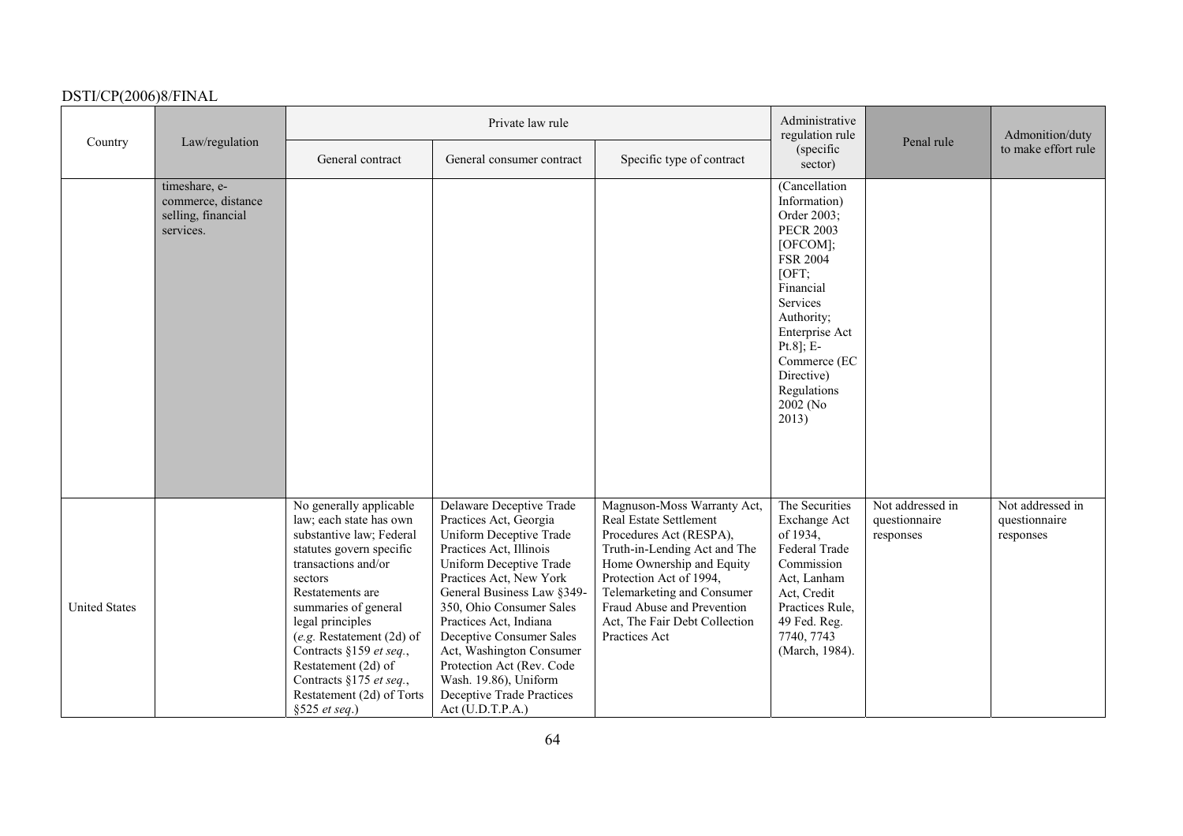| Country | Law/regulation | Private law rule | | | Administrative regulation rule (specific sector) | Penal rule | Admonition/duty to make effort rule |
|---|---|---|---|---|---|---|---|
| | | General contract | General consumer contract | Specific type of contract | | | |
| | timeshare, e-commerce, distance selling, financial services. | | | | (Cancellation Information) Order 2003; PECR 2003 [OFCOM]; FSR 2004 [OFT; Financial Services Authority; Enterprise Act Pt.8]; E-Commerce (EC Directive) Regulations 2002 (No 2013) | | |
| United States | | No generally applicable law; each state has own substantive law; Federal statutes govern specific transactions and/or sectors Restatements are summaries of general legal principles (*e.g.* Restatement (2d) of Contracts §159 *et seq.*, Restatement (2d) of Contracts §175 *et seq.*, Restatement (2d) of Torts §525 *et seq.*) | Delaware Deceptive Trade Practices Act, Georgia Uniform Deceptive Trade Practices Act, Illinois Uniform Deceptive Trade Practices Act, New York General Business Law §349-350, Ohio Consumer Sales Practices Act, Indiana Deceptive Consumer Sales Act, Washington Consumer Protection Act (Rev. Code Wash. 19.86), Uniform Deceptive Trade Practices Act (U.D.T.P.A.) | Magnuson-Moss Warranty Act, Real Estate Settlement Procedures Act (RESPA), Truth-in-Lending Act and The Home Ownership and Equity Protection Act of 1994, Telemarketing and Consumer Fraud Abuse and Prevention Act, The Fair Debt Collection Practices Act | The Securities Exchange Act of 1934, Federal Trade Commission Act, Lanham Act, Credit Practices Rule, 49 Fed. Reg. 7740, 7743 (March, 1984). | Not addressed in questionnaire responses | Not addressed in questionnaire responses |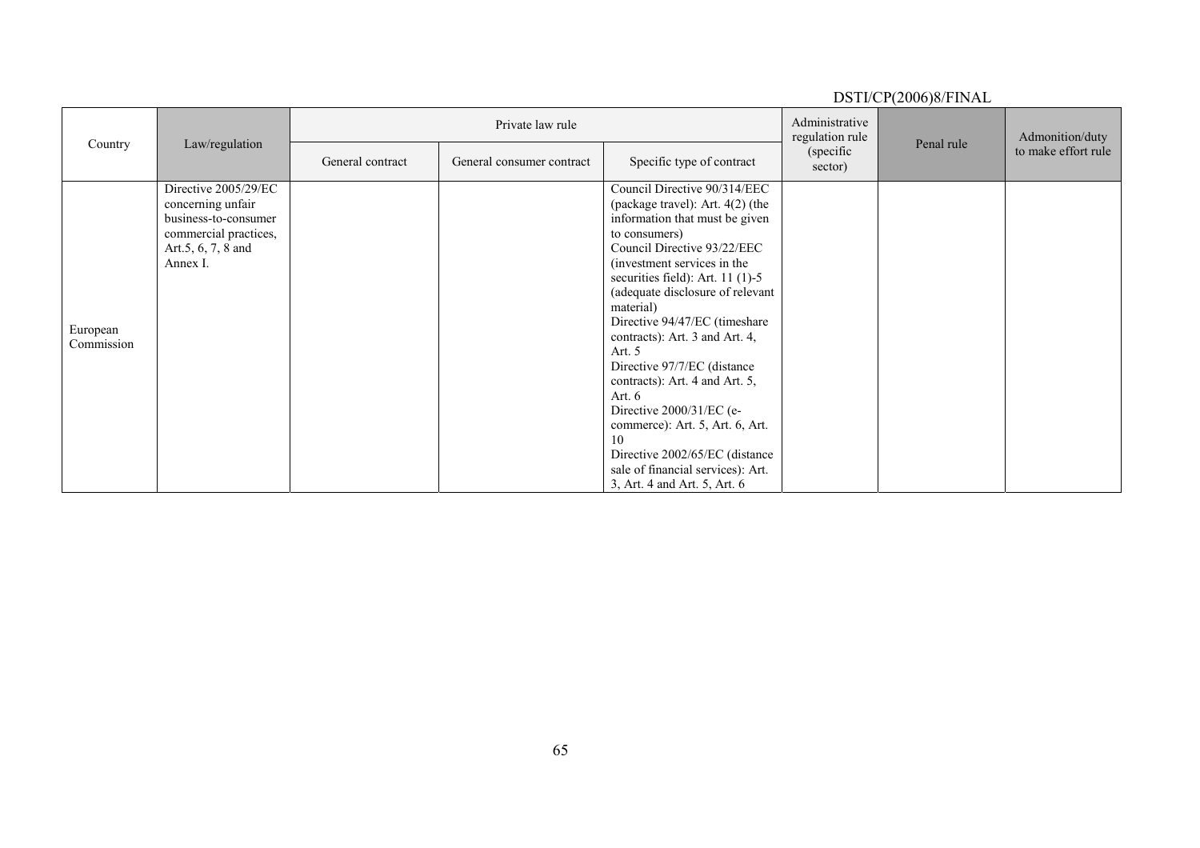| Country | Law/regulation | Private law rule | | | Administrative regulation rule (specific sector) | Penal rule | Admonition/duty to make effort rule |
|---|---|---|---|---|---|---|---|
| | | General contract | General consumer contract | Specific type of contract | | | |
| European Commission | Directive 2005/29/EC concerning unfair business-to-consumer commercial practices, Art.5, 6, 7, 8 and Annex I. | | | Council Directive 90/314/EEC (package travel): Art. 4(2) (the information that must be given to consumers)<br>Council Directive 93/22/EEC (investment services in the securities field): Art. 11 (1)-5 (adequate disclosure of relevant material)<br>Directive 94/47/EC (timeshare contracts): Art. 3 and Art. 4, Art. 5<br>Directive 97/7/EC (distance contracts): Art. 4 and Art. 5, Art. 6<br>Directive 2000/31/EC (e-commerce): Art. 5, Art. 6, Art. 10<br>Directive 2002/65/EC (distance sale of financial services): Art. 3, Art. 4 and Art. 5, Art. 6 | | | |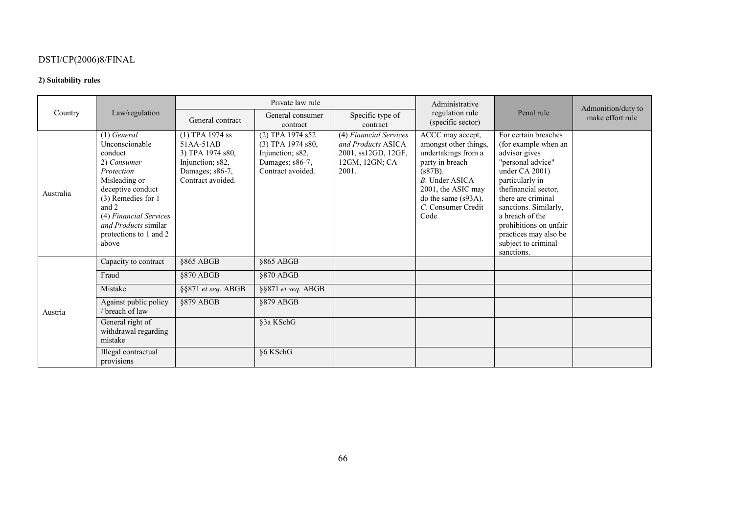**2) Suitability rules**

| Country | Law/regulation | Private law rule | | | Administrative regulation rule (specific sector) | Penal rule | Admonition/duty to make effort rule |
|---|---|---|---|---|---|---|---|
| | | General contract | General consumer contract | Specific type of contract | | | |
| Australia | (1) *General* Unconscionable conduct 2) *Consumer Protection* Misleading or deceptive conduct (3) Remedies for 1 and 2 (4) *Financial Services and Products* similar protections to 1 and 2 above | (1) TPA 1974 ss 51AA-51AB 3) TPA 1974 s80, Injunction; s82, Damages; s86-7, Contract avoided. | (2) TPA 1974 s52 (3) TPA 1974 s80, Injunction; s82, Damages; s86-7, Contract avoided. | (4) *Financial Services and Products* ASICA 2001, ss12GD, 12GF, 12GM, 12GN; CA 2001. | ACCC may accept, amongst other things, undertakings from a party in breach (s87B). *B.* Under ASICA 2001, the ASIC may do the same (s93A). *C.* Consumer Credit Code | For certain breaches (for example when an advisor gives "personal advice" under CA 2001) particularly in thefinancial sector, there are criminal sanctions. Similarly, a breach of the prohibitions on unfair practices may also be subject to criminal sanctions. | |
| Austria | Capacity to contract | §865 ABGB | §865 ABGB | | | | |
| | Fraud | §870 ABGB | §870 ABGB | | | | |
| | Mistake | §§871 *et seq.* ABGB | §§871 *et seq.* ABGB | | | | |
| | Against public policy / breach of law | §879 ABGB | §879 ABGB | | | | |
| | General right of withdrawal regarding mistake | | §3a KSchG | | | | |
| | Illegal contractual provisions | | §6 KSchG | | | | |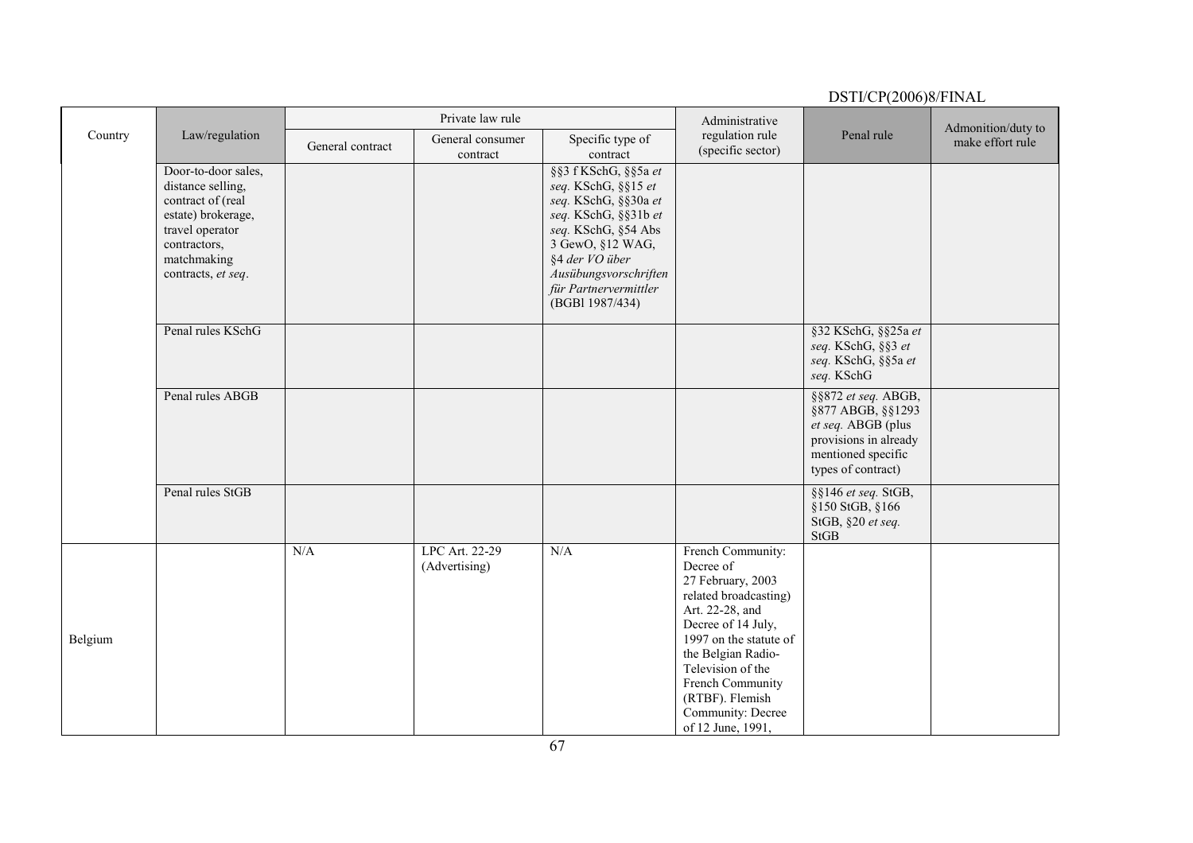| Country | Law/regulation | Private law rule | | | Administrative regulation rule (specific sector) | Penal rule | Admonition/duty to make effort rule |
|---|---|---|---|---|---|---|---|
| | | General contract | General consumer contract | Specific type of contract | | | |
| | Door-to-door sales, distance selling, contract of (real estate) brokerage, travel operator contractors, matchmaking contracts, *et seq*. | | | §§3 f KSchG, §§5a *et seq.* KSchG, §§15 *et seq.* KSchG, §§30a *et seq.* KSchG, §§31b *et seq.* KSchG, §54 Abs 3 GewO, §12 WAG, §4 *der VO über Ausübungsvorschriften für Partnervermittler* (BGBl 1987/434) | | | |
| | Penal rules KSchG | | | | | §32 KSchG, §§25a *et seq.* KSchG, §§3 *et seq.* KSchG, §§5a *et seq.* KSchG | |
| | Penal rules ABGB | | | | | §§872 *et seq.* ABGB, §877 ABGB, §§1293 *et seq.* ABGB (plus provisions in already mentioned specific types of contract) | |
| | Penal rules StGB | | | | | §§146 *et seq.* StGB, §150 StGB, §166 StGB, §20 *et seq.* StGB | |
| Belgium | | N/A | LPC Art. 22-29 (Advertising) | N/A | French Community: Decree of 27 February, 2003 related broadcasting) Art. 22-28, and Decree of 14 July, 1997 on the statute of the Belgian Radio-Television of the French Community (RTBF). Flemish Community: Decree of 12 June, 1991, | | |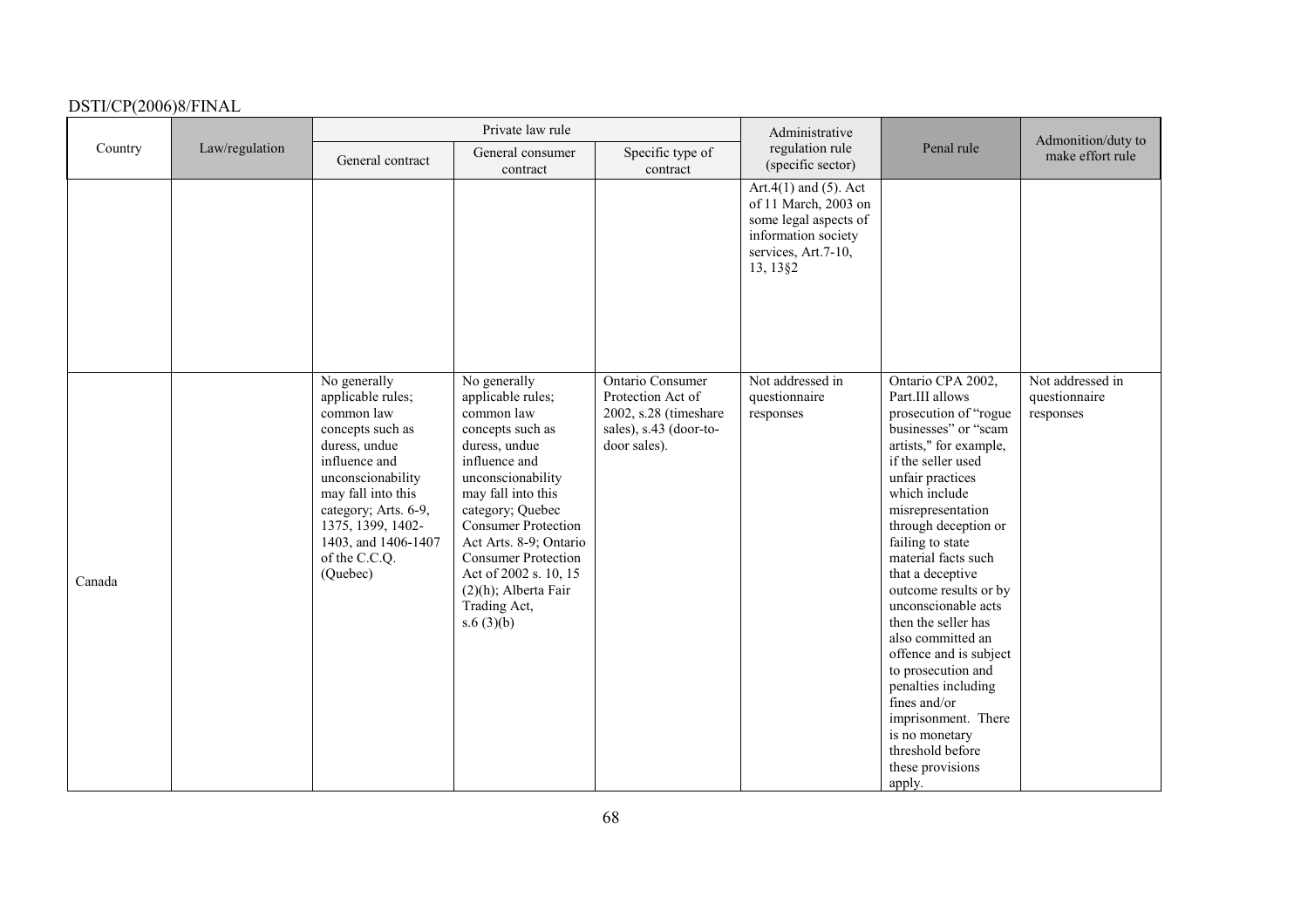| Country | Law/regulation | Private law rule | | | Administrative regulation rule (specific sector) | Penal rule | Admonition/duty to make effort rule |
|---|---|---|---|---|---|---|---|
| | | General contract | General consumer contract | Specific type of contract | | | |
| | | | | | Art.4(1) and (5). Act of 11 March, 2003 on some legal aspects of information society services, Art.7-10, 13, 13§2 | | |
| Canada | | No generally applicable rules; common law concepts such as duress, undue influence and unconscionability may fall into this category; Arts. 6-9, 1375, 1399, 1402-1403, and 1406-1407 of the C.C.Q. (Quebec) | No generally applicable rules; common law concepts such as duress, undue influence and unconscionability may fall into this category; Quebec Consumer Protection Act Arts. 8-9; Ontario Consumer Protection Act of 2002 s. 10, 15 (2)(h); Alberta Fair Trading Act, s.6 (3)(b) | Ontario Consumer Protection Act of 2002, s.28 (timeshare sales), s.43 (door-to-door sales). | Not addressed in questionnaire responses | Ontario CPA 2002, Part.III allows prosecution of "rogue businesses" or "scam artists," for example, if the seller used unfair practices which include misrepresentation through deception or failing to state material facts such that a deceptive outcome results or by unconscionable acts then the seller has also committed an offence and is subject to prosecution and penalties including fines and/or imprisonment. There is no monetary threshold before these provisions apply. | Not addressed in questionnaire responses |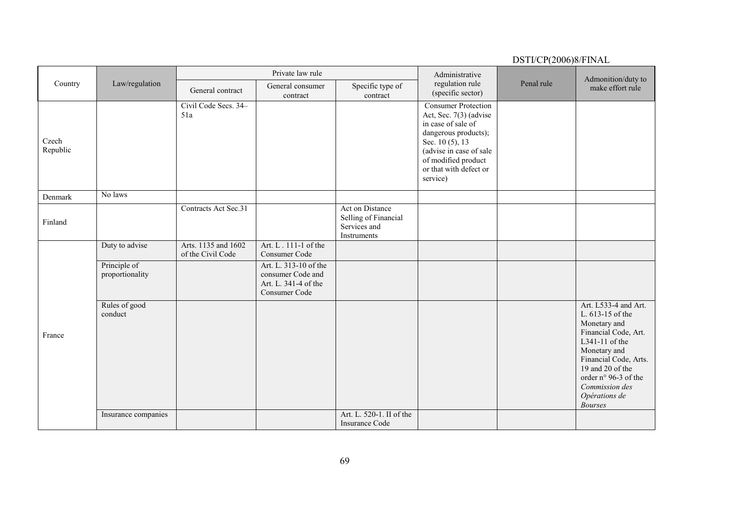| Country | Law/regulation | Private law rule | | | Administrative regulation rule (specific sector) | Penal rule | Admonition/duty to make effort rule |
|---|---|---|---|---|---|---|---|
| | | General contract | General consumer contract | Specific type of contract | | | |
| Czech Republic | | Civil Code Secs. 34–51a | | | Consumer Protection Act, Sec. 7(3) (advise in case of sale of dangerous products); Sec. 10 (5), 13 (advise in case of sale of modified product or that with defect or service) | | |
| Denmark | No laws | | | | | | |
| Finland | | Contracts Act Sec.31 | | Act on Distance Selling of Financial Services and Instruments | | | |
| France | Duty to advise | Arts. 1135 and 1602 of the Civil Code | Art. L . 111-1 of the Consumer Code | | | | |
| | Principle of proportionality | | Art. L. 313-10 of the consumer Code and Art. L. 341-4 of the Consumer Code | | | | |
| | Rules of good conduct | | | | | | Art. L533-4 and Art. L. 613-15 of the Monetary and Financial Code, Art. L341-11 of the Monetary and Financial Code, Arts. 19 and 20 of the order n° 96-3 of the *Commission des Opérations de Bourses* |
| | Insurance companies | | | Art. L. 520-1. II of the Insurance Code | | | |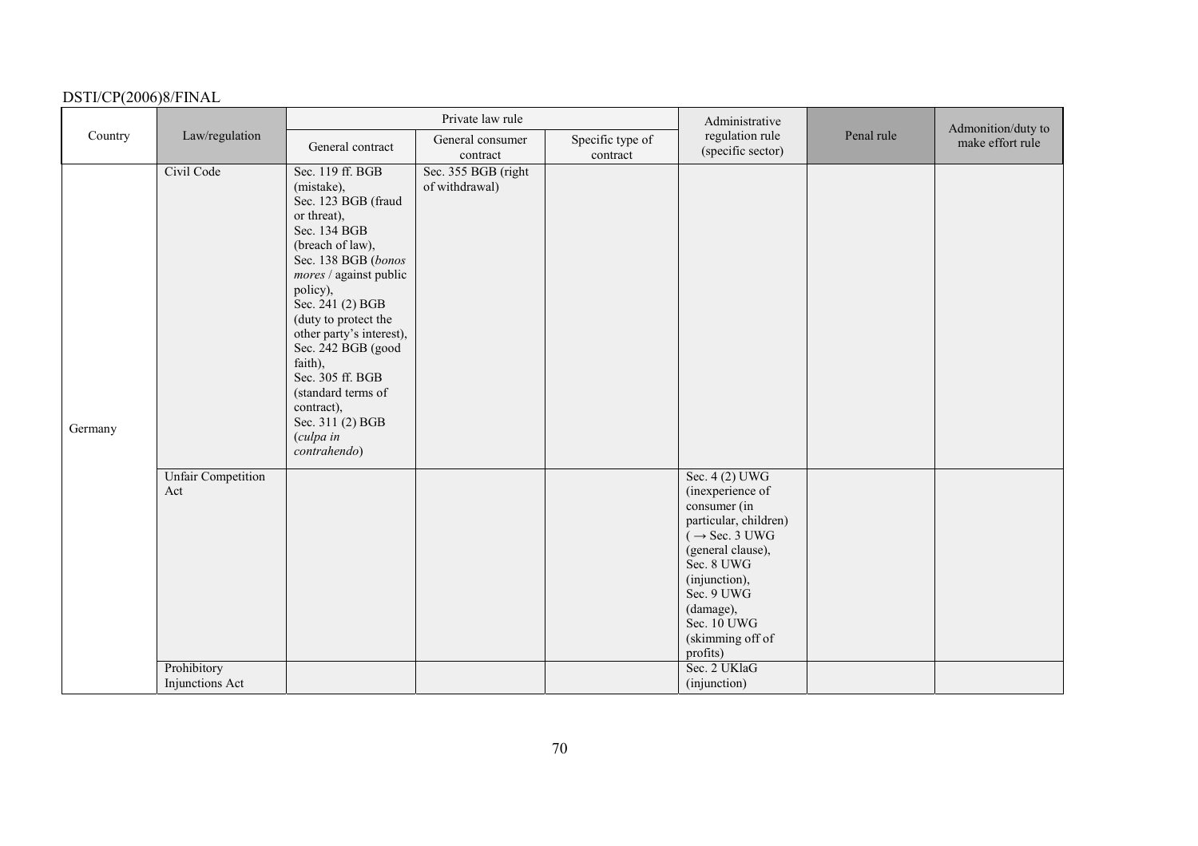| Country | Law/regulation | Private law rule | | | Administrative regulation rule (specific sector) | Penal rule | Admonition/duty to make effort rule |
|---|---|---|---|---|---|---|---|
| | | General contract | General consumer contract | Specific type of contract | | | |
| Germany | Civil Code | Sec. 119 ff. BGB (mistake), Sec. 123 BGB (fraud or threat), Sec. 134 BGB (breach of law), Sec. 138 BGB (*bonos mores* / against public policy), Sec. 241 (2) BGB (duty to protect the other party's interest), Sec. 242 BGB (good faith), Sec. 305 ff. BGB (standard terms of contract), Sec. 311 (2) BGB (*culpa in contrahendo*) | Sec. 355 BGB (right of withdrawal) | | | | |
| | Unfair Competition Act | | | | Sec. 4 (2) UWG (inexperience of consumer (in particular, children) (→ Sec. 3 UWG (general clause), Sec. 8 UWG (injunction), Sec. 9 UWG (damage), Sec. 10 UWG (skimming off of profits) | | |
| | Prohibitory Injunctions Act | | | | Sec. 2 UKlaG (injunction) | | |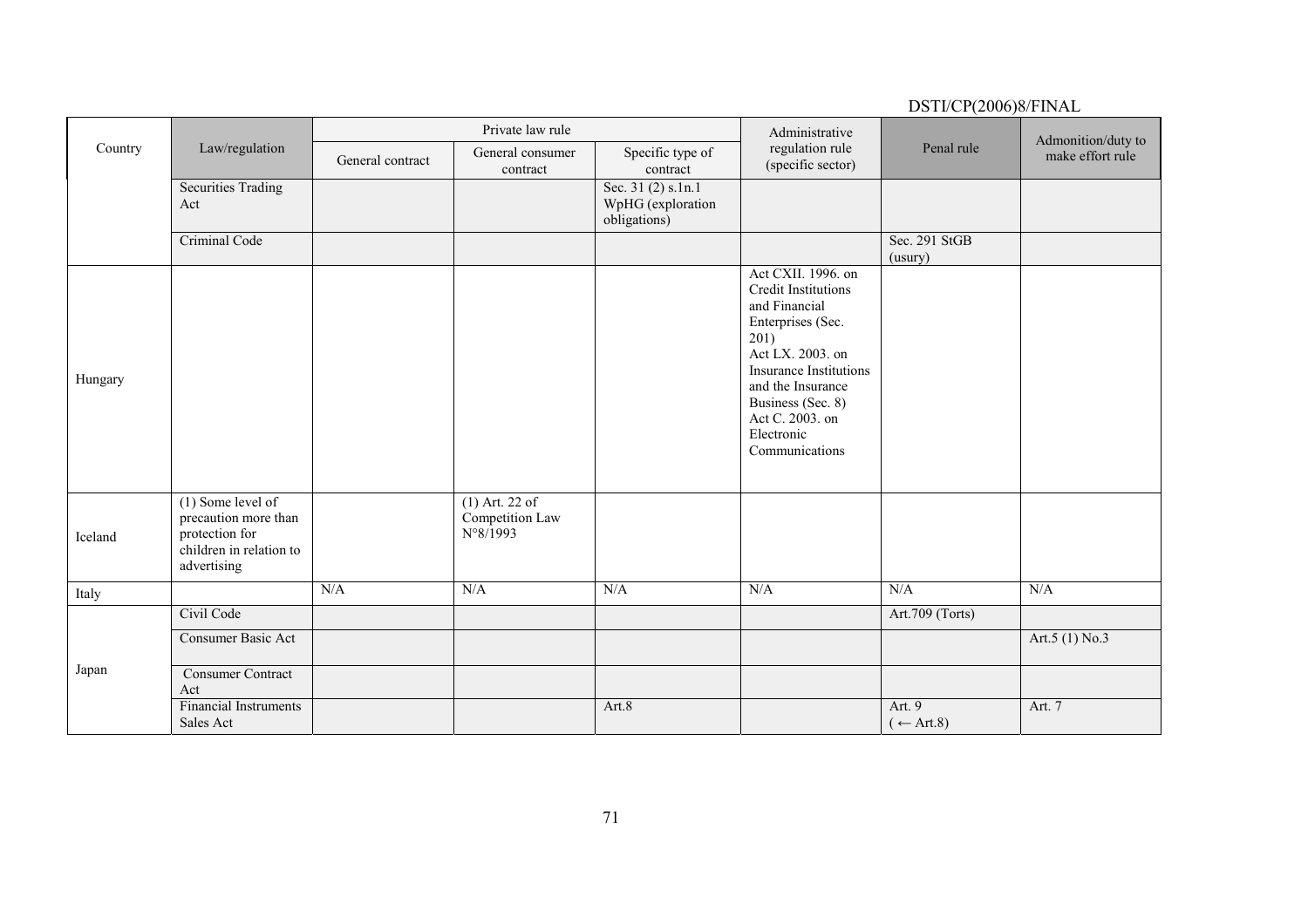| Country | Law/regulation | Private law rule | | | Administrative regulation rule (specific sector) | Penal rule | Admonition/duty to make effort rule |
|---|---|---|---|---|---|---|---|
| | | General contract | General consumer contract | Specific type of contract | | | |
| | Securities Trading Act | | | Sec. 31 (2) s.1n.1 WpHG (exploration obligations) | | | |
| | Criminal Code | | | | | Sec. 291 StGB (usury) | |
| Hungary | | | | | Act CXII. 1996. on Credit Institutions and Financial Enterprises (Sec. 201) Act LX. 2003. on Insurance Institutions and the Insurance Business (Sec. 8) Act C. 2003. on Electronic Communications | | |
| Iceland | (1) Some level of precaution more than protection for children in relation to advertising | | (1) Art. 22 of Competition Law N°8/1993 | | | | |
| Italy | | N/A | N/A | N/A | N/A | N/A | N/A |
| Japan | Civil Code | | | | | Art.709 (Torts) | |
| | Consumer Basic Act | | | | | | Art.5 (1) No.3 |
| | Consumer Contract Act | | | | | | |
| | Financial Instruments Sales Act | | | Art.8 | | Art. 9 (← Art.8) | Art. 7 |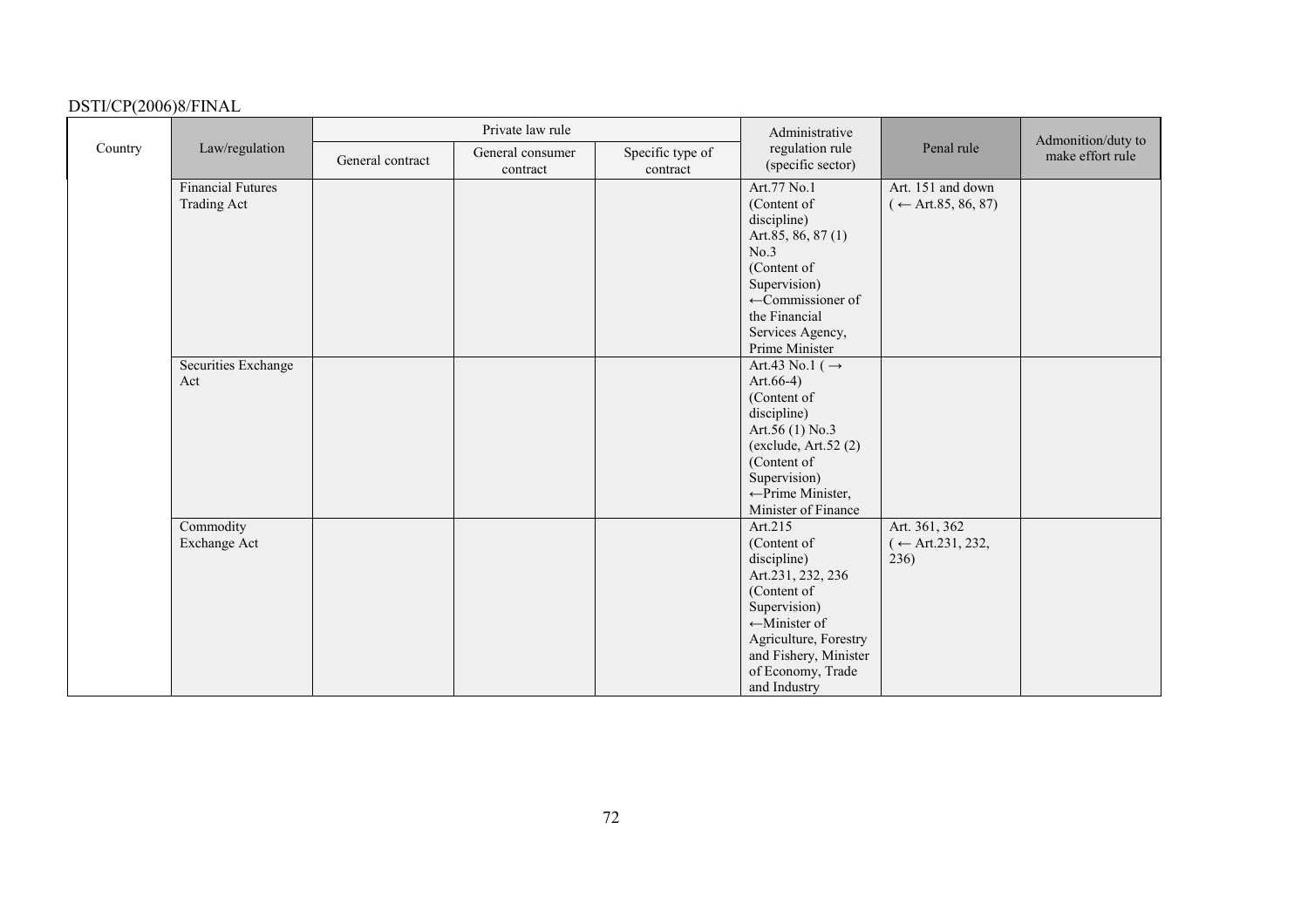| Country | Law/regulation | Private law rule | | | Administrative regulation rule (specific sector) | Penal rule | Admonition/duty to make effort rule |
|---|---|---|---|---|---|---|---|
| | | General contract | General consumer contract | Specific type of contract | | | |
| | Financial Futures Trading Act | | | | Art.77 No.1 (Content of discipline) Art.85, 86, 87 (1) No.3 (Content of Supervision) ←Commissioner of the Financial Services Agency, Prime Minister | Art. 151 and down (← Art.85, 86, 87) | |
| | Securities Exchange Act | | | | Art.43 No.1 (→ Art.66-4) (Content of discipline) Art.56 (1) No.3 (exclude, Art.52 (2) (Content of Supervision) ←Prime Minister, Minister of Finance | | |
| | Commodity Exchange Act | | | | Art.215 (Content of discipline) Art.231, 232, 236 (Content of Supervision) ←Minister of Agriculture, Forestry and Fishery, Minister of Economy, Trade and Industry | Art. 361, 362 (← Art.231, 232, 236) | |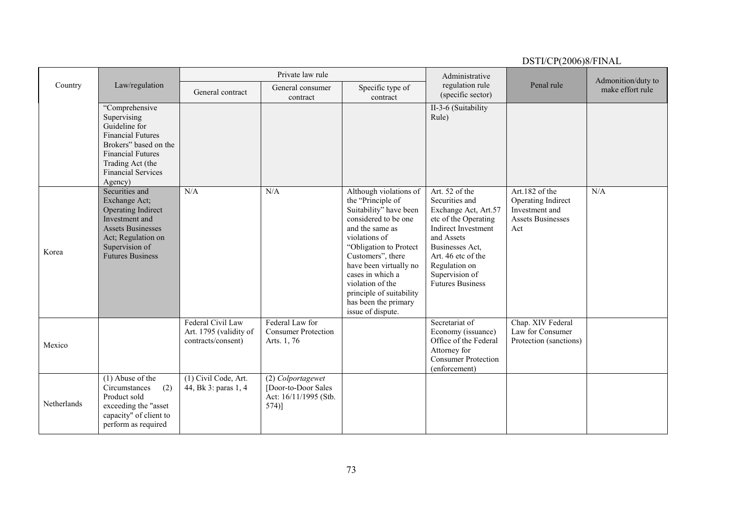| Country | Law/regulation | Private law rule | | | Administrative regulation rule (specific sector) | Penal rule | Admonition/duty to make effort rule |
|---|---|---|---|---|---|---|---|
| | | General contract | General consumer contract | Specific type of contract | | | |
| | "Comprehensive Supervising Guideline for Financial Futures Brokers" based on the Financial Futures Trading Act (the Financial Services Agency) | | | | II-3-6 (Suitability Rule) | | |
| Korea | Securities and Exchange Act; Operating Indirect Investment and Assets Businesses Act; Regulation on Supervision of Futures Business | N/A | N/A | Although violations of the "Principle of Suitability" have been considered to be one and the same as violations of "Obligation to Protect Customers", there have been virtually no cases in which a violation of the principle of suitability has been the primary issue of dispute. | Art. 52 of the Securities and Exchange Act, Art.57 etc of the Operating Indirect Investment and Assets Businesses Act, Art. 46 etc of the Regulation on Supervision of Futures Business | Art.182 of the Operating Indirect Investment and Assets Businesses Act | N/A |
| Mexico | | Federal Civil Law Art. 1795 (validity of contracts/consent) | Federal Law for Consumer Protection Arts. 1, 76 | | Secretariat of Economy (issuance) Office of the Federal Attorney for Consumer Protection (enforcement) | Chap. XIV Federal Law for Consumer Protection (sanctions) | |
| Netherlands | (1) Abuse of the Circumstances (2) Product sold exceeding the "asset capacity" of client to perform as required | (1) Civil Code, Art. 44, Bk 3: paras 1, 4 | (2) *Colportagewet* [Door-to-Door Sales Act: 16/11/1995 (Stb. 574)] | | | | |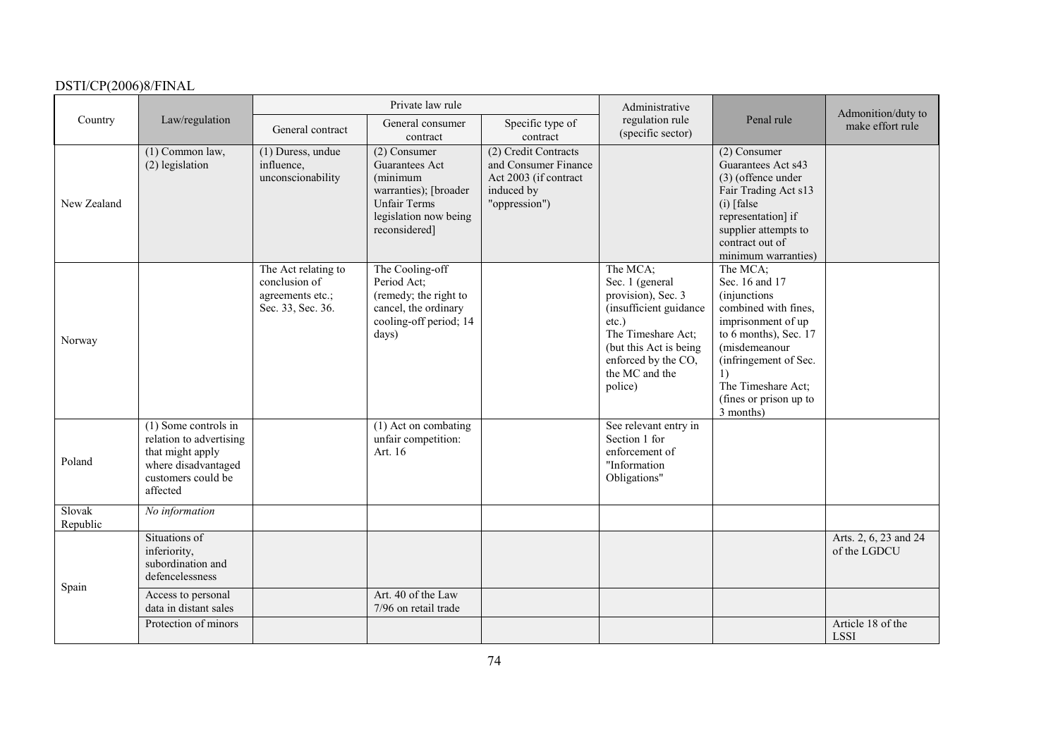| Country | Law/regulation | Private law rule | | | Administrative regulation rule (specific sector) | Penal rule | Admonition/duty to make effort rule |
|---|---|---|---|---|---|---|---|
| | | General contract | General consumer contract | Specific type of contract | | | |
| New Zealand | (1) Common law, (2) legislation | (1) Duress, undue influence, unconscionability | (2) Consumer Guarantees Act (minimum warranties); [broader Unfair Terms legislation now being reconsidered] | (2) Credit Contracts and Consumer Finance Act 2003 (if contract induced by "oppression") | | (2) Consumer Guarantees Act s43 (3) (offence under Fair Trading Act s13 (i) [false representation] if supplier attempts to contract out of minimum warranties) | |
| Norway | | The Act relating to conclusion of agreements etc.; Sec. 33, Sec. 36. | The Cooling-off Period Act; (remedy; the right to cancel, the ordinary cooling-off period; 14 days) | | The MCA; Sec. 1 (general provision), Sec. 3 (insufficient guidance etc.) The Timeshare Act; (but this Act is being enforced by the CO, the MC and the police) | The MCA; Sec. 16 and 17 (injunctions combined with fines, imprisonment of up to 6 months), Sec. 17 (misdemeanour (infringement of Sec. 1) The Timeshare Act; (fines or prison up to 3 months) | |
| Poland | (1) Some controls in relation to advertising that might apply where disadvantaged customers could be affected | | (1) Act on combating unfair competition: Art. 16 | | See relevant entry in Section 1 for enforcement of "Information Obligations" | | |
| Slovak Republic | *No information* | | | | | | |
| Spain | Situations of inferiority, subordination and defencelessness | | | | | | Arts. 2, 6, 23 and 24 of the LGDCU |
| | Access to personal data in distant sales | | Art. 40 of the Law 7/96 on retail trade | | | | |
| | Protection of minors | | | | | | Article 18 of the LSSI |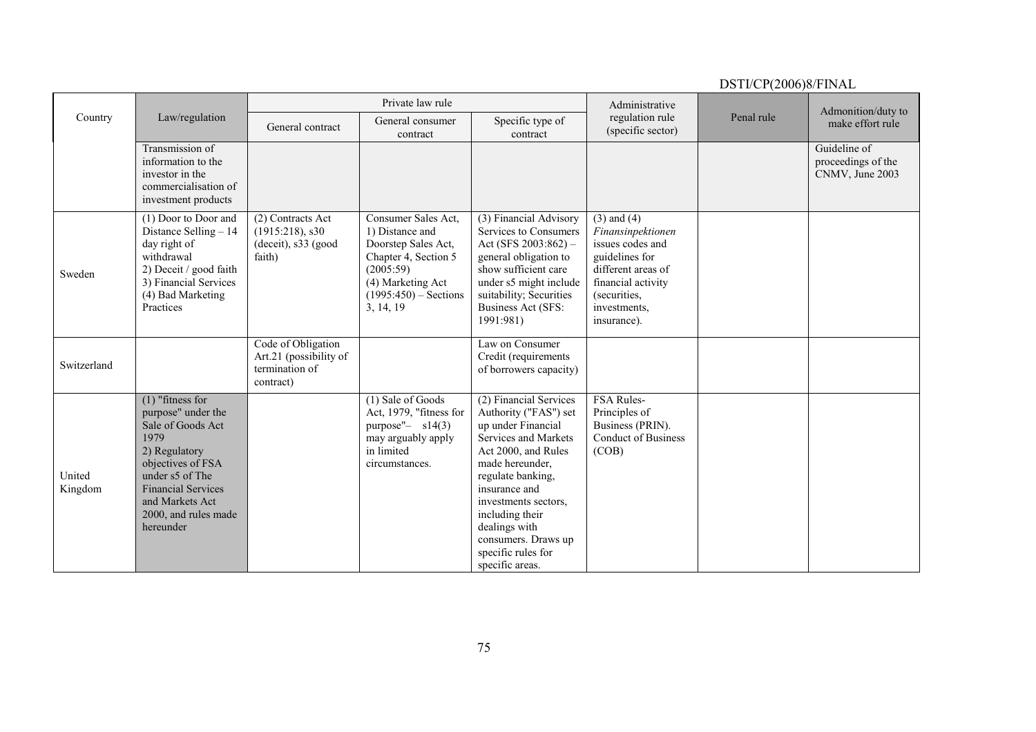| Country | Law/regulation | Private law rule | | | Administrative regulation rule (specific sector) | Penal rule | Admonition/duty to make effort rule |
|---|---|---|---|---|---|---|---|
| | | General contract | General consumer contract | Specific type of contract | | | |
| | Transmission of information to the investor in the commercialisation of investment products | | | | | | Guideline of proceedings of the CNMV, June 2003 |
| Sweden | (1) Door to Door and Distance Selling – 14 day right of withdrawal<br>2) Deceit / good faith<br>3) Financial Services<br>(4) Bad Marketing Practices | (2) Contracts Act (1915:218), s30 (deceit), s33 (good faith) | Consumer Sales Act, 1) Distance and Doorstep Sales Act, Chapter 4, Section 5 (2005:59)<br>(4) Marketing Act (1995:450) – Sections 3, 14, 19 | (3) Financial Advisory Services to Consumers Act (SFS 2003:862) – general obligation to show sufficient care under s5 might include suitability; Securities Business Act (SFS: 1991:981) | (3) and (4) *Finansinpektionen* issues codes and guidelines for different areas of financial activity (securities, investments, insurance). | | |
| Switzerland | | Code of Obligation Art.21 (possibility of termination of contract) | | Law on Consumer Credit (requirements of borrowers capacity) | | | |
| United Kingdom | (1) "fitness for purpose" under the Sale of Goods Act 1979<br>2) Regulatory objectives of FSA under s5 of The Financial Services and Markets Act 2000, and rules made hereunder | | (1) Sale of Goods Act, 1979, "fitness for purpose"– s14(3) may arguably apply in limited circumstances. | (2) Financial Services Authority ("FAS") set up under Financial Services and Markets Act 2000, and Rules made hereunder, regulate banking, insurance and investments sectors, including their dealings with consumers. Draws up specific rules for specific areas. | FSA Rules- Principles of Business (PRIN). Conduct of Business (COB) | | |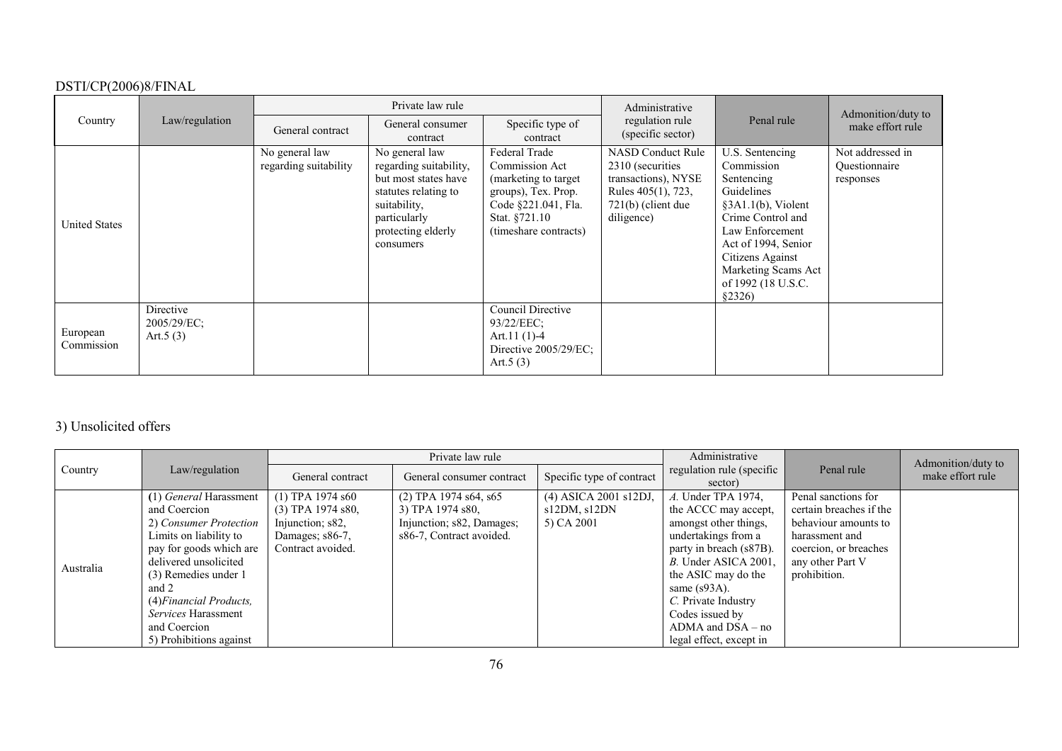| Country | Law/regulation | Private law rule | | | Administrative regulation rule (specific sector) | Penal rule | Admonition/duty to make effort rule |
|---|---|---|---|---|---|---|---|
| | | General contract | General consumer contract | Specific type of contract | | | |
| United States | | No general law regarding suitability | No general law regarding suitability, but most states have statutes relating to suitability, particularly protecting elderly consumers | Federal Trade Commission Act (marketing to target groups), Tex. Prop. Code §221.041, Fla. Stat. §721.10 (timeshare contracts) | NASD Conduct Rule 2310 (securities transactions), NYSE Rules 405(1), 723, 721(b) (client due diligence) | U.S. Sentencing Commission Sentencing Guidelines §3A1.1(b), Violent Crime Control and Law Enforcement Act of 1994, Senior Citizens Against Marketing Scams Act of 1992 (18 U.S.C. §2326) | Not addressed in Questionnaire responses |
| European Commission | Directive 2005/29/EC; Art.5 (3) | | | Council Directive 93/22/EEC; Art.11 (1)-4 Directive 2005/29/EC; Art.5 (3) | | | |

## 3) Unsolicited offers

| Country | Law/regulation | Private law rule | | | Administrative regulation rule (specific sector) | Penal rule | Admonition/duty to make effort rule |
|---|---|---|---|---|---|---|---|
| | | General contract | General consumer contract | Specific type of contract | | | |
| Australia | (1) *General* Harassment and Coercion<br>2) *Consumer Protection* Limits on liability to pay for goods which are delivered unsolicited<br>(3) Remedies under 1 and 2<br>(4)*Financial Products, Services* Harassment and Coercion<br>5) Prohibitions against | (1) TPA 1974 s60<br>(3) TPA 1974 s80, Injunction; s82, Damages; s86-7, Contract avoided. | (2) TPA 1974 s64, s65<br>3) TPA 1974 s80, Injunction; s82, Damages; s86-7, Contract avoided. | (4) ASICA 2001 s12DJ, s12DM, s12DN<br>5) CA 2001 | *A.* Under TPA 1974, the ACCC may accept, amongst other things, undertakings from a party in breach (s87B).<br>*B.* Under ASICA 2001, the ASIC may do the same (s93A).<br>*C.* Private Industry Codes issued by ADMA and DSA – no legal effect, except in | Penal sanctions for certain breaches if the behaviour amounts to harassment and coercion, or breaches any other Part V prohibition. | |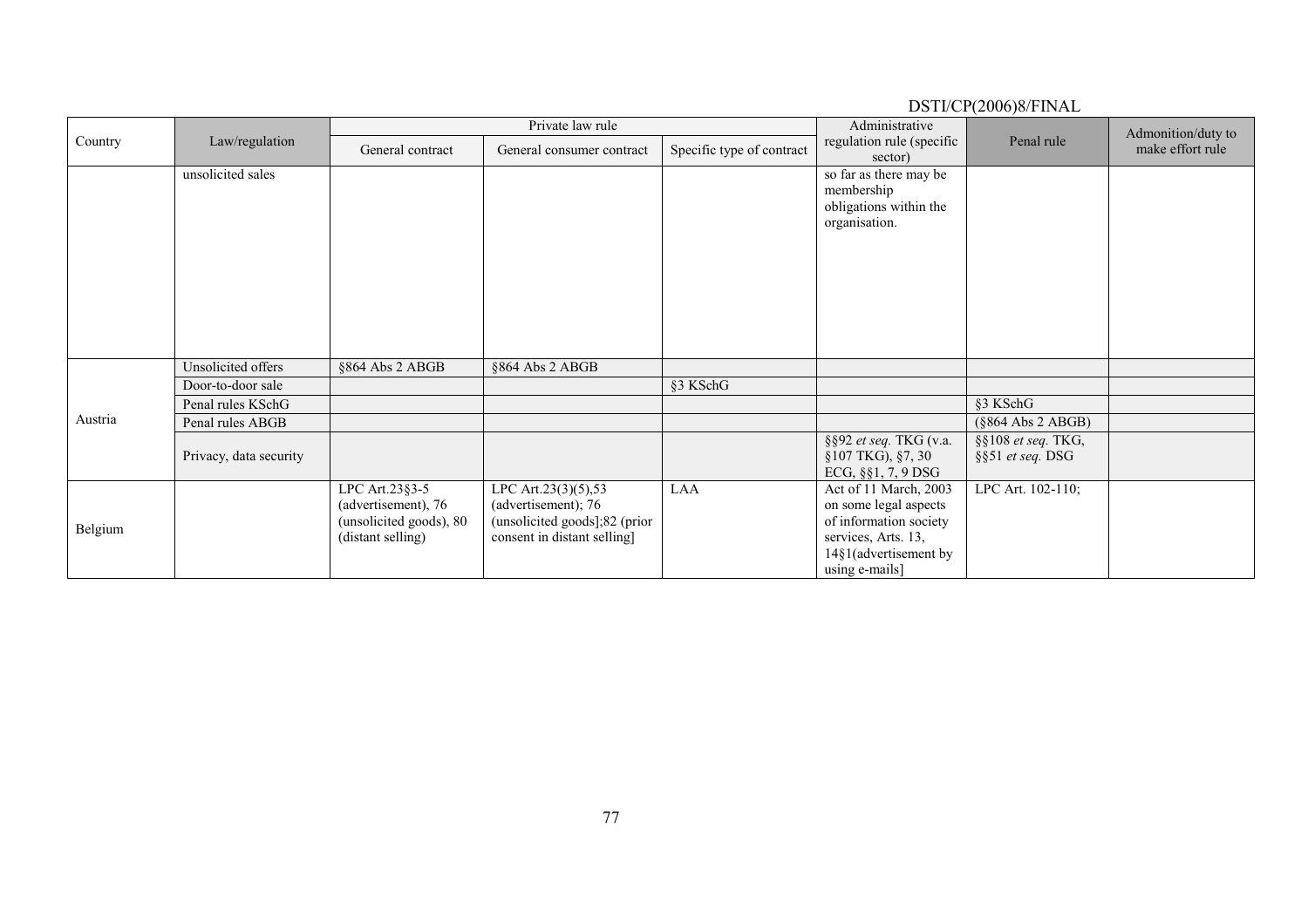| Country | Law/regulation | Private law rule | | | Administrative regulation rule (specific sector) | Penal rule | Admonition/duty to make effort rule |
|---|---|---|---|---|---|---|---|
| | | General contract | General consumer contract | Specific type of contract | | | |
| | unsolicited sales | | | | so far as there may be membership obligations within the organisation. | | |
| Austria | Unsolicited offers | §864 Abs 2 ABGB | §864 Abs 2 ABGB | | | | |
| | Door-to-door sale | | | §3 KSchG | | | |
| | Penal rules KSchG | | | | | §3 KSchG | |
| | Penal rules ABGB | | | | | (§864 Abs 2 ABGB) | |
| | Privacy, data security | | | | §§92 *et seq.* TKG (v.a. §107 TKG), §7, 30 ECG, §§1, 7, 9 DSG | §§108 *et seq.* TKG, §§51 *et seq.* DSG | |
| Belgium | | LPC Art.23§3-5 (advertisement), 76 (unsolicited goods), 80 (distant selling) | LPC Art.23(3)(5),53 (advertisement); 76 (unsolicited goods];82 (prior consent in distant selling] | LAA | Act of 11 March, 2003 on some legal aspects of information society services, Arts. 13, 14§1(advertisement by using e-mails] | LPC Art. 102-110; | |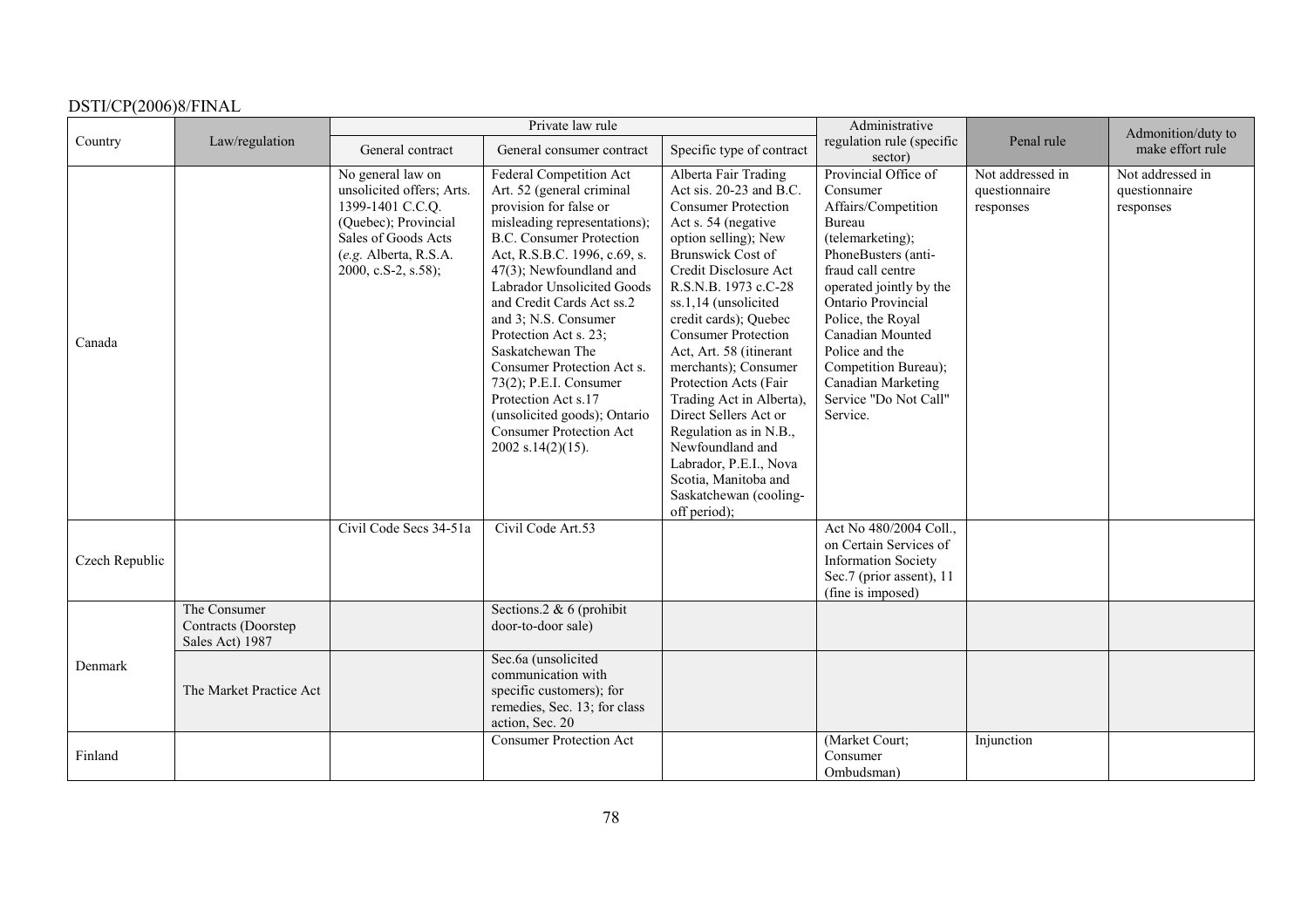| Country | Law/regulation | Private law rule | | | Administrative regulation rule (specific sector) | Penal rule | Admonition/duty to make effort rule |
|---|---|---|---|---|---|---|---|
| | | General contract | General consumer contract | Specific type of contract | | | |
| Canada | | No general law on unsolicited offers; Arts. 1399-1401 C.C.Q. (Quebec); Provincial Sales of Goods Acts (*e.g.* Alberta, R.S.A. 2000, c.S-2, s.58); | Federal Competition Act Art. 52 (general criminal provision for false or misleading representations); B.C. Consumer Protection Act, R.S.B.C. 1996, c.69, s. 47(3); Newfoundland and Labrador Unsolicited Goods and Credit Cards Act ss.2 and 3; N.S. Consumer Protection Act s. 23; Saskatchewan The Consumer Protection Act s. 73(2); P.E.I. Consumer Protection Act s.17 (unsolicited goods); Ontario Consumer Protection Act 2002 s.14(2)(15). | Alberta Fair Trading Act sis. 20-23 and B.C. Consumer Protection Act s. 54 (negative option selling); New Brunswick Cost of Credit Disclosure Act R.S.N.B. 1973 c.C-28 ss.1,14 (unsolicited credit cards); Quebec Consumer Protection Act, Art. 58 (itinerant merchants); Consumer Protection Acts (Fair Trading Act in Alberta), Direct Sellers Act or Regulation as in N.B., Newfoundland and Labrador, P.E.I., Nova Scotia, Manitoba and Saskatchewan (cooling-off period); | Provincial Office of Consumer Affairs/Competition Bureau (telemarketing); PhoneBusters (anti-fraud call centre operated jointly by the Ontario Provincial Police, the Royal Canadian Mounted Police and the Competition Bureau); Canadian Marketing Service "Do Not Call" Service. | Not addressed in questionnaire responses | Not addressed in questionnaire responses |
| Czech Republic | | Civil Code Secs 34-51a | Civil Code Art.53 | | Act No 480/2004 Coll., on Certain Services of Information Society Sec.7 (prior assent), 11 (fine is imposed) | | |
| Denmark | The Consumer Contracts (Doorstep Sales Act) 1987 | | Sections.2 & 6 (prohibit door-to-door sale) | | | | |
| | The Market Practice Act | | Sec.6a (unsolicited communication with specific customers); for remedies, Sec. 13; for class action, Sec. 20 | | | | |
| Finland | | | Consumer Protection Act | | (Market Court; Consumer Ombudsman) | Injunction | |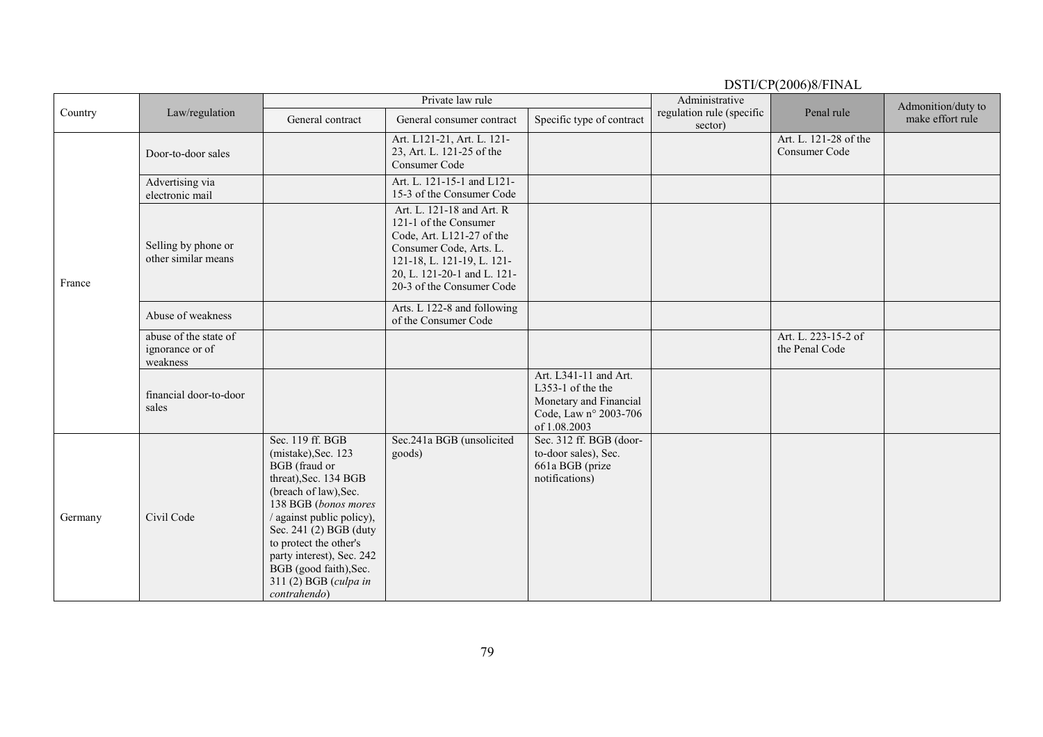| Country | Law/regulation | Private law rule | | | Administrative regulation rule (specific sector) | Penal rule | Admonition/duty to make effort rule |
|---|---|---|---|---|---|---|---|
| | | General contract | General consumer contract | Specific type of contract | | | |
| France | Door-to-door sales | | Art. L121-21, Art. L. 121-23, Art. L. 121-25 of the Consumer Code | | | Art. L. 121-28 of the Consumer Code | |
| | Advertising via electronic mail | | Art. L. 121-15-1 and L121-15-3 of the Consumer Code | | | | |
| | Selling by phone or other similar means | | Art. L. 121-18 and Art. R 121-1 of the Consumer Code, Art. L121-27 of the Consumer Code, Arts. L. 121-18, L. 121-19, L. 121-20, L. 121-20-1 and L. 121-20-3 of the Consumer Code | | | | |
| | Abuse of weakness | | Arts. L 122-8 and following of the Consumer Code | | | | |
| | abuse of the state of ignorance or of weakness | | | | | Art. L. 223-15-2 of the Penal Code | |
| | financial door-to-door sales | | | Art. L341-11 and Art. L353-1 of the the Monetary and Financial Code, Law n° 2003-706 of 1.08.2003 | | | |
| Germany | Civil Code | Sec. 119 ff. BGB (mistake),Sec. 123 BGB (fraud or threat),Sec. 134 BGB (breach of law),Sec. 138 BGB (*bonos mores* / against public policy), Sec. 241 (2) BGB (duty to protect the other's party interest), Sec. 242 BGB (good faith),Sec. 311 (2) BGB (*culpa in contrahendo*) | Sec.241a BGB (unsolicited goods) | Sec. 312 ff. BGB (door-to-door sales), Sec. 661a BGB (prize notifications) | | | |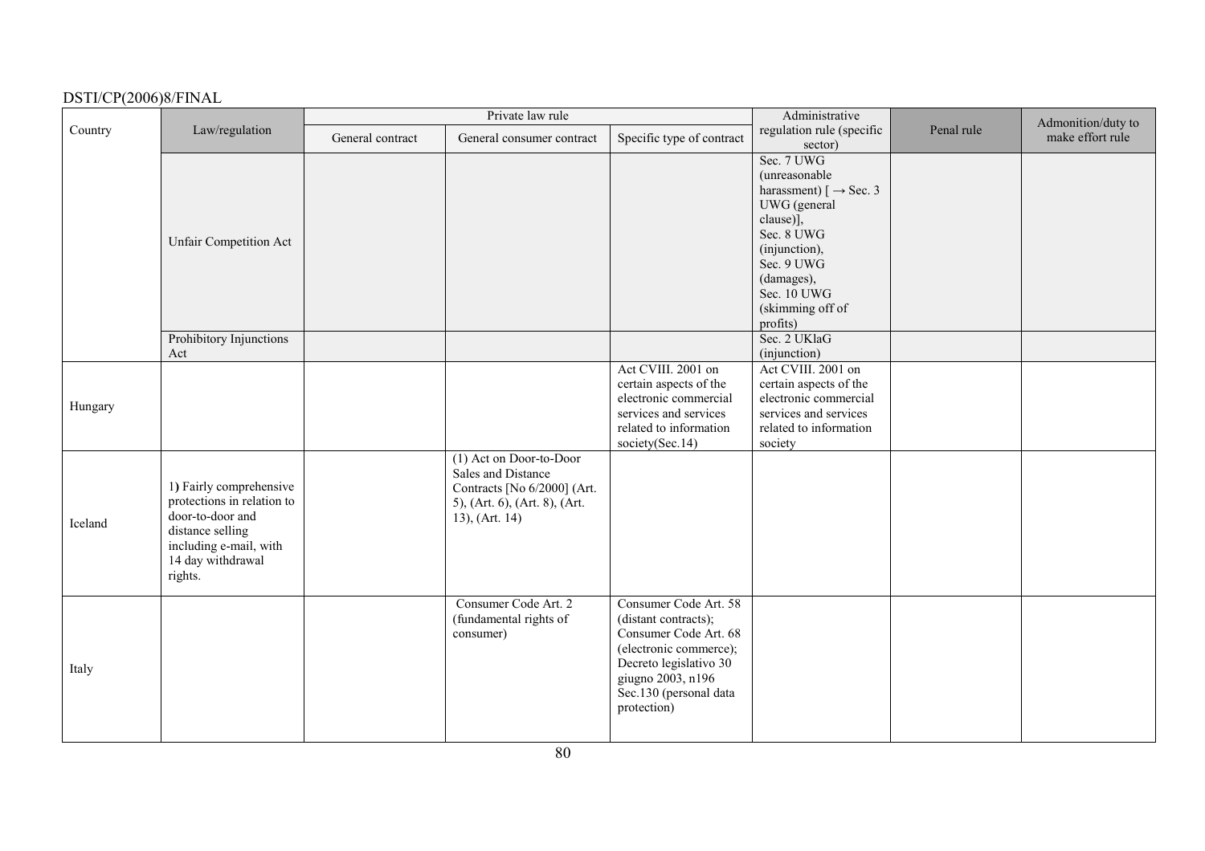| Country | Law/regulation | Private law rule | | | Administrative regulation rule (specific sector) | Penal rule | Admonition/duty to make effort rule |
|---|---|---|---|---|---|---|---|
| | | General contract | General consumer contract | Specific type of contract | | | |
| | Unfair Competition Act | | | | Sec. 7 UWG (unreasonable harassment) [ → Sec. 3 UWG (general clause)], Sec. 8 UWG (injunction), Sec. 9 UWG (damages), Sec. 10 UWG (skimming off of profits) | | |
| | Prohibitory Injunctions Act | | | | Sec. 2 UKlaG (injunction) | | |
| Hungary | | | | Act CVIII. 2001 on certain aspects of the electronic commercial services and services related to information society(Sec.14) | Act CVIII. 2001 on certain aspects of the electronic commercial services and services related to information society | | |
| Iceland | 1) Fairly comprehensive protections in relation to door-to-door and distance selling including e-mail, with 14 day withdrawal rights. | | (1) Act on Door-to-Door Sales and Distance Contracts [No 6/2000] (Art. 5), (Art. 6), (Art. 8), (Art. 13), (Art. 14) | | | | |
| Italy | | | Consumer Code Art. 2 (fundamental rights of consumer) | Consumer Code Art. 58 (distant contracts); Consumer Code Art. 68 (electronic commerce); Decreto legislativo 30 giugno 2003, n196 Sec.130 (personal data protection) | | | |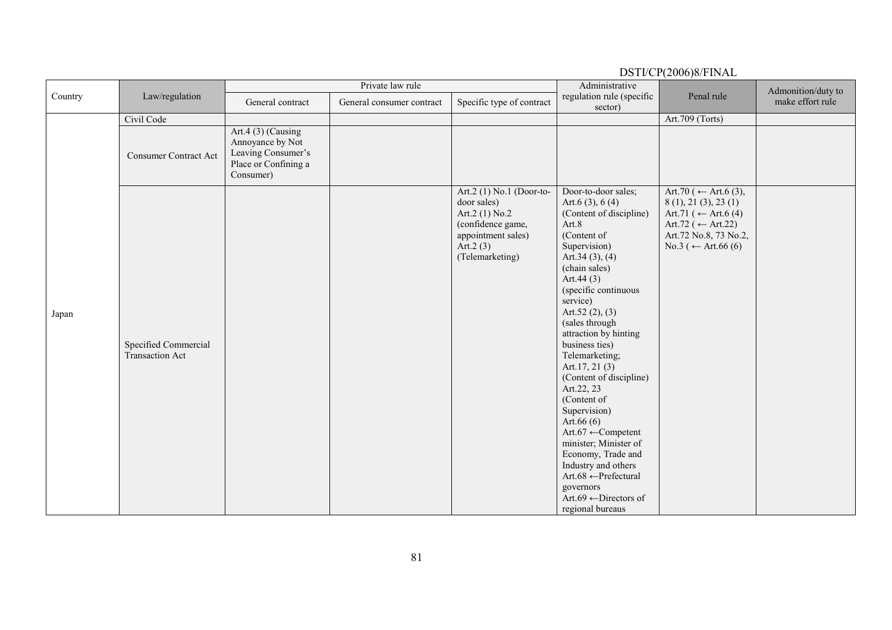| Country | Law/regulation | Private law rule | | | Administrative regulation rule (specific sector) | Penal rule | Admonition/duty to make effort rule |
|---|---|---|---|---|---|---|---|
| | | General contract | General consumer contract | Specific type of contract | | | |
| Japan | Civil Code | | | | | Art.709 (Torts) | |
| | Consumer Contract Act | Art.4 (3) (Causing Annoyance by Not Leaving Consumer's Place or Confining a Consumer) | | | | | |
| | Specified Commercial Transaction Act | | | Art.2 (1) No.1 (Door-to-door sales) Art.2 (1) No.2 (confidence game, appointment sales) Art.2 (3) (Telemarketing) | Door-to-door sales; Art.6 (3), 6 (4) (Content of discipline) Art.8 (Content of Supervision) Art.34 (3), (4) (chain sales) Art.44 (3) (specific continuous service) Art.52 (2), (3) (sales through attraction by hinting business ties) Telemarketing; Art.17, 21 (3) (Content of discipline) Art.22, 23 (Content of Supervision) Art.66 (6) Art.67 ←Competent minister; Minister of Economy, Trade and Industry and others Art.68 ←Prefectural governors Art.69 ←Directors of regional bureaus | Art.70 ( ← Art.6 (3), 8 (1), 21 (3), 23 (1) Art.71 ( ← Art.6 (4) Art.72 ( ← Art.22) Art.72 No.8, 73 No.2, No.3 ( ← Art.66 (6) | |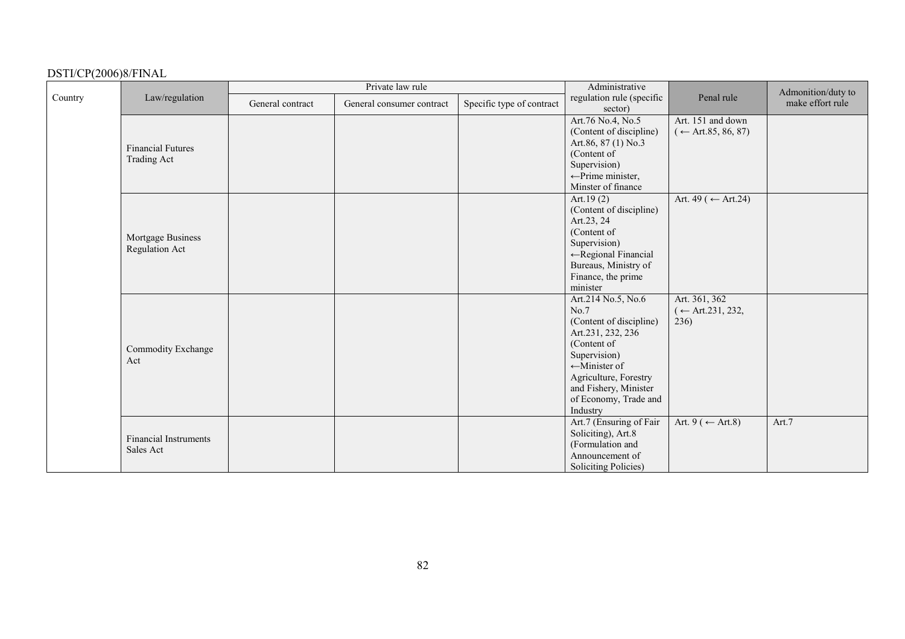| Country | Law/regulation | Private law rule | | | Administrative regulation rule (specific sector) | Penal rule | Admonition/duty to make effort rule |
|---|---|---|---|---|---|---|---|
| | | General contract | General consumer contract | Specific type of contract | | | |
| | Financial Futures Trading Act | | | | Art.76 No.4, No.5 (Content of discipline) Art.86, 87 (1) No.3 (Content of Supervision) ←Prime minister, Minster of finance | Art. 151 and down (← Art.85, 86, 87) | |
| | Mortgage Business Regulation Act | | | | Art.19 (2) (Content of discipline) Art.23, 24 (Content of Supervision) ←Regional Financial Bureaus, Ministry of Finance, the prime minister | Art. 49 ( ← Art.24) | |
| | Commodity Exchange Act | | | | Art.214 No.5, No.6 No.7 (Content of discipline) Art.231, 232, 236 (Content of Supervision) ←Minister of Agriculture, Forestry and Fishery, Minister of Economy, Trade and Industry | Art. 361, 362 ( ← Art.231, 232, 236) | |
| | Financial Instruments Sales Act | | | | Art.7 (Ensuring of Fair Soliciting), Art.8 (Formulation and Announcement of Soliciting Policies) | Art. 9 ( ← Art.8) | Art.7 |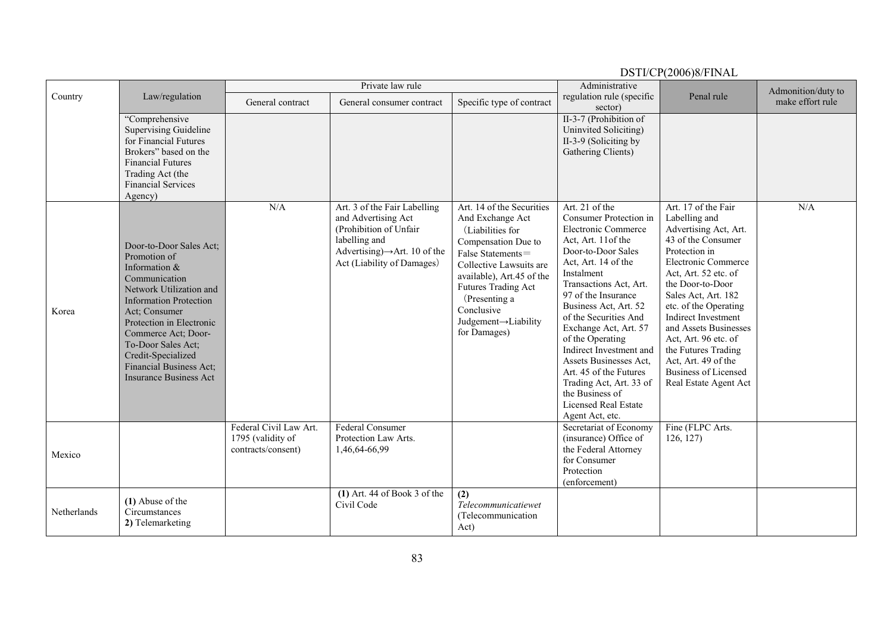| Country | Law/regulation | Private law rule | | | Administrative regulation rule (specific sector) | Penal rule | Admonition/duty to make effort rule |
|---|---|---|---|---|---|---|---|
| | | General contract | General consumer contract | Specific type of contract | | | |
| | "Comprehensive Supervising Guideline for Financial Futures Brokers" based on the Financial Futures Trading Act (the Financial Services Agency) | | | | II-3-7 (Prohibition of Uninvited Soliciting) II-3-9 (Soliciting by Gathering Clients) | | |
| Korea | Door-to-Door Sales Act; Promotion of Information & Communication Network Utilization and Information Protection Act; Consumer Protection in Electronic Commerce Act; Door-To-Door Sales Act; Credit-Specialized Financial Business Act; Insurance Business Act | N/A | Art. 3 of the Fair Labelling and Advertising Act (Prohibition of Unfair labelling and Advertising)→Art. 10 of the Act (Liability of Damages) | Art. 14 of the Securities And Exchange Act (Liabilities for Compensation Due to False Statements＝Collective Lawsuits are available), Art.45 of the Futures Trading Act (Presenting a Conclusive Judgement→Liability for Damages) | Art. 21 of the Consumer Protection in Electronic Commerce Act, Art. 11of the Door-to-Door Sales Act, Art. 14 of the Instalment Transactions Act, Art. 97 of the Insurance Business Act, Art. 52 of the Securities And Exchange Act, Art. 57 of the Operating Indirect Investment and Assets Businesses Act, Art. 45 of the Futures Trading Act, Art. 33 of the Business of Licensed Real Estate Agent Act, etc. | Art. 17 of the Fair Labelling and Advertising Act, Art. 43 of the Consumer Protection in Electronic Commerce Act, Art. 52 etc. of the Door-to-Door Sales Act, Art. 182 etc. of the Operating Indirect Investment and Assets Businesses Act, Art. 96 etc. of the Futures Trading Act, Art. 49 of the Business of Licensed Real Estate Agent Act | N/A |
| Mexico | | Federal Civil Law Art. 1795 (validity of contracts/consent) | Federal Consumer Protection Law Arts. 1,46,64-66,99 | | Secretariat of Economy (insurance) Office of the Federal Attorney for Consumer Protection (enforcement) | Fine (FLPC Arts. 126, 127) | |
| Netherlands | **(1)** Abuse of the Circumstances **2)** Telemarketing | | **(1)** Art. 44 of Book 3 of the Civil Code | **(2)** *Telecommunicatiewet* (Telecommunication Act) | | | |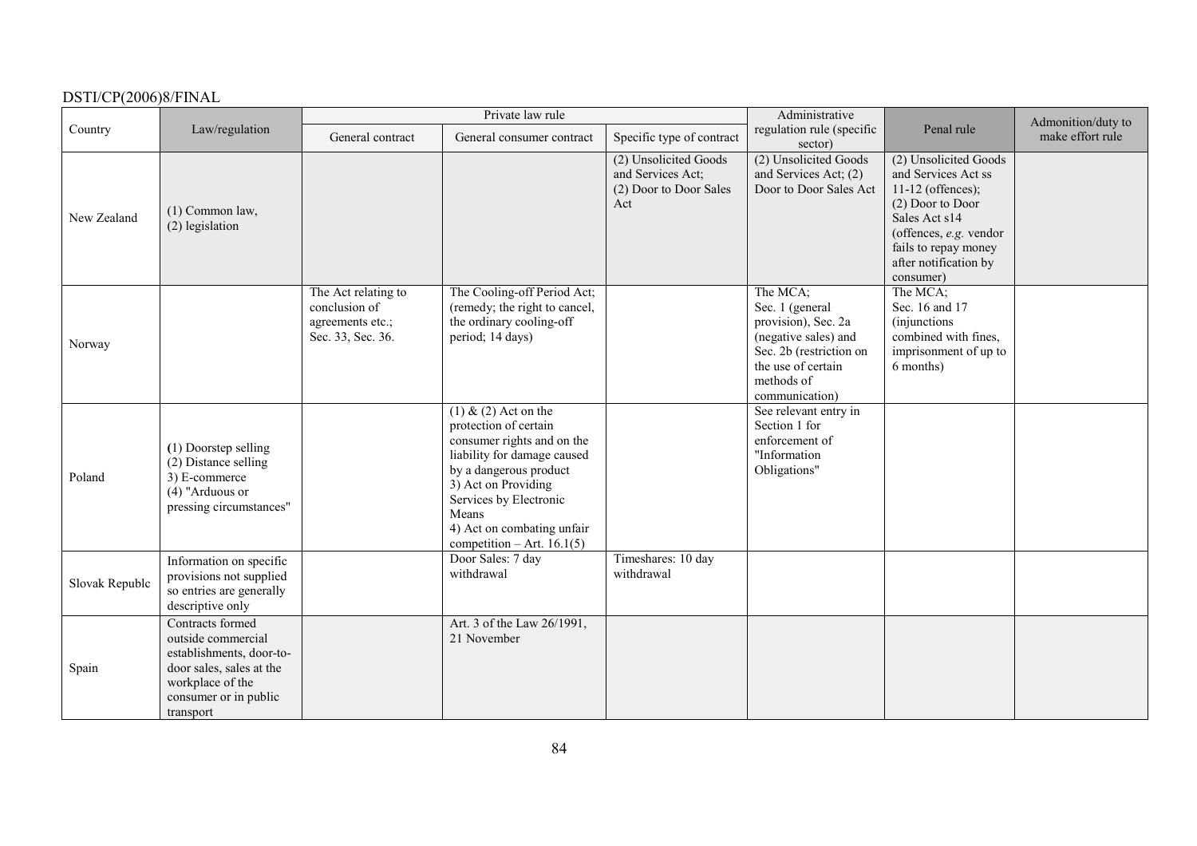| Country | Law/regulation | Private law rule | | | Administrative regulation rule (specific sector) | Penal rule | Admonition/duty to make effort rule |
|---|---|---|---|---|---|---|---|
| | | General contract | General consumer contract | Specific type of contract | | | |
| New Zealand | (1) Common law, (2) legislation | | | (2) Unsolicited Goods and Services Act; (2) Door to Door Sales Act | (2) Unsolicited Goods and Services Act; (2) Door to Door Sales Act | (2) Unsolicited Goods and Services Act ss 11-12 (offences); (2) Door to Door Sales Act s14 (offences, *e.g.* vendor fails to repay money after notification by consumer) | |
| Norway | | The Act relating to conclusion of agreements etc.; Sec. 33, Sec. 36. | The Cooling-off Period Act; (remedy; the right to cancel, the ordinary cooling-off period; 14 days) | | The MCA; Sec. 1 (general provision), Sec. 2a (negative sales) and Sec. 2b (restriction on the use of certain methods of communication) | The MCA; Sec. 16 and 17 (injunctions combined with fines, imprisonment of up to 6 months) | |
| Poland | (1) Doorstep selling (2) Distance selling 3) E-commerce (4) "Arduous or pressing circumstances" | | (1) & (2) Act on the protection of certain consumer rights and on the liability for damage caused by a dangerous product 3) Act on Providing Services by Electronic Means 4) Act on combating unfair competition – Art. 16.1(5) | | See relevant entry in Section 1 for enforcement of "Information Obligations" | | |
| Slovak Republc | Information on specific provisions not supplied so entries are generally descriptive only | | Door Sales: 7 day withdrawal | Timeshares: 10 day withdrawal | | | |
| Spain | Contracts formed outside commercial establishments, door-to-door sales, sales at the workplace of the consumer or in public transport | | Art. 3 of the Law 26/1991, 21 November | | | | |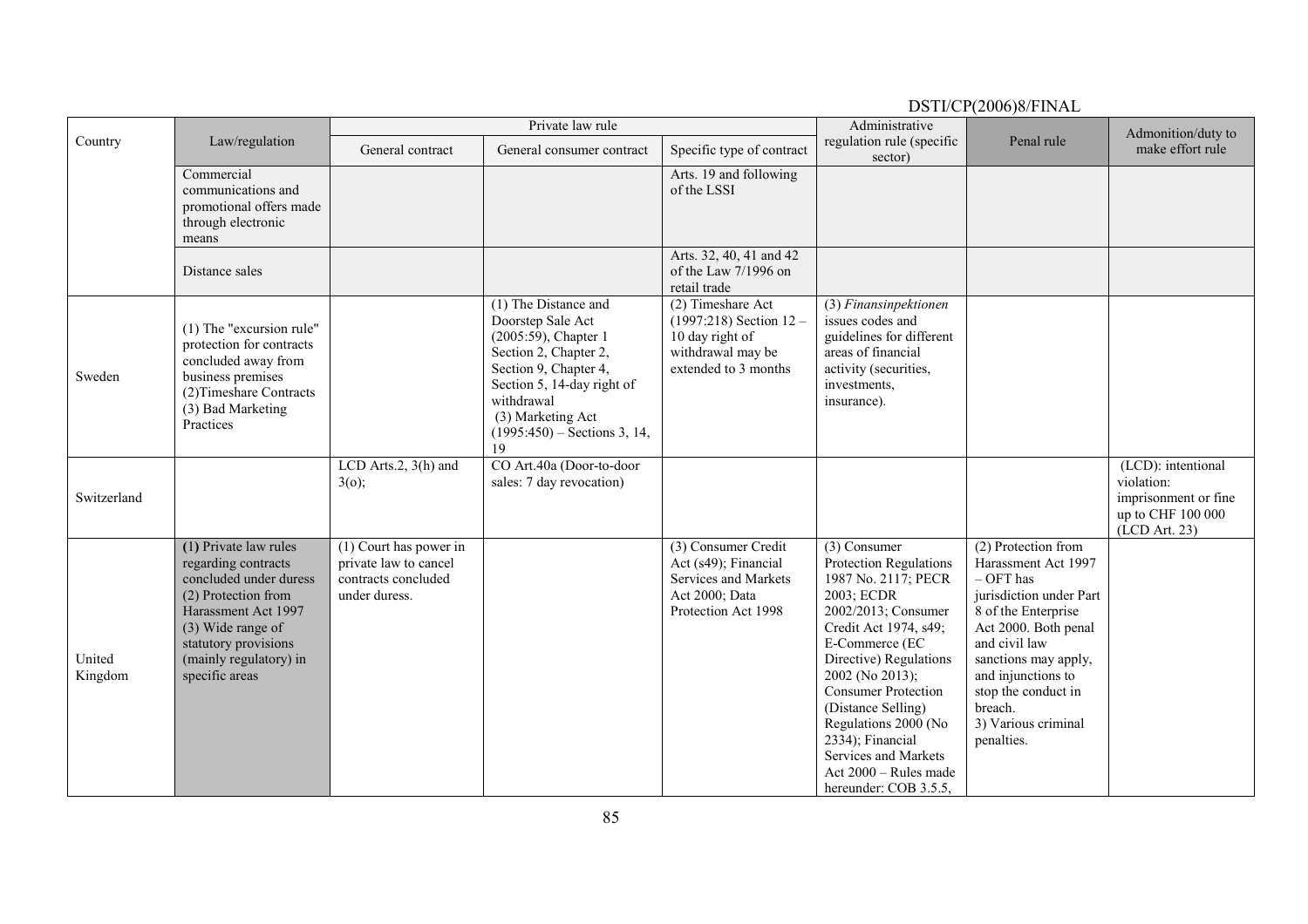| Country | Law/regulation | Private law rule | | | Administrative regulation rule (specific sector) | Penal rule | Admonition/duty to make effort rule |
|---|---|---|---|---|---|---|---|
| | | General contract | General consumer contract | Specific type of contract | | | |
| | Commercial communications and promotional offers made through electronic means | | | Arts. 19 and following of the LSSI | | | |
| | Distance sales | | | Arts. 32, 40, 41 and 42 of the Law 7/1996 on retail trade | | | |
| Sweden | (1) The "excursion rule" protection for contracts concluded away from business premises (2)Timeshare Contracts (3) Bad Marketing Practices | | (1) The Distance and Doorstep Sale Act (2005:59), Chapter 1 Section 2, Chapter 2, Section 9, Chapter 4, Section 5, 14-day right of withdrawal (3) Marketing Act (1995:450) – Sections 3, 14, 19 | (2) Timeshare Act (1997:218) Section 12 – 10 day right of withdrawal may be extended to 3 months | (3) *Finansinpektionen* issues codes and guidelines for different areas of financial activity (securities, investments, insurance). | | |
| Switzerland | | LCD Arts.2, 3(h) and 3(o); | CO Art.40a (Door-to-door sales: 7 day revocation) | | | | (LCD): intentional violation: imprisonment or fine up to CHF 100 000 (LCD Art. 23) |
| United Kingdom | (1) Private law rules regarding contracts concluded under duress (2) Protection from Harassment Act 1997 (3) Wide range of statutory provisions (mainly regulatory) in specific areas | (1) Court has power in private law to cancel contracts concluded under duress. | | (3) Consumer Credit Act (s49); Financial Services and Markets Act 2000; Data Protection Act 1998 | (3) Consumer Protection Regulations 1987 No. 2117; PECR 2003; ECDR 2002/2013; Consumer Credit Act 1974, s49; E-Commerce (EC Directive) Regulations 2002 (No 2013); Consumer Protection (Distance Selling) Regulations 2000 (No 2334); Financial Services and Markets Act 2000 – Rules made hereunder: COB 3.5.5, | (2) Protection from Harassment Act 1997 – OFT has jurisdiction under Part 8 of the Enterprise Act 2000. Both penal and civil law sanctions may apply, and injunctions to stop the conduct in breach. 3) Various criminal penalties. | |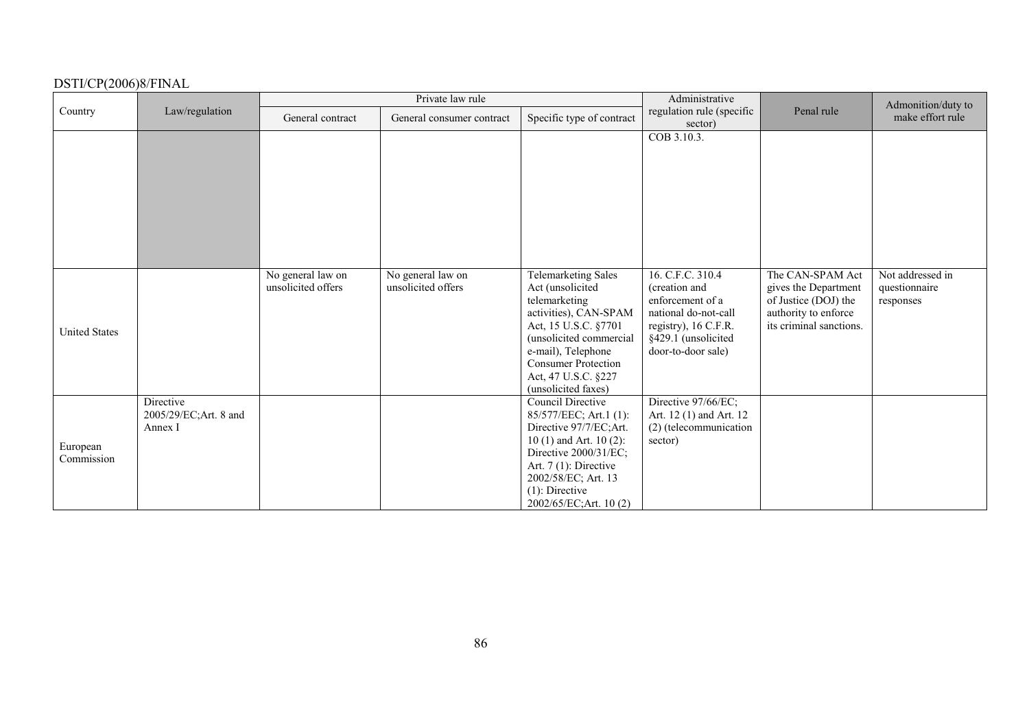| Country | Law/regulation | Private law rule | | | Administrative regulation rule (specific sector) | Penal rule | Admonition/duty to make effort rule |
|---|---|---|---|---|---|---|---|
| | | General contract | General consumer contract | Specific type of contract | | | |
| | | | | | COB 3.10.3. | | |
| United States | | No general law on unsolicited offers | No general law on unsolicited offers | Telemarketing Sales Act (unsolicited telemarketing activities), CAN-SPAM Act, 15 U.S.C. §7701 (unsolicited commercial e-mail), Telephone Consumer Protection Act, 47 U.S.C. §227 (unsolicited faxes) | 16. C.F.C. 310.4 (creation and enforcement of a national do-not-call registry), 16 C.F.R. §429.1 (unsolicited door-to-door sale) | The CAN-SPAM Act gives the Department of Justice (DOJ) the authority to enforce its criminal sanctions. | Not addressed in questionnaire responses |
| European Commission | Directive 2005/29/EC;Art. 8 and Annex I | | | Council Directive 85/577/EEC; Art.1 (1): Directive 97/7/EC;Art. 10 (1) and Art. 10 (2): Directive 2000/31/EC; Art. 7 (1): Directive 2002/58/EC; Art. 13 (1): Directive 2002/65/EC;Art. 10 (2) | Directive 97/66/EC; Art. 12 (1) and Art. 12 (2) (telecommunication sector) | | |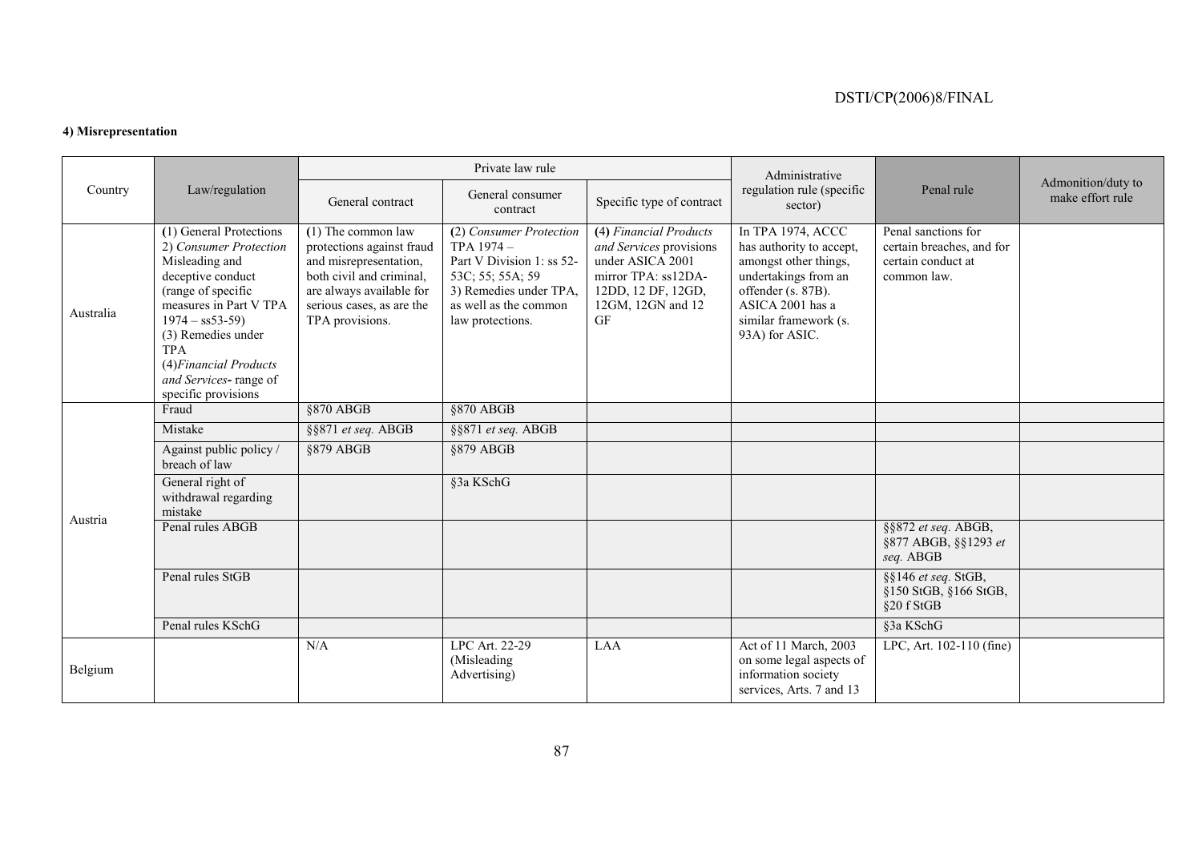**4) Misrepresentation**

| Country | Law/regulation | Private law rule | | | Administrative regulation rule (specific sector) | Penal rule | Admonition/duty to make effort rule |
|---|---|---|---|---|---|---|---|
| | | General contract | General consumer contract | Specific type of contract | | | |
| Australia | (1) General Protections 2) *Consumer Protection* Misleading and deceptive conduct (range of specific measures in Part V TPA 1974 – ss53-59) (3) Remedies under TPA (4)*Financial Products and Services*- range of specific provisions | (1) The common law protections against fraud and misrepresentation, both civil and criminal, are always available for serious cases, as are the TPA provisions. | (2) *Consumer Protection* TPA 1974 – Part V Division 1: ss 52-53C; 55; 55A; 59 3) Remedies under TPA, as well as the common law protections. | (4) *Financial Products and Services* provisions under ASICA 2001 mirror TPA: ss12DA-12DD, 12 DF, 12GD, 12GM, 12GN and 12 GF | In TPA 1974, ACCC has authority to accept, amongst other things, undertakings from an offender (s. 87B). ASICA 2001 has a similar framework (s. 93A) for ASIC. | Penal sanctions for certain breaches, and for certain conduct at common law. | |
| Austria | Fraud | §870 ABGB | §870 ABGB | | | | |
| | Mistake | §§871 *et seq.* ABGB | §§871 *et seq.* ABGB | | | | |
| | Against public policy / breach of law | §879 ABGB | §879 ABGB | | | | |
| | General right of withdrawal regarding mistake | | §3a KSchG | | | | |
| | Penal rules ABGB | | | | | §§872 *et seq.* ABGB, §877 ABGB, §§1293 *et seq.* ABGB | |
| | Penal rules StGB | | | | | §§146 *et seq.* StGB, §150 StGB, §166 StGB, §20 f StGB | |
| | Penal rules KSchG | | | | | §3a KSchG | |
| Belgium | | N/A | LPC Art. 22-29 (Misleading Advertising) | LAA | Act of 11 March, 2003 on some legal aspects of information society services, Arts. 7 and 13 | LPC, Art. 102-110 (fine) | |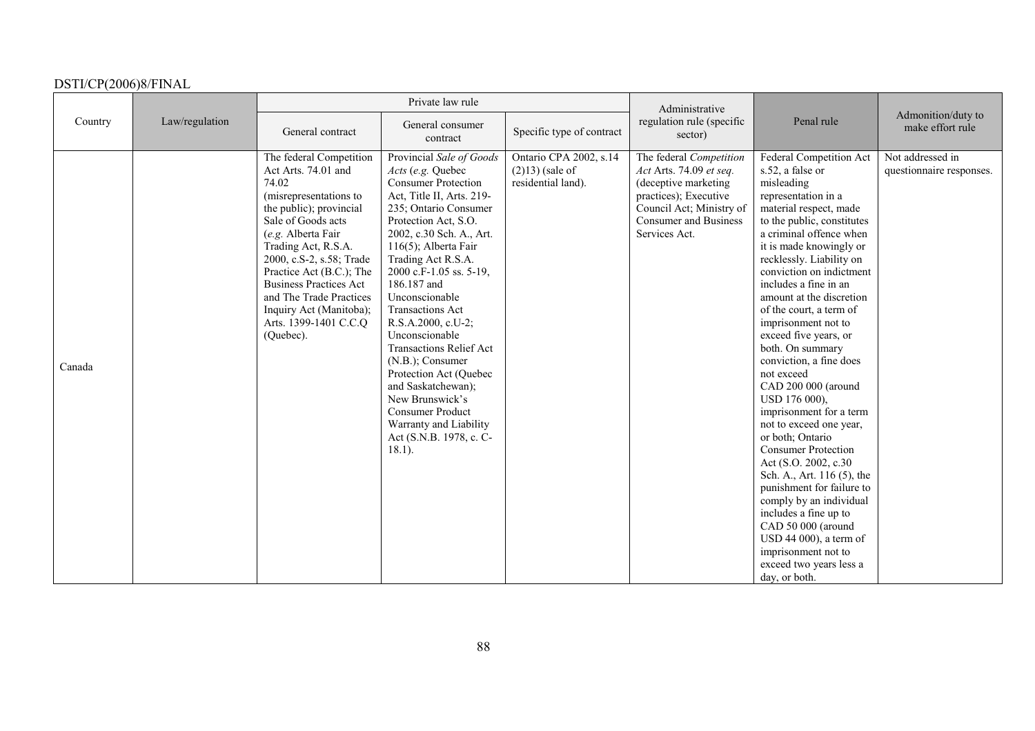| Country | Law/regulation | Private law rule | | | Administrative regulation rule (specific sector) | Penal rule | Admonition/duty to make effort rule |
|---|---|---|---|---|---|---|---|
| | | General contract | General consumer contract | Specific type of contract | | | |
| Canada | | The federal Competition Act Arts. 74.01 and 74.02 (misrepresentations to the public); provincial Sale of Goods acts (*e.g.* Alberta Fair Trading Act, R.S.A. 2000, c.S-2, s.58; Trade Practice Act (B.C.); The Business Practices Act and The Trade Practices Inquiry Act (Manitoba); Arts. 1399-1401 C.C.Q (Quebec). | Provincial *Sale of Goods Acts* (*e.g.* Quebec Consumer Protection Act, Title II, Arts. 219-235; Ontario Consumer Protection Act, S.O. 2002, c.30 Sch. A., Art. 116(5); Alberta Fair Trading Act R.S.A. 2000 c.F-1.05 ss. 5-19, 186.187 and Unconscionable Transactions Act R.S.A.2000, c.U-2; Unconscionable Transactions Relief Act (N.B.); Consumer Protection Act (Quebec and Saskatchewan); New Brunswick's Consumer Product Warranty and Liability Act (S.N.B. 1978, c. C-18.1). | Ontario CPA 2002, s.14 (2)13) (sale of residential land). | The federal *Competition Act* Arts. 74.09 *et seq.* (deceptive marketing practices); Executive Council Act; Ministry of Consumer and Business Services Act. | Federal Competition Act s.52, a false or misleading representation in a material respect, made to the public, constitutes a criminal offence when it is made knowingly or recklessly. Liability on conviction on indictment includes a fine in an amount at the discretion of the court, a term of imprisonment not to exceed five years, or both. On summary conviction, a fine does not exceed CAD 200 000 (around USD 176 000), imprisonment for a term not to exceed one year, or both; Ontario Consumer Protection Act (S.O. 2002, c.30 Sch. A., Art. 116 (5), the punishment for failure to comply by an individual includes a fine up to CAD 50 000 (around USD 44 000), a term of imprisonment not to exceed two years less a day, or both. | Not addressed in questionnaire responses. |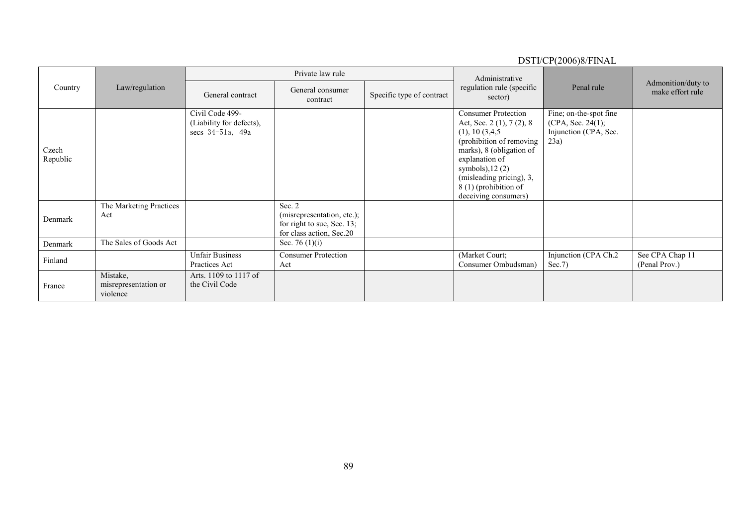| Country | Law/regulation | Private law rule | | | Administrative regulation rule (specific sector) | Penal rule | Admonition/duty to make effort rule |
|---|---|---|---|---|---|---|---|
| | | General contract | General consumer contract | Specific type of contract | | | |
| Czech Republic | | Civil Code 499- (Liability for defects), secs 34–51a, 49a | | | Consumer Protection Act, Sec. 2 (1), 7 (2), 8 (1), 10 (3,4,5 (prohibition of removing marks), 8 (obligation of explanation of symbols),12 (2) (misleading pricing), 3, 8 (1) (prohibition of deceiving consumers) | Fine; on-the-spot fine (CPA, Sec. 24(1); Injunction (CPA, Sec. 23a) | |
| Denmark | The Marketing Practices Act | | Sec. 2 (misrepresentation, etc.); for right to sue, Sec. 13; for class action, Sec.20 | | | | |
| Denmark | The Sales of Goods Act | | Sec. 76 (1)(i) | | | | |
| Finland | | Unfair Business Practices Act | Consumer Protection Act | | (Market Court; Consumer Ombudsman) | Injunction (CPA Ch.2 Sec.7) | See CPA Chap 11 (Penal Prov.) |
| France | Mistake, misrepresentation or violence | Arts. 1109 to 1117 of the Civil Code | | | | | |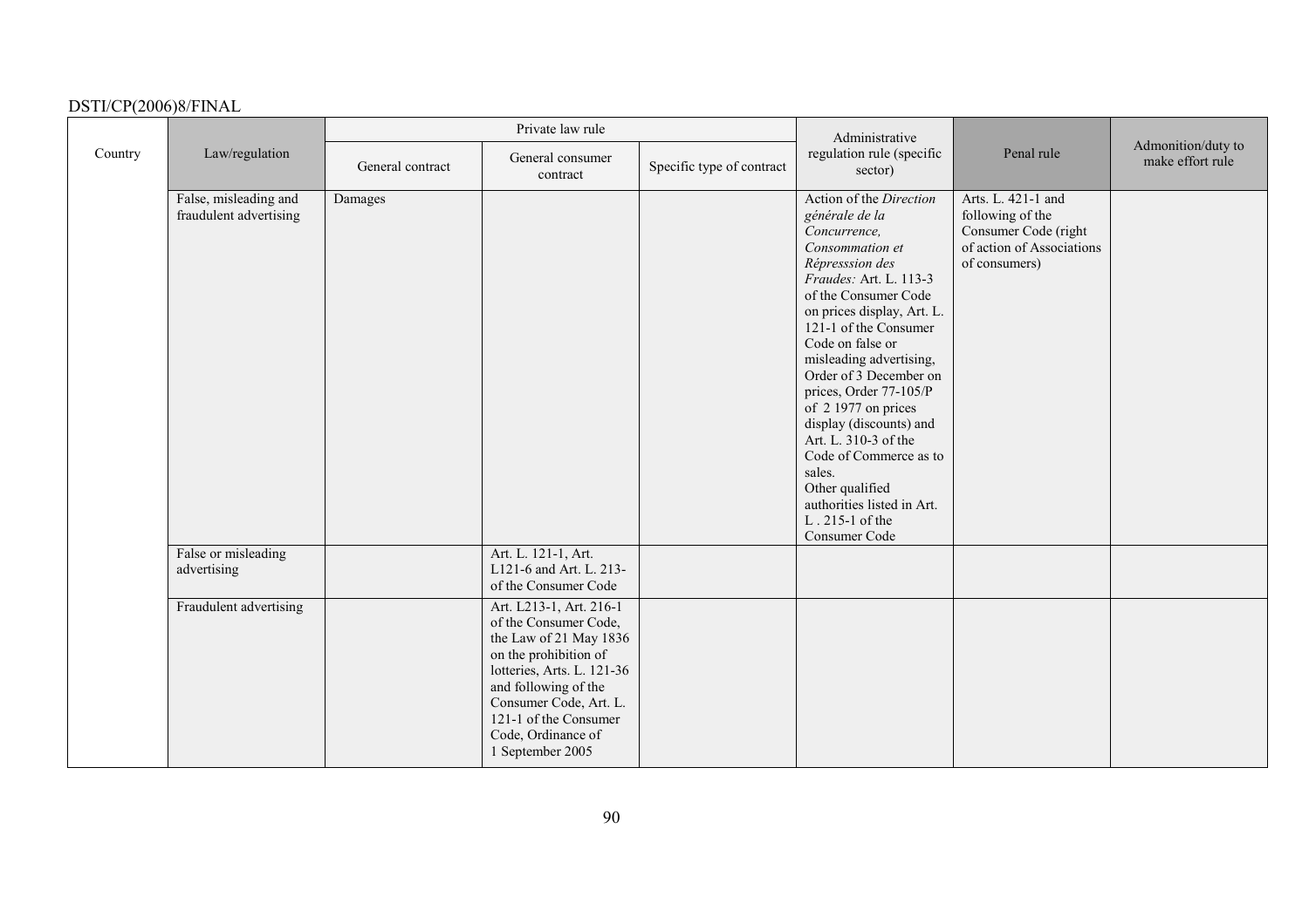| Country | Law/regulation | Private law rule | | | Administrative regulation rule (specific sector) | Penal rule | Admonition/duty to make effort rule |
|---|---|---|---|---|---|---|---|
| | | General contract | General consumer contract | Specific type of contract | | | |
| | False, misleading and fraudulent advertising | Damages | | | Action of the *Direction générale de la Concurrence, Consommation et Répresssion des Fraudes:* Art. L. 113-3 of the Consumer Code on prices display, Art. L. 121-1 of the Consumer Code on false or misleading advertising, Order of 3 December on prices, Order 77-105/P of 2 1977 on prices display (discounts) and Art. L. 310-3 of the Code of Commerce as to sales. Other qualified authorities listed in Art. L . 215-1 of the Consumer Code | Arts. L. 421-1 and following of the Consumer Code (right of action of Associations of consumers) | |
| | False or misleading advertising | | Art. L. 121-1, Art. L121-6 and Art. L. 213- of the Consumer Code | | | | |
| | Fraudulent advertising | | Art. L213-1, Art. 216-1 of the Consumer Code, the Law of 21 May 1836 on the prohibition of lotteries, Arts. L. 121-36 and following of the Consumer Code, Art. L. 121-1 of the Consumer Code, Ordinance of 1 September 2005 | | | | |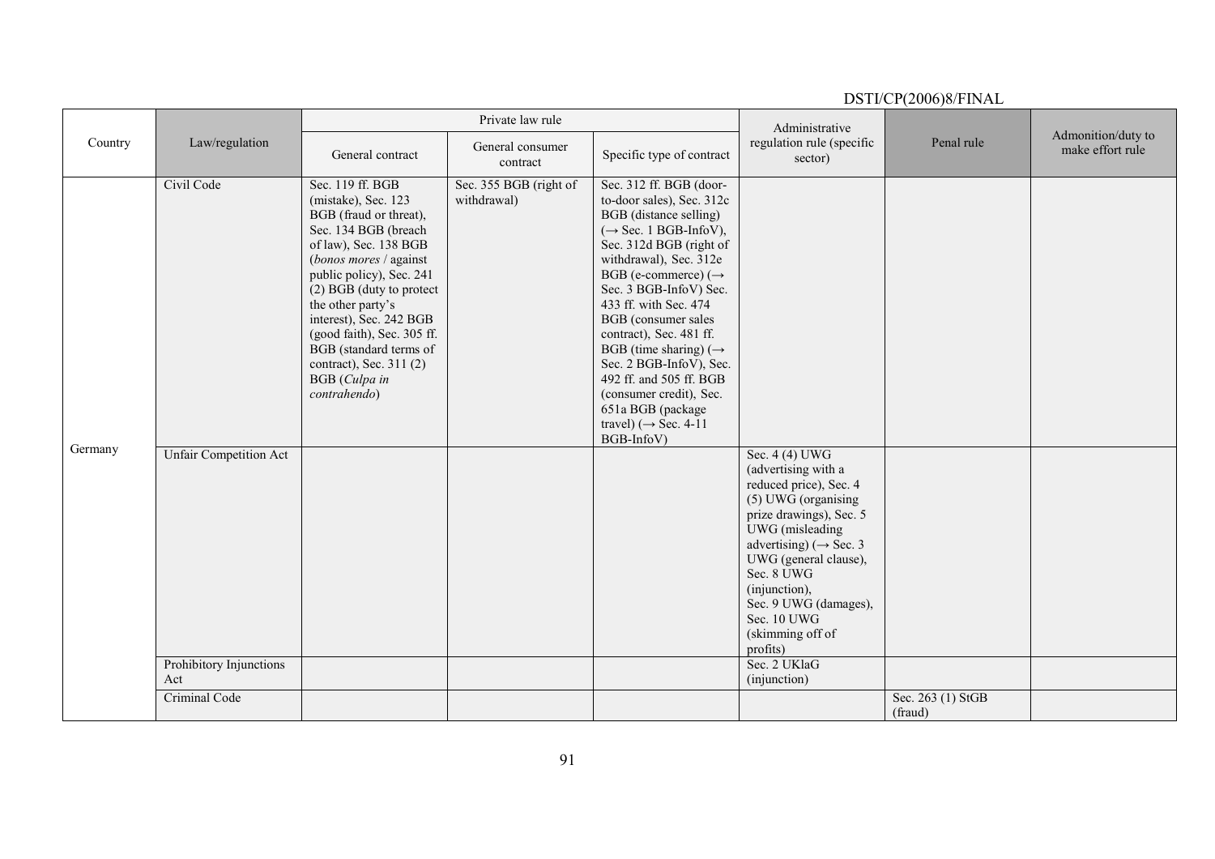| Country | Law/regulation | Private law rule | | | Administrative regulation rule (specific sector) | Penal rule | Admonition/duty to make effort rule |
|---|---|---|---|---|---|---|---|
| | | General contract | General consumer contract | Specific type of contract | | | |
| Germany | Civil Code | Sec. 119 ff. BGB (mistake), Sec. 123 BGB (fraud or threat), Sec. 134 BGB (breach of law), Sec. 138 BGB (*bonos mores* / against public policy), Sec. 241 (2) BGB (duty to protect the other party's interest), Sec. 242 BGB (good faith), Sec. 305 ff. BGB (standard terms of contract), Sec. 311 (2) BGB (*Culpa in contrahendo*) | Sec. 355 BGB (right of withdrawal) | Sec. 312 ff. BGB (door-to-door sales), Sec. 312c BGB (distance selling) (→ Sec. 1 BGB-InfoV), Sec. 312d BGB (right of withdrawal), Sec. 312e BGB (e-commerce) (→ Sec. 3 BGB-InfoV) Sec. 433 ff. with Sec. 474 BGB (consumer sales contract), Sec. 481 ff. BGB (time sharing) (→ Sec. 2 BGB-InfoV), Sec. 492 ff. and 505 ff. BGB (consumer credit), Sec. 651a BGB (package travel) (→ Sec. 4-11 BGB-InfoV) | | | |
| | Unfair Competition Act | | | | Sec. 4 (4) UWG (advertising with a reduced price), Sec. 4 (5) UWG (organising prize drawings), Sec. 5 UWG (misleading advertising) (→ Sec. 3 UWG (general clause), Sec. 8 UWG (injunction), Sec. 9 UWG (damages), Sec. 10 UWG (skimming off of profits) | | |
| | Prohibitory Injunctions Act | | | | Sec. 2 UKlaG (injunction) | | |
| | Criminal Code | | | | | Sec. 263 (1) StGB (fraud) | |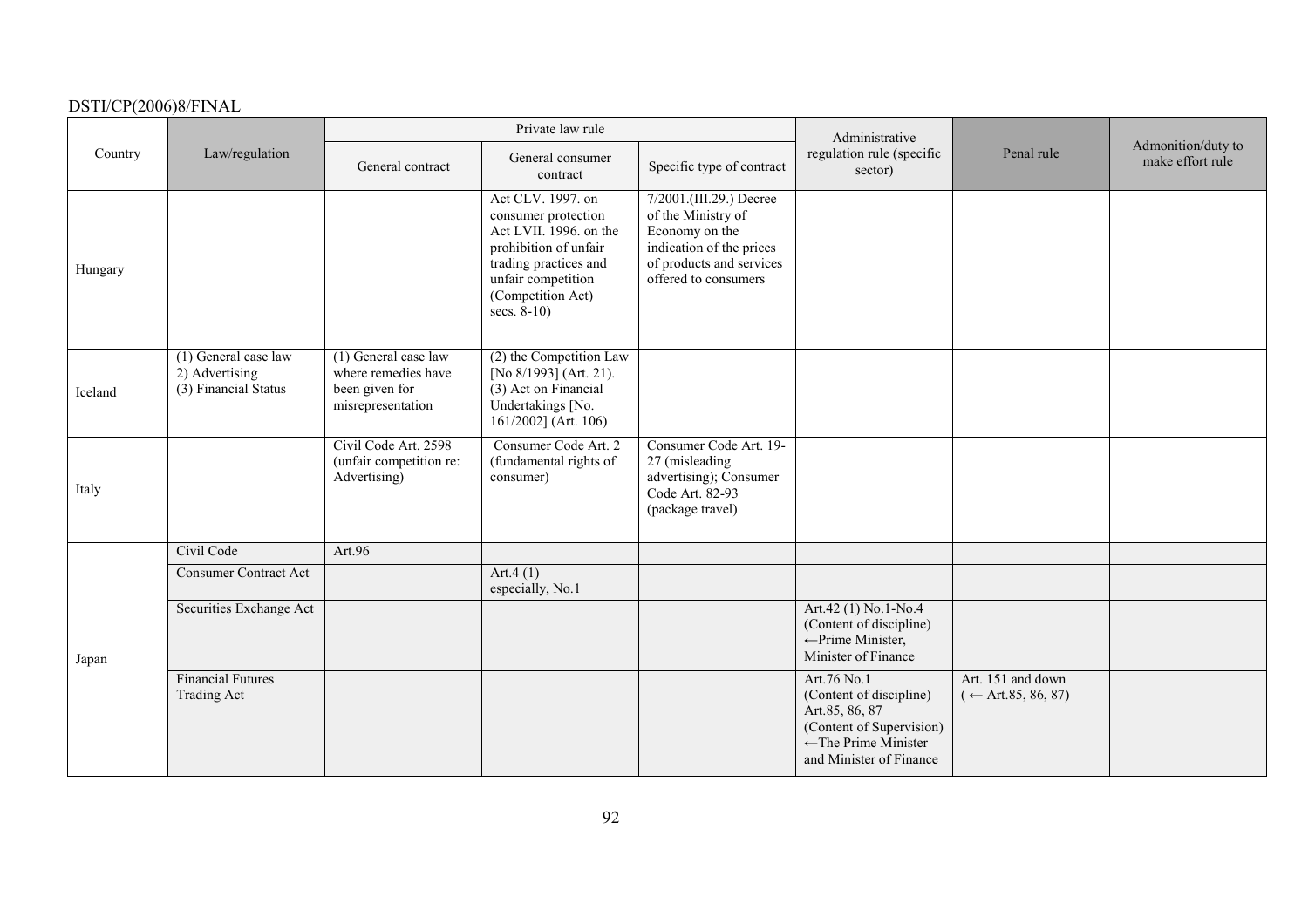| Country | Law/regulation | Private law rule | | | Administrative regulation rule (specific sector) | Penal rule | Admonition/duty to make effort rule |
|---|---|---|---|---|---|---|---|
| | | General contract | General consumer contract | Specific type of contract | | | |
| Hungary | | | Act CLV. 1997. on consumer protection Act LVII. 1996. on the prohibition of unfair trading practices and unfair competition (Competition Act) secs. 8-10) | 7/2001.(III.29.) Decree of the Ministry of Economy on the indication of the prices of products and services offered to consumers | | | |
| Iceland | (1) General case law 2) Advertising (3) Financial Status | (1) General case law where remedies have been given for misrepresentation | (2) the Competition Law [No 8/1993] (Art. 21). (3) Act on Financial Undertakings [No. 161/2002] (Art. 106) | | | | |
| Italy | | Civil Code Art. 2598 (unfair competition re: Advertising) | Consumer Code Art. 2 (fundamental rights of consumer) | Consumer Code Art. 19-27 (misleading advertising); Consumer Code Art. 82-93 (package travel) | | | |
| Japan | Civil Code | Art.96 | | | | | |
| | Consumer Contract Act | | Art.4 (1) especially, No.1 | | | | |
| | Securities Exchange Act | | | | Art.42 (1) No.1-No.4 (Content of discipline) ←Prime Minister, Minister of Finance | | |
| | Financial Futures Trading Act | | | | Art.76 No.1 (Content of discipline) Art.85, 86, 87 (Content of Supervision) ←The Prime Minister and Minister of Finance | Art. 151 and down (← Art.85, 86, 87) | |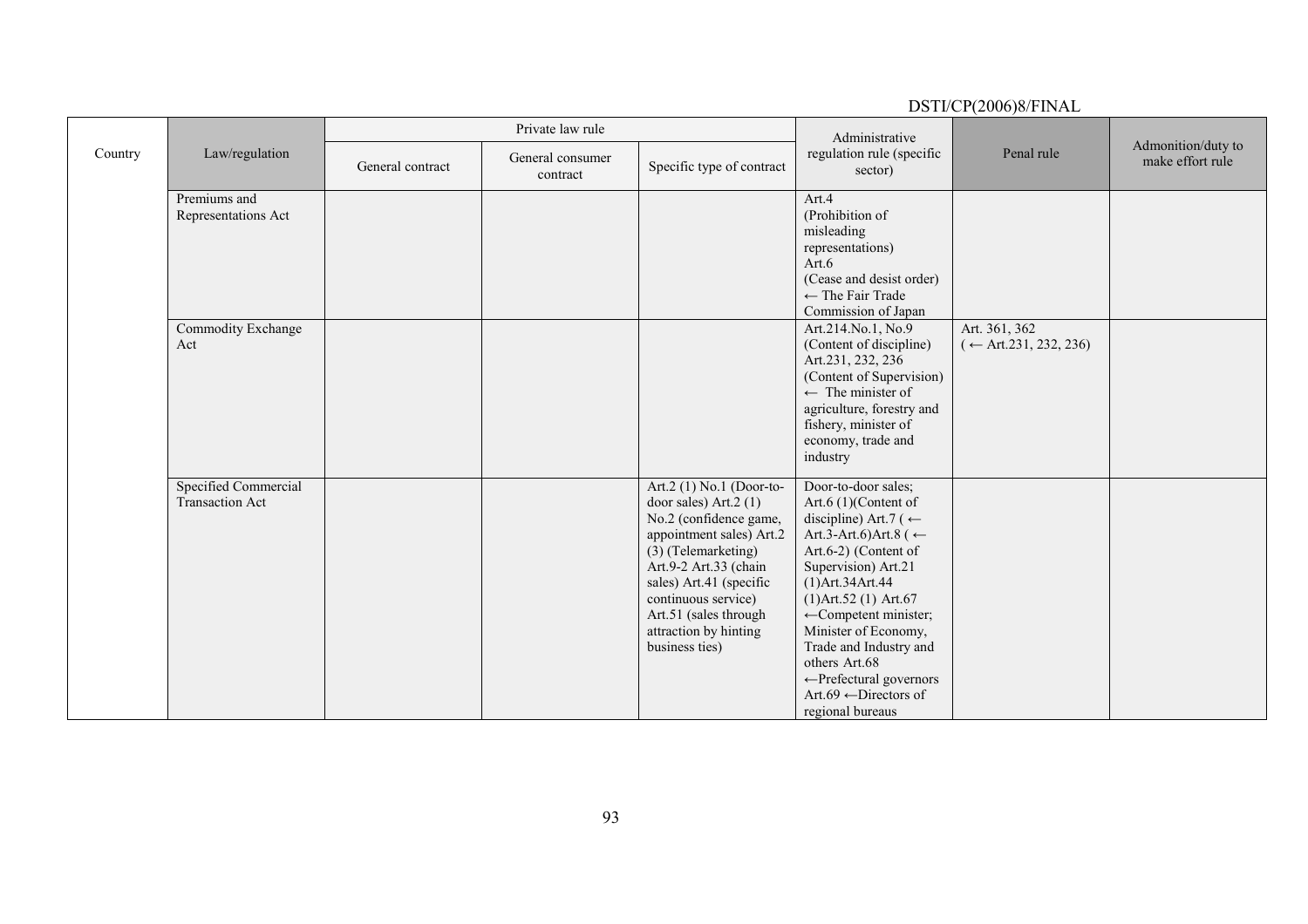| Country | Law/regulation | Private law rule | | | Administrative regulation rule (specific sector) | Penal rule | Admonition/duty to make effort rule |
|---|---|---|---|---|---|---|---|
| | | General contract | General consumer contract | Specific type of contract | | | |
| | Premiums and Representations Act | | | | Art.4 (Prohibition of misleading representations) Art.6 (Cease and desist order) ← The Fair Trade Commission of Japan | | |
| | Commodity Exchange Act | | | | Art.214.No.1, No.9 (Content of discipline) Art.231, 232, 236 (Content of Supervision) ← The minister of agriculture, forestry and fishery, minister of economy, trade and industry | Art. 361, 362 (← Art.231, 232, 236) | |
| | Specified Commercial Transaction Act | | | Art.2 (1) No.1 (Door-to-door sales) Art.2 (1) No.2 (confidence game, appointment sales) Art.2 (3) (Telemarketing) Art.9-2 Art.33 (chain sales) Art.41 (specific continuous service) Art.51 (sales through attraction by hinting business ties) | Door-to-door sales; Art.6 (1)(Content of discipline) Art.7 (← Art.3-Art.6)Art.8 (← Art.6-2) (Content of Supervision) Art.21 (1)Art.34Art.44 (1)Art.52 (1) Art.67 ←Competent minister; Minister of Economy, Trade and Industry and others Art.68 ←Prefectural governors Art.69 ←Directors of regional bureaus | | |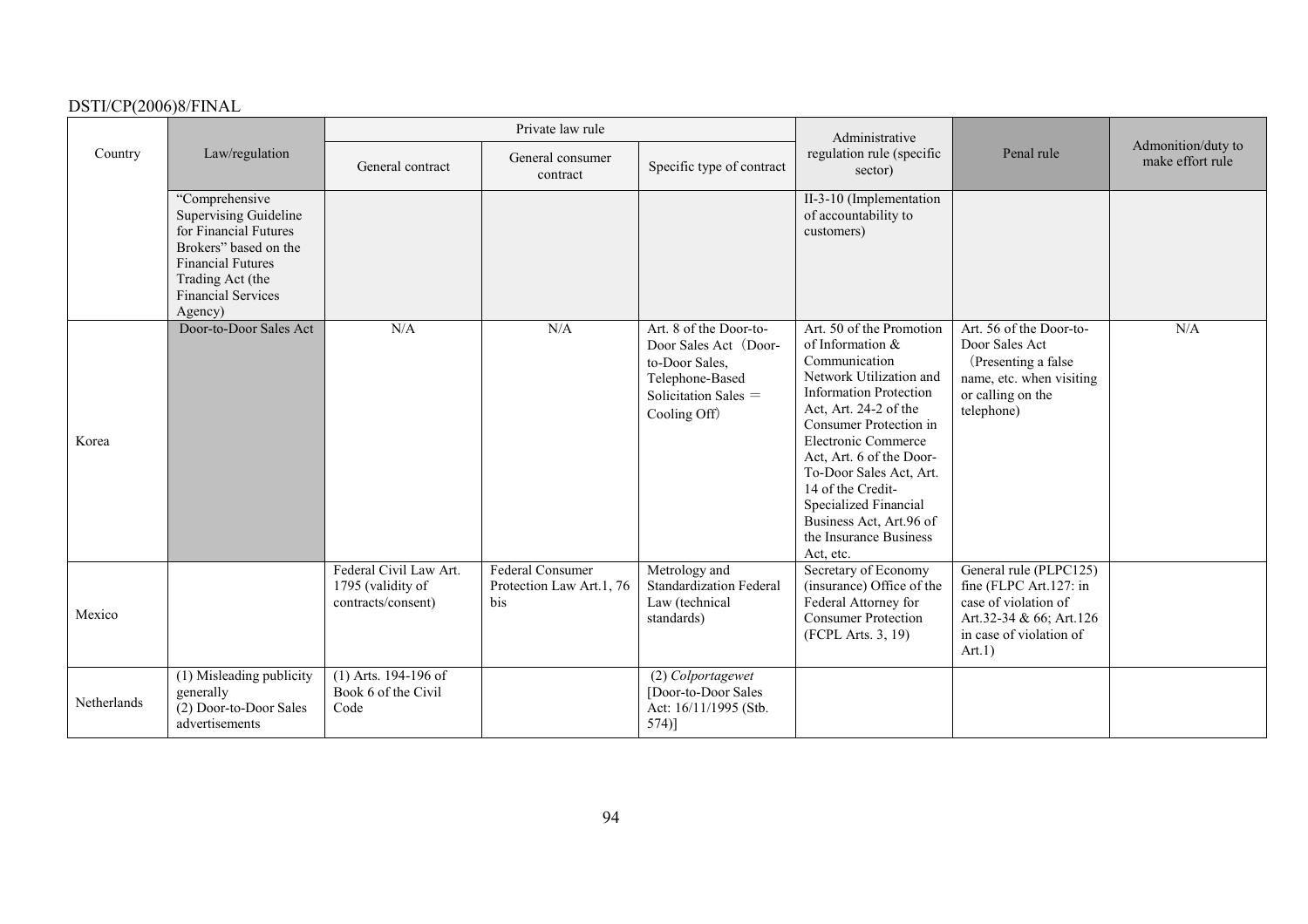| Country | Law/regulation | Private law rule | | | Administrative regulation rule (specific sector) | Penal rule | Admonition/duty to make effort rule |
|---|---|---|---|---|---|---|---|
| | | General contract | General consumer contract | Specific type of contract | | | |
| | "Comprehensive Supervising Guideline for Financial Futures Brokers" based on the Financial Futures Trading Act (the Financial Services Agency) | | | | II-3-10 (Implementation of accountability to customers) | | |
| Korea | Door-to-Door Sales Act | N/A | N/A | Art. 8 of the Door-to-Door Sales Act（Door-to-Door Sales, Telephone-Based Solicitation Sales ＝ Cooling Off） | Art. 50 of the Promotion of Information & Communication Network Utilization and Information Protection Act, Art. 24-2 of the Consumer Protection in Electronic Commerce Act, Art. 6 of the Door-To-Door Sales Act, Art. 14 of the Credit-Specialized Financial Business Act, Art.96 of the Insurance Business Act, etc. | Art. 56 of the Door-to-Door Sales Act（Presenting a false name, etc. when visiting or calling on the telephone) | N/A |
| Mexico | | Federal Civil Law Art. 1795 (validity of contracts/consent) | Federal Consumer Protection Law Art.1, 76 bis | Metrology and Standardization Federal Law (technical standards) | Secretary of Economy (insurance) Office of the Federal Attorney for Consumer Protection (FCPL Arts. 3, 19) | General rule (PLPC125) fine (FLPC Art.127: in case of violation of Art.32-34 & 66; Art.126 in case of violation of Art.1) | |
| Netherlands | (1) Misleading publicity generally (2) Door-to-Door Sales advertisements | (1) Arts. 194-196 of Book 6 of the Civil Code | | (2) *Colportagewet* [Door-to-Door Sales Act: 16/11/1995 (Stb. 574)] | | | |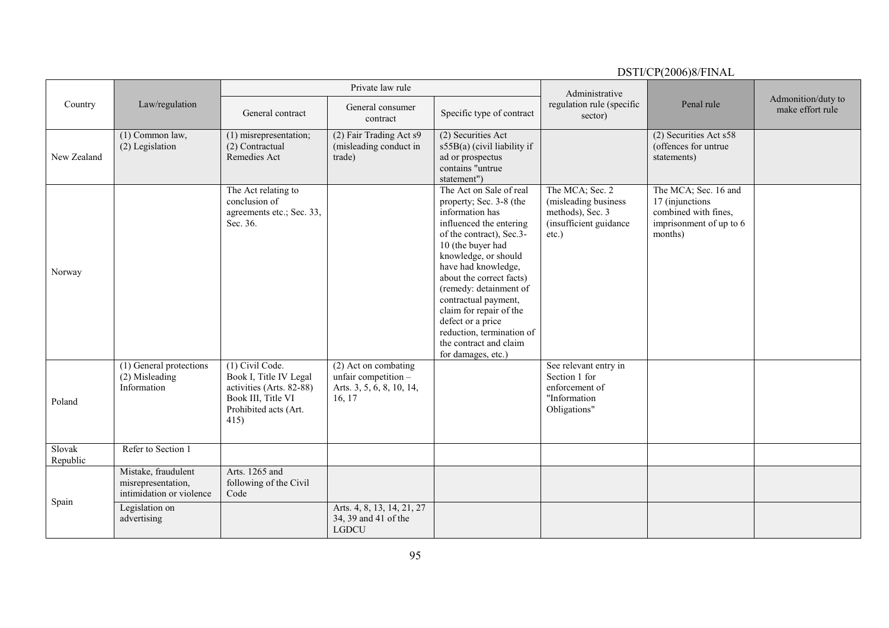| Country | Law/regulation | Private law rule | | | Administrative regulation rule (specific sector) | Penal rule | Admonition/duty to make effort rule |
|---|---|---|---|---|---|---|---|
| | | General contract | General consumer contract | Specific type of contract | | | |
| New Zealand | (1) Common law, (2) Legislation | (1) misrepresentation; (2) Contractual Remedies Act | (2) Fair Trading Act s9 (misleading conduct in trade) | (2) Securities Act s55B(a) (civil liability if ad or prospectus contains "untrue statement") | | (2) Securities Act s58 (offences for untrue statements) | |
| Norway | | The Act relating to conclusion of agreements etc.; Sec. 33, Sec. 36. | | The Act on Sale of real property; Sec. 3-8 (the information has influenced the entering of the contract), Sec.3-10 (the buyer had knowledge, or should have had knowledge, about the correct facts) (remedy: detainment of contractual payment, claim for repair of the defect or a price reduction, termination of the contract and claim for damages, etc.) | The MCA; Sec. 2 (misleading business methods), Sec. 3 (insufficient guidance etc.) | The MCA; Sec. 16 and 17 (injunctions combined with fines, imprisonment of up to 6 months) | |
| Poland | (1) General protections (2) Misleading Information | (1) Civil Code. Book I, Title IV Legal activities (Arts. 82-88) Book III, Title VI Prohibited acts (Art. 415) | (2) Act on combating unfair competition – Arts. 3, 5, 6, 8, 10, 14, 16, 17 | | See relevant entry in Section 1 for enforcement of "Information Obligations" | | |
| Slovak Republic | Refer to Section 1 | | | | | | |
| Spain | Mistake, fraudulent misrepresentation, intimidation or violence | Arts. 1265 and following of the Civil Code | | | | | |
| | Legislation on advertising | | Arts. 4, 8, 13, 14, 21, 27 34, 39 and 41 of the LGDCU | | | | |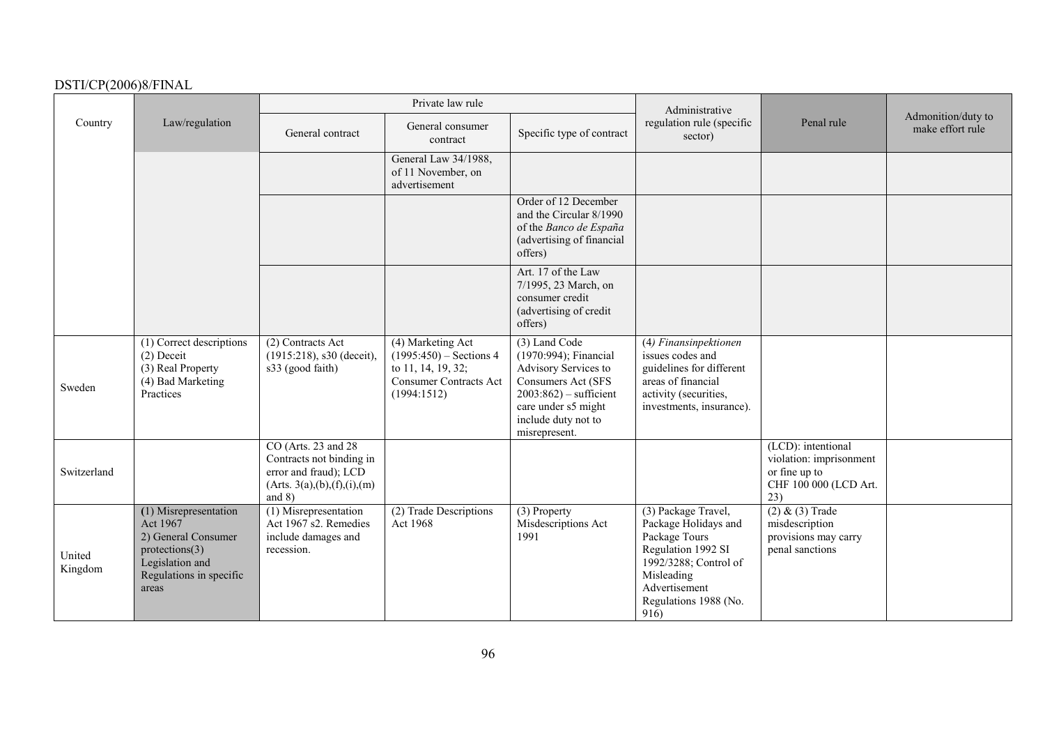| Country | Law/regulation | Private law rule | | | Administrative regulation rule (specific sector) | Penal rule | Admonition/duty to make effort rule |
|---|---|---|---|---|---|---|---|
| | | General contract | General consumer contract | Specific type of contract | | | |
| | | | General Law 34/1988, of 11 November, on advertisement | | | | |
| | | | | Order of 12 December and the Circular 8/1990 of the *Banco de España* (advertising of financial offers) | | | |
| | | | | Art. 17 of the Law 7/1995, 23 March, on consumer credit (advertising of credit offers) | | | |
| Sweden | (1) Correct descriptions (2) Deceit (3) Real Property (4) Bad Marketing Practices | (2) Contracts Act (1915:218), s30 (deceit), s33 (good faith) | (4) Marketing Act (1995:450) – Sections 4 to 11, 14, 19, 32; Consumer Contracts Act (1994:1512) | (3) Land Code (1970:994); Financial Advisory Services to Consumers Act (SFS 2003:862) – sufficient care under s5 might include duty not to misrepresent. | (4) *Finansinpektionen* issues codes and guidelines for different areas of financial activity (securities, investments, insurance). | | |
| Switzerland | | CO (Arts. 23 and 28 Contracts not binding in error and fraud); LCD (Arts. 3(a),(b),(f),(i),(m) and 8) | | | | (LCD): intentional violation: imprisonment or fine up to CHF 100 000 (LCD Art. 23) | |
| United Kingdom | (1) Misrepresentation Act 1967 2) General Consumer protections(3) Legislation and Regulations in specific areas | (1) Misrepresentation Act 1967 s2. Remedies include damages and recession. | (2) Trade Descriptions Act 1968 | (3) Property Misdescriptions Act 1991 | (3) Package Travel, Package Holidays and Package Tours Regulation 1992 SI 1992/3288; Control of Misleading Advertisement Regulations 1988 (No. 916) | (2) & (3) Trade misdescription provisions may carry penal sanctions | |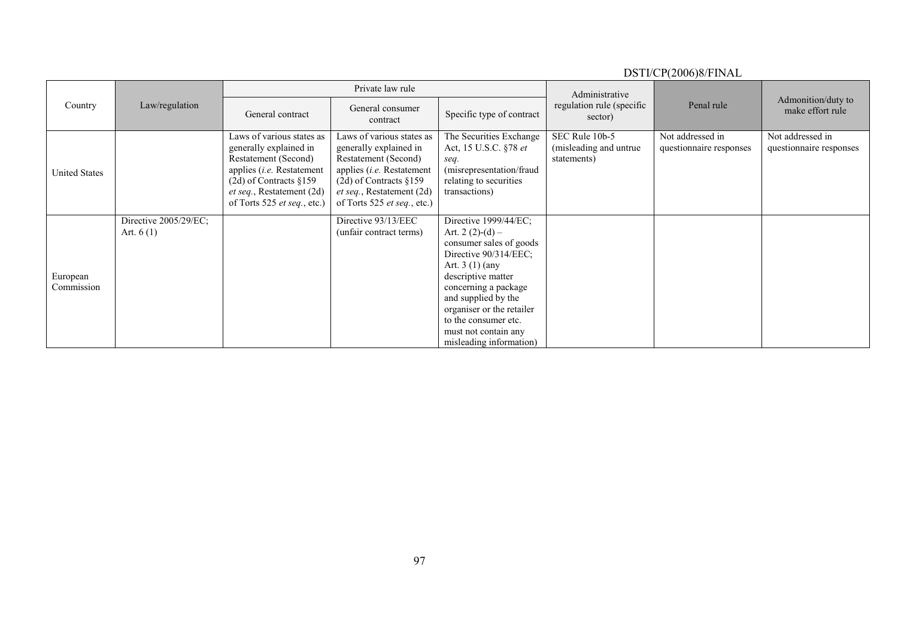| Country | Law/regulation | Private law rule | | | Administrative regulation rule (specific sector) | Penal rule | Admonition/duty to make effort rule |
|---|---|---|---|---|---|---|---|
| | | General contract | General consumer contract | Specific type of contract | | | |
| United States | | Laws of various states as generally explained in Restatement (Second) applies (*i.e.* Restatement (2d) of Contracts §159 *et seq.*, Restatement (2d) of Torts 525 *et seq.*, etc.) | Laws of various states as generally explained in Restatement (Second) applies (*i.e.* Restatement (2d) of Contracts §159 *et seq.*, Restatement (2d) of Torts 525 *et seq.*, etc.) | The Securities Exchange Act, 15 U.S.C. §78 *et seq.* (misrepresentation/fraud relating to securities transactions) | SEC Rule 10b-5 (misleading and untrue statements) | Not addressed in questionnaire responses | Not addressed in questionnaire responses |
| European Commission | Directive 2005/29/EC; Art. 6 (1) | | Directive 93/13/EEC (unfair contract terms) | Directive 1999/44/EC; Art. 2 (2)-(d) – consumer sales of goods Directive 90/314/EEC; Art. 3 (1) (any descriptive matter concerning a package and supplied by the organiser or the retailer to the consumer etc. must not contain any misleading information) | | | |